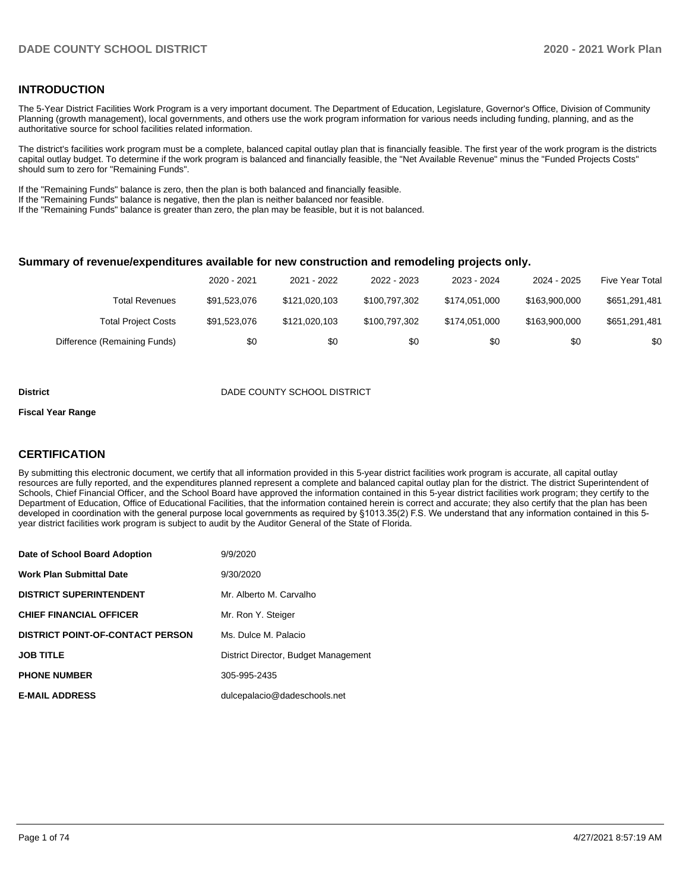## INTRODUCTION

The 5-Year District Facilities Work Program is a very important document. The Department of Education, Legislature, Governor's Office, Division of Community Planning (growth management), local governments, and others use the work program information for various needs including funding, planning, and as the authoritative source for school facilities related information.

The district's facilities work program must be a complete, balanced capital outlay plan that is financially feasible. The first year of the work program is the districts capital outlay budget. To determine if the work program is balanced and financially feasible, the "Net Available Revenue" minus the "Funded Projects Costs" should sum to zero for "Remaining Funds".

If the "Remaining Funds" balance is zero, then the plan is both balanced and financially feasible.
If the "Remaining Funds" balance is negative, then the plan is neither balanced nor feasible.
If the "Remaining Funds" balance is greater than zero, the plan may be feasible, but it is not balanced.

### Summary of revenue/expenditures available for new construction and remodeling projects only.

| | 2020 - 2021 | 2021 - 2022 | 2022 - 2023 | 2023 - 2024 | 2024 - 2025 | Five Year Total |
|---|---|---|---|---|---|---|
| Total Revenues | $91,523,076 | $121,020,103 | $100,797,302 | $174,051,000 | $163,900,000 | $651,291,481 |
| Total Project Costs | $91,523,076 | $121,020,103 | $100,797,302 | $174,051,000 | $163,900,000 | $651,291,481 |
| Difference (Remaining Funds) | $0 | $0 | $0 | $0 | $0 | $0 |

**District** DADE COUNTY SCHOOL DISTRICT

**Fiscal Year Range**

## CERTIFICATION

By submitting this electronic document, we certify that all information provided in this 5-year district facilities work program is accurate, all capital outlay resources are fully reported, and the expenditures planned represent a complete and balanced capital outlay plan for the district. The district Superintendent of Schools, Chief Financial Officer, and the School Board have approved the information contained in this 5-year district facilities work program; they certify to the Department of Education, Office of Educational Facilities, that the information contained herein is correct and accurate; they also certify that the plan has been developed in coordination with the general purpose local governments as required by §1013.35(2) F.S. We understand that any information contained in this 5-year district facilities work program is subject to audit by the Auditor General of the State of Florida.

| | |
|---|---|
| **Date of School Board Adoption** | 9/9/2020 |
| **Work Plan Submittal Date** | 9/30/2020 |
| **DISTRICT SUPERINTENDENT** | Mr. Alberto M. Carvalho |
| **CHIEF FINANCIAL OFFICER** | Mr. Ron Y. Steiger |
| **DISTRICT POINT-OF-CONTACT PERSON** | Ms. Dulce M. Palacio |
| **JOB TITLE** | District Director, Budget Management |
| **PHONE NUMBER** | 305-995-2435 |
| **E-MAIL ADDRESS** | dulcepalacio@dadeschools.net |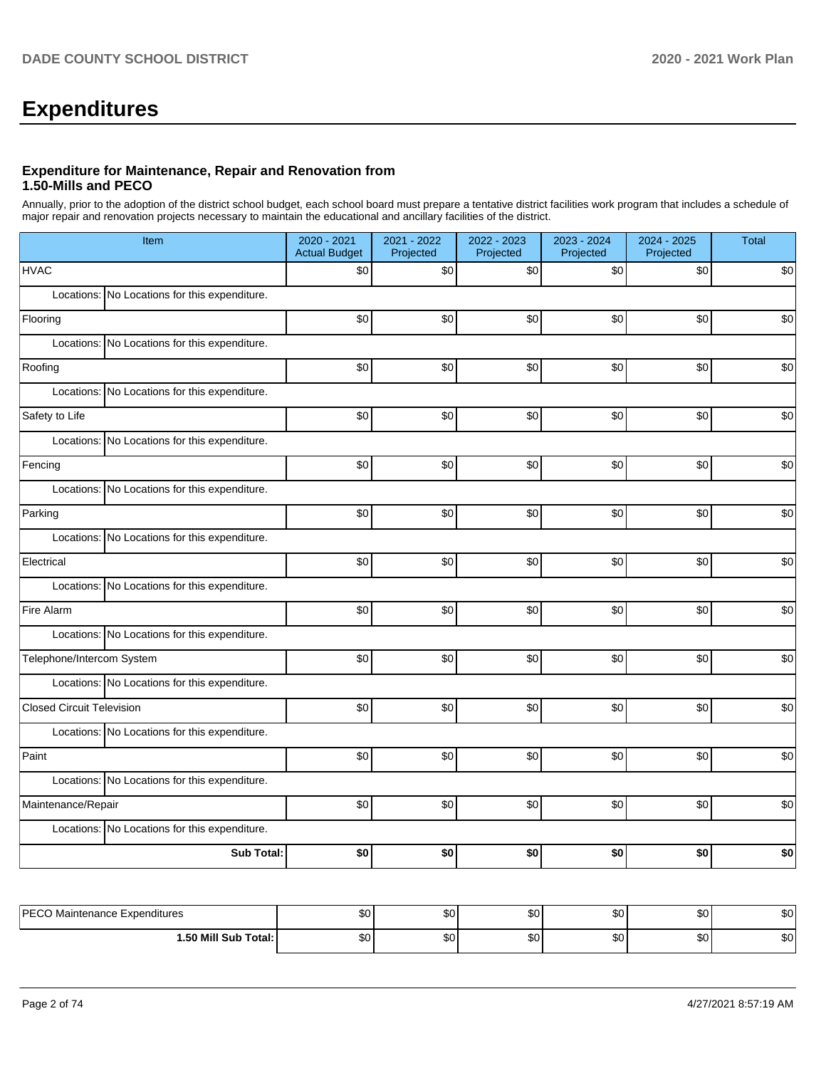# Expenditures

### Expenditure for Maintenance, Repair and Renovation from 1.50-Mills and PECO

Annually, prior to the adoption of the district school budget, each school board must prepare a tentative district facilities work program that includes a schedule of major repair and renovation projects necessary to maintain the educational and ancillary facilities of the district.

| Item | 2020 - 2021 Actual Budget | 2021 - 2022 Projected | 2022 - 2023 Projected | 2023 - 2024 Projected | 2024 - 2025 Projected | Total |
|---|---|---|---|---|---|---|
| HVAC | $0 | $0 | $0 | $0 | $0 | $0 |
| Locations: No Locations for this expenditure. | | | | | | |
| Flooring | $0 | $0 | $0 | $0 | $0 | $0 |
| Locations: No Locations for this expenditure. | | | | | | |
| Roofing | $0 | $0 | $0 | $0 | $0 | $0 |
| Locations: No Locations for this expenditure. | | | | | | |
| Safety to Life | $0 | $0 | $0 | $0 | $0 | $0 |
| Locations: No Locations for this expenditure. | | | | | | |
| Fencing | $0 | $0 | $0 | $0 | $0 | $0 |
| Locations: No Locations for this expenditure. | | | | | | |
| Parking | $0 | $0 | $0 | $0 | $0 | $0 |
| Locations: No Locations for this expenditure. | | | | | | |
| Electrical | $0 | $0 | $0 | $0 | $0 | $0 |
| Locations: No Locations for this expenditure. | | | | | | |
| Fire Alarm | $0 | $0 | $0 | $0 | $0 | $0 |
| Locations: No Locations for this expenditure. | | | | | | |
| Telephone/Intercom System | $0 | $0 | $0 | $0 | $0 | $0 |
| Locations: No Locations for this expenditure. | | | | | | |
| Closed Circuit Television | $0 | $0 | $0 | $0 | $0 | $0 |
| Locations: No Locations for this expenditure. | | | | | | |
| Paint | $0 | $0 | $0 | $0 | $0 | $0 |
| Locations: No Locations for this expenditure. | | | | | | |
| Maintenance/Repair | $0 | $0 | $0 | $0 | $0 | $0 |
| Locations: No Locations for this expenditure. | | | | | | |
| **Sub Total:** | **$0** | **$0** | **$0** | **$0** | **$0** | **$0** |

| Item | 2020 - 2021 Actual Budget | 2021 - 2022 Projected | 2022 - 2023 Projected | 2023 - 2024 Projected | 2024 - 2025 Projected | Total |
|---|---|---|---|---|---|---|
| PECO Maintenance Expenditures | $0 | $0 | $0 | $0 | $0 | $0 |
| **1.50 Mill Sub Total:** | $0 | $0 | $0 | $0 | $0 | $0 |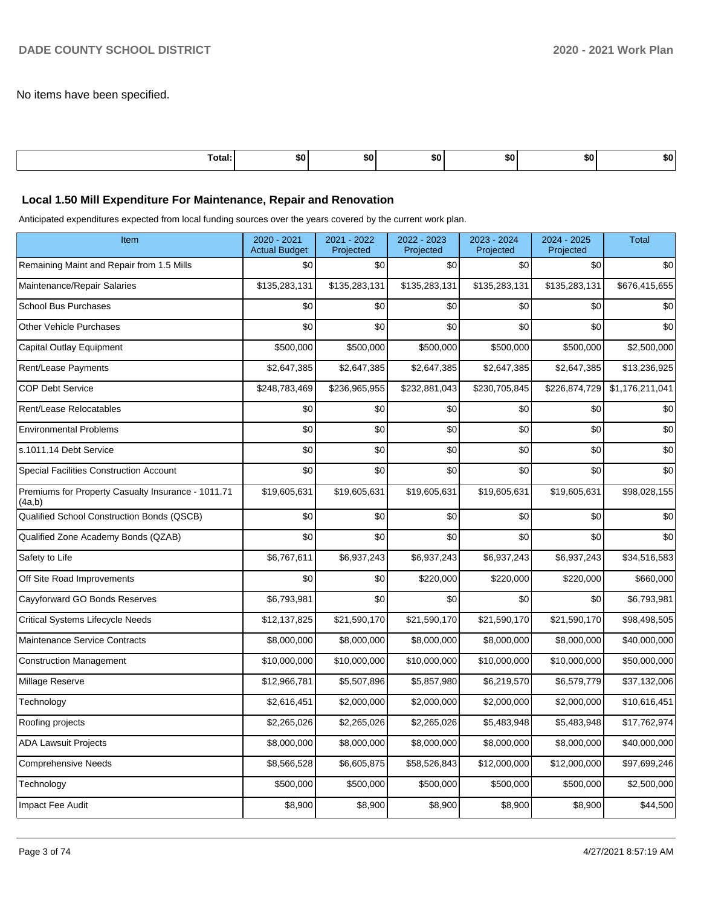No items have been specified.

| Total: | $0 | $0 | $0 | $0 | $0 | $0 |
|---|---|---|---|---|---|---|

### Local 1.50 Mill Expenditure For Maintenance, Repair and Renovation

Anticipated expenditures expected from local funding sources over the years covered by the current work plan.

| Item | 2020 - 2021 Actual Budget | 2021 - 2022 Projected | 2022 - 2023 Projected | 2023 - 2024 Projected | 2024 - 2025 Projected | Total |
|---|---|---|---|---|---|---|
| Remaining Maint and Repair from 1.5 Mills | $0 | $0 | $0 | $0 | $0 | $0 |
| Maintenance/Repair Salaries | $135,283,131 | $135,283,131 | $135,283,131 | $135,283,131 | $135,283,131 | $676,415,655 |
| School Bus Purchases | $0 | $0 | $0 | $0 | $0 | $0 |
| Other Vehicle Purchases | $0 | $0 | $0 | $0 | $0 | $0 |
| Capital Outlay Equipment | $500,000 | $500,000 | $500,000 | $500,000 | $500,000 | $2,500,000 |
| Rent/Lease Payments | $2,647,385 | $2,647,385 | $2,647,385 | $2,647,385 | $2,647,385 | $13,236,925 |
| COP Debt Service | $248,783,469 | $236,965,955 | $232,881,043 | $230,705,845 | $226,874,729 | $1,176,211,041 |
| Rent/Lease Relocatables | $0 | $0 | $0 | $0 | $0 | $0 |
| Environmental Problems | $0 | $0 | $0 | $0 | $0 | $0 |
| s.1011.14 Debt Service | $0 | $0 | $0 | $0 | $0 | $0 |
| Special Facilities Construction Account | $0 | $0 | $0 | $0 | $0 | $0 |
| Premiums for Property Casualty Insurance - 1011.71 (4a,b) | $19,605,631 | $19,605,631 | $19,605,631 | $19,605,631 | $19,605,631 | $98,028,155 |
| Qualified School Construction Bonds (QSCB) | $0 | $0 | $0 | $0 | $0 | $0 |
| Qualified Zone Academy Bonds (QZAB) | $0 | $0 | $0 | $0 | $0 | $0 |
| Safety to Life | $6,767,611 | $6,937,243 | $6,937,243 | $6,937,243 | $6,937,243 | $34,516,583 |
| Off Site Road Improvements | $0 | $0 | $220,000 | $220,000 | $220,000 | $660,000 |
| Cayyforward GO Bonds Reserves | $6,793,981 | $0 | $0 | $0 | $0 | $6,793,981 |
| Critical Systems Lifecycle Needs | $12,137,825 | $21,590,170 | $21,590,170 | $21,590,170 | $21,590,170 | $98,498,505 |
| Maintenance Service Contracts | $8,000,000 | $8,000,000 | $8,000,000 | $8,000,000 | $8,000,000 | $40,000,000 |
| Construction Management | $10,000,000 | $10,000,000 | $10,000,000 | $10,000,000 | $10,000,000 | $50,000,000 |
| Millage Reserve | $12,966,781 | $5,507,896 | $5,857,980 | $6,219,570 | $6,579,779 | $37,132,006 |
| Technology | $2,616,451 | $2,000,000 | $2,000,000 | $2,000,000 | $2,000,000 | $10,616,451 |
| Roofing projects | $2,265,026 | $2,265,026 | $2,265,026 | $5,483,948 | $5,483,948 | $17,762,974 |
| ADA Lawsuit Projects | $8,000,000 | $8,000,000 | $8,000,000 | $8,000,000 | $8,000,000 | $40,000,000 |
| Comprehensive Needs | $8,566,528 | $6,605,875 | $58,526,843 | $12,000,000 | $12,000,000 | $97,699,246 |
| Technology | $500,000 | $500,000 | $500,000 | $500,000 | $500,000 | $2,500,000 |
| Impact Fee Audit | $8,900 | $8,900 | $8,900 | $8,900 | $8,900 | $44,500 |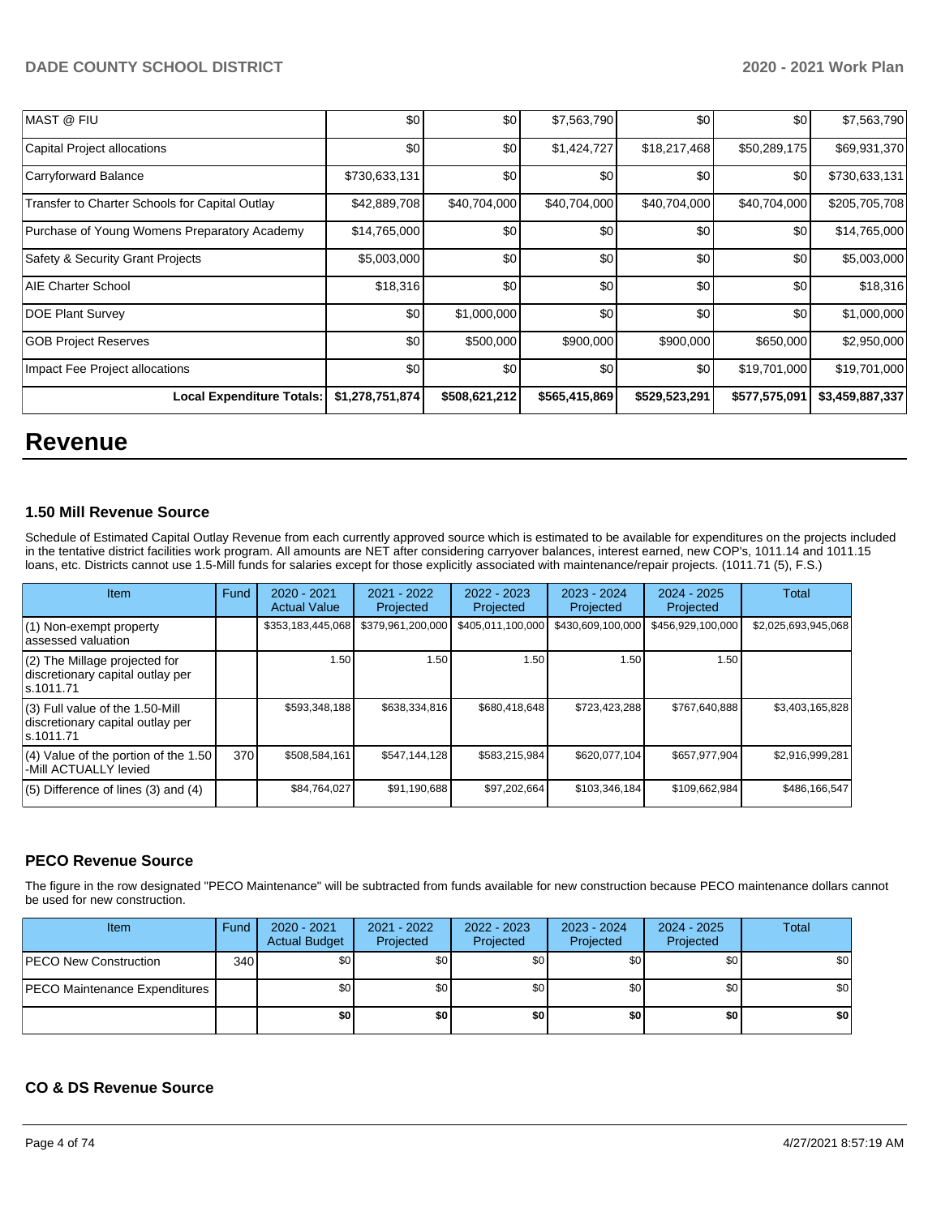| | | | | | | |
|---|---|---|---|---|---|---|
| MAST @ FIU | $0 | $0 | $7,563,790 | $0 | $0 | $7,563,790 |
| Capital Project allocations | $0 | $0 | $1,424,727 | $18,217,468 | $50,289,175 | $69,931,370 |
| Carryforward Balance | $730,633,131 | $0 | $0 | $0 | $0 | $730,633,131 |
| Transfer to Charter Schools for Capital Outlay | $42,889,708 | $40,704,000 | $40,704,000 | $40,704,000 | $40,704,000 | $205,705,708 |
| Purchase of Young Womens Preparatory Academy | $14,765,000 | $0 | $0 | $0 | $0 | $14,765,000 |
| Safety & Security Grant Projects | $5,003,000 | $0 | $0 | $0 | $0 | $5,003,000 |
| AIE Charter School | $18,316 | $0 | $0 | $0 | $0 | $18,316 |
| DOE Plant Survey | $0 | $1,000,000 | $0 | $0 | $0 | $1,000,000 |
| GOB Project Reserves | $0 | $500,000 | $900,000 | $900,000 | $650,000 | $2,950,000 |
| Impact Fee Project allocations | $0 | $0 | $0 | $0 | $19,701,000 | $19,701,000 |
| **Local Expenditure Totals:** | **$1,278,751,874** | **$508,621,212** | **$565,415,869** | **$529,523,291** | **$577,575,091** | **$3,459,887,337** |

# Revenue

### 1.50 Mill Revenue Source

Schedule of Estimated Capital Outlay Revenue from each currently approved source which is estimated to be available for expenditures on the projects included in the tentative district facilities work program. All amounts are NET after considering carryover balances, interest earned, new COP's, 1011.14 and 1011.15 loans, etc. Districts cannot use 1.5-Mill funds for salaries except for those explicitly associated with maintenance/repair projects. (1011.71 (5), F.S.)

| Item | Fund | 2020 - 2021 Actual Value | 2021 - 2022 Projected | 2022 - 2023 Projected | 2023 - 2024 Projected | 2024 - 2025 Projected | Total |
|---|---|---|---|---|---|---|---|
| (1) Non-exempt property assessed valuation | | $353,183,445,068 | $379,961,200,000 | $405,011,100,000 | $430,609,100,000 | $456,929,100,000 | $2,025,693,945,068 |
| (2) The Millage projected for discretionary capital outlay per s.1011.71 | | 1.50 | 1.50 | 1.50 | 1.50 | 1.50 | |
| (3) Full value of the 1.50-Mill discretionary capital outlay per s.1011.71 | | $593,348,188 | $638,334,816 | $680,418,648 | $723,423,288 | $767,640,888 | $3,403,165,828 |
| (4) Value of the portion of the 1.50 -Mill ACTUALLY levied | 370 | $508,584,161 | $547,144,128 | $583,215,984 | $620,077,104 | $657,977,904 | $2,916,999,281 |
| (5) Difference of lines (3) and (4) | | $84,764,027 | $91,190,688 | $97,202,664 | $103,346,184 | $109,662,984 | $486,166,547 |

### PECO Revenue Source

The figure in the row designated "PECO Maintenance" will be subtracted from funds available for new construction because PECO maintenance dollars cannot be used for new construction.

| Item | Fund | 2020 - 2021 Actual Budget | 2021 - 2022 Projected | 2022 - 2023 Projected | 2023 - 2024 Projected | 2024 - 2025 Projected | Total |
|---|---|---|---|---|---|---|---|
| PECO New Construction | 340 | $0 | $0 | $0 | $0 | $0 | $0 |
| PECO Maintenance Expenditures | | $0 | $0 | $0 | $0 | $0 | $0 |
| | | **$0** | **$0** | **$0** | **$0** | **$0** | **$0** |

### CO & DS Revenue Source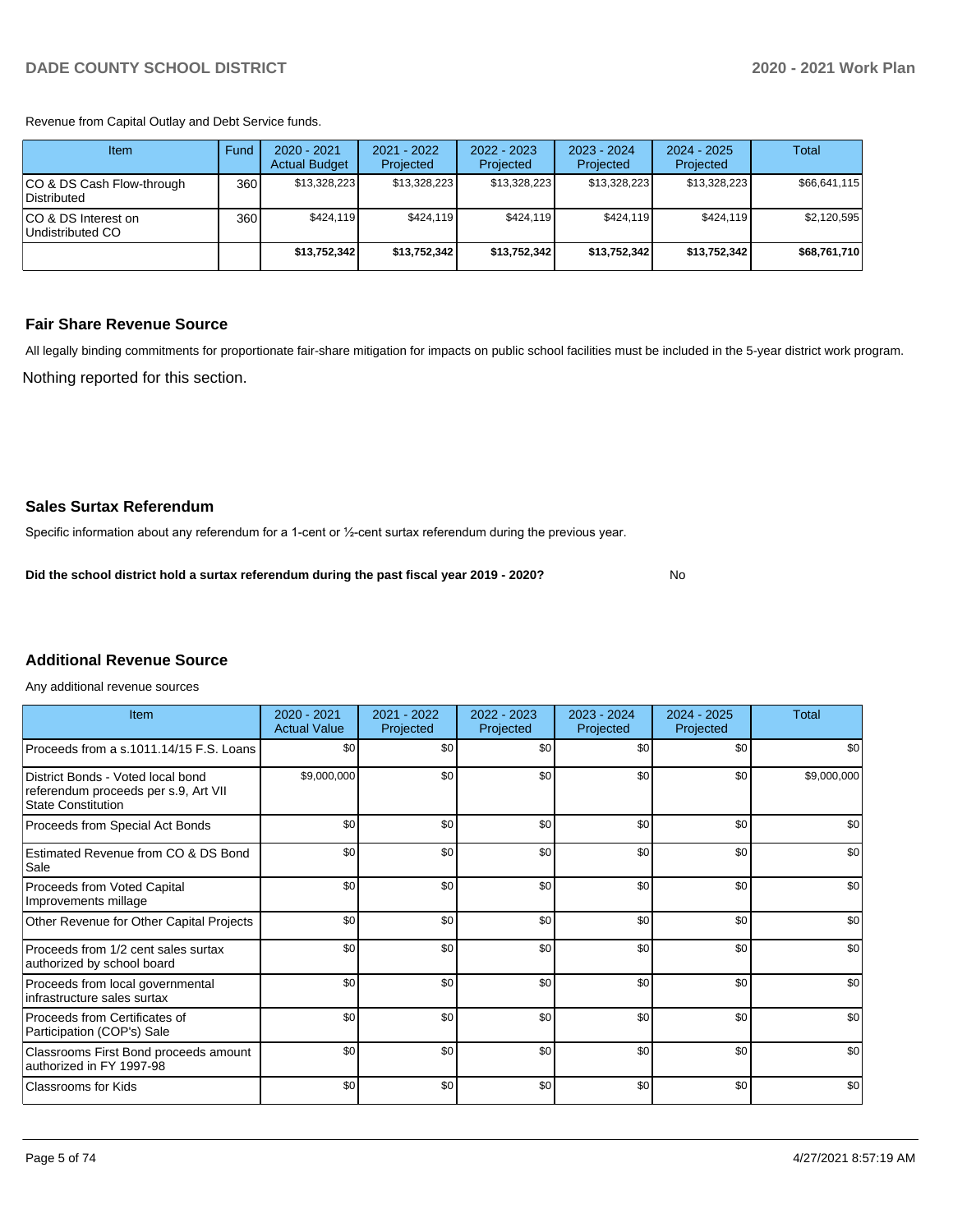Revenue from Capital Outlay and Debt Service funds.

| Item | Fund | 2020 - 2021 Actual Budget | 2021 - 2022 Projected | 2022 - 2023 Projected | 2023 - 2024 Projected | 2024 - 2025 Projected | Total |
|---|---|---|---|---|---|---|---|
| CO & DS Cash Flow-through Distributed | 360 | $13,328,223 | $13,328,223 | $13,328,223 | $13,328,223 | $13,328,223 | $66,641,115 |
| CO & DS Interest on Undistributed CO | 360 | $424,119 | $424,119 | $424,119 | $424,119 | $424,119 | $2,120,595 |
| | | **$13,752,342** | **$13,752,342** | **$13,752,342** | **$13,752,342** | **$13,752,342** | **$68,761,710** |

## Fair Share Revenue Source

All legally binding commitments for proportionate fair-share mitigation for impacts on public school facilities must be included in the 5-year district work program.

Nothing reported for this section.

## Sales Surtax Referendum

Specific information about any referendum for a 1-cent or ½-cent surtax referendum during the previous year.

**Did the school district hold a surtax referendum during the past fiscal year 2019 - 2020?** No

## Additional Revenue Source

Any additional revenue sources

| Item | 2020 - 2021 Actual Value | 2021 - 2022 Projected | 2022 - 2023 Projected | 2023 - 2024 Projected | 2024 - 2025 Projected | Total |
|---|---|---|---|---|---|---|
| Proceeds from a s.1011.14/15 F.S. Loans | $0 | $0 | $0 | $0 | $0 | $0 |
| District Bonds - Voted local bond referendum proceeds per s.9, Art VII State Constitution | $9,000,000 | $0 | $0 | $0 | $0 | $9,000,000 |
| Proceeds from Special Act Bonds | $0 | $0 | $0 | $0 | $0 | $0 |
| Estimated Revenue from CO & DS Bond Sale | $0 | $0 | $0 | $0 | $0 | $0 |
| Proceeds from Voted Capital Improvements millage | $0 | $0 | $0 | $0 | $0 | $0 |
| Other Revenue for Other Capital Projects | $0 | $0 | $0 | $0 | $0 | $0 |
| Proceeds from 1/2 cent sales surtax authorized by school board | $0 | $0 | $0 | $0 | $0 | $0 |
| Proceeds from local governmental infrastructure sales surtax | $0 | $0 | $0 | $0 | $0 | $0 |
| Proceeds from Certificates of Participation (COP's) Sale | $0 | $0 | $0 | $0 | $0 | $0 |
| Classrooms First Bond proceeds amount authorized in FY 1997-98 | $0 | $0 | $0 | $0 | $0 | $0 |
| Classrooms for Kids | $0 | $0 | $0 | $0 | $0 | $0 |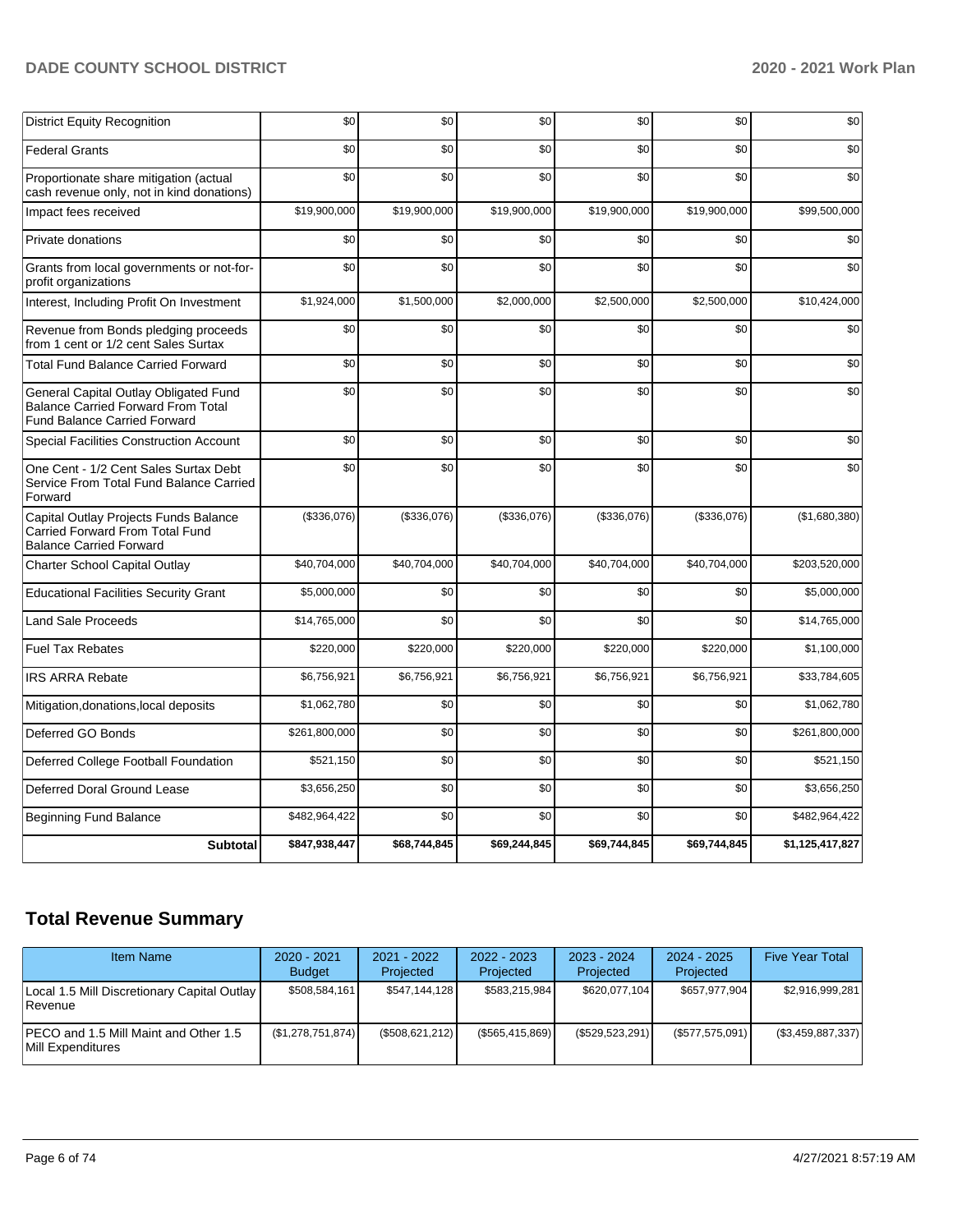| | | | | | | |
|---|---|---|---|---|---|---|
| District Equity Recognition | $0 | $0 | $0 | $0 | $0 | $0 |
| Federal Grants | $0 | $0 | $0 | $0 | $0 | $0 |
| Proportionate share mitigation (actual cash revenue only, not in kind donations) | $0 | $0 | $0 | $0 | $0 | $0 |
| Impact fees received | $19,900,000 | $19,900,000 | $19,900,000 | $19,900,000 | $19,900,000 | $99,500,000 |
| Private donations | $0 | $0 | $0 | $0 | $0 | $0 |
| Grants from local governments or not-for-profit organizations | $0 | $0 | $0 | $0 | $0 | $0 |
| Interest, Including Profit On Investment | $1,924,000 | $1,500,000 | $2,000,000 | $2,500,000 | $2,500,000 | $10,424,000 |
| Revenue from Bonds pledging proceeds from 1 cent or 1/2 cent Sales Surtax | $0 | $0 | $0 | $0 | $0 | $0 |
| Total Fund Balance Carried Forward | $0 | $0 | $0 | $0 | $0 | $0 |
| General Capital Outlay Obligated Fund Balance Carried Forward From Total Fund Balance Carried Forward | $0 | $0 | $0 | $0 | $0 | $0 |
| Special Facilities Construction Account | $0 | $0 | $0 | $0 | $0 | $0 |
| One Cent - 1/2 Cent Sales Surtax Debt Service From Total Fund Balance Carried Forward | $0 | $0 | $0 | $0 | $0 | $0 |
| Capital Outlay Projects Funds Balance Carried Forward From Total Fund Balance Carried Forward | ($336,076) | ($336,076) | ($336,076) | ($336,076) | ($336,076) | ($1,680,380) |
| Charter School Capital Outlay | $40,704,000 | $40,704,000 | $40,704,000 | $40,704,000 | $40,704,000 | $203,520,000 |
| Educational Facilities Security Grant | $5,000,000 | $0 | $0 | $0 | $0 | $5,000,000 |
| Land Sale Proceeds | $14,765,000 | $0 | $0 | $0 | $0 | $14,765,000 |
| Fuel Tax Rebates | $220,000 | $220,000 | $220,000 | $220,000 | $220,000 | $1,100,000 |
| IRS ARRA Rebate | $6,756,921 | $6,756,921 | $6,756,921 | $6,756,921 | $6,756,921 | $33,784,605 |
| Mitigation,donations,local deposits | $1,062,780 | $0 | $0 | $0 | $0 | $1,062,780 |
| Deferred GO Bonds | $261,800,000 | $0 | $0 | $0 | $0 | $261,800,000 |
| Deferred College Football Foundation | $521,150 | $0 | $0 | $0 | $0 | $521,150 |
| Deferred Doral Ground Lease | $3,656,250 | $0 | $0 | $0 | $0 | $3,656,250 |
| Beginning Fund Balance | $482,964,422 | $0 | $0 | $0 | $0 | $482,964,422 |
| **Subtotal** | **$847,938,447** | **$68,744,845** | **$69,244,845** | **$69,744,845** | **$69,744,845** | **$1,125,417,827** |

## Total Revenue Summary

| Item Name | 2020 - 2021 Budget | 2021 - 2022 Projected | 2022 - 2023 Projected | 2023 - 2024 Projected | 2024 - 2025 Projected | Five Year Total |
|---|---|---|---|---|---|---|
| Local 1.5 Mill Discretionary Capital Outlay Revenue | $508,584,161 | $547,144,128 | $583,215,984 | $620,077,104 | $657,977,904 | $2,916,999,281 |
| PECO and 1.5 Mill Maint and Other 1.5 Mill Expenditures | ($1,278,751,874) | ($508,621,212) | ($565,415,869) | ($529,523,291) | ($577,575,091) | ($3,459,887,337) |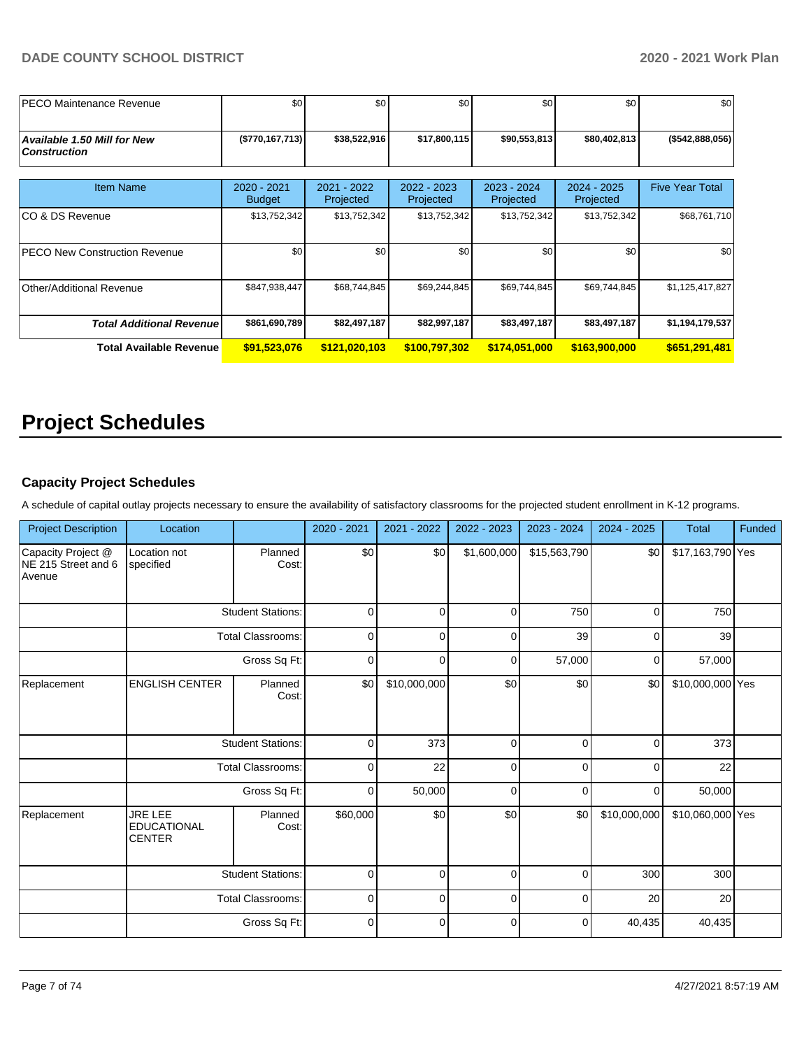| PECO Maintenance Revenue | $0 | $0 | $0 | $0 | $0 | $0 |
|---|---|---|---|---|---|---|
| ***Available 1.50 Mill for New Construction*** | **($770,167,713)** | **$38,522,916** | **$17,800,115** | **$90,553,813** | **$80,402,813** | **($542,888,056)** |

| Item Name | 2020 - 2021 Budget | 2021 - 2022 Projected | 2022 - 2023 Projected | 2023 - 2024 Projected | 2024 - 2025 Projected | Five Year Total |
|---|---|---|---|---|---|---|
| CO & DS Revenue | $13,752,342 | $13,752,342 | $13,752,342 | $13,752,342 | $13,752,342 | $68,761,710 |
| PECO New Construction Revenue | $0 | $0 | $0 | $0 | $0 | $0 |
| Other/Additional Revenue | $847,938,447 | $68,744,845 | $69,244,845 | $69,744,845 | $69,744,845 | $1,125,417,827 |
| ***Total Additional Revenue*** | **$861,690,789** | **$82,497,187** | **$82,997,187** | **$83,497,187** | **$83,497,187** | **$1,194,179,537** |
| **Total Available Revenue** | **$91,523,076** | **$121,020,103** | **$100,797,302** | **$174,051,000** | **$163,900,000** | **$651,291,481** |

# Project Schedules

### Capacity Project Schedules

A schedule of capital outlay projects necessary to ensure the availability of satisfactory classrooms for the projected student enrollment in K-12 programs.

| Project Description | Location | | 2020 - 2021 | 2021 - 2022 | 2022 - 2023 | 2023 - 2024 | 2024 - 2025 | Total | Funded |
|---|---|---|---|---|---|---|---|---|---|
| Capacity Project @ NE 215 Street and 6 Avenue | Location not specified | Planned Cost: | $0 | $0 | $1,600,000 | $15,563,790 | $0 | $17,163,790 | Yes |
| | | Student Stations: | 0 | 0 | 0 | 750 | 0 | 750 | |
| | | Total Classrooms: | 0 | 0 | 0 | 39 | 0 | 39 | |
| | | Gross Sq Ft: | 0 | 0 | 0 | 57,000 | 0 | 57,000 | |
| Replacement | ENGLISH CENTER | Planned Cost: | $0 | $10,000,000 | $0 | $0 | $0 | $10,000,000 | Yes |
| | | Student Stations: | 0 | 373 | 0 | 0 | 0 | 373 | |
| | | Total Classrooms: | 0 | 22 | 0 | 0 | 0 | 22 | |
| | | Gross Sq Ft: | 0 | 50,000 | 0 | 0 | 0 | 50,000 | |
| Replacement | JRE LEE EDUCATIONAL CENTER | Planned Cost: | $60,000 | $0 | $0 | $0 | $10,000,000 | $10,060,000 | Yes |
| | | Student Stations: | 0 | 0 | 0 | 0 | 300 | 300 | |
| | | Total Classrooms: | 0 | 0 | 0 | 0 | 20 | 20 | |
| | | Gross Sq Ft: | 0 | 0 | 0 | 0 | 40,435 | 40,435 | |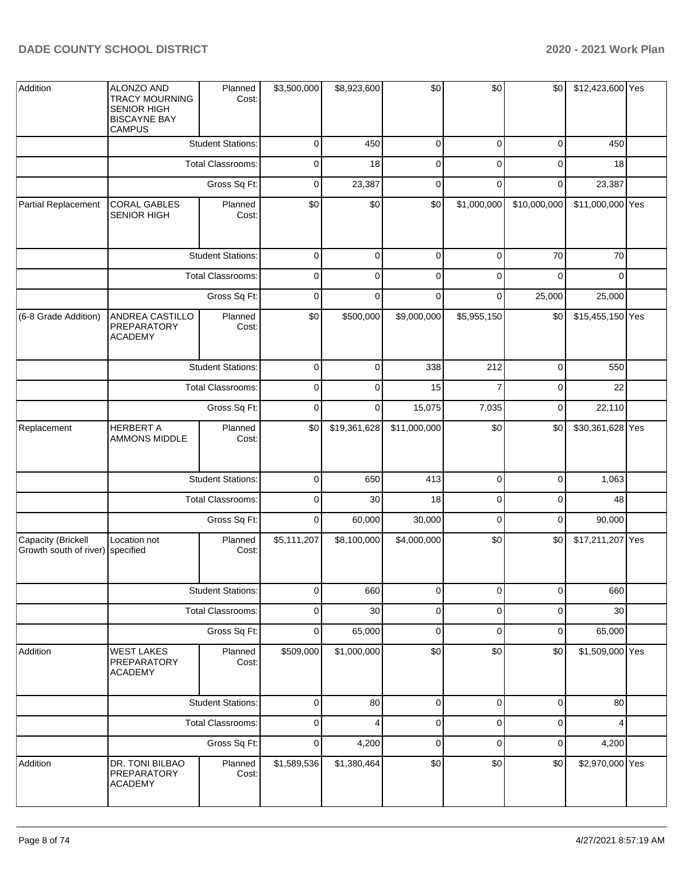| Addition | ALONZO AND TRACY MOURNING SENIOR HIGH BISCAYNE BAY CAMPUS | Planned Cost: | $3,500,000 | $8,923,600 | $0 | $0 | $0 | $12,423,600 | Yes |
|---|---|---|---|---|---|---|---|---|---|
| | | Student Stations: | 0 | 450 | 0 | 0 | 0 | 450 | |
| | | Total Classrooms: | 0 | 18 | 0 | 0 | 0 | 18 | |
| | | Gross Sq Ft: | 0 | 23,387 | 0 | 0 | 0 | 23,387 | |
| Partial Replacement | CORAL GABLES SENIOR HIGH | Planned Cost: | $0 | $0 | $0 | $1,000,000 | $10,000,000 | $11,000,000 | Yes |
| | | Student Stations: | 0 | 0 | 0 | 0 | 70 | 70 | |
| | | Total Classrooms: | 0 | 0 | 0 | 0 | 0 | 0 | |
| | | Gross Sq Ft: | 0 | 0 | 0 | 0 | 25,000 | 25,000 | |
| (6-8 Grade Addition) | ANDREA CASTILLO PREPARATORY ACADEMY | Planned Cost: | $0 | $500,000 | $9,000,000 | $5,955,150 | $0 | $15,455,150 | Yes |
| | | Student Stations: | 0 | 0 | 338 | 212 | 0 | 550 | |
| | | Total Classrooms: | 0 | 0 | 15 | 7 | 0 | 22 | |
| | | Gross Sq Ft: | 0 | 0 | 15,075 | 7,035 | 0 | 22,110 | |
| Replacement | HERBERT A AMMONS MIDDLE | Planned Cost: | $0 | $19,361,628 | $11,000,000 | $0 | $0 | $30,361,628 | Yes |
| | | Student Stations: | 0 | 650 | 413 | 0 | 0 | 1,063 | |
| | | Total Classrooms: | 0 | 30 | 18 | 0 | 0 | 48 | |
| | | Gross Sq Ft: | 0 | 60,000 | 30,000 | 0 | 0 | 90,000 | |
| Capacity (Brickell Growth south of river) | Location not specified | Planned Cost: | $5,111,207 | $8,100,000 | $4,000,000 | $0 | $0 | $17,211,207 | Yes |
| | | Student Stations: | 0 | 660 | 0 | 0 | 0 | 660 | |
| | | Total Classrooms: | 0 | 30 | 0 | 0 | 0 | 30 | |
| | | Gross Sq Ft: | 0 | 65,000 | 0 | 0 | 0 | 65,000 | |
| Addition | WEST LAKES PREPARATORY ACADEMY | Planned Cost: | $509,000 | $1,000,000 | $0 | $0 | $0 | $1,509,000 | Yes |
| | | Student Stations: | 0 | 80 | 0 | 0 | 0 | 80 | |
| | | Total Classrooms: | 0 | 4 | 0 | 0 | 0 | 4 | |
| | | Gross Sq Ft: | 0 | 4,200 | 0 | 0 | 0 | 4,200 | |
| Addition | DR. TONI BILBAO PREPARATORY ACADEMY | Planned Cost: | $1,589,536 | $1,380,464 | $0 | $0 | $0 | $2,970,000 | Yes |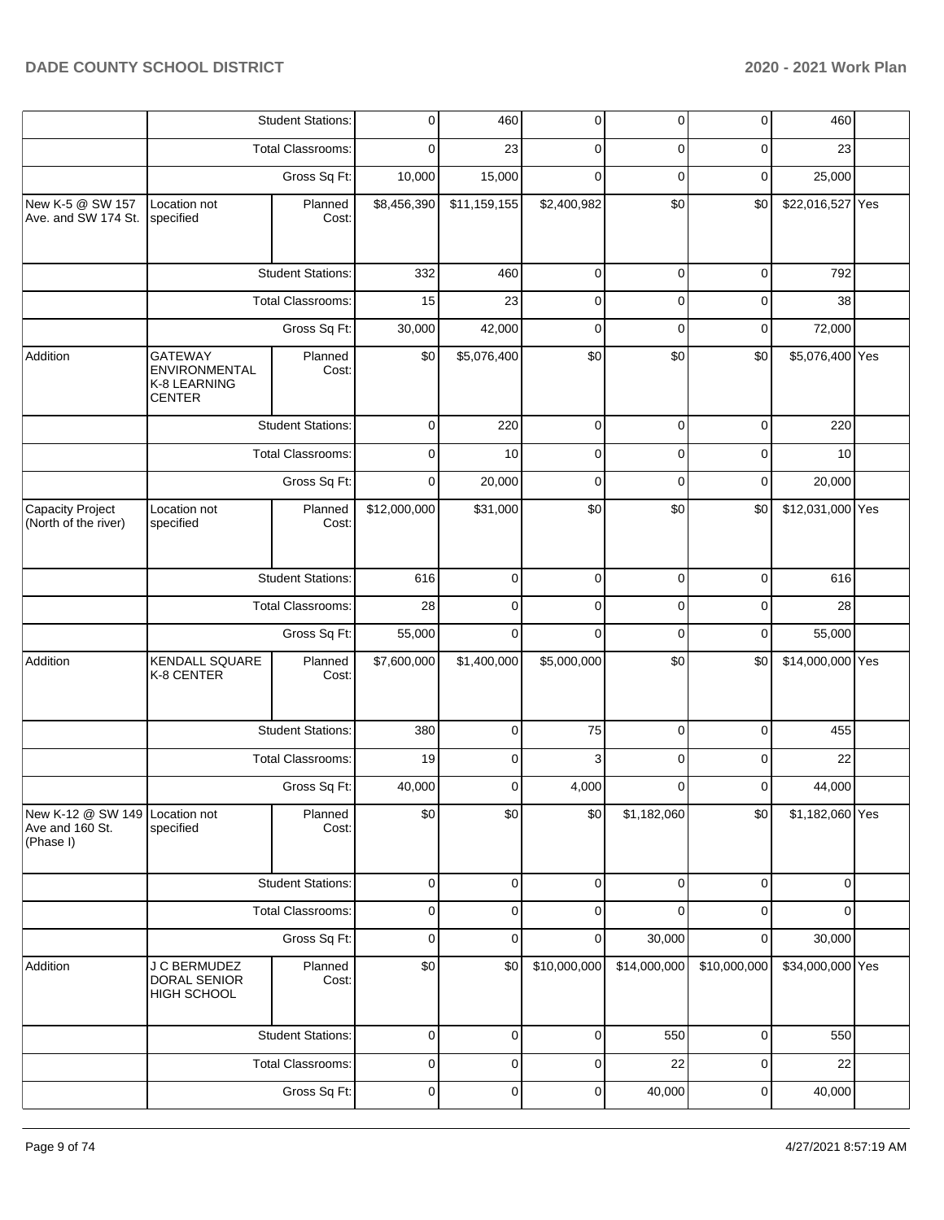| | | Student Stations: | 0 | 460 | 0 | 0 | 0 | 460 | |
|---|---|---|---|---|---|---|---|---|---|
| | | Total Classrooms: | 0 | 23 | 0 | 0 | 0 | 23 | |
| | | Gross Sq Ft: | 10,000 | 15,000 | 0 | 0 | 0 | 25,000 | |
| New K-5 @ SW 157 Ave. and SW 174 St. | Location not specified | Planned Cost: | $8,456,390 | $11,159,155 | $2,400,982 | $0 | $0 | $22,016,527 | Yes |
| | | Student Stations: | 332 | 460 | 0 | 0 | 0 | 792 | |
| | | Total Classrooms: | 15 | 23 | 0 | 0 | 0 | 38 | |
| | | Gross Sq Ft: | 30,000 | 42,000 | 0 | 0 | 0 | 72,000 | |
| Addition | GATEWAY ENVIRONMENTAL K-8 LEARNING CENTER | Planned Cost: | $0 | $5,076,400 | $0 | $0 | $0 | $5,076,400 | Yes |
| | | Student Stations: | 0 | 220 | 0 | 0 | 0 | 220 | |
| | | Total Classrooms: | 0 | 10 | 0 | 0 | 0 | 10 | |
| | | Gross Sq Ft: | 0 | 20,000 | 0 | 0 | 0 | 20,000 | |
| Capacity Project (North of the river) | Location not specified | Planned Cost: | $12,000,000 | $31,000 | $0 | $0 | $0 | $12,031,000 | Yes |
| | | Student Stations: | 616 | 0 | 0 | 0 | 0 | 616 | |
| | | Total Classrooms: | 28 | 0 | 0 | 0 | 0 | 28 | |
| | | Gross Sq Ft: | 55,000 | 0 | 0 | 0 | 0 | 55,000 | |
| Addition | KENDALL SQUARE K-8 CENTER | Planned Cost: | $7,600,000 | $1,400,000 | $5,000,000 | $0 | $0 | $14,000,000 | Yes |
| | | Student Stations: | 380 | 0 | 75 | 0 | 0 | 455 | |
| | | Total Classrooms: | 19 | 0 | 3 | 0 | 0 | 22 | |
| | | Gross Sq Ft: | 40,000 | 0 | 4,000 | 0 | 0 | 44,000 | |
| New K-12 @ SW 149 Ave and 160 St. (Phase I) | Location not specified | Planned Cost: | $0 | $0 | $0 | $1,182,060 | $0 | $1,182,060 | Yes |
| | | Student Stations: | 0 | 0 | 0 | 0 | 0 | 0 | |
| | | Total Classrooms: | 0 | 0 | 0 | 0 | 0 | 0 | |
| | | Gross Sq Ft: | 0 | 0 | 0 | 30,000 | 0 | 30,000 | |
| Addition | J C BERMUDEZ DORAL SENIOR HIGH SCHOOL | Planned Cost: | $0 | $0 | $10,000,000 | $14,000,000 | $10,000,000 | $34,000,000 | Yes |
| | | Student Stations: | 0 | 0 | 0 | 550 | 0 | 550 | |
| | | Total Classrooms: | 0 | 0 | 0 | 22 | 0 | 22 | |
| | | Gross Sq Ft: | 0 | 0 | 0 | 40,000 | 0 | 40,000 | |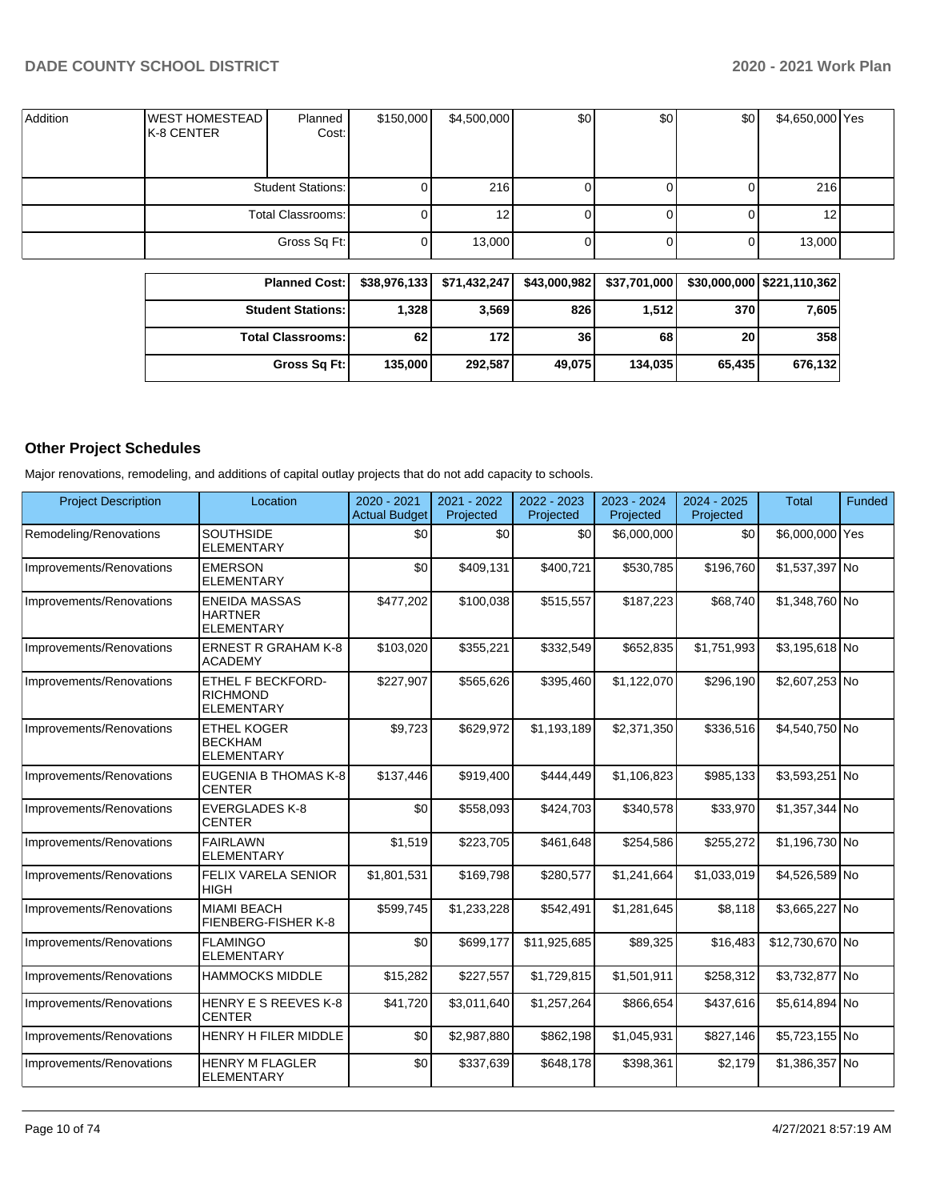| Addition | WEST HOMESTEAD K-8 CENTER | Planned Cost: | $150,000 | $4,500,000 | $0 | $0 | $0 | $4,650,000 | Yes |
|---|---|---|---|---|---|---|---|---|---|
| | | Student Stations: | 0 | 216 | 0 | 0 | 0 | 216 | |
| | | Total Classrooms: | 0 | 12 | 0 | 0 | 0 | 12 | |
| | | Gross Sq Ft: | 0 | 13,000 | 0 | 0 | 0 | 13,000 | |

| | | | | | | |
|---|---|---|---|---|---|---|
| Planned Cost: | $38,976,133 | $71,432,247 | $43,000,982 | $37,701,000 | $30,000,000 | $221,110,362 |
| Student Stations: | 1,328 | 3,569 | 826 | 1,512 | 370 | 7,605 |
| Total Classrooms: | 62 | 172 | 36 | 68 | 20 | 358 |
| Gross Sq Ft: | 135,000 | 292,587 | 49,075 | 134,035 | 65,435 | 676,132 |

## Other Project Schedules

Major renovations, remodeling, and additions of capital outlay projects that do not add capacity to schools.

| Project Description | Location | 2020 - 2021 Actual Budget | 2021 - 2022 Projected | 2022 - 2023 Projected | 2023 - 2024 Projected | 2024 - 2025 Projected | Total | Funded |
|---|---|---|---|---|---|---|---|---|
| Remodeling/Renovations | SOUTHSIDE ELEMENTARY | $0 | $0 | $0 | $6,000,000 | $0 | $6,000,000 | Yes |
| Improvements/Renovations | EMERSON ELEMENTARY | $0 | $409,131 | $400,721 | $530,785 | $196,760 | $1,537,397 | No |
| Improvements/Renovations | ENEIDA MASSAS HARTNER ELEMENTARY | $477,202 | $100,038 | $515,557 | $187,223 | $68,740 | $1,348,760 | No |
| Improvements/Renovations | ERNEST R GRAHAM K-8 ACADEMY | $103,020 | $355,221 | $332,549 | $652,835 | $1,751,993 | $3,195,618 | No |
| Improvements/Renovations | ETHEL F BECKFORD-RICHMOND ELEMENTARY | $227,907 | $565,626 | $395,460 | $1,122,070 | $296,190 | $2,607,253 | No |
| Improvements/Renovations | ETHEL KOGER BECKHAM ELEMENTARY | $9,723 | $629,972 | $1,193,189 | $2,371,350 | $336,516 | $4,540,750 | No |
| Improvements/Renovations | EUGENIA B THOMAS K-8 CENTER | $137,446 | $919,400 | $444,449 | $1,106,823 | $985,133 | $3,593,251 | No |
| Improvements/Renovations | EVERGLADES K-8 CENTER | $0 | $558,093 | $424,703 | $340,578 | $33,970 | $1,357,344 | No |
| Improvements/Renovations | FAIRLAWN ELEMENTARY | $1,519 | $223,705 | $461,648 | $254,586 | $255,272 | $1,196,730 | No |
| Improvements/Renovations | FELIX VARELA SENIOR HIGH | $1,801,531 | $169,798 | $280,577 | $1,241,664 | $1,033,019 | $4,526,589 | No |
| Improvements/Renovations | MIAMI BEACH FIENBERG-FISHER K-8 | $599,745 | $1,233,228 | $542,491 | $1,281,645 | $8,118 | $3,665,227 | No |
| Improvements/Renovations | FLAMINGO ELEMENTARY | $0 | $699,177 | $11,925,685 | $89,325 | $16,483 | $12,730,670 | No |
| Improvements/Renovations | HAMMOCKS MIDDLE | $15,282 | $227,557 | $1,729,815 | $1,501,911 | $258,312 | $3,732,877 | No |
| Improvements/Renovations | HENRY E S REEVES K-8 CENTER | $41,720 | $3,011,640 | $1,257,264 | $866,654 | $437,616 | $5,614,894 | No |
| Improvements/Renovations | HENRY H FILER MIDDLE | $0 | $2,987,880 | $862,198 | $1,045,931 | $827,146 | $5,723,155 | No |
| Improvements/Renovations | HENRY M FLAGLER ELEMENTARY | $0 | $337,639 | $648,178 | $398,361 | $2,179 | $1,386,357 | No |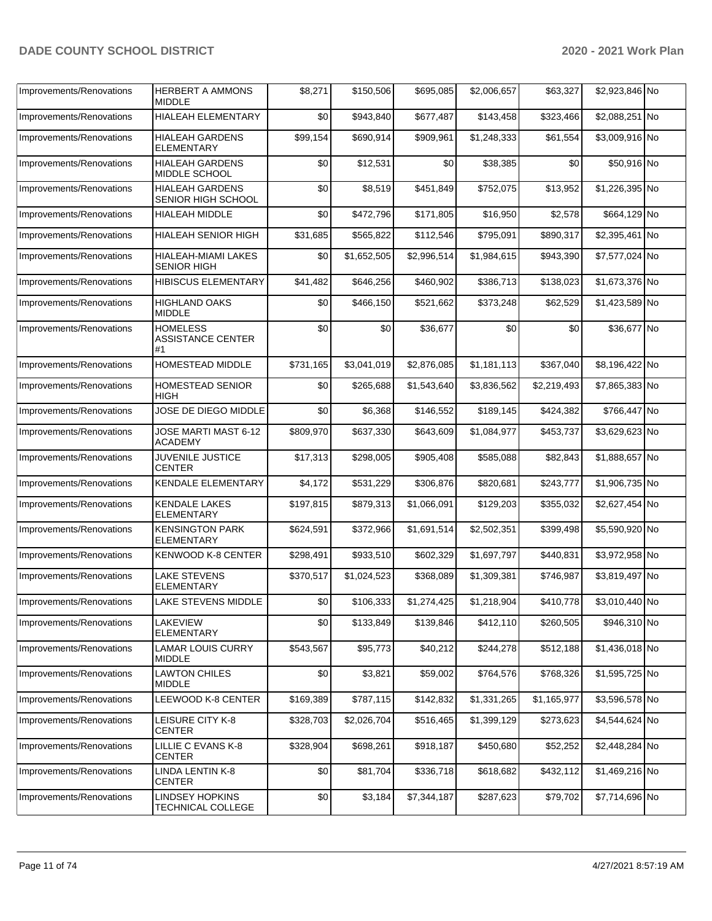| Improvements/Renovations | HERBERT A AMMONS MIDDLE | $8,271 | $150,506 | $695,085 | $2,006,657 | $63,327 | $2,923,846 | No |
|---|---|---|---|---|---|---|---|---|
| Improvements/Renovations | HIALEAH ELEMENTARY | $0 | $943,840 | $677,487 | $143,458 | $323,466 | $2,088,251 | No |
| Improvements/Renovations | HIALEAH GARDENS ELEMENTARY | $99,154 | $690,914 | $909,961 | $1,248,333 | $61,554 | $3,009,916 | No |
| Improvements/Renovations | HIALEAH GARDENS MIDDLE SCHOOL | $0 | $12,531 | $0 | $38,385 | $0 | $50,916 | No |
| Improvements/Renovations | HIALEAH GARDENS SENIOR HIGH SCHOOL | $0 | $8,519 | $451,849 | $752,075 | $13,952 | $1,226,395 | No |
| Improvements/Renovations | HIALEAH MIDDLE | $0 | $472,796 | $171,805 | $16,950 | $2,578 | $664,129 | No |
| Improvements/Renovations | HIALEAH SENIOR HIGH | $31,685 | $565,822 | $112,546 | $795,091 | $890,317 | $2,395,461 | No |
| Improvements/Renovations | HIALEAH-MIAMI LAKES SENIOR HIGH | $0 | $1,652,505 | $2,996,514 | $1,984,615 | $943,390 | $7,577,024 | No |
| Improvements/Renovations | HIBISCUS ELEMENTARY | $41,482 | $646,256 | $460,902 | $386,713 | $138,023 | $1,673,376 | No |
| Improvements/Renovations | HIGHLAND OAKS MIDDLE | $0 | $466,150 | $521,662 | $373,248 | $62,529 | $1,423,589 | No |
| Improvements/Renovations | HOMELESS ASSISTANCE CENTER #1 | $0 | $0 | $36,677 | $0 | $0 | $36,677 | No |
| Improvements/Renovations | HOMESTEAD MIDDLE | $731,165 | $3,041,019 | $2,876,085 | $1,181,113 | $367,040 | $8,196,422 | No |
| Improvements/Renovations | HOMESTEAD SENIOR HIGH | $0 | $265,688 | $1,543,640 | $3,836,562 | $2,219,493 | $7,865,383 | No |
| Improvements/Renovations | JOSE DE DIEGO MIDDLE | $0 | $6,368 | $146,552 | $189,145 | $424,382 | $766,447 | No |
| Improvements/Renovations | JOSE MARTI MAST 6-12 ACADEMY | $809,970 | $637,330 | $643,609 | $1,084,977 | $453,737 | $3,629,623 | No |
| Improvements/Renovations | JUVENILE JUSTICE CENTER | $17,313 | $298,005 | $905,408 | $585,088 | $82,843 | $1,888,657 | No |
| Improvements/Renovations | KENDALE ELEMENTARY | $4,172 | $531,229 | $306,876 | $820,681 | $243,777 | $1,906,735 | No |
| Improvements/Renovations | KENDALE LAKES ELEMENTARY | $197,815 | $879,313 | $1,066,091 | $129,203 | $355,032 | $2,627,454 | No |
| Improvements/Renovations | KENSINGTON PARK ELEMENTARY | $624,591 | $372,966 | $1,691,514 | $2,502,351 | $399,498 | $5,590,920 | No |
| Improvements/Renovations | KENWOOD K-8 CENTER | $298,491 | $933,510 | $602,329 | $1,697,797 | $440,831 | $3,972,958 | No |
| Improvements/Renovations | LAKE STEVENS ELEMENTARY | $370,517 | $1,024,523 | $368,089 | $1,309,381 | $746,987 | $3,819,497 | No |
| Improvements/Renovations | LAKE STEVENS MIDDLE | $0 | $106,333 | $1,274,425 | $1,218,904 | $410,778 | $3,010,440 | No |
| Improvements/Renovations | LAKEVIEW ELEMENTARY | $0 | $133,849 | $139,846 | $412,110 | $260,505 | $946,310 | No |
| Improvements/Renovations | LAMAR LOUIS CURRY MIDDLE | $543,567 | $95,773 | $40,212 | $244,278 | $512,188 | $1,436,018 | No |
| Improvements/Renovations | LAWTON CHILES MIDDLE | $0 | $3,821 | $59,002 | $764,576 | $768,326 | $1,595,725 | No |
| Improvements/Renovations | LEEWOOD K-8 CENTER | $169,389 | $787,115 | $142,832 | $1,331,265 | $1,165,977 | $3,596,578 | No |
| Improvements/Renovations | LEISURE CITY K-8 CENTER | $328,703 | $2,026,704 | $516,465 | $1,399,129 | $273,623 | $4,544,624 | No |
| Improvements/Renovations | LILLIE C EVANS K-8 CENTER | $328,904 | $698,261 | $918,187 | $450,680 | $52,252 | $2,448,284 | No |
| Improvements/Renovations | LINDA LENTIN K-8 CENTER | $0 | $81,704 | $336,718 | $618,682 | $432,112 | $1,469,216 | No |
| Improvements/Renovations | LINDSEY HOPKINS TECHNICAL COLLEGE | $0 | $3,184 | $7,344,187 | $287,623 | $79,702 | $7,714,696 | No |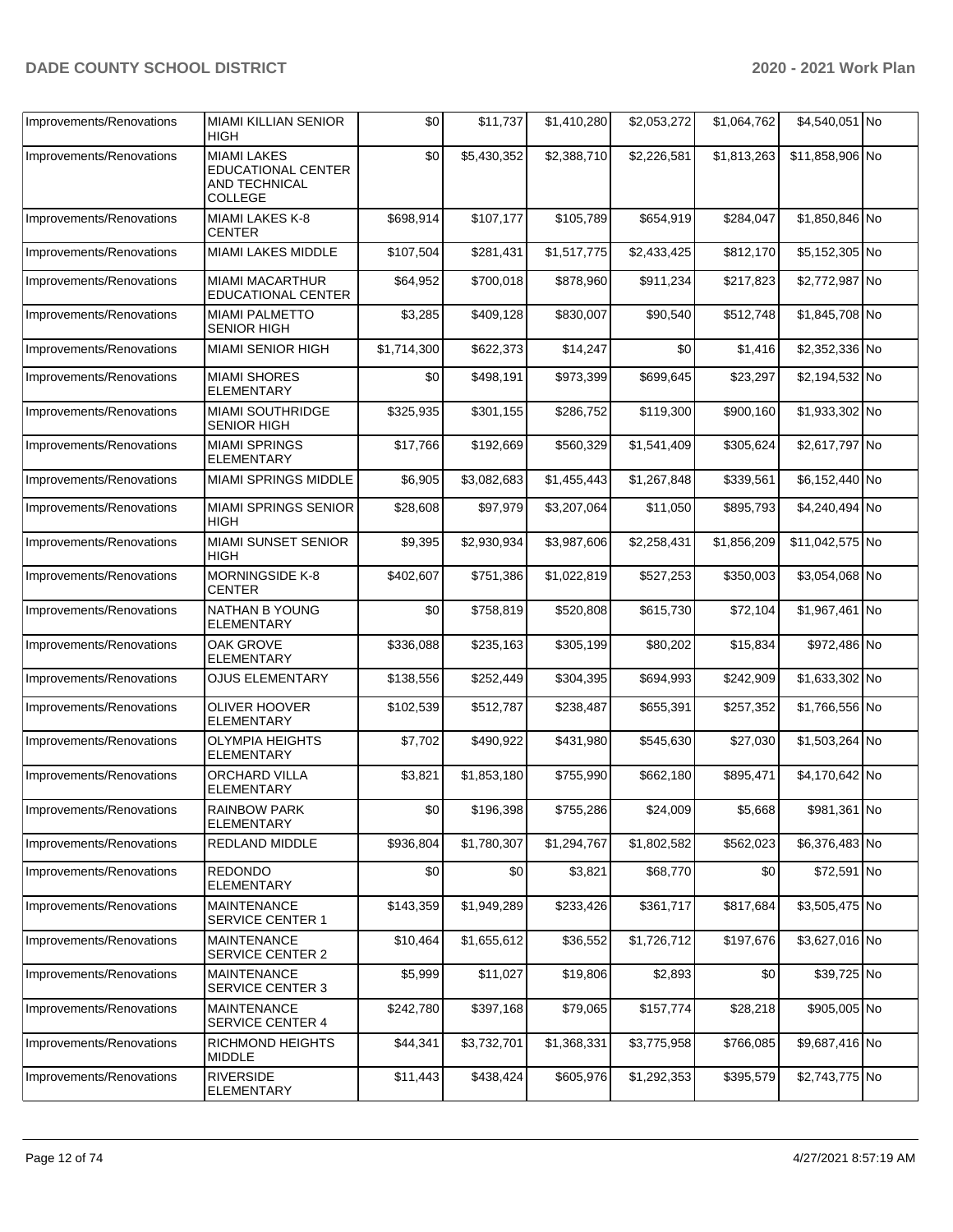| Improvements/Renovations | MIAMI KILLIAN SENIOR HIGH | $0 | $11,737 | $1,410,280 | $2,053,272 | $1,064,762 | $4,540,051 | No |
|---|---|---|---|---|---|---|---|---|
| Improvements/Renovations | MIAMI LAKES EDUCATIONAL CENTER AND TECHNICAL COLLEGE | $0 | $5,430,352 | $2,388,710 | $2,226,581 | $1,813,263 | $11,858,906 | No |
| Improvements/Renovations | MIAMI LAKES K-8 CENTER | $698,914 | $107,177 | $105,789 | $654,919 | $284,047 | $1,850,846 | No |
| Improvements/Renovations | MIAMI LAKES MIDDLE | $107,504 | $281,431 | $1,517,775 | $2,433,425 | $812,170 | $5,152,305 | No |
| Improvements/Renovations | MIAMI MACARTHUR EDUCATIONAL CENTER | $64,952 | $700,018 | $878,960 | $911,234 | $217,823 | $2,772,987 | No |
| Improvements/Renovations | MIAMI PALMETTO SENIOR HIGH | $3,285 | $409,128 | $830,007 | $90,540 | $512,748 | $1,845,708 | No |
| Improvements/Renovations | MIAMI SENIOR HIGH | $1,714,300 | $622,373 | $14,247 | $0 | $1,416 | $2,352,336 | No |
| Improvements/Renovations | MIAMI SHORES ELEMENTARY | $0 | $498,191 | $973,399 | $699,645 | $23,297 | $2,194,532 | No |
| Improvements/Renovations | MIAMI SOUTHRIDGE SENIOR HIGH | $325,935 | $301,155 | $286,752 | $119,300 | $900,160 | $1,933,302 | No |
| Improvements/Renovations | MIAMI SPRINGS ELEMENTARY | $17,766 | $192,669 | $560,329 | $1,541,409 | $305,624 | $2,617,797 | No |
| Improvements/Renovations | MIAMI SPRINGS MIDDLE | $6,905 | $3,082,683 | $1,455,443 | $1,267,848 | $339,561 | $6,152,440 | No |
| Improvements/Renovations | MIAMI SPRINGS SENIOR HIGH | $28,608 | $97,979 | $3,207,064 | $11,050 | $895,793 | $4,240,494 | No |
| Improvements/Renovations | MIAMI SUNSET SENIOR HIGH | $9,395 | $2,930,934 | $3,987,606 | $2,258,431 | $1,856,209 | $11,042,575 | No |
| Improvements/Renovations | MORNINGSIDE K-8 CENTER | $402,607 | $751,386 | $1,022,819 | $527,253 | $350,003 | $3,054,068 | No |
| Improvements/Renovations | NATHAN B YOUNG ELEMENTARY | $0 | $758,819 | $520,808 | $615,730 | $72,104 | $1,967,461 | No |
| Improvements/Renovations | OAK GROVE ELEMENTARY | $336,088 | $235,163 | $305,199 | $80,202 | $15,834 | $972,486 | No |
| Improvements/Renovations | OJUS ELEMENTARY | $138,556 | $252,449 | $304,395 | $694,993 | $242,909 | $1,633,302 | No |
| Improvements/Renovations | OLIVER HOOVER ELEMENTARY | $102,539 | $512,787 | $238,487 | $655,391 | $257,352 | $1,766,556 | No |
| Improvements/Renovations | OLYMPIA HEIGHTS ELEMENTARY | $7,702 | $490,922 | $431,980 | $545,630 | $27,030 | $1,503,264 | No |
| Improvements/Renovations | ORCHARD VILLA ELEMENTARY | $3,821 | $1,853,180 | $755,990 | $662,180 | $895,471 | $4,170,642 | No |
| Improvements/Renovations | RAINBOW PARK ELEMENTARY | $0 | $196,398 | $755,286 | $24,009 | $5,668 | $981,361 | No |
| Improvements/Renovations | REDLAND MIDDLE | $936,804 | $1,780,307 | $1,294,767 | $1,802,582 | $562,023 | $6,376,483 | No |
| Improvements/Renovations | REDONDO ELEMENTARY | $0 | $0 | $3,821 | $68,770 | $0 | $72,591 | No |
| Improvements/Renovations | MAINTENANCE SERVICE CENTER 1 | $143,359 | $1,949,289 | $233,426 | $361,717 | $817,684 | $3,505,475 | No |
| Improvements/Renovations | MAINTENANCE SERVICE CENTER 2 | $10,464 | $1,655,612 | $36,552 | $1,726,712 | $197,676 | $3,627,016 | No |
| Improvements/Renovations | MAINTENANCE SERVICE CENTER 3 | $5,999 | $11,027 | $19,806 | $2,893 | $0 | $39,725 | No |
| Improvements/Renovations | MAINTENANCE SERVICE CENTER 4 | $242,780 | $397,168 | $79,065 | $157,774 | $28,218 | $905,005 | No |
| Improvements/Renovations | RICHMOND HEIGHTS MIDDLE | $44,341 | $3,732,701 | $1,368,331 | $3,775,958 | $766,085 | $9,687,416 | No |
| Improvements/Renovations | RIVERSIDE ELEMENTARY | $11,443 | $438,424 | $605,976 | $1,292,353 | $395,579 | $2,743,775 | No |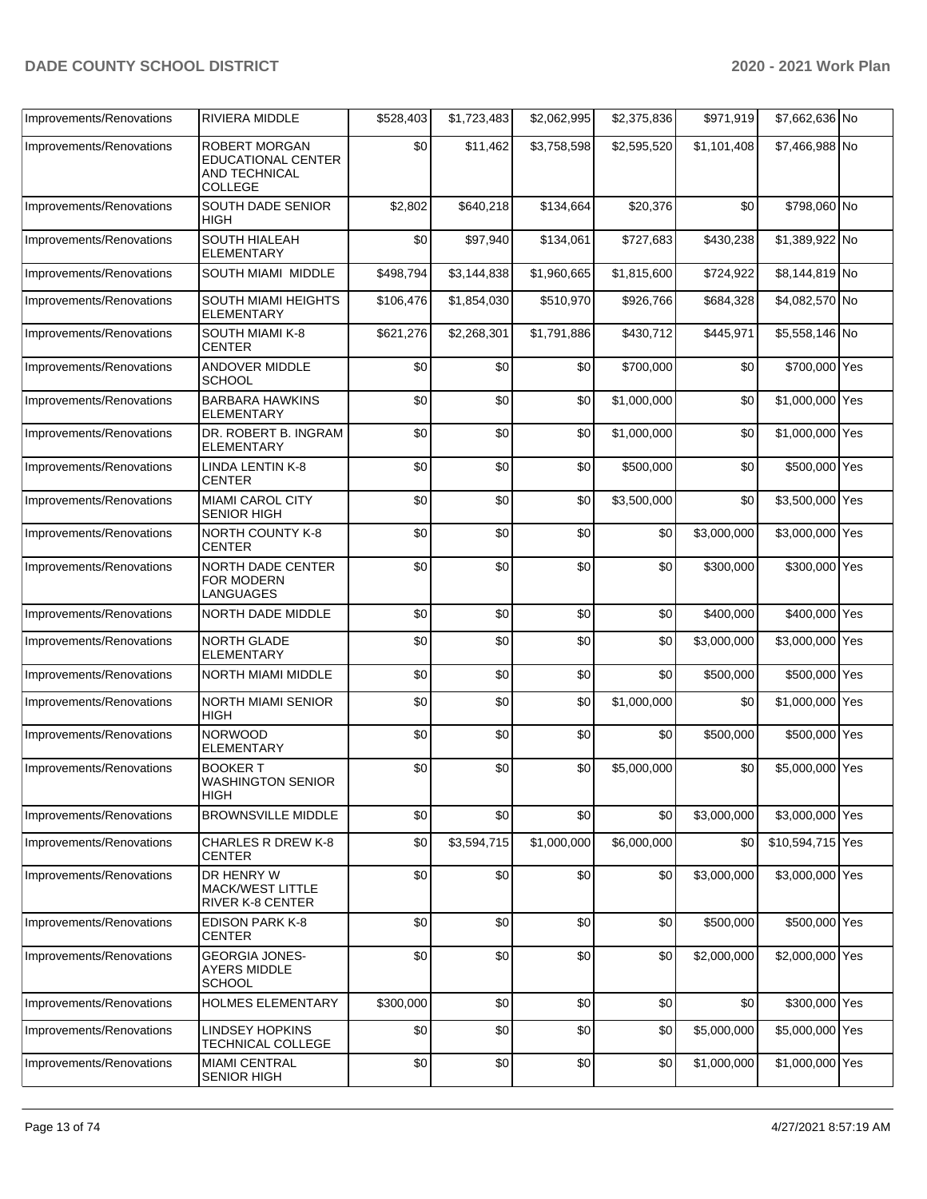| Improvements/Renovations | RIVIERA MIDDLE | $528,403 | $1,723,483 | $2,062,995 | $2,375,836 | $971,919 | $7,662,636 | No |
|---|---|---|---|---|---|---|---|---|
| Improvements/Renovations | ROBERT MORGAN EDUCATIONAL CENTER AND TECHNICAL COLLEGE | $0 | $11,462 | $3,758,598 | $2,595,520 | $1,101,408 | $7,466,988 | No |
| Improvements/Renovations | SOUTH DADE SENIOR HIGH | $2,802 | $640,218 | $134,664 | $20,376 | $0 | $798,060 | No |
| Improvements/Renovations | SOUTH HIALEAH ELEMENTARY | $0 | $97,940 | $134,061 | $727,683 | $430,238 | $1,389,922 | No |
| Improvements/Renovations | SOUTH MIAMI MIDDLE | $498,794 | $3,144,838 | $1,960,665 | $1,815,600 | $724,922 | $8,144,819 | No |
| Improvements/Renovations | SOUTH MIAMI HEIGHTS ELEMENTARY | $106,476 | $1,854,030 | $510,970 | $926,766 | $684,328 | $4,082,570 | No |
| Improvements/Renovations | SOUTH MIAMI K-8 CENTER | $621,276 | $2,268,301 | $1,791,886 | $430,712 | $445,971 | $5,558,146 | No |
| Improvements/Renovations | ANDOVER MIDDLE SCHOOL | $0 | $0 | $0 | $700,000 | $0 | $700,000 | Yes |
| Improvements/Renovations | BARBARA HAWKINS ELEMENTARY | $0 | $0 | $0 | $1,000,000 | $0 | $1,000,000 | Yes |
| Improvements/Renovations | DR. ROBERT B. INGRAM ELEMENTARY | $0 | $0 | $0 | $1,000,000 | $0 | $1,000,000 | Yes |
| Improvements/Renovations | LINDA LENTIN K-8 CENTER | $0 | $0 | $0 | $500,000 | $0 | $500,000 | Yes |
| Improvements/Renovations | MIAMI CAROL CITY SENIOR HIGH | $0 | $0 | $0 | $3,500,000 | $0 | $3,500,000 | Yes |
| Improvements/Renovations | NORTH COUNTY K-8 CENTER | $0 | $0 | $0 | $0 | $3,000,000 | $3,000,000 | Yes |
| Improvements/Renovations | NORTH DADE CENTER FOR MODERN LANGUAGES | $0 | $0 | $0 | $0 | $300,000 | $300,000 | Yes |
| Improvements/Renovations | NORTH DADE MIDDLE | $0 | $0 | $0 | $0 | $400,000 | $400,000 | Yes |
| Improvements/Renovations | NORTH GLADE ELEMENTARY | $0 | $0 | $0 | $0 | $3,000,000 | $3,000,000 | Yes |
| Improvements/Renovations | NORTH MIAMI MIDDLE | $0 | $0 | $0 | $0 | $500,000 | $500,000 | Yes |
| Improvements/Renovations | NORTH MIAMI SENIOR HIGH | $0 | $0 | $0 | $1,000,000 | $0 | $1,000,000 | Yes |
| Improvements/Renovations | NORWOOD ELEMENTARY | $0 | $0 | $0 | $0 | $500,000 | $500,000 | Yes |
| Improvements/Renovations | BOOKER T WASHINGTON SENIOR HIGH | $0 | $0 | $0 | $5,000,000 | $0 | $5,000,000 | Yes |
| Improvements/Renovations | BROWNSVILLE MIDDLE | $0 | $0 | $0 | $0 | $3,000,000 | $3,000,000 | Yes |
| Improvements/Renovations | CHARLES R DREW K-8 CENTER | $0 | $3,594,715 | $1,000,000 | $6,000,000 | $0 | $10,594,715 | Yes |
| Improvements/Renovations | DR HENRY W MACK/WEST LITTLE RIVER K-8 CENTER | $0 | $0 | $0 | $0 | $3,000,000 | $3,000,000 | Yes |
| Improvements/Renovations | EDISON PARK K-8 CENTER | $0 | $0 | $0 | $0 | $500,000 | $500,000 | Yes |
| Improvements/Renovations | GEORGIA JONES-AYERS MIDDLE SCHOOL | $0 | $0 | $0 | $0 | $2,000,000 | $2,000,000 | Yes |
| Improvements/Renovations | HOLMES ELEMENTARY | $300,000 | $0 | $0 | $0 | $0 | $300,000 | Yes |
| Improvements/Renovations | LINDSEY HOPKINS TECHNICAL COLLEGE | $0 | $0 | $0 | $0 | $5,000,000 | $5,000,000 | Yes |
| Improvements/Renovations | MIAMI CENTRAL SENIOR HIGH | $0 | $0 | $0 | $0 | $1,000,000 | $1,000,000 | Yes |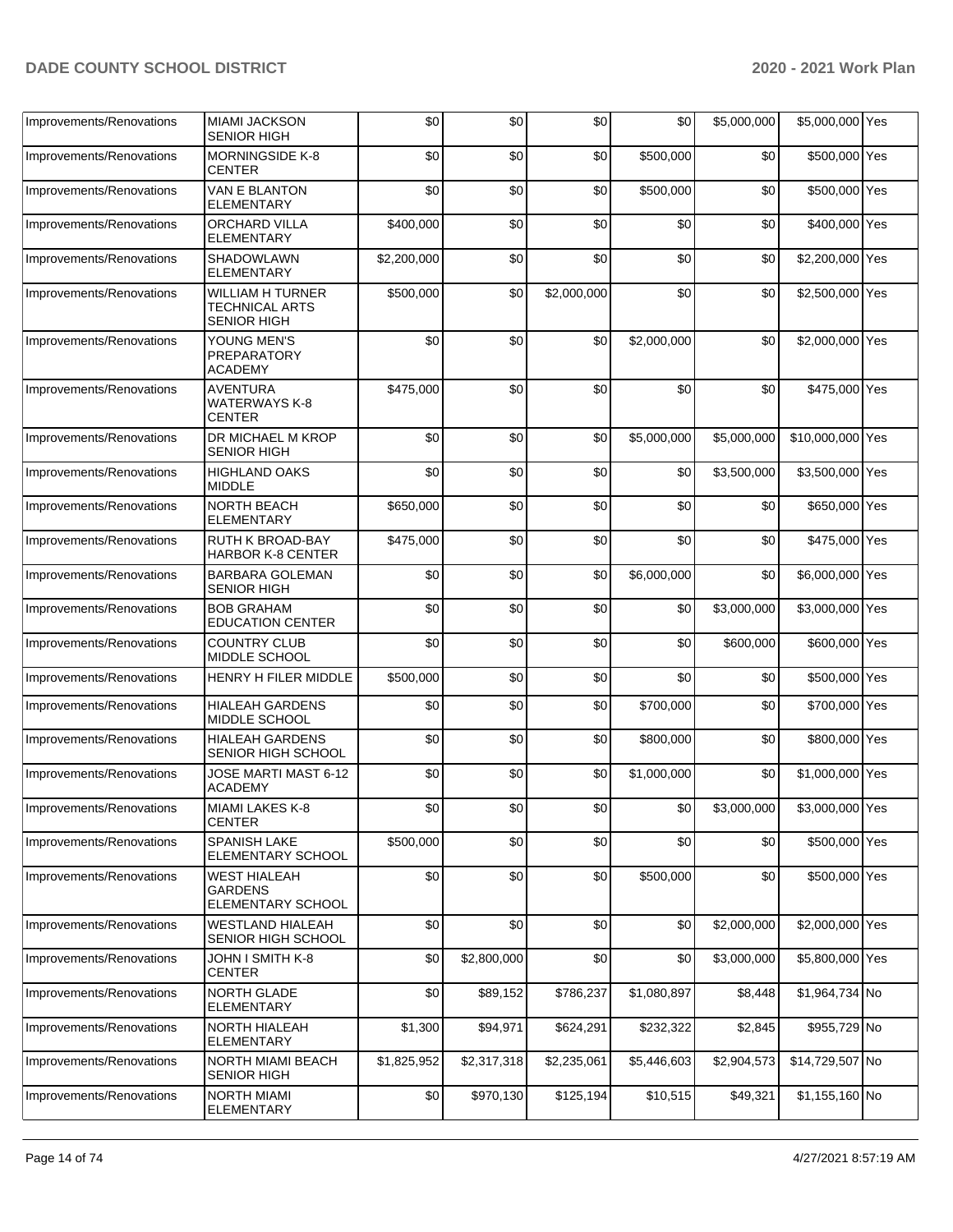| Improvements/Renovations | MIAMI JACKSON SENIOR HIGH | $0 | $0 | $0 | $0 | $5,000,000 | $5,000,000 | Yes |
|---|---|---|---|---|---|---|---|---|
| Improvements/Renovations | MORNINGSIDE K-8 CENTER | $0 | $0 | $0 | $500,000 | $0 | $500,000 | Yes |
| Improvements/Renovations | VAN E BLANTON ELEMENTARY | $0 | $0 | $0 | $500,000 | $0 | $500,000 | Yes |
| Improvements/Renovations | ORCHARD VILLA ELEMENTARY | $400,000 | $0 | $0 | $0 | $0 | $400,000 | Yes |
| Improvements/Renovations | SHADOWLAWN ELEMENTARY | $2,200,000 | $0 | $0 | $0 | $0 | $2,200,000 | Yes |
| Improvements/Renovations | WILLIAM H TURNER TECHNICAL ARTS SENIOR HIGH | $500,000 | $0 | $2,000,000 | $0 | $0 | $2,500,000 | Yes |
| Improvements/Renovations | YOUNG MEN'S PREPARATORY ACADEMY | $0 | $0 | $0 | $2,000,000 | $0 | $2,000,000 | Yes |
| Improvements/Renovations | AVENTURA WATERWAYS K-8 CENTER | $475,000 | $0 | $0 | $0 | $0 | $475,000 | Yes |
| Improvements/Renovations | DR MICHAEL M KROP SENIOR HIGH | $0 | $0 | $0 | $5,000,000 | $5,000,000 | $10,000,000 | Yes |
| Improvements/Renovations | HIGHLAND OAKS MIDDLE | $0 | $0 | $0 | $0 | $3,500,000 | $3,500,000 | Yes |
| Improvements/Renovations | NORTH BEACH ELEMENTARY | $650,000 | $0 | $0 | $0 | $0 | $650,000 | Yes |
| Improvements/Renovations | RUTH K BROAD-BAY HARBOR K-8 CENTER | $475,000 | $0 | $0 | $0 | $0 | $475,000 | Yes |
| Improvements/Renovations | BARBARA GOLEMAN SENIOR HIGH | $0 | $0 | $0 | $6,000,000 | $0 | $6,000,000 | Yes |
| Improvements/Renovations | BOB GRAHAM EDUCATION CENTER | $0 | $0 | $0 | $0 | $3,000,000 | $3,000,000 | Yes |
| Improvements/Renovations | COUNTRY CLUB MIDDLE SCHOOL | $0 | $0 | $0 | $0 | $600,000 | $600,000 | Yes |
| Improvements/Renovations | HENRY H FILER MIDDLE | $500,000 | $0 | $0 | $0 | $0 | $500,000 | Yes |
| Improvements/Renovations | HIALEAH GARDENS MIDDLE SCHOOL | $0 | $0 | $0 | $700,000 | $0 | $700,000 | Yes |
| Improvements/Renovations | HIALEAH GARDENS SENIOR HIGH SCHOOL | $0 | $0 | $0 | $800,000 | $0 | $800,000 | Yes |
| Improvements/Renovations | JOSE MARTI MAST 6-12 ACADEMY | $0 | $0 | $0 | $1,000,000 | $0 | $1,000,000 | Yes |
| Improvements/Renovations | MIAMI LAKES K-8 CENTER | $0 | $0 | $0 | $0 | $3,000,000 | $3,000,000 | Yes |
| Improvements/Renovations | SPANISH LAKE ELEMENTARY SCHOOL | $500,000 | $0 | $0 | $0 | $0 | $500,000 | Yes |
| Improvements/Renovations | WEST HIALEAH GARDENS ELEMENTARY SCHOOL | $0 | $0 | $0 | $500,000 | $0 | $500,000 | Yes |
| Improvements/Renovations | WESTLAND HIALEAH SENIOR HIGH SCHOOL | $0 | $0 | $0 | $0 | $2,000,000 | $2,000,000 | Yes |
| Improvements/Renovations | JOHN I SMITH K-8 CENTER | $0 | $2,800,000 | $0 | $0 | $3,000,000 | $5,800,000 | Yes |
| Improvements/Renovations | NORTH GLADE ELEMENTARY | $0 | $89,152 | $786,237 | $1,080,897 | $8,448 | $1,964,734 | No |
| Improvements/Renovations | NORTH HIALEAH ELEMENTARY | $1,300 | $94,971 | $624,291 | $232,322 | $2,845 | $955,729 | No |
| Improvements/Renovations | NORTH MIAMI BEACH SENIOR HIGH | $1,825,952 | $2,317,318 | $2,235,061 | $5,446,603 | $2,904,573 | $14,729,507 | No |
| Improvements/Renovations | NORTH MIAMI ELEMENTARY | $0 | $970,130 | $125,194 | $10,515 | $49,321 | $1,155,160 | No |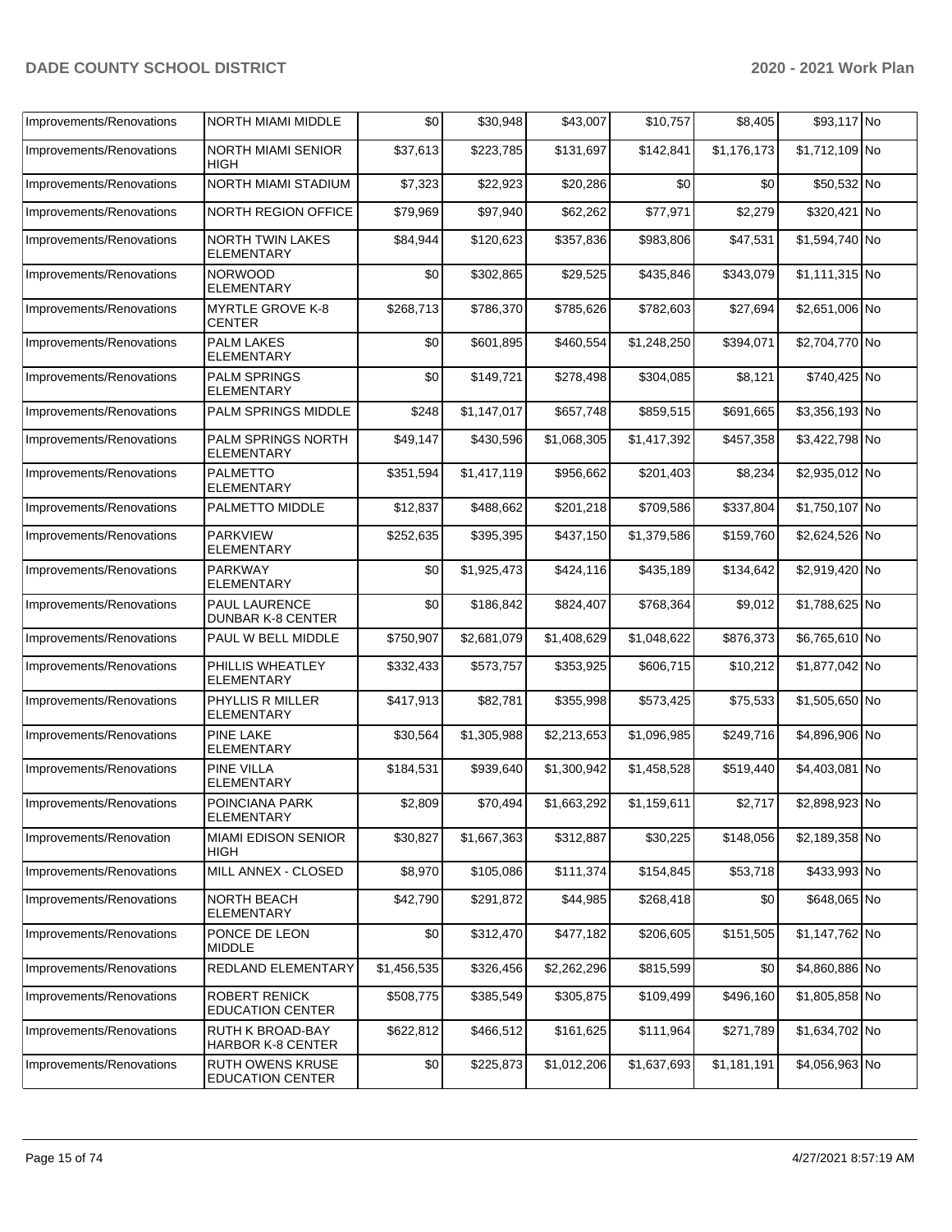| Improvements/Renovations | NORTH MIAMI MIDDLE | $0 | $30,948 | $43,007 | $10,757 | $8,405 | $93,117 | No |
|---|---|---|---|---|---|---|---|---|
| Improvements/Renovations | NORTH MIAMI SENIOR HIGH | $37,613 | $223,785 | $131,697 | $142,841 | $1,176,173 | $1,712,109 | No |
| Improvements/Renovations | NORTH MIAMI STADIUM | $7,323 | $22,923 | $20,286 | $0 | $0 | $50,532 | No |
| Improvements/Renovations | NORTH REGION OFFICE | $79,969 | $97,940 | $62,262 | $77,971 | $2,279 | $320,421 | No |
| Improvements/Renovations | NORTH TWIN LAKES ELEMENTARY | $84,944 | $120,623 | $357,836 | $983,806 | $47,531 | $1,594,740 | No |
| Improvements/Renovations | NORWOOD ELEMENTARY | $0 | $302,865 | $29,525 | $435,846 | $343,079 | $1,111,315 | No |
| Improvements/Renovations | MYRTLE GROVE K-8 CENTER | $268,713 | $786,370 | $785,626 | $782,603 | $27,694 | $2,651,006 | No |
| Improvements/Renovations | PALM LAKES ELEMENTARY | $0 | $601,895 | $460,554 | $1,248,250 | $394,071 | $2,704,770 | No |
| Improvements/Renovations | PALM SPRINGS ELEMENTARY | $0 | $149,721 | $278,498 | $304,085 | $8,121 | $740,425 | No |
| Improvements/Renovations | PALM SPRINGS MIDDLE | $248 | $1,147,017 | $657,748 | $859,515 | $691,665 | $3,356,193 | No |
| Improvements/Renovations | PALM SPRINGS NORTH ELEMENTARY | $49,147 | $430,596 | $1,068,305 | $1,417,392 | $457,358 | $3,422,798 | No |
| Improvements/Renovations | PALMETTO ELEMENTARY | $351,594 | $1,417,119 | $956,662 | $201,403 | $8,234 | $2,935,012 | No |
| Improvements/Renovations | PALMETTO MIDDLE | $12,837 | $488,662 | $201,218 | $709,586 | $337,804 | $1,750,107 | No |
| Improvements/Renovations | PARKVIEW ELEMENTARY | $252,635 | $395,395 | $437,150 | $1,379,586 | $159,760 | $2,624,526 | No |
| Improvements/Renovations | PARKWAY ELEMENTARY | $0 | $1,925,473 | $424,116 | $435,189 | $134,642 | $2,919,420 | No |
| Improvements/Renovations | PAUL LAURENCE DUNBAR K-8 CENTER | $0 | $186,842 | $824,407 | $768,364 | $9,012 | $1,788,625 | No |
| Improvements/Renovations | PAUL W BELL MIDDLE | $750,907 | $2,681,079 | $1,408,629 | $1,048,622 | $876,373 | $6,765,610 | No |
| Improvements/Renovations | PHILLIS WHEATLEY ELEMENTARY | $332,433 | $573,757 | $353,925 | $606,715 | $10,212 | $1,877,042 | No |
| Improvements/Renovations | PHYLLIS R MILLER ELEMENTARY | $417,913 | $82,781 | $355,998 | $573,425 | $75,533 | $1,505,650 | No |
| Improvements/Renovations | PINE LAKE ELEMENTARY | $30,564 | $1,305,988 | $2,213,653 | $1,096,985 | $249,716 | $4,896,906 | No |
| Improvements/Renovations | PINE VILLA ELEMENTARY | $184,531 | $939,640 | $1,300,942 | $1,458,528 | $519,440 | $4,403,081 | No |
| Improvements/Renovations | POINCIANA PARK ELEMENTARY | $2,809 | $70,494 | $1,663,292 | $1,159,611 | $2,717 | $2,898,923 | No |
| Improvements/Renovation | MIAMI EDISON SENIOR HIGH | $30,827 | $1,667,363 | $312,887 | $30,225 | $148,056 | $2,189,358 | No |
| Improvements/Renovations | MILL ANNEX - CLOSED | $8,970 | $105,086 | $111,374 | $154,845 | $53,718 | $433,993 | No |
| Improvements/Renovations | NORTH BEACH ELEMENTARY | $42,790 | $291,872 | $44,985 | $268,418 | $0 | $648,065 | No |
| Improvements/Renovations | PONCE DE LEON MIDDLE | $0 | $312,470 | $477,182 | $206,605 | $151,505 | $1,147,762 | No |
| Improvements/Renovations | REDLAND ELEMENTARY | $1,456,535 | $326,456 | $2,262,296 | $815,599 | $0 | $4,860,886 | No |
| Improvements/Renovations | ROBERT RENICK EDUCATION CENTER | $508,775 | $385,549 | $305,875 | $109,499 | $496,160 | $1,805,858 | No |
| Improvements/Renovations | RUTH K BROAD-BAY HARBOR K-8 CENTER | $622,812 | $466,512 | $161,625 | $111,964 | $271,789 | $1,634,702 | No |
| Improvements/Renovations | RUTH OWENS KRUSE EDUCATION CENTER | $0 | $225,873 | $1,012,206 | $1,637,693 | $1,181,191 | $4,056,963 | No |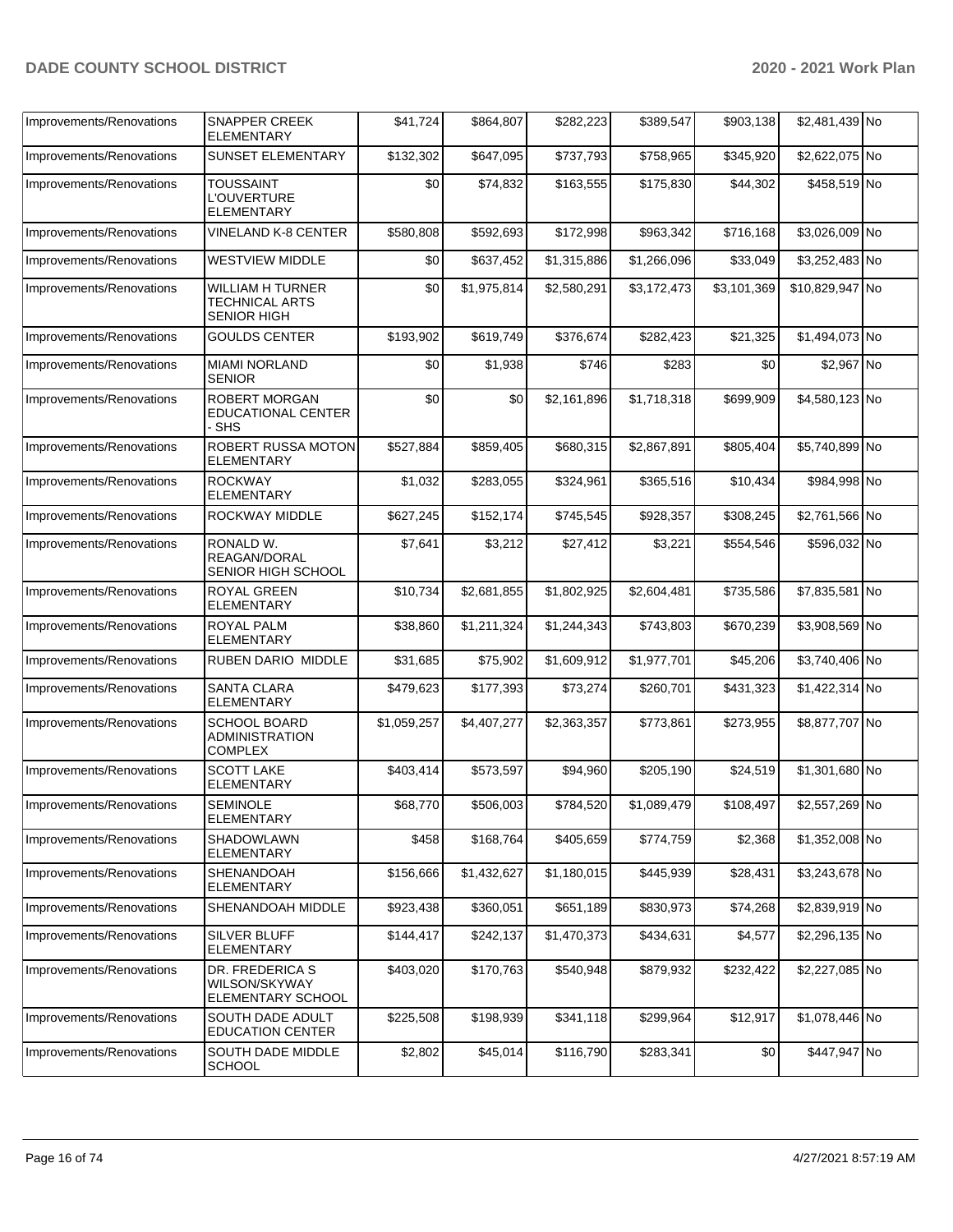| | | | | | | | | |
|---|---|---|---|---|---|---|---|---|
| Improvements/Renovations | SNAPPER CREEK ELEMENTARY | $41,724 | $864,807 | $282,223 | $389,547 | $903,138 | $2,481,439 | No |
| Improvements/Renovations | SUNSET ELEMENTARY | $132,302 | $647,095 | $737,793 | $758,965 | $345,920 | $2,622,075 | No |
| Improvements/Renovations | TOUSSAINT L'OUVERTURE ELEMENTARY | $0 | $74,832 | $163,555 | $175,830 | $44,302 | $458,519 | No |
| Improvements/Renovations | VINELAND K-8 CENTER | $580,808 | $592,693 | $172,998 | $963,342 | $716,168 | $3,026,009 | No |
| Improvements/Renovations | WESTVIEW MIDDLE | $0 | $637,452 | $1,315,886 | $1,266,096 | $33,049 | $3,252,483 | No |
| Improvements/Renovations | WILLIAM H TURNER TECHNICAL ARTS SENIOR HIGH | $0 | $1,975,814 | $2,580,291 | $3,172,473 | $3,101,369 | $10,829,947 | No |
| Improvements/Renovations | GOULDS CENTER | $193,902 | $619,749 | $376,674 | $282,423 | $21,325 | $1,494,073 | No |
| Improvements/Renovations | MIAMI NORLAND SENIOR | $0 | $1,938 | $746 | $283 | $0 | $2,967 | No |
| Improvements/Renovations | ROBERT MORGAN EDUCATIONAL CENTER - SHS | $0 | $0 | $2,161,896 | $1,718,318 | $699,909 | $4,580,123 | No |
| Improvements/Renovations | ROBERT RUSSA MOTON ELEMENTARY | $527,884 | $859,405 | $680,315 | $2,867,891 | $805,404 | $5,740,899 | No |
| Improvements/Renovations | ROCKWAY ELEMENTARY | $1,032 | $283,055 | $324,961 | $365,516 | $10,434 | $984,998 | No |
| Improvements/Renovations | ROCKWAY MIDDLE | $627,245 | $152,174 | $745,545 | $928,357 | $308,245 | $2,761,566 | No |
| Improvements/Renovations | RONALD W. REAGAN/DORAL SENIOR HIGH SCHOOL | $7,641 | $3,212 | $27,412 | $3,221 | $554,546 | $596,032 | No |
| Improvements/Renovations | ROYAL GREEN ELEMENTARY | $10,734 | $2,681,855 | $1,802,925 | $2,604,481 | $735,586 | $7,835,581 | No |
| Improvements/Renovations | ROYAL PALM ELEMENTARY | $38,860 | $1,211,324 | $1,244,343 | $743,803 | $670,239 | $3,908,569 | No |
| Improvements/Renovations | RUBEN DARIO MIDDLE | $31,685 | $75,902 | $1,609,912 | $1,977,701 | $45,206 | $3,740,406 | No |
| Improvements/Renovations | SANTA CLARA ELEMENTARY | $479,623 | $177,393 | $73,274 | $260,701 | $431,323 | $1,422,314 | No |
| Improvements/Renovations | SCHOOL BOARD ADMINISTRATION COMPLEX | $1,059,257 | $4,407,277 | $2,363,357 | $773,861 | $273,955 | $8,877,707 | No |
| Improvements/Renovations | SCOTT LAKE ELEMENTARY | $403,414 | $573,597 | $94,960 | $205,190 | $24,519 | $1,301,680 | No |
| Improvements/Renovations | SEMINOLE ELEMENTARY | $68,770 | $506,003 | $784,520 | $1,089,479 | $108,497 | $2,557,269 | No |
| Improvements/Renovations | SHADOWLAWN ELEMENTARY | $458 | $168,764 | $405,659 | $774,759 | $2,368 | $1,352,008 | No |
| Improvements/Renovations | SHENANDOAH ELEMENTARY | $156,666 | $1,432,627 | $1,180,015 | $445,939 | $28,431 | $3,243,678 | No |
| Improvements/Renovations | SHENANDOAH MIDDLE | $923,438 | $360,051 | $651,189 | $830,973 | $74,268 | $2,839,919 | No |
| Improvements/Renovations | SILVER BLUFF ELEMENTARY | $144,417 | $242,137 | $1,470,373 | $434,631 | $4,577 | $2,296,135 | No |
| Improvements/Renovations | DR. FREDERICA S WILSON/SKYWAY ELEMENTARY SCHOOL | $403,020 | $170,763 | $540,948 | $879,932 | $232,422 | $2,227,085 | No |
| Improvements/Renovations | SOUTH DADE ADULT EDUCATION CENTER | $225,508 | $198,939 | $341,118 | $299,964 | $12,917 | $1,078,446 | No |
| Improvements/Renovations | SOUTH DADE MIDDLE SCHOOL | $2,802 | $45,014 | $116,790 | $283,341 | $0 | $447,947 | No |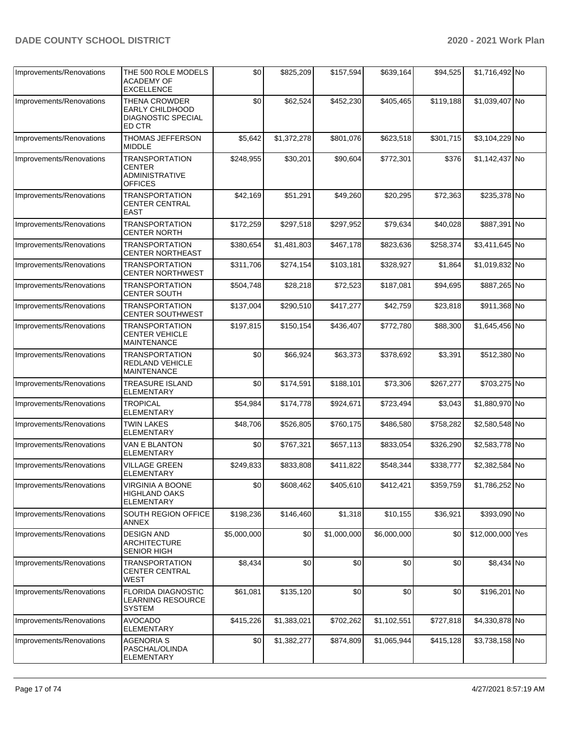| Improvements/Renovations | THE 500 ROLE MODELS ACADEMY OF EXCELLENCE | $0 | $825,209 | $157,594 | $639,164 | $94,525 | $1,716,492 | No |
|---|---|---|---|---|---|---|---|---|
| Improvements/Renovations | THENA CROWDER EARLY CHILDHOOD DIAGNOSTIC SPECIAL ED CTR | $0 | $62,524 | $452,230 | $405,465 | $119,188 | $1,039,407 | No |
| Improvements/Renovations | THOMAS JEFFERSON MIDDLE | $5,642 | $1,372,278 | $801,076 | $623,518 | $301,715 | $3,104,229 | No |
| Improvements/Renovations | TRANSPORTATION CENTER ADMINISTRATIVE OFFICES | $248,955 | $30,201 | $90,604 | $772,301 | $376 | $1,142,437 | No |
| Improvements/Renovations | TRANSPORTATION CENTER CENTRAL EAST | $42,169 | $51,291 | $49,260 | $20,295 | $72,363 | $235,378 | No |
| Improvements/Renovations | TRANSPORTATION CENTER NORTH | $172,259 | $297,518 | $297,952 | $79,634 | $40,028 | $887,391 | No |
| Improvements/Renovations | TRANSPORTATION CENTER NORTHEAST | $380,654 | $1,481,803 | $467,178 | $823,636 | $258,374 | $3,411,645 | No |
| Improvements/Renovations | TRANSPORTATION CENTER NORTHWEST | $311,706 | $274,154 | $103,181 | $328,927 | $1,864 | $1,019,832 | No |
| Improvements/Renovations | TRANSPORTATION CENTER SOUTH | $504,748 | $28,218 | $72,523 | $187,081 | $94,695 | $887,265 | No |
| Improvements/Renovations | TRANSPORTATION CENTER SOUTHWEST | $137,004 | $290,510 | $417,277 | $42,759 | $23,818 | $911,368 | No |
| Improvements/Renovations | TRANSPORTATION CENTER VEHICLE MAINTENANCE | $197,815 | $150,154 | $436,407 | $772,780 | $88,300 | $1,645,456 | No |
| Improvements/Renovations | TRANSPORTATION REDLAND VEHICLE MAINTENANCE | $0 | $66,924 | $63,373 | $378,692 | $3,391 | $512,380 | No |
| Improvements/Renovations | TREASURE ISLAND ELEMENTARY | $0 | $174,591 | $188,101 | $73,306 | $267,277 | $703,275 | No |
| Improvements/Renovations | TROPICAL ELEMENTARY | $54,984 | $174,778 | $924,671 | $723,494 | $3,043 | $1,880,970 | No |
| Improvements/Renovations | TWIN LAKES ELEMENTARY | $48,706 | $526,805 | $760,175 | $486,580 | $758,282 | $2,580,548 | No |
| Improvements/Renovations | VAN E BLANTON ELEMENTARY | $0 | $767,321 | $657,113 | $833,054 | $326,290 | $2,583,778 | No |
| Improvements/Renovations | VILLAGE GREEN ELEMENTARY | $249,833 | $833,808 | $411,822 | $548,344 | $338,777 | $2,382,584 | No |
| Improvements/Renovations | VIRGINIA A BOONE HIGHLAND OAKS ELEMENTARY | $0 | $608,462 | $405,610 | $412,421 | $359,759 | $1,786,252 | No |
| Improvements/Renovations | SOUTH REGION OFFICE ANNEX | $198,236 | $146,460 | $1,318 | $10,155 | $36,921 | $393,090 | No |
| Improvements/Renovations | DESIGN AND ARCHITECTURE SENIOR HIGH | $5,000,000 | $0 | $1,000,000 | $6,000,000 | $0 | $12,000,000 | Yes |
| Improvements/Renovations | TRANSPORTATION CENTER CENTRAL WEST | $8,434 | $0 | $0 | $0 | $0 | $8,434 | No |
| Improvements/Renovations | FLORIDA DIAGNOSTIC LEARNING RESOURCE SYSTEM | $61,081 | $135,120 | $0 | $0 | $0 | $196,201 | No |
| Improvements/Renovations | AVOCADO ELEMENTARY | $415,226 | $1,383,021 | $702,262 | $1,102,551 | $727,818 | $4,330,878 | No |
| Improvements/Renovations | AGENORIA S PASCHAL/OLINDA ELEMENTARY | $0 | $1,382,277 | $874,809 | $1,065,944 | $415,128 | $3,738,158 | No |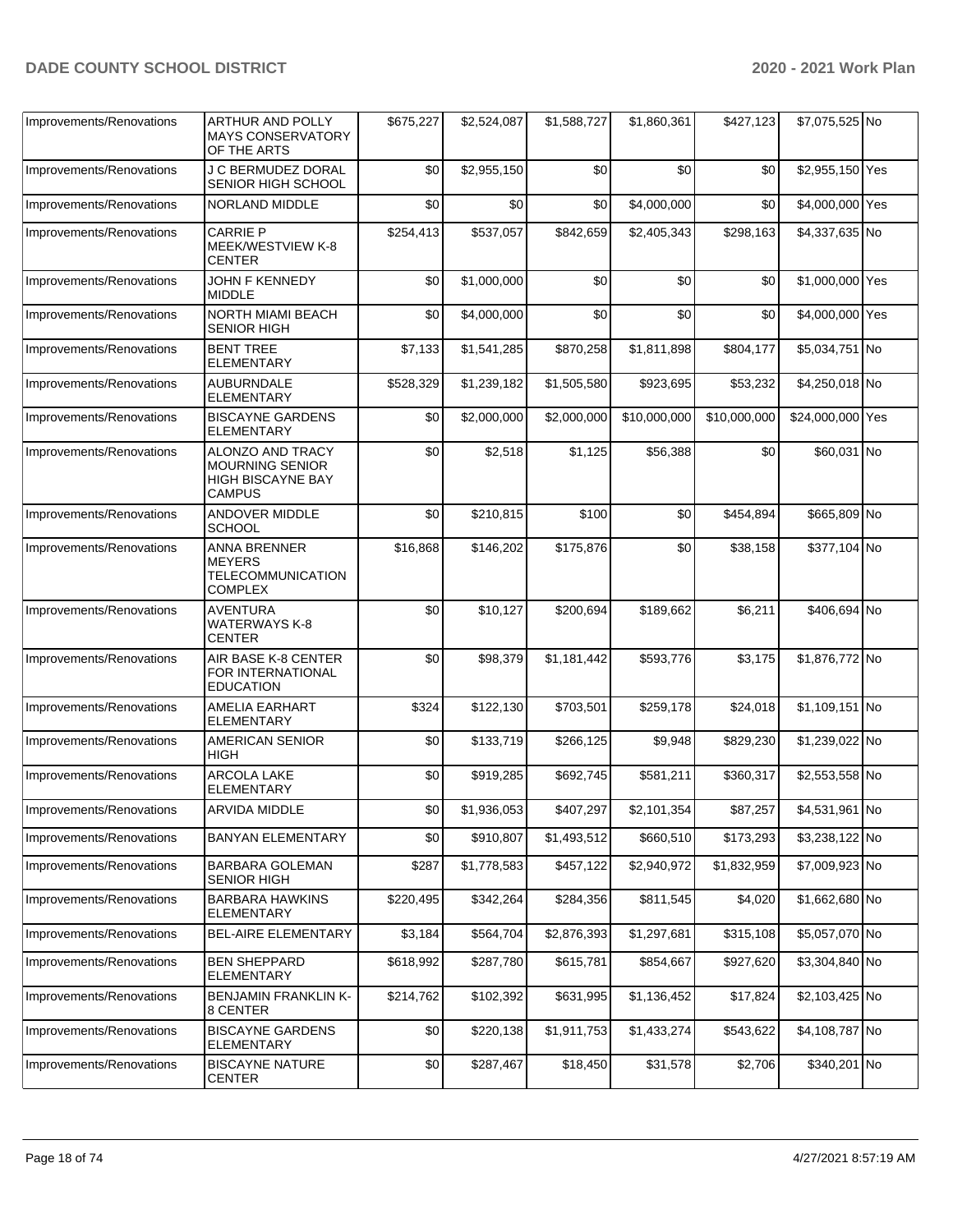| Improvements/Renovations | ARTHUR AND POLLY MAYS CONSERVATORY OF THE ARTS | $675,227 | $2,524,087 | $1,588,727 | $1,860,361 | $427,123 | $7,075,525 | No |
|---|---|---|---|---|---|---|---|---|
| Improvements/Renovations | J C BERMUDEZ DORAL SENIOR HIGH SCHOOL | $0 | $2,955,150 | $0 | $0 | $0 | $2,955,150 | Yes |
| Improvements/Renovations | NORLAND MIDDLE | $0 | $0 | $0 | $4,000,000 | $0 | $4,000,000 | Yes |
| Improvements/Renovations | CARRIE P MEEK/WESTVIEW K-8 CENTER | $254,413 | $537,057 | $842,659 | $2,405,343 | $298,163 | $4,337,635 | No |
| Improvements/Renovations | JOHN F KENNEDY MIDDLE | $0 | $1,000,000 | $0 | $0 | $0 | $1,000,000 | Yes |
| Improvements/Renovations | NORTH MIAMI BEACH SENIOR HIGH | $0 | $4,000,000 | $0 | $0 | $0 | $4,000,000 | Yes |
| Improvements/Renovations | BENT TREE ELEMENTARY | $7,133 | $1,541,285 | $870,258 | $1,811,898 | $804,177 | $5,034,751 | No |
| Improvements/Renovations | AUBURNDALE ELEMENTARY | $528,329 | $1,239,182 | $1,505,580 | $923,695 | $53,232 | $4,250,018 | No |
| Improvements/Renovations | BISCAYNE GARDENS ELEMENTARY | $0 | $2,000,000 | $2,000,000 | $10,000,000 | $10,000,000 | $24,000,000 | Yes |
| Improvements/Renovations | ALONZO AND TRACY MOURNING SENIOR HIGH BISCAYNE BAY CAMPUS | $0 | $2,518 | $1,125 | $56,388 | $0 | $60,031 | No |
| Improvements/Renovations | ANDOVER MIDDLE SCHOOL | $0 | $210,815 | $100 | $0 | $454,894 | $665,809 | No |
| Improvements/Renovations | ANNA BRENNER MEYERS TELECOMMUNICATION COMPLEX | $16,868 | $146,202 | $175,876 | $0 | $38,158 | $377,104 | No |
| Improvements/Renovations | AVENTURA WATERWAYS K-8 CENTER | $0 | $10,127 | $200,694 | $189,662 | $6,211 | $406,694 | No |
| Improvements/Renovations | AIR BASE K-8 CENTER FOR INTERNATIONAL EDUCATION | $0 | $98,379 | $1,181,442 | $593,776 | $3,175 | $1,876,772 | No |
| Improvements/Renovations | AMELIA EARHART ELEMENTARY | $324 | $122,130 | $703,501 | $259,178 | $24,018 | $1,109,151 | No |
| Improvements/Renovations | AMERICAN SENIOR HIGH | $0 | $133,719 | $266,125 | $9,948 | $829,230 | $1,239,022 | No |
| Improvements/Renovations | ARCOLA LAKE ELEMENTARY | $0 | $919,285 | $692,745 | $581,211 | $360,317 | $2,553,558 | No |
| Improvements/Renovations | ARVIDA MIDDLE | $0 | $1,936,053 | $407,297 | $2,101,354 | $87,257 | $4,531,961 | No |
| Improvements/Renovations | BANYAN ELEMENTARY | $0 | $910,807 | $1,493,512 | $660,510 | $173,293 | $3,238,122 | No |
| Improvements/Renovations | BARBARA GOLEMAN SENIOR HIGH | $287 | $1,778,583 | $457,122 | $2,940,972 | $1,832,959 | $7,009,923 | No |
| Improvements/Renovations | BARBARA HAWKINS ELEMENTARY | $220,495 | $342,264 | $284,356 | $811,545 | $4,020 | $1,662,680 | No |
| Improvements/Renovations | BEL-AIRE ELEMENTARY | $3,184 | $564,704 | $2,876,393 | $1,297,681 | $315,108 | $5,057,070 | No |
| Improvements/Renovations | BEN SHEPPARD ELEMENTARY | $618,992 | $287,780 | $615,781 | $854,667 | $927,620 | $3,304,840 | No |
| Improvements/Renovations | BENJAMIN FRANKLIN K-8 CENTER | $214,762 | $102,392 | $631,995 | $1,136,452 | $17,824 | $2,103,425 | No |
| Improvements/Renovations | BISCAYNE GARDENS ELEMENTARY | $0 | $220,138 | $1,911,753 | $1,433,274 | $543,622 | $4,108,787 | No |
| Improvements/Renovations | BISCAYNE NATURE CENTER | $0 | $287,467 | $18,450 | $31,578 | $2,706 | $340,201 | No |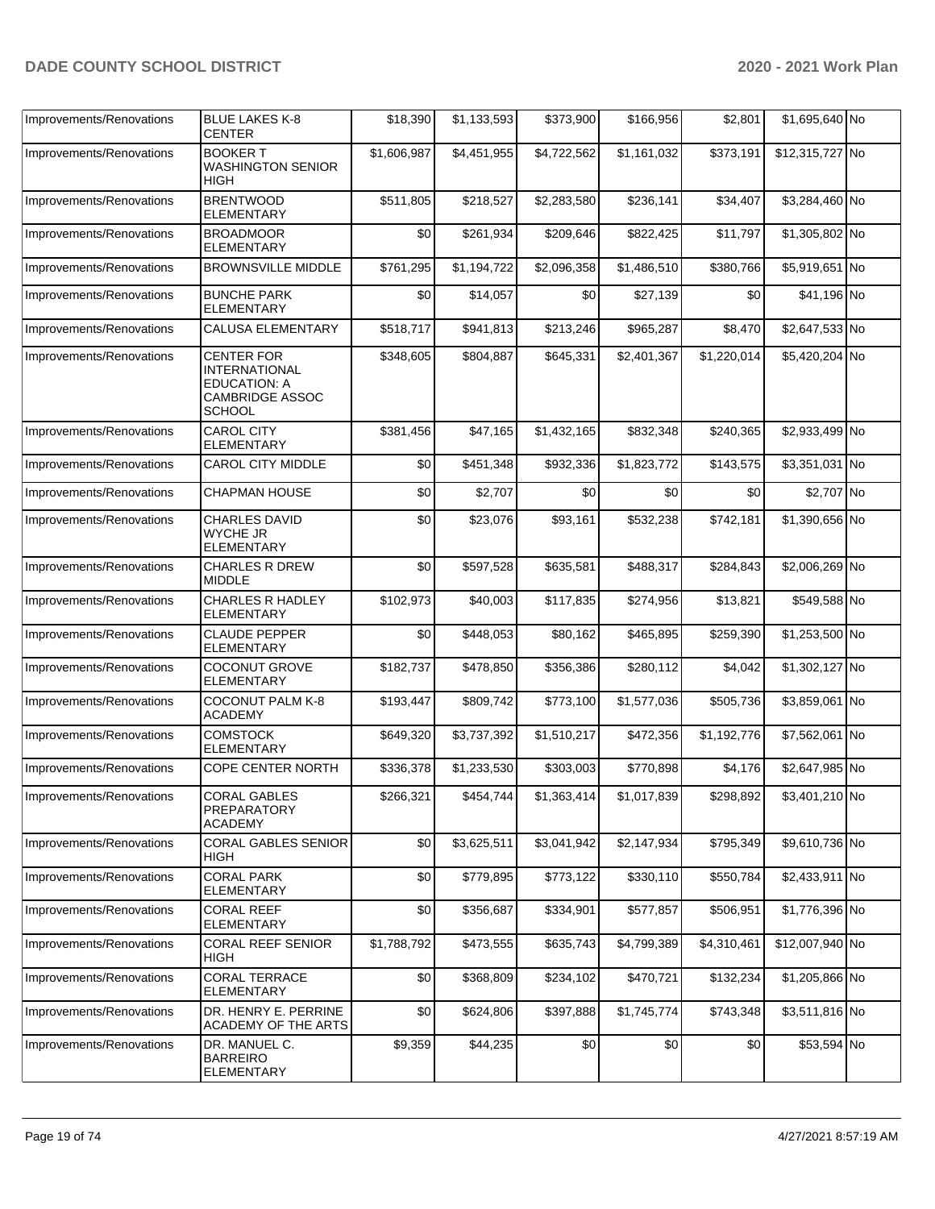| Improvements/Renovations | BLUE LAKES K-8 CENTER | $18,390 | $1,133,593 | $373,900 | $166,956 | $2,801 | $1,695,640 | No |
|---|---|---|---|---|---|---|---|---|
| Improvements/Renovations | BOOKER T WASHINGTON SENIOR HIGH | $1,606,987 | $4,451,955 | $4,722,562 | $1,161,032 | $373,191 | $12,315,727 | No |
| Improvements/Renovations | BRENTWOOD ELEMENTARY | $511,805 | $218,527 | $2,283,580 | $236,141 | $34,407 | $3,284,460 | No |
| Improvements/Renovations | BROADMOOR ELEMENTARY | $0 | $261,934 | $209,646 | $822,425 | $11,797 | $1,305,802 | No |
| Improvements/Renovations | BROWNSVILLE MIDDLE | $761,295 | $1,194,722 | $2,096,358 | $1,486,510 | $380,766 | $5,919,651 | No |
| Improvements/Renovations | BUNCHE PARK ELEMENTARY | $0 | $14,057 | $0 | $27,139 | $0 | $41,196 | No |
| Improvements/Renovations | CALUSA ELEMENTARY | $518,717 | $941,813 | $213,246 | $965,287 | $8,470 | $2,647,533 | No |
| Improvements/Renovations | CENTER FOR INTERNATIONAL EDUCATION: A CAMBRIDGE ASSOC SCHOOL | $348,605 | $804,887 | $645,331 | $2,401,367 | $1,220,014 | $5,420,204 | No |
| Improvements/Renovations | CAROL CITY ELEMENTARY | $381,456 | $47,165 | $1,432,165 | $832,348 | $240,365 | $2,933,499 | No |
| Improvements/Renovations | CAROL CITY MIDDLE | $0 | $451,348 | $932,336 | $1,823,772 | $143,575 | $3,351,031 | No |
| Improvements/Renovations | CHAPMAN HOUSE | $0 | $2,707 | $0 | $0 | $0 | $2,707 | No |
| Improvements/Renovations | CHARLES DAVID WYCHE JR ELEMENTARY | $0 | $23,076 | $93,161 | $532,238 | $742,181 | $1,390,656 | No |
| Improvements/Renovations | CHARLES R DREW MIDDLE | $0 | $597,528 | $635,581 | $488,317 | $284,843 | $2,006,269 | No |
| Improvements/Renovations | CHARLES R HADLEY ELEMENTARY | $102,973 | $40,003 | $117,835 | $274,956 | $13,821 | $549,588 | No |
| Improvements/Renovations | CLAUDE PEPPER ELEMENTARY | $0 | $448,053 | $80,162 | $465,895 | $259,390 | $1,253,500 | No |
| Improvements/Renovations | COCONUT GROVE ELEMENTARY | $182,737 | $478,850 | $356,386 | $280,112 | $4,042 | $1,302,127 | No |
| Improvements/Renovations | COCONUT PALM K-8 ACADEMY | $193,447 | $809,742 | $773,100 | $1,577,036 | $505,736 | $3,859,061 | No |
| Improvements/Renovations | COMSTOCK ELEMENTARY | $649,320 | $3,737,392 | $1,510,217 | $472,356 | $1,192,776 | $7,562,061 | No |
| Improvements/Renovations | COPE CENTER NORTH | $336,378 | $1,233,530 | $303,003 | $770,898 | $4,176 | $2,647,985 | No |
| Improvements/Renovations | CORAL GABLES PREPARATORY ACADEMY | $266,321 | $454,744 | $1,363,414 | $1,017,839 | $298,892 | $3,401,210 | No |
| Improvements/Renovations | CORAL GABLES SENIOR HIGH | $0 | $3,625,511 | $3,041,942 | $2,147,934 | $795,349 | $9,610,736 | No |
| Improvements/Renovations | CORAL PARK ELEMENTARY | $0 | $779,895 | $773,122 | $330,110 | $550,784 | $2,433,911 | No |
| Improvements/Renovations | CORAL REEF ELEMENTARY | $0 | $356,687 | $334,901 | $577,857 | $506,951 | $1,776,396 | No |
| Improvements/Renovations | CORAL REEF SENIOR HIGH | $1,788,792 | $473,555 | $635,743 | $4,799,389 | $4,310,461 | $12,007,940 | No |
| Improvements/Renovations | CORAL TERRACE ELEMENTARY | $0 | $368,809 | $234,102 | $470,721 | $132,234 | $1,205,866 | No |
| Improvements/Renovations | DR. HENRY E. PERRINE ACADEMY OF THE ARTS | $0 | $624,806 | $397,888 | $1,745,774 | $743,348 | $3,511,816 | No |
| Improvements/Renovations | DR. MANUEL C. BARREIRO ELEMENTARY | $9,359 | $44,235 | $0 | $0 | $0 | $53,594 | No |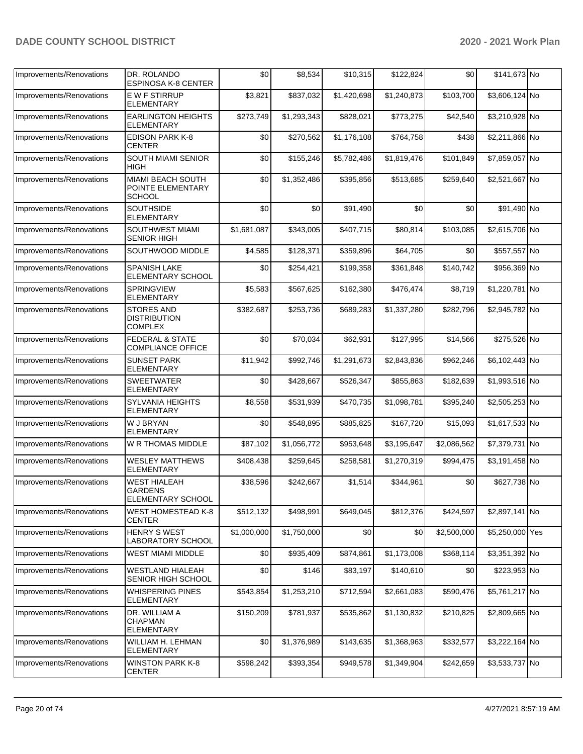| Improvements/Renovations | DR. ROLANDO ESPINOSA K-8 CENTER | $0 | $8,534 | $10,315 | $122,824 | $0 | $141,673 | No |
|---|---|---|---|---|---|---|---|---|
| Improvements/Renovations | E W F STIRRUP ELEMENTARY | $3,821 | $837,032 | $1,420,698 | $1,240,873 | $103,700 | $3,606,124 | No |
| Improvements/Renovations | EARLINGTON HEIGHTS ELEMENTARY | $273,749 | $1,293,343 | $828,021 | $773,275 | $42,540 | $3,210,928 | No |
| Improvements/Renovations | EDISON PARK K-8 CENTER | $0 | $270,562 | $1,176,108 | $764,758 | $438 | $2,211,866 | No |
| Improvements/Renovations | SOUTH MIAMI SENIOR HIGH | $0 | $155,246 | $5,782,486 | $1,819,476 | $101,849 | $7,859,057 | No |
| Improvements/Renovations | MIAMI BEACH SOUTH POINTE ELEMENTARY SCHOOL | $0 | $1,352,486 | $395,856 | $513,685 | $259,640 | $2,521,667 | No |
| Improvements/Renovations | SOUTHSIDE ELEMENTARY | $0 | $0 | $91,490 | $0 | $0 | $91,490 | No |
| Improvements/Renovations | SOUTHWEST MIAMI SENIOR HIGH | $1,681,087 | $343,005 | $407,715 | $80,814 | $103,085 | $2,615,706 | No |
| Improvements/Renovations | SOUTHWOOD MIDDLE | $4,585 | $128,371 | $359,896 | $64,705 | $0 | $557,557 | No |
| Improvements/Renovations | SPANISH LAKE ELEMENTARY SCHOOL | $0 | $254,421 | $199,358 | $361,848 | $140,742 | $956,369 | No |
| Improvements/Renovations | SPRINGVIEW ELEMENTARY | $5,583 | $567,625 | $162,380 | $476,474 | $8,719 | $1,220,781 | No |
| Improvements/Renovations | STORES AND DISTRIBUTION COMPLEX | $382,687 | $253,736 | $689,283 | $1,337,280 | $282,796 | $2,945,782 | No |
| Improvements/Renovations | FEDERAL & STATE COMPLIANCE OFFICE | $0 | $70,034 | $62,931 | $127,995 | $14,566 | $275,526 | No |
| Improvements/Renovations | SUNSET PARK ELEMENTARY | $11,942 | $992,746 | $1,291,673 | $2,843,836 | $962,246 | $6,102,443 | No |
| Improvements/Renovations | SWEETWATER ELEMENTARY | $0 | $428,667 | $526,347 | $855,863 | $182,639 | $1,993,516 | No |
| Improvements/Renovations | SYLVANIA HEIGHTS ELEMENTARY | $8,558 | $531,939 | $470,735 | $1,098,781 | $395,240 | $2,505,253 | No |
| Improvements/Renovations | W J BRYAN ELEMENTARY | $0 | $548,895 | $885,825 | $167,720 | $15,093 | $1,617,533 | No |
| Improvements/Renovations | W R THOMAS MIDDLE | $87,102 | $1,056,772 | $953,648 | $3,195,647 | $2,086,562 | $7,379,731 | No |
| Improvements/Renovations | WESLEY MATTHEWS ELEMENTARY | $408,438 | $259,645 | $258,581 | $1,270,319 | $994,475 | $3,191,458 | No |
| Improvements/Renovations | WEST HIALEAH GARDENS ELEMENTARY SCHOOL | $38,596 | $242,667 | $1,514 | $344,961 | $0 | $627,738 | No |
| Improvements/Renovations | WEST HOMESTEAD K-8 CENTER | $512,132 | $498,991 | $649,045 | $812,376 | $424,597 | $2,897,141 | No |
| Improvements/Renovations | HENRY S WEST LABORATORY SCHOOL | $1,000,000 | $1,750,000 | $0 | $0 | $2,500,000 | $5,250,000 | Yes |
| Improvements/Renovations | WEST MIAMI MIDDLE | $0 | $935,409 | $874,861 | $1,173,008 | $368,114 | $3,351,392 | No |
| Improvements/Renovations | WESTLAND HIALEAH SENIOR HIGH SCHOOL | $0 | $146 | $83,197 | $140,610 | $0 | $223,953 | No |
| Improvements/Renovations | WHISPERING PINES ELEMENTARY | $543,854 | $1,253,210 | $712,594 | $2,661,083 | $590,476 | $5,761,217 | No |
| Improvements/Renovations | DR. WILLIAM A CHAPMAN ELEMENTARY | $150,209 | $781,937 | $535,862 | $1,130,832 | $210,825 | $2,809,665 | No |
| Improvements/Renovations | WILLIAM H. LEHMAN ELEMENTARY | $0 | $1,376,989 | $143,635 | $1,368,963 | $332,577 | $3,222,164 | No |
| Improvements/Renovations | WINSTON PARK K-8 CENTER | $598,242 | $393,354 | $949,578 | $1,349,904 | $242,659 | $3,533,737 | No |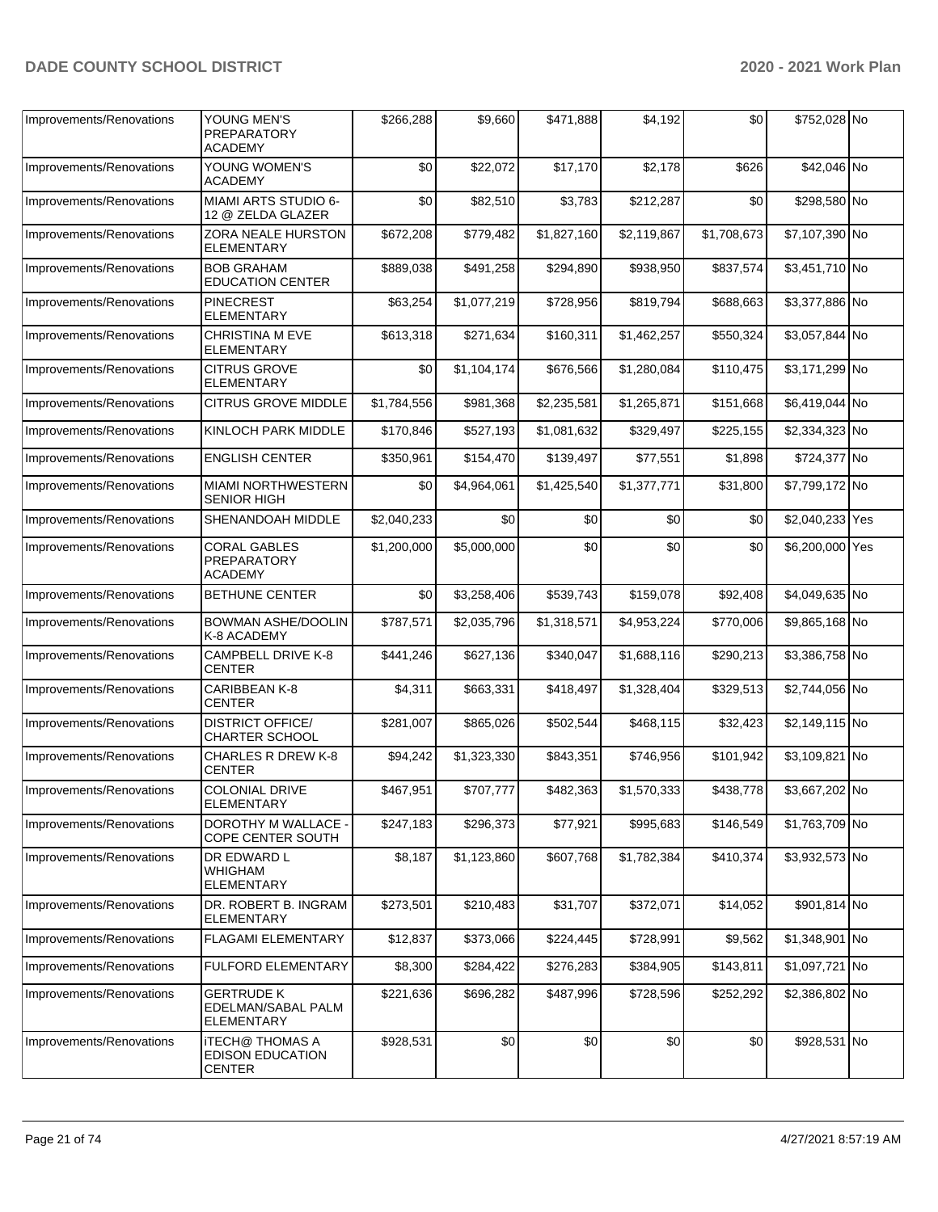| Improvements/Renovations | YOUNG MEN'S PREPARATORY ACADEMY | $266,288 | $9,660 | $471,888 | $4,192 | $0 | $752,028 | No |
|---|---|---|---|---|---|---|---|---|
| Improvements/Renovations | YOUNG WOMEN'S ACADEMY | $0 | $22,072 | $17,170 | $2,178 | $626 | $42,046 | No |
| Improvements/Renovations | MIAMI ARTS STUDIO 6-12 @ ZELDA GLAZER | $0 | $82,510 | $3,783 | $212,287 | $0 | $298,580 | No |
| Improvements/Renovations | ZORA NEALE HURSTON ELEMENTARY | $672,208 | $779,482 | $1,827,160 | $2,119,867 | $1,708,673 | $7,107,390 | No |
| Improvements/Renovations | BOB GRAHAM EDUCATION CENTER | $889,038 | $491,258 | $294,890 | $938,950 | $837,574 | $3,451,710 | No |
| Improvements/Renovations | PINECREST ELEMENTARY | $63,254 | $1,077,219 | $728,956 | $819,794 | $688,663 | $3,377,886 | No |
| Improvements/Renovations | CHRISTINA M EVE ELEMENTARY | $613,318 | $271,634 | $160,311 | $1,462,257 | $550,324 | $3,057,844 | No |
| Improvements/Renovations | CITRUS GROVE ELEMENTARY | $0 | $1,104,174 | $676,566 | $1,280,084 | $110,475 | $3,171,299 | No |
| Improvements/Renovations | CITRUS GROVE MIDDLE | $1,784,556 | $981,368 | $2,235,581 | $1,265,871 | $151,668 | $6,419,044 | No |
| Improvements/Renovations | KINLOCH PARK MIDDLE | $170,846 | $527,193 | $1,081,632 | $329,497 | $225,155 | $2,334,323 | No |
| Improvements/Renovations | ENGLISH CENTER | $350,961 | $154,470 | $139,497 | $77,551 | $1,898 | $724,377 | No |
| Improvements/Renovations | MIAMI NORTHWESTERN SENIOR HIGH | $0 | $4,964,061 | $1,425,540 | $1,377,771 | $31,800 | $7,799,172 | No |
| Improvements/Renovations | SHENANDOAH MIDDLE | $2,040,233 | $0 | $0 | $0 | $0 | $2,040,233 | Yes |
| Improvements/Renovations | CORAL GABLES PREPARATORY ACADEMY | $1,200,000 | $5,000,000 | $0 | $0 | $0 | $6,200,000 | Yes |
| Improvements/Renovations | BETHUNE CENTER | $0 | $3,258,406 | $539,743 | $159,078 | $92,408 | $4,049,635 | No |
| Improvements/Renovations | BOWMAN ASHE/DOOLIN K-8 ACADEMY | $787,571 | $2,035,796 | $1,318,571 | $4,953,224 | $770,006 | $9,865,168 | No |
| Improvements/Renovations | CAMPBELL DRIVE K-8 CENTER | $441,246 | $627,136 | $340,047 | $1,688,116 | $290,213 | $3,386,758 | No |
| Improvements/Renovations | CARIBBEAN K-8 CENTER | $4,311 | $663,331 | $418,497 | $1,328,404 | $329,513 | $2,744,056 | No |
| Improvements/Renovations | DISTRICT OFFICE/ CHARTER SCHOOL | $281,007 | $865,026 | $502,544 | $468,115 | $32,423 | $2,149,115 | No |
| Improvements/Renovations | CHARLES R DREW K-8 CENTER | $94,242 | $1,323,330 | $843,351 | $746,956 | $101,942 | $3,109,821 | No |
| Improvements/Renovations | COLONIAL DRIVE ELEMENTARY | $467,951 | $707,777 | $482,363 | $1,570,333 | $438,778 | $3,667,202 | No |
| Improvements/Renovations | DOROTHY M WALLACE - COPE CENTER SOUTH | $247,183 | $296,373 | $77,921 | $995,683 | $146,549 | $1,763,709 | No |
| Improvements/Renovations | DR EDWARD L WHIGHAM ELEMENTARY | $8,187 | $1,123,860 | $607,768 | $1,782,384 | $410,374 | $3,932,573 | No |
| Improvements/Renovations | DR. ROBERT B. INGRAM ELEMENTARY | $273,501 | $210,483 | $31,707 | $372,071 | $14,052 | $901,814 | No |
| Improvements/Renovations | FLAGAMI ELEMENTARY | $12,837 | $373,066 | $224,445 | $728,991 | $9,562 | $1,348,901 | No |
| Improvements/Renovations | FULFORD ELEMENTARY | $8,300 | $284,422 | $276,283 | $384,905 | $143,811 | $1,097,721 | No |
| Improvements/Renovations | GERTRUDE K EDELMAN/SABAL PALM ELEMENTARY | $221,636 | $696,282 | $487,996 | $728,596 | $252,292 | $2,386,802 | No |
| Improvements/Renovations | iTECH@ THOMAS A EDISON EDUCATION CENTER | $928,531 | $0 | $0 | $0 | $0 | $928,531 | No |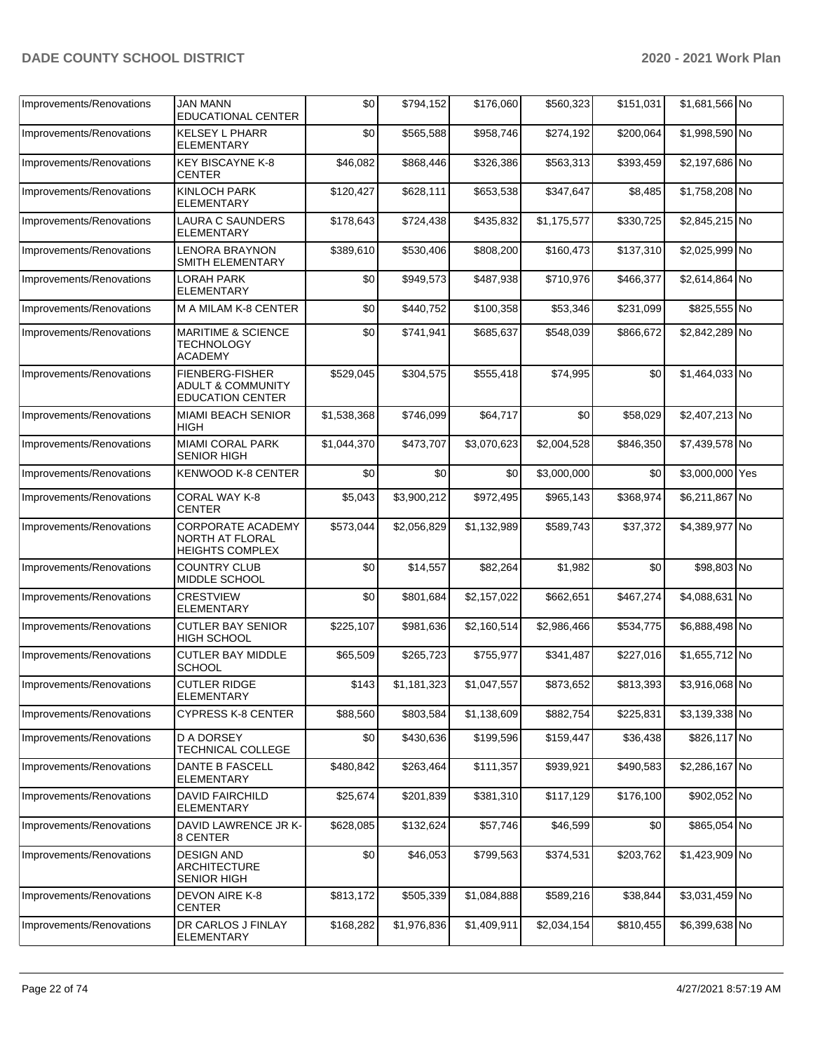| | | | | | | | | |
|---|---|---|---|---|---|---|---|---|
| Improvements/Renovations | JAN MANN EDUCATIONAL CENTER | $0 | $794,152 | $176,060 | $560,323 | $151,031 | $1,681,566 | No |
| Improvements/Renovations | KELSEY L PHARR ELEMENTARY | $0 | $565,588 | $958,746 | $274,192 | $200,064 | $1,998,590 | No |
| Improvements/Renovations | KEY BISCAYNE K-8 CENTER | $46,082 | $868,446 | $326,386 | $563,313 | $393,459 | $2,197,686 | No |
| Improvements/Renovations | KINLOCH PARK ELEMENTARY | $120,427 | $628,111 | $653,538 | $347,647 | $8,485 | $1,758,208 | No |
| Improvements/Renovations | LAURA C SAUNDERS ELEMENTARY | $178,643 | $724,438 | $435,832 | $1,175,577 | $330,725 | $2,845,215 | No |
| Improvements/Renovations | LENORA BRAYNON SMITH ELEMENTARY | $389,610 | $530,406 | $808,200 | $160,473 | $137,310 | $2,025,999 | No |
| Improvements/Renovations | LORAH PARK ELEMENTARY | $0 | $949,573 | $487,938 | $710,976 | $466,377 | $2,614,864 | No |
| Improvements/Renovations | M A MILAM K-8 CENTER | $0 | $440,752 | $100,358 | $53,346 | $231,099 | $825,555 | No |
| Improvements/Renovations | MARITIME & SCIENCE TECHNOLOGY ACADEMY | $0 | $741,941 | $685,637 | $548,039 | $866,672 | $2,842,289 | No |
| Improvements/Renovations | FIENBERG-FISHER ADULT & COMMUNITY EDUCATION CENTER | $529,045 | $304,575 | $555,418 | $74,995 | $0 | $1,464,033 | No |
| Improvements/Renovations | MIAMI BEACH SENIOR HIGH | $1,538,368 | $746,099 | $64,717 | $0 | $58,029 | $2,407,213 | No |
| Improvements/Renovations | MIAMI CORAL PARK SENIOR HIGH | $1,044,370 | $473,707 | $3,070,623 | $2,004,528 | $846,350 | $7,439,578 | No |
| Improvements/Renovations | KENWOOD K-8 CENTER | $0 | $0 | $0 | $3,000,000 | $0 | $3,000,000 | Yes |
| Improvements/Renovations | CORAL WAY K-8 CENTER | $5,043 | $3,900,212 | $972,495 | $965,143 | $368,974 | $6,211,867 | No |
| Improvements/Renovations | CORPORATE ACADEMY NORTH AT FLORAL HEIGHTS COMPLEX | $573,044 | $2,056,829 | $1,132,989 | $589,743 | $37,372 | $4,389,977 | No |
| Improvements/Renovations | COUNTRY CLUB MIDDLE SCHOOL | $0 | $14,557 | $82,264 | $1,982 | $0 | $98,803 | No |
| Improvements/Renovations | CRESTVIEW ELEMENTARY | $0 | $801,684 | $2,157,022 | $662,651 | $467,274 | $4,088,631 | No |
| Improvements/Renovations | CUTLER BAY SENIOR HIGH SCHOOL | $225,107 | $981,636 | $2,160,514 | $2,986,466 | $534,775 | $6,888,498 | No |
| Improvements/Renovations | CUTLER BAY MIDDLE SCHOOL | $65,509 | $265,723 | $755,977 | $341,487 | $227,016 | $1,655,712 | No |
| Improvements/Renovations | CUTLER RIDGE ELEMENTARY | $143 | $1,181,323 | $1,047,557 | $873,652 | $813,393 | $3,916,068 | No |
| Improvements/Renovations | CYPRESS K-8 CENTER | $88,560 | $803,584 | $1,138,609 | $882,754 | $225,831 | $3,139,338 | No |
| Improvements/Renovations | D A DORSEY TECHNICAL COLLEGE | $0 | $430,636 | $199,596 | $159,447 | $36,438 | $826,117 | No |
| Improvements/Renovations | DANTE B FASCELL ELEMENTARY | $480,842 | $263,464 | $111,357 | $939,921 | $490,583 | $2,286,167 | No |
| Improvements/Renovations | DAVID FAIRCHILD ELEMENTARY | $25,674 | $201,839 | $381,310 | $117,129 | $176,100 | $902,052 | No |
| Improvements/Renovations | DAVID LAWRENCE JR K-8 CENTER | $628,085 | $132,624 | $57,746 | $46,599 | $0 | $865,054 | No |
| Improvements/Renovations | DESIGN AND ARCHITECTURE SENIOR HIGH | $0 | $46,053 | $799,563 | $374,531 | $203,762 | $1,423,909 | No |
| Improvements/Renovations | DEVON AIRE K-8 CENTER | $813,172 | $505,339 | $1,084,888 | $589,216 | $38,844 | $3,031,459 | No |
| Improvements/Renovations | DR CARLOS J FINLAY ELEMENTARY | $168,282 | $1,976,836 | $1,409,911 | $2,034,154 | $810,455 | $6,399,638 | No |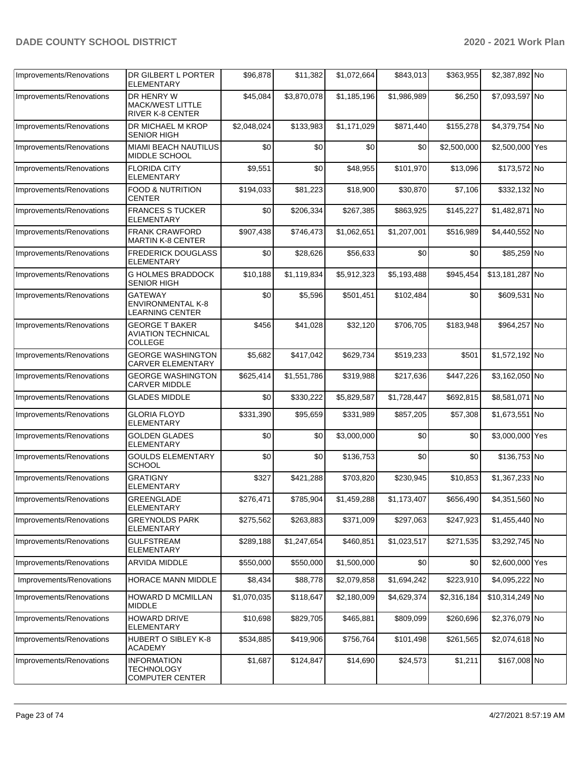| Improvements/Renovations | DR GILBERT L PORTER ELEMENTARY | $96,878 | $11,382 | $1,072,664 | $843,013 | $363,955 | $2,387,892 | No |
|---|---|---|---|---|---|---|---|---|
| Improvements/Renovations | DR HENRY W MACK/WEST LITTLE RIVER K-8 CENTER | $45,084 | $3,870,078 | $1,185,196 | $1,986,989 | $6,250 | $7,093,597 | No |
| Improvements/Renovations | DR MICHAEL M KROP SENIOR HIGH | $2,048,024 | $133,983 | $1,171,029 | $871,440 | $155,278 | $4,379,754 | No |
| Improvements/Renovations | MIAMI BEACH NAUTILUS MIDDLE SCHOOL | $0 | $0 | $0 | $0 | $2,500,000 | $2,500,000 | Yes |
| Improvements/Renovations | FLORIDA CITY ELEMENTARY | $9,551 | $0 | $48,955 | $101,970 | $13,096 | $173,572 | No |
| Improvements/Renovations | FOOD & NUTRITION CENTER | $194,033 | $81,223 | $18,900 | $30,870 | $7,106 | $332,132 | No |
| Improvements/Renovations | FRANCES S TUCKER ELEMENTARY | $0 | $206,334 | $267,385 | $863,925 | $145,227 | $1,482,871 | No |
| Improvements/Renovations | FRANK CRAWFORD MARTIN K-8 CENTER | $907,438 | $746,473 | $1,062,651 | $1,207,001 | $516,989 | $4,440,552 | No |
| Improvements/Renovations | FREDERICK DOUGLASS ELEMENTARY | $0 | $28,626 | $56,633 | $0 | $0 | $85,259 | No |
| Improvements/Renovations | G HOLMES BRADDOCK SENIOR HIGH | $10,188 | $1,119,834 | $5,912,323 | $5,193,488 | $945,454 | $13,181,287 | No |
| Improvements/Renovations | GATEWAY ENVIRONMENTAL K-8 LEARNING CENTER | $0 | $5,596 | $501,451 | $102,484 | $0 | $609,531 | No |
| Improvements/Renovations | GEORGE T BAKER AVIATION TECHNICAL COLLEGE | $456 | $41,028 | $32,120 | $706,705 | $183,948 | $964,257 | No |
| Improvements/Renovations | GEORGE WASHINGTON CARVER ELEMENTARY | $5,682 | $417,042 | $629,734 | $519,233 | $501 | $1,572,192 | No |
| Improvements/Renovations | GEORGE WASHINGTON CARVER MIDDLE | $625,414 | $1,551,786 | $319,988 | $217,636 | $447,226 | $3,162,050 | No |
| Improvements/Renovations | GLADES MIDDLE | $0 | $330,222 | $5,829,587 | $1,728,447 | $692,815 | $8,581,071 | No |
| Improvements/Renovations | GLORIA FLOYD ELEMENTARY | $331,390 | $95,659 | $331,989 | $857,205 | $57,308 | $1,673,551 | No |
| Improvements/Renovations | GOLDEN GLADES ELEMENTARY | $0 | $0 | $3,000,000 | $0 | $0 | $3,000,000 | Yes |
| Improvements/Renovations | GOULDS ELEMENTARY SCHOOL | $0 | $0 | $136,753 | $0 | $0 | $136,753 | No |
| Improvements/Renovations | GRATIGNY ELEMENTARY | $327 | $421,288 | $703,820 | $230,945 | $10,853 | $1,367,233 | No |
| Improvements/Renovations | GREENGLADE ELEMENTARY | $276,471 | $785,904 | $1,459,288 | $1,173,407 | $656,490 | $4,351,560 | No |
| Improvements/Renovations | GREYNOLDS PARK ELEMENTARY | $275,562 | $263,883 | $371,009 | $297,063 | $247,923 | $1,455,440 | No |
| Improvements/Renovations | GULFSTREAM ELEMENTARY | $289,188 | $1,247,654 | $460,851 | $1,023,517 | $271,535 | $3,292,745 | No |
| Improvements/Renovations | ARVIDA MIDDLE | $550,000 | $550,000 | $1,500,000 | $0 | $0 | $2,600,000 | Yes |
| Improvements/Renovations | HORACE MANN MIDDLE | $8,434 | $88,778 | $2,079,858 | $1,694,242 | $223,910 | $4,095,222 | No |
| Improvements/Renovations | HOWARD D MCMILLAN MIDDLE | $1,070,035 | $118,647 | $2,180,009 | $4,629,374 | $2,316,184 | $10,314,249 | No |
| Improvements/Renovations | HOWARD DRIVE ELEMENTARY | $10,698 | $829,705 | $465,881 | $809,099 | $260,696 | $2,376,079 | No |
| Improvements/Renovations | HUBERT O SIBLEY K-8 ACADEMY | $534,885 | $419,906 | $756,764 | $101,498 | $261,565 | $2,074,618 | No |
| Improvements/Renovations | INFORMATION TECHNOLOGY COMPUTER CENTER | $1,687 | $124,847 | $14,690 | $24,573 | $1,211 | $167,008 | No |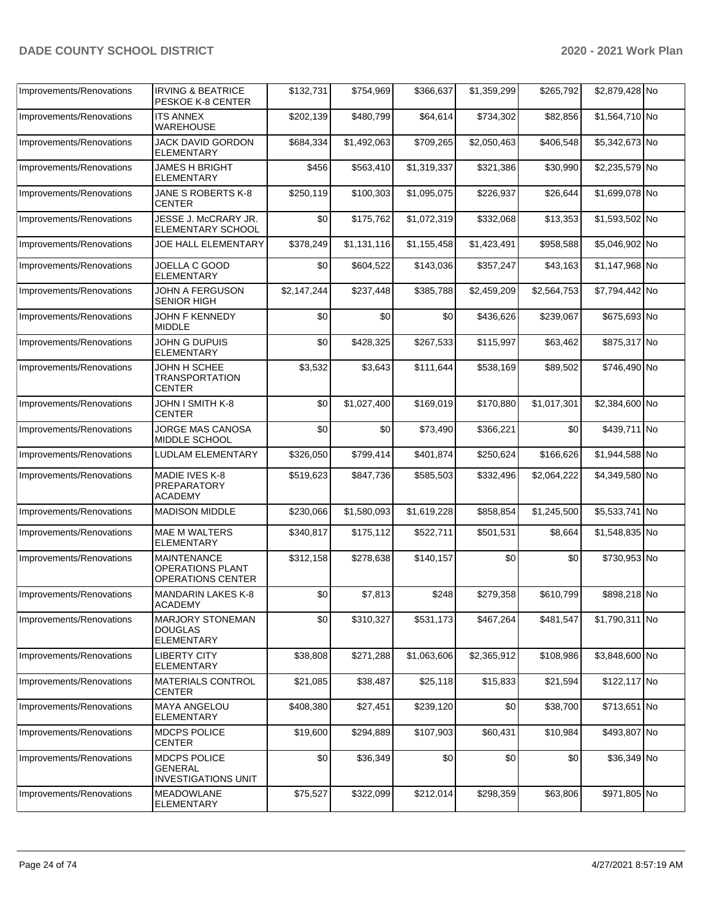| Improvements/Renovations | IRVING & BEATRICE PESKOE K-8 CENTER | $132,731 | $754,969 | $366,637 | $1,359,299 | $265,792 | $2,879,428 | No |
|---|---|---|---|---|---|---|---|---|
| Improvements/Renovations | ITS ANNEX WAREHOUSE | $202,139 | $480,799 | $64,614 | $734,302 | $82,856 | $1,564,710 | No |
| Improvements/Renovations | JACK DAVID GORDON ELEMENTARY | $684,334 | $1,492,063 | $709,265 | $2,050,463 | $406,548 | $5,342,673 | No |
| Improvements/Renovations | JAMES H BRIGHT ELEMENTARY | $456 | $563,410 | $1,319,337 | $321,386 | $30,990 | $2,235,579 | No |
| Improvements/Renovations | JANE S ROBERTS K-8 CENTER | $250,119 | $100,303 | $1,095,075 | $226,937 | $26,644 | $1,699,078 | No |
| Improvements/Renovations | JESSE J. McCRARY JR. ELEMENTARY SCHOOL | $0 | $175,762 | $1,072,319 | $332,068 | $13,353 | $1,593,502 | No |
| Improvements/Renovations | JOE HALL ELEMENTARY | $378,249 | $1,131,116 | $1,155,458 | $1,423,491 | $958,588 | $5,046,902 | No |
| Improvements/Renovations | JOELLA C GOOD ELEMENTARY | $0 | $604,522 | $143,036 | $357,247 | $43,163 | $1,147,968 | No |
| Improvements/Renovations | JOHN A FERGUSON SENIOR HIGH | $2,147,244 | $237,448 | $385,788 | $2,459,209 | $2,564,753 | $7,794,442 | No |
| Improvements/Renovations | JOHN F KENNEDY MIDDLE | $0 | $0 | $0 | $436,626 | $239,067 | $675,693 | No |
| Improvements/Renovations | JOHN G DUPUIS ELEMENTARY | $0 | $428,325 | $267,533 | $115,997 | $63,462 | $875,317 | No |
| Improvements/Renovations | JOHN H SCHEE TRANSPORTATION CENTER | $3,532 | $3,643 | $111,644 | $538,169 | $89,502 | $746,490 | No |
| Improvements/Renovations | JOHN I SMITH K-8 CENTER | $0 | $1,027,400 | $169,019 | $170,880 | $1,017,301 | $2,384,600 | No |
| Improvements/Renovations | JORGE MAS CANOSA MIDDLE SCHOOL | $0 | $0 | $73,490 | $366,221 | $0 | $439,711 | No |
| Improvements/Renovations | LUDLAM ELEMENTARY | $326,050 | $799,414 | $401,874 | $250,624 | $166,626 | $1,944,588 | No |
| Improvements/Renovations | MADIE IVES K-8 PREPARATORY ACADEMY | $519,623 | $847,736 | $585,503 | $332,496 | $2,064,222 | $4,349,580 | No |
| Improvements/Renovations | MADISON MIDDLE | $230,066 | $1,580,093 | $1,619,228 | $858,854 | $1,245,500 | $5,533,741 | No |
| Improvements/Renovations | MAE M WALTERS ELEMENTARY | $340,817 | $175,112 | $522,711 | $501,531 | $8,664 | $1,548,835 | No |
| Improvements/Renovations | MAINTENANCE OPERATIONS PLANT OPERATIONS CENTER | $312,158 | $278,638 | $140,157 | $0 | $0 | $730,953 | No |
| Improvements/Renovations | MANDARIN LAKES K-8 ACADEMY | $0 | $7,813 | $248 | $279,358 | $610,799 | $898,218 | No |
| Improvements/Renovations | MARJORY STONEMAN DOUGLAS ELEMENTARY | $0 | $310,327 | $531,173 | $467,264 | $481,547 | $1,790,311 | No |
| Improvements/Renovations | LIBERTY CITY ELEMENTARY | $38,808 | $271,288 | $1,063,606 | $2,365,912 | $108,986 | $3,848,600 | No |
| Improvements/Renovations | MATERIALS CONTROL CENTER | $21,085 | $38,487 | $25,118 | $15,833 | $21,594 | $122,117 | No |
| Improvements/Renovations | MAYA ANGELOU ELEMENTARY | $408,380 | $27,451 | $239,120 | $0 | $38,700 | $713,651 | No |
| Improvements/Renovations | MDCPS POLICE CENTER | $19,600 | $294,889 | $107,903 | $60,431 | $10,984 | $493,807 | No |
| Improvements/Renovations | MDCPS POLICE GENERAL INVESTIGATIONS UNIT | $0 | $36,349 | $0 | $0 | $0 | $36,349 | No |
| Improvements/Renovations | MEADOWLANE ELEMENTARY | $75,527 | $322,099 | $212,014 | $298,359 | $63,806 | $971,805 | No |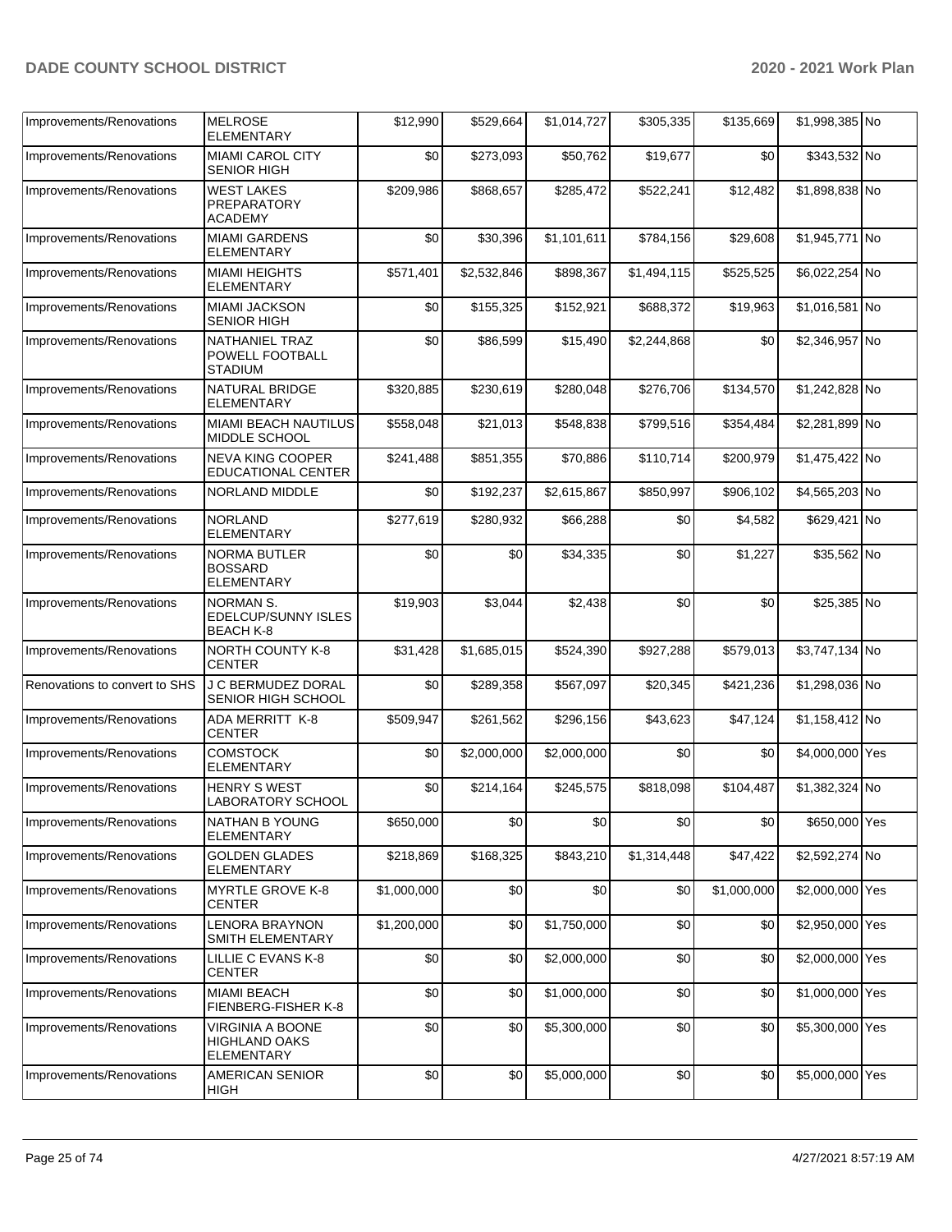| Improvements/Renovations | MELROSE ELEMENTARY | $12,990 | $529,664 | $1,014,727 | $305,335 | $135,669 | $1,998,385 | No |
|---|---|---|---|---|---|---|---|---|
| Improvements/Renovations | MIAMI CAROL CITY SENIOR HIGH | $0 | $273,093 | $50,762 | $19,677 | $0 | $343,532 | No |
| Improvements/Renovations | WEST LAKES PREPARATORY ACADEMY | $209,986 | $868,657 | $285,472 | $522,241 | $12,482 | $1,898,838 | No |
| Improvements/Renovations | MIAMI GARDENS ELEMENTARY | $0 | $30,396 | $1,101,611 | $784,156 | $29,608 | $1,945,771 | No |
| Improvements/Renovations | MIAMI HEIGHTS ELEMENTARY | $571,401 | $2,532,846 | $898,367 | $1,494,115 | $525,525 | $6,022,254 | No |
| Improvements/Renovations | MIAMI JACKSON SENIOR HIGH | $0 | $155,325 | $152,921 | $688,372 | $19,963 | $1,016,581 | No |
| Improvements/Renovations | NATHANIEL TRAZ POWELL FOOTBALL STADIUM | $0 | $86,599 | $15,490 | $2,244,868 | $0 | $2,346,957 | No |
| Improvements/Renovations | NATURAL BRIDGE ELEMENTARY | $320,885 | $230,619 | $280,048 | $276,706 | $134,570 | $1,242,828 | No |
| Improvements/Renovations | MIAMI BEACH NAUTILUS MIDDLE SCHOOL | $558,048 | $21,013 | $548,838 | $799,516 | $354,484 | $2,281,899 | No |
| Improvements/Renovations | NEVA KING COOPER EDUCATIONAL CENTER | $241,488 | $851,355 | $70,886 | $110,714 | $200,979 | $1,475,422 | No |
| Improvements/Renovations | NORLAND MIDDLE | $0 | $192,237 | $2,615,867 | $850,997 | $906,102 | $4,565,203 | No |
| Improvements/Renovations | NORLAND ELEMENTARY | $277,619 | $280,932 | $66,288 | $0 | $4,582 | $629,421 | No |
| Improvements/Renovations | NORMA BUTLER BOSSARD ELEMENTARY | $0 | $0 | $34,335 | $0 | $1,227 | $35,562 | No |
| Improvements/Renovations | NORMAN S. EDELCUP/SUNNY ISLES BEACH K-8 | $19,903 | $3,044 | $2,438 | $0 | $0 | $25,385 | No |
| Improvements/Renovations | NORTH COUNTY K-8 CENTER | $31,428 | $1,685,015 | $524,390 | $927,288 | $579,013 | $3,747,134 | No |
| Renovations to convert to SHS | J C BERMUDEZ DORAL SENIOR HIGH SCHOOL | $0 | $289,358 | $567,097 | $20,345 | $421,236 | $1,298,036 | No |
| Improvements/Renovations | ADA MERRITT K-8 CENTER | $509,947 | $261,562 | $296,156 | $43,623 | $47,124 | $1,158,412 | No |
| Improvements/Renovations | COMSTOCK ELEMENTARY | $0 | $2,000,000 | $2,000,000 | $0 | $0 | $4,000,000 | Yes |
| Improvements/Renovations | HENRY S WEST LABORATORY SCHOOL | $0 | $214,164 | $245,575 | $818,098 | $104,487 | $1,382,324 | No |
| Improvements/Renovations | NATHAN B YOUNG ELEMENTARY | $650,000 | $0 | $0 | $0 | $0 | $650,000 | Yes |
| Improvements/Renovations | GOLDEN GLADES ELEMENTARY | $218,869 | $168,325 | $843,210 | $1,314,448 | $47,422 | $2,592,274 | No |
| Improvements/Renovations | MYRTLE GROVE K-8 CENTER | $1,000,000 | $0 | $0 | $0 | $1,000,000 | $2,000,000 | Yes |
| Improvements/Renovations | LENORA BRAYNON SMITH ELEMENTARY | $1,200,000 | $0 | $1,750,000 | $0 | $0 | $2,950,000 | Yes |
| Improvements/Renovations | LILLIE C EVANS K-8 CENTER | $0 | $0 | $2,000,000 | $0 | $0 | $2,000,000 | Yes |
| Improvements/Renovations | MIAMI BEACH FIENBERG-FISHER K-8 | $0 | $0 | $1,000,000 | $0 | $0 | $1,000,000 | Yes |
| Improvements/Renovations | VIRGINIA A BOONE HIGHLAND OAKS ELEMENTARY | $0 | $0 | $5,300,000 | $0 | $0 | $5,300,000 | Yes |
| Improvements/Renovations | AMERICAN SENIOR HIGH | $0 | $0 | $5,000,000 | $0 | $0 | $5,000,000 | Yes |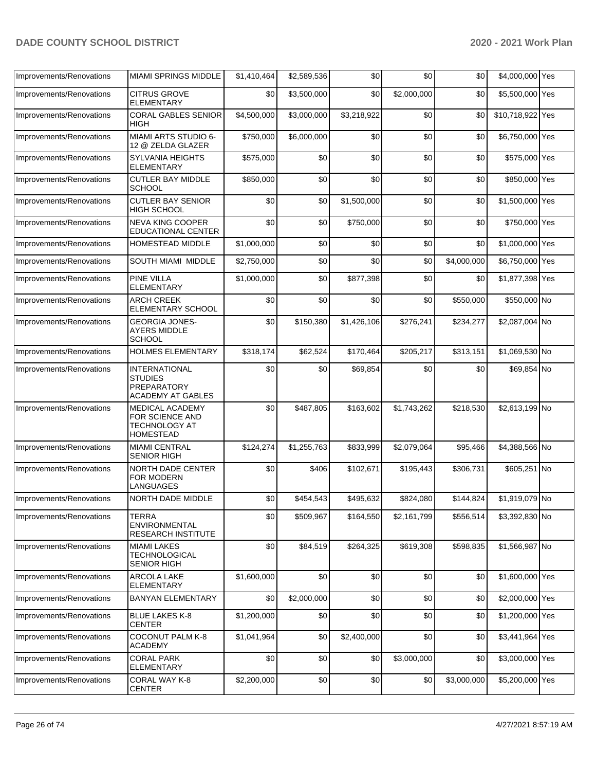| | | | | | | | | |
|---|---|---|---|---|---|---|---|---|
| Improvements/Renovations | MIAMI SPRINGS MIDDLE | $1,410,464 | $2,589,536 | $0 | $0 | $0 | $4,000,000 | Yes |
| Improvements/Renovations | CITRUS GROVE ELEMENTARY | $0 | $3,500,000 | $0 | $2,000,000 | $0 | $5,500,000 | Yes |
| Improvements/Renovations | CORAL GABLES SENIOR HIGH | $4,500,000 | $3,000,000 | $3,218,922 | $0 | $0 | $10,718,922 | Yes |
| Improvements/Renovations | MIAMI ARTS STUDIO 6-12 @ ZELDA GLAZER | $750,000 | $6,000,000 | $0 | $0 | $0 | $6,750,000 | Yes |
| Improvements/Renovations | SYLVANIA HEIGHTS ELEMENTARY | $575,000 | $0 | $0 | $0 | $0 | $575,000 | Yes |
| Improvements/Renovations | CUTLER BAY MIDDLE SCHOOL | $850,000 | $0 | $0 | $0 | $0 | $850,000 | Yes |
| Improvements/Renovations | CUTLER BAY SENIOR HIGH SCHOOL | $0 | $0 | $1,500,000 | $0 | $0 | $1,500,000 | Yes |
| Improvements/Renovations | NEVA KING COOPER EDUCATIONAL CENTER | $0 | $0 | $750,000 | $0 | $0 | $750,000 | Yes |
| Improvements/Renovations | HOMESTEAD MIDDLE | $1,000,000 | $0 | $0 | $0 | $0 | $1,000,000 | Yes |
| Improvements/Renovations | SOUTH MIAMI MIDDLE | $2,750,000 | $0 | $0 | $0 | $4,000,000 | $6,750,000 | Yes |
| Improvements/Renovations | PINE VILLA ELEMENTARY | $1,000,000 | $0 | $877,398 | $0 | $0 | $1,877,398 | Yes |
| Improvements/Renovations | ARCH CREEK ELEMENTARY SCHOOL | $0 | $0 | $0 | $0 | $550,000 | $550,000 | No |
| Improvements/Renovations | GEORGIA JONES-AYERS MIDDLE SCHOOL | $0 | $150,380 | $1,426,106 | $276,241 | $234,277 | $2,087,004 | No |
| Improvements/Renovations | HOLMES ELEMENTARY | $318,174 | $62,524 | $170,464 | $205,217 | $313,151 | $1,069,530 | No |
| Improvements/Renovations | INTERNATIONAL STUDIES PREPARATORY ACADEMY AT GABLES | $0 | $0 | $69,854 | $0 | $0 | $69,854 | No |
| Improvements/Renovations | MEDICAL ACADEMY FOR SCIENCE AND TECHNOLOGY AT HOMESTEAD | $0 | $487,805 | $163,602 | $1,743,262 | $218,530 | $2,613,199 | No |
| Improvements/Renovations | MIAMI CENTRAL SENIOR HIGH | $124,274 | $1,255,763 | $833,999 | $2,079,064 | $95,466 | $4,388,566 | No |
| Improvements/Renovations | NORTH DADE CENTER FOR MODERN LANGUAGES | $0 | $406 | $102,671 | $195,443 | $306,731 | $605,251 | No |
| Improvements/Renovations | NORTH DADE MIDDLE | $0 | $454,543 | $495,632 | $824,080 | $144,824 | $1,919,079 | No |
| Improvements/Renovations | TERRA ENVIRONMENTAL RESEARCH INSTITUTE | $0 | $509,967 | $164,550 | $2,161,799 | $556,514 | $3,392,830 | No |
| Improvements/Renovations | MIAMI LAKES TECHNOLOGICAL SENIOR HIGH | $0 | $84,519 | $264,325 | $619,308 | $598,835 | $1,566,987 | No |
| Improvements/Renovations | ARCOLA LAKE ELEMENTARY | $1,600,000 | $0 | $0 | $0 | $0 | $1,600,000 | Yes |
| Improvements/Renovations | BANYAN ELEMENTARY | $0 | $2,000,000 | $0 | $0 | $0 | $2,000,000 | Yes |
| Improvements/Renovations | BLUE LAKES K-8 CENTER | $1,200,000 | $0 | $0 | $0 | $0 | $1,200,000 | Yes |
| Improvements/Renovations | COCONUT PALM K-8 ACADEMY | $1,041,964 | $0 | $2,400,000 | $0 | $0 | $3,441,964 | Yes |
| Improvements/Renovations | CORAL PARK ELEMENTARY | $0 | $0 | $0 | $3,000,000 | $0 | $3,000,000 | Yes |
| Improvements/Renovations | CORAL WAY K-8 CENTER | $2,200,000 | $0 | $0 | $0 | $3,000,000 | $5,200,000 | Yes |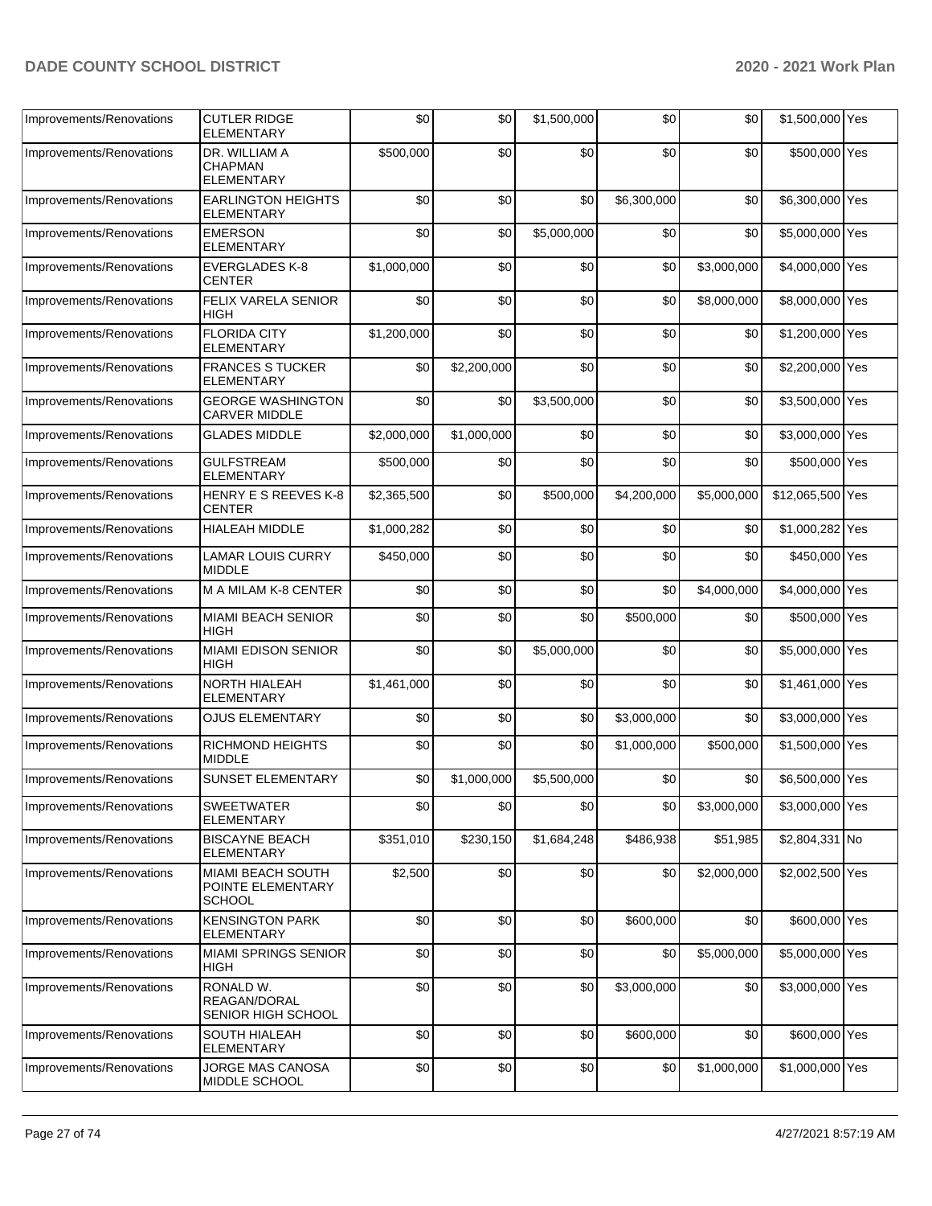| Improvements/Renovations | CUTLER RIDGE ELEMENTARY | $0 | $0 | $1,500,000 | $0 | $0 | $1,500,000 | Yes |
|---|---|---|---|---|---|---|---|---|
| Improvements/Renovations | DR. WILLIAM A CHAPMAN ELEMENTARY | $500,000 | $0 | $0 | $0 | $0 | $500,000 | Yes |
| Improvements/Renovations | EARLINGTON HEIGHTS ELEMENTARY | $0 | $0 | $0 | $6,300,000 | $0 | $6,300,000 | Yes |
| Improvements/Renovations | EMERSON ELEMENTARY | $0 | $0 | $5,000,000 | $0 | $0 | $5,000,000 | Yes |
| Improvements/Renovations | EVERGLADES K-8 CENTER | $1,000,000 | $0 | $0 | $0 | $3,000,000 | $4,000,000 | Yes |
| Improvements/Renovations | FELIX VARELA SENIOR HIGH | $0 | $0 | $0 | $0 | $8,000,000 | $8,000,000 | Yes |
| Improvements/Renovations | FLORIDA CITY ELEMENTARY | $1,200,000 | $0 | $0 | $0 | $0 | $1,200,000 | Yes |
| Improvements/Renovations | FRANCES S TUCKER ELEMENTARY | $0 | $2,200,000 | $0 | $0 | $0 | $2,200,000 | Yes |
| Improvements/Renovations | GEORGE WASHINGTON CARVER MIDDLE | $0 | $0 | $3,500,000 | $0 | $0 | $3,500,000 | Yes |
| Improvements/Renovations | GLADES MIDDLE | $2,000,000 | $1,000,000 | $0 | $0 | $0 | $3,000,000 | Yes |
| Improvements/Renovations | GULFSTREAM ELEMENTARY | $500,000 | $0 | $0 | $0 | $0 | $500,000 | Yes |
| Improvements/Renovations | HENRY E S REEVES K-8 CENTER | $2,365,500 | $0 | $500,000 | $4,200,000 | $5,000,000 | $12,065,500 | Yes |
| Improvements/Renovations | HIALEAH MIDDLE | $1,000,282 | $0 | $0 | $0 | $0 | $1,000,282 | Yes |
| Improvements/Renovations | LAMAR LOUIS CURRY MIDDLE | $450,000 | $0 | $0 | $0 | $0 | $450,000 | Yes |
| Improvements/Renovations | M A MILAM K-8 CENTER | $0 | $0 | $0 | $0 | $4,000,000 | $4,000,000 | Yes |
| Improvements/Renovations | MIAMI BEACH SENIOR HIGH | $0 | $0 | $0 | $500,000 | $0 | $500,000 | Yes |
| Improvements/Renovations | MIAMI EDISON SENIOR HIGH | $0 | $0 | $5,000,000 | $0 | $0 | $5,000,000 | Yes |
| Improvements/Renovations | NORTH HIALEAH ELEMENTARY | $1,461,000 | $0 | $0 | $0 | $0 | $1,461,000 | Yes |
| Improvements/Renovations | OJUS ELEMENTARY | $0 | $0 | $0 | $3,000,000 | $0 | $3,000,000 | Yes |
| Improvements/Renovations | RICHMOND HEIGHTS MIDDLE | $0 | $0 | $0 | $1,000,000 | $500,000 | $1,500,000 | Yes |
| Improvements/Renovations | SUNSET ELEMENTARY | $0 | $1,000,000 | $5,500,000 | $0 | $0 | $6,500,000 | Yes |
| Improvements/Renovations | SWEETWATER ELEMENTARY | $0 | $0 | $0 | $0 | $3,000,000 | $3,000,000 | Yes |
| Improvements/Renovations | BISCAYNE BEACH ELEMENTARY | $351,010 | $230,150 | $1,684,248 | $486,938 | $51,985 | $2,804,331 | No |
| Improvements/Renovations | MIAMI BEACH SOUTH POINTE ELEMENTARY SCHOOL | $2,500 | $0 | $0 | $0 | $2,000,000 | $2,002,500 | Yes |
| Improvements/Renovations | KENSINGTON PARK ELEMENTARY | $0 | $0 | $0 | $600,000 | $0 | $600,000 | Yes |
| Improvements/Renovations | MIAMI SPRINGS SENIOR HIGH | $0 | $0 | $0 | $0 | $5,000,000 | $5,000,000 | Yes |
| Improvements/Renovations | RONALD W. REAGAN/DORAL SENIOR HIGH SCHOOL | $0 | $0 | $0 | $3,000,000 | $0 | $3,000,000 | Yes |
| Improvements/Renovations | SOUTH HIALEAH ELEMENTARY | $0 | $0 | $0 | $600,000 | $0 | $600,000 | Yes |
| Improvements/Renovations | JORGE MAS CANOSA MIDDLE SCHOOL | $0 | $0 | $0 | $0 | $1,000,000 | $1,000,000 | Yes |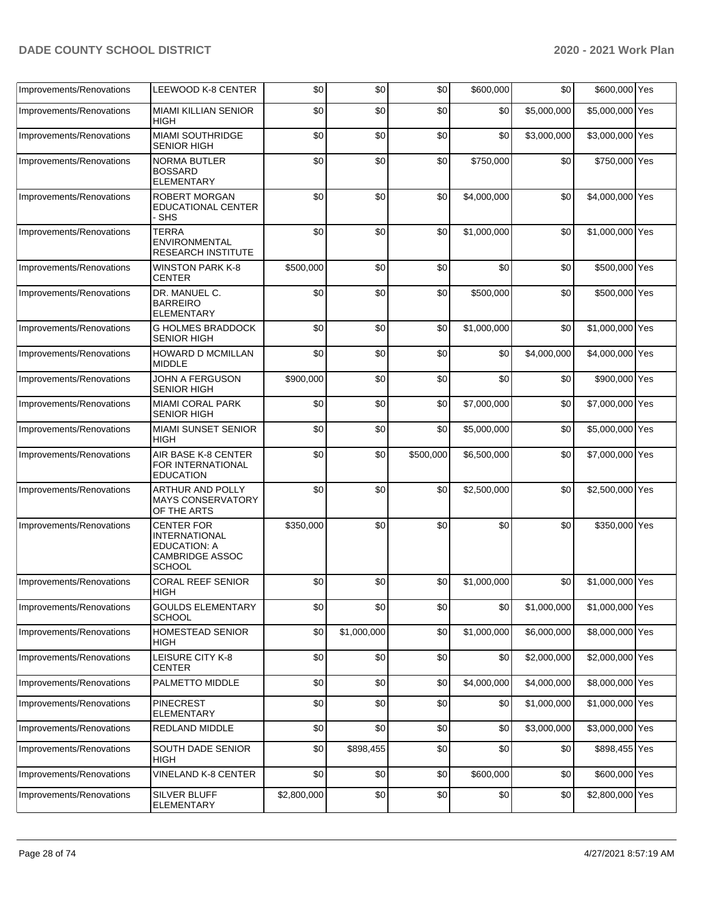| Improvements/Renovations | LEEWOOD K-8 CENTER | $0 | $0 | $0 | $600,000 | $0 | $600,000 | Yes |
|---|---|---|---|---|---|---|---|---|
| Improvements/Renovations | MIAMI KILLIAN SENIOR HIGH | $0 | $0 | $0 | $0 | $5,000,000 | $5,000,000 | Yes |
| Improvements/Renovations | MIAMI SOUTHRIDGE SENIOR HIGH | $0 | $0 | $0 | $0 | $3,000,000 | $3,000,000 | Yes |
| Improvements/Renovations | NORMA BUTLER BOSSARD ELEMENTARY | $0 | $0 | $0 | $750,000 | $0 | $750,000 | Yes |
| Improvements/Renovations | ROBERT MORGAN EDUCATIONAL CENTER - SHS | $0 | $0 | $0 | $4,000,000 | $0 | $4,000,000 | Yes |
| Improvements/Renovations | TERRA ENVIRONMENTAL RESEARCH INSTITUTE | $0 | $0 | $0 | $1,000,000 | $0 | $1,000,000 | Yes |
| Improvements/Renovations | WINSTON PARK K-8 CENTER | $500,000 | $0 | $0 | $0 | $0 | $500,000 | Yes |
| Improvements/Renovations | DR. MANUEL C. BARREIRO ELEMENTARY | $0 | $0 | $0 | $500,000 | $0 | $500,000 | Yes |
| Improvements/Renovations | G HOLMES BRADDOCK SENIOR HIGH | $0 | $0 | $0 | $1,000,000 | $0 | $1,000,000 | Yes |
| Improvements/Renovations | HOWARD D MCMILLAN MIDDLE | $0 | $0 | $0 | $0 | $4,000,000 | $4,000,000 | Yes |
| Improvements/Renovations | JOHN A FERGUSON SENIOR HIGH | $900,000 | $0 | $0 | $0 | $0 | $900,000 | Yes |
| Improvements/Renovations | MIAMI CORAL PARK SENIOR HIGH | $0 | $0 | $0 | $7,000,000 | $0 | $7,000,000 | Yes |
| Improvements/Renovations | MIAMI SUNSET SENIOR HIGH | $0 | $0 | $0 | $5,000,000 | $0 | $5,000,000 | Yes |
| Improvements/Renovations | AIR BASE K-8 CENTER FOR INTERNATIONAL EDUCATION | $0 | $0 | $500,000 | $6,500,000 | $0 | $7,000,000 | Yes |
| Improvements/Renovations | ARTHUR AND POLLY MAYS CONSERVATORY OF THE ARTS | $0 | $0 | $0 | $2,500,000 | $0 | $2,500,000 | Yes |
| Improvements/Renovations | CENTER FOR INTERNATIONAL EDUCATION: A CAMBRIDGE ASSOC SCHOOL | $350,000 | $0 | $0 | $0 | $0 | $350,000 | Yes |
| Improvements/Renovations | CORAL REEF SENIOR HIGH | $0 | $0 | $0 | $1,000,000 | $0 | $1,000,000 | Yes |
| Improvements/Renovations | GOULDS ELEMENTARY SCHOOL | $0 | $0 | $0 | $0 | $1,000,000 | $1,000,000 | Yes |
| Improvements/Renovations | HOMESTEAD SENIOR HIGH | $0 | $1,000,000 | $0 | $1,000,000 | $6,000,000 | $8,000,000 | Yes |
| Improvements/Renovations | LEISURE CITY K-8 CENTER | $0 | $0 | $0 | $0 | $2,000,000 | $2,000,000 | Yes |
| Improvements/Renovations | PALMETTO MIDDLE | $0 | $0 | $0 | $4,000,000 | $4,000,000 | $8,000,000 | Yes |
| Improvements/Renovations | PINECREST ELEMENTARY | $0 | $0 | $0 | $0 | $1,000,000 | $1,000,000 | Yes |
| Improvements/Renovations | REDLAND MIDDLE | $0 | $0 | $0 | $0 | $3,000,000 | $3,000,000 | Yes |
| Improvements/Renovations | SOUTH DADE SENIOR HIGH | $0 | $898,455 | $0 | $0 | $0 | $898,455 | Yes |
| Improvements/Renovations | VINELAND K-8 CENTER | $0 | $0 | $0 | $600,000 | $0 | $600,000 | Yes |
| Improvements/Renovations | SILVER BLUFF ELEMENTARY | $2,800,000 | $0 | $0 | $0 | $0 | $2,800,000 | Yes |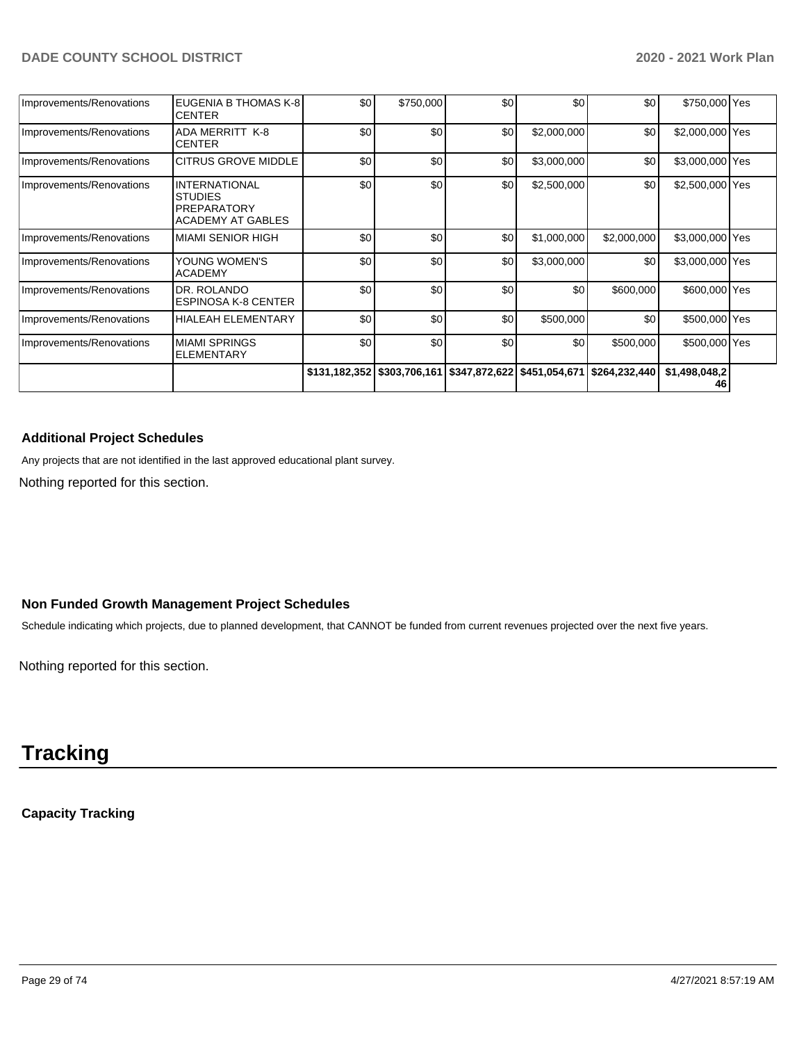| | | | | | | | | |
|---|---|---|---|---|---|---|---|---|
| Improvements/Renovations | EUGENIA B THOMAS K-8 CENTER | $0 | $750,000 | $0 | $0 | $0 | $750,000 | Yes |
| Improvements/Renovations | ADA MERRITT K-8 CENTER | $0 | $0 | $0 | $2,000,000 | $0 | $2,000,000 | Yes |
| Improvements/Renovations | CITRUS GROVE MIDDLE | $0 | $0 | $0 | $3,000,000 | $0 | $3,000,000 | Yes |
| Improvements/Renovations | INTERNATIONAL STUDIES PREPARATORY ACADEMY AT GABLES | $0 | $0 | $0 | $2,500,000 | $0 | $2,500,000 | Yes |
| Improvements/Renovations | MIAMI SENIOR HIGH | $0 | $0 | $0 | $1,000,000 | $2,000,000 | $3,000,000 | Yes |
| Improvements/Renovations | YOUNG WOMEN'S ACADEMY | $0 | $0 | $0 | $3,000,000 | $0 | $3,000,000 | Yes |
| Improvements/Renovations | DR. ROLANDO ESPINOSA K-8 CENTER | $0 | $0 | $0 | $0 | $600,000 | $600,000 | Yes |
| Improvements/Renovations | HIALEAH ELEMENTARY | $0 | $0 | $0 | $500,000 | $0 | $500,000 | Yes |
| Improvements/Renovations | MIAMI SPRINGS ELEMENTARY | $0 | $0 | $0 | $0 | $500,000 | $500,000 | Yes |
| | | **$131,182,352** | **$303,706,161** | **$347,872,622** | **$451,054,671** | **$264,232,440** | **$1,498,048,246** | |

### Additional Project Schedules

Any projects that are not identified in the last approved educational plant survey.

Nothing reported for this section.

### Non Funded Growth Management Project Schedules

Schedule indicating which projects, due to planned development, that CANNOT be funded from current revenues projected over the next five years.

Nothing reported for this section.

# Tracking

### Capacity Tracking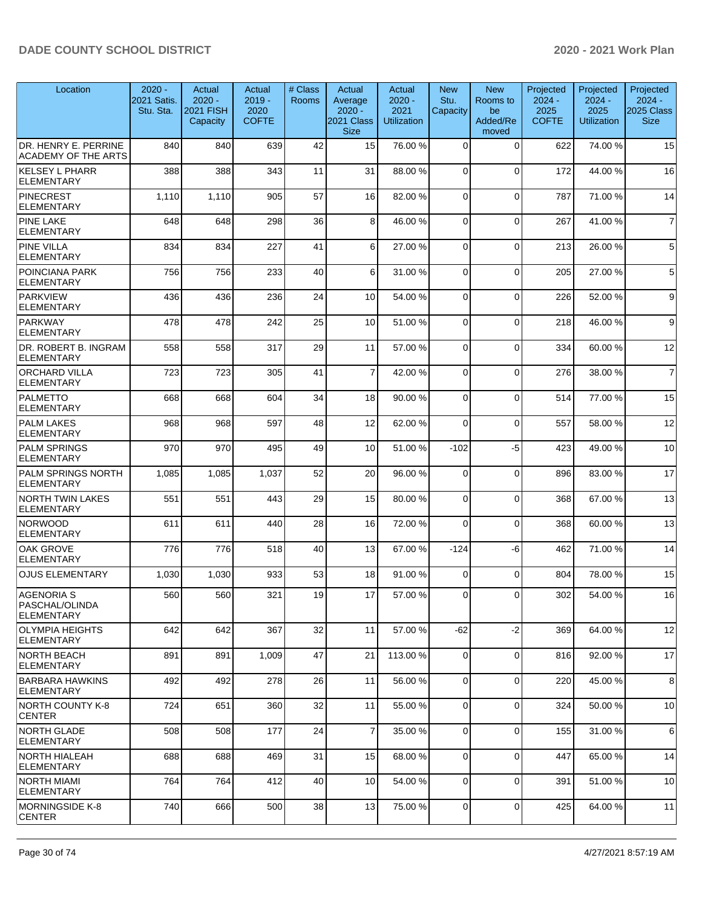| Location | 2020 - 2021 Satis. Stu. Sta. | Actual 2020 - 2021 FISH Capacity | Actual 2019 - 2020 COFTE | # Class Rooms | Actual Average 2020 - 2021 Class Size | Actual 2020 - 2021 Utilization | New Stu. Capacity | New Rooms to be Added/Re moved | Projected 2024 - 2025 COFTE | Projected 2024 - 2025 Utilization | Projected 2024 - 2025 Class Size |
|---|---|---|---|---|---|---|---|---|---|---|---|
| DR. HENRY E. PERRINE ACADEMY OF THE ARTS | 840 | 840 | 639 | 42 | 15 | 76.00 % | 0 | 0 | 622 | 74.00 % | 15 |
| KELSEY L PHARR ELEMENTARY | 388 | 388 | 343 | 11 | 31 | 88.00 % | 0 | 0 | 172 | 44.00 % | 16 |
| PINECREST ELEMENTARY | 1,110 | 1,110 | 905 | 57 | 16 | 82.00 % | 0 | 0 | 787 | 71.00 % | 14 |
| PINE LAKE ELEMENTARY | 648 | 648 | 298 | 36 | 8 | 46.00 % | 0 | 0 | 267 | 41.00 % | 7 |
| PINE VILLA ELEMENTARY | 834 | 834 | 227 | 41 | 6 | 27.00 % | 0 | 0 | 213 | 26.00 % | 5 |
| POINCIANA PARK ELEMENTARY | 756 | 756 | 233 | 40 | 6 | 31.00 % | 0 | 0 | 205 | 27.00 % | 5 |
| PARKVIEW ELEMENTARY | 436 | 436 | 236 | 24 | 10 | 54.00 % | 0 | 0 | 226 | 52.00 % | 9 |
| PARKWAY ELEMENTARY | 478 | 478 | 242 | 25 | 10 | 51.00 % | 0 | 0 | 218 | 46.00 % | 9 |
| DR. ROBERT B. INGRAM ELEMENTARY | 558 | 558 | 317 | 29 | 11 | 57.00 % | 0 | 0 | 334 | 60.00 % | 12 |
| ORCHARD VILLA ELEMENTARY | 723 | 723 | 305 | 41 | 7 | 42.00 % | 0 | 0 | 276 | 38.00 % | 7 |
| PALMETTO ELEMENTARY | 668 | 668 | 604 | 34 | 18 | 90.00 % | 0 | 0 | 514 | 77.00 % | 15 |
| PALM LAKES ELEMENTARY | 968 | 968 | 597 | 48 | 12 | 62.00 % | 0 | 0 | 557 | 58.00 % | 12 |
| PALM SPRINGS ELEMENTARY | 970 | 970 | 495 | 49 | 10 | 51.00 % | -102 | -5 | 423 | 49.00 % | 10 |
| PALM SPRINGS NORTH ELEMENTARY | 1,085 | 1,085 | 1,037 | 52 | 20 | 96.00 % | 0 | 0 | 896 | 83.00 % | 17 |
| NORTH TWIN LAKES ELEMENTARY | 551 | 551 | 443 | 29 | 15 | 80.00 % | 0 | 0 | 368 | 67.00 % | 13 |
| NORWOOD ELEMENTARY | 611 | 611 | 440 | 28 | 16 | 72.00 % | 0 | 0 | 368 | 60.00 % | 13 |
| OAK GROVE ELEMENTARY | 776 | 776 | 518 | 40 | 13 | 67.00 % | -124 | -6 | 462 | 71.00 % | 14 |
| OJUS ELEMENTARY | 1,030 | 1,030 | 933 | 53 | 18 | 91.00 % | 0 | 0 | 804 | 78.00 % | 15 |
| AGENORIA S PASCHAL/OLINDA ELEMENTARY | 560 | 560 | 321 | 19 | 17 | 57.00 % | 0 | 0 | 302 | 54.00 % | 16 |
| OLYMPIA HEIGHTS ELEMENTARY | 642 | 642 | 367 | 32 | 11 | 57.00 % | -62 | -2 | 369 | 64.00 % | 12 |
| NORTH BEACH ELEMENTARY | 891 | 891 | 1,009 | 47 | 21 | 113.00 % | 0 | 0 | 816 | 92.00 % | 17 |
| BARBARA HAWKINS ELEMENTARY | 492 | 492 | 278 | 26 | 11 | 56.00 % | 0 | 0 | 220 | 45.00 % | 8 |
| NORTH COUNTY K-8 CENTER | 724 | 651 | 360 | 32 | 11 | 55.00 % | 0 | 0 | 324 | 50.00 % | 10 |
| NORTH GLADE ELEMENTARY | 508 | 508 | 177 | 24 | 7 | 35.00 % | 0 | 0 | 155 | 31.00 % | 6 |
| NORTH HIALEAH ELEMENTARY | 688 | 688 | 469 | 31 | 15 | 68.00 % | 0 | 0 | 447 | 65.00 % | 14 |
| NORTH MIAMI ELEMENTARY | 764 | 764 | 412 | 40 | 10 | 54.00 % | 0 | 0 | 391 | 51.00 % | 10 |
| MORNINGSIDE K-8 CENTER | 740 | 666 | 500 | 38 | 13 | 75.00 % | 0 | 0 | 425 | 64.00 % | 11 |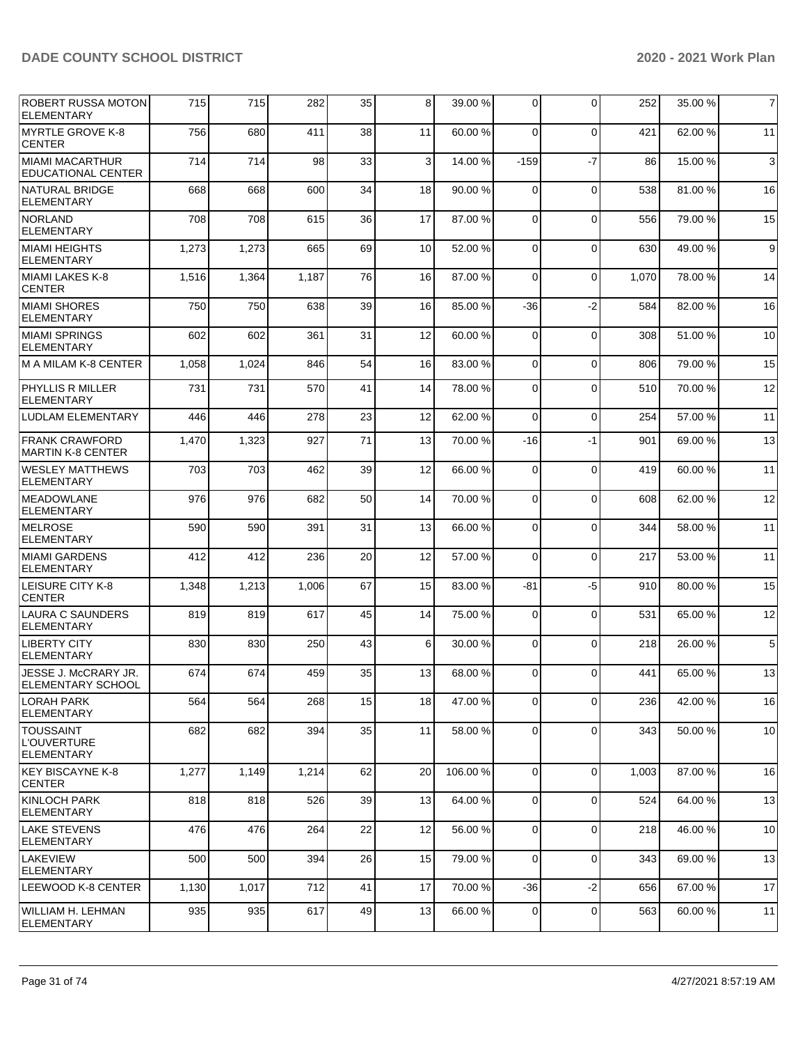| ROBERT RUSSA MOTON ELEMENTARY | 715 | 715 | 282 | 35 | 8 | 39.00 % | 0 | 0 | 252 | 35.00 % | 7 |
|---|---|---|---|---|---|---|---|---|---|---|---|
| MYRTLE GROVE K-8 CENTER | 756 | 680 | 411 | 38 | 11 | 60.00 % | 0 | 0 | 421 | 62.00 % | 11 |
| MIAMI MACARTHUR EDUCATIONAL CENTER | 714 | 714 | 98 | 33 | 3 | 14.00 % | -159 | -7 | 86 | 15.00 % | 3 |
| NATURAL BRIDGE ELEMENTARY | 668 | 668 | 600 | 34 | 18 | 90.00 % | 0 | 0 | 538 | 81.00 % | 16 |
| NORLAND ELEMENTARY | 708 | 708 | 615 | 36 | 17 | 87.00 % | 0 | 0 | 556 | 79.00 % | 15 |
| MIAMI HEIGHTS ELEMENTARY | 1,273 | 1,273 | 665 | 69 | 10 | 52.00 % | 0 | 0 | 630 | 49.00 % | 9 |
| MIAMI LAKES K-8 CENTER | 1,516 | 1,364 | 1,187 | 76 | 16 | 87.00 % | 0 | 0 | 1,070 | 78.00 % | 14 |
| MIAMI SHORES ELEMENTARY | 750 | 750 | 638 | 39 | 16 | 85.00 % | -36 | -2 | 584 | 82.00 % | 16 |
| MIAMI SPRINGS ELEMENTARY | 602 | 602 | 361 | 31 | 12 | 60.00 % | 0 | 0 | 308 | 51.00 % | 10 |
| M A MILAM K-8 CENTER | 1,058 | 1,024 | 846 | 54 | 16 | 83.00 % | 0 | 0 | 806 | 79.00 % | 15 |
| PHYLLIS R MILLER ELEMENTARY | 731 | 731 | 570 | 41 | 14 | 78.00 % | 0 | 0 | 510 | 70.00 % | 12 |
| LUDLAM ELEMENTARY | 446 | 446 | 278 | 23 | 12 | 62.00 % | 0 | 0 | 254 | 57.00 % | 11 |
| FRANK CRAWFORD MARTIN K-8 CENTER | 1,470 | 1,323 | 927 | 71 | 13 | 70.00 % | -16 | -1 | 901 | 69.00 % | 13 |
| WESLEY MATTHEWS ELEMENTARY | 703 | 703 | 462 | 39 | 12 | 66.00 % | 0 | 0 | 419 | 60.00 % | 11 |
| MEADOWLANE ELEMENTARY | 976 | 976 | 682 | 50 | 14 | 70.00 % | 0 | 0 | 608 | 62.00 % | 12 |
| MELROSE ELEMENTARY | 590 | 590 | 391 | 31 | 13 | 66.00 % | 0 | 0 | 344 | 58.00 % | 11 |
| MIAMI GARDENS ELEMENTARY | 412 | 412 | 236 | 20 | 12 | 57.00 % | 0 | 0 | 217 | 53.00 % | 11 |
| LEISURE CITY K-8 CENTER | 1,348 | 1,213 | 1,006 | 67 | 15 | 83.00 % | -81 | -5 | 910 | 80.00 % | 15 |
| LAURA C SAUNDERS ELEMENTARY | 819 | 819 | 617 | 45 | 14 | 75.00 % | 0 | 0 | 531 | 65.00 % | 12 |
| LIBERTY CITY ELEMENTARY | 830 | 830 | 250 | 43 | 6 | 30.00 % | 0 | 0 | 218 | 26.00 % | 5 |
| JESSE J. McCRARY JR. ELEMENTARY SCHOOL | 674 | 674 | 459 | 35 | 13 | 68.00 % | 0 | 0 | 441 | 65.00 % | 13 |
| LORAH PARK ELEMENTARY | 564 | 564 | 268 | 15 | 18 | 47.00 % | 0 | 0 | 236 | 42.00 % | 16 |
| TOUSSAINT L'OUVERTURE ELEMENTARY | 682 | 682 | 394 | 35 | 11 | 58.00 % | 0 | 0 | 343 | 50.00 % | 10 |
| KEY BISCAYNE K-8 CENTER | 1,277 | 1,149 | 1,214 | 62 | 20 | 106.00 % | 0 | 0 | 1,003 | 87.00 % | 16 |
| KINLOCH PARK ELEMENTARY | 818 | 818 | 526 | 39 | 13 | 64.00 % | 0 | 0 | 524 | 64.00 % | 13 |
| LAKE STEVENS ELEMENTARY | 476 | 476 | 264 | 22 | 12 | 56.00 % | 0 | 0 | 218 | 46.00 % | 10 |
| LAKEVIEW ELEMENTARY | 500 | 500 | 394 | 26 | 15 | 79.00 % | 0 | 0 | 343 | 69.00 % | 13 |
| LEEWOOD K-8 CENTER | 1,130 | 1,017 | 712 | 41 | 17 | 70.00 % | -36 | -2 | 656 | 67.00 % | 17 |
| WILLIAM H. LEHMAN ELEMENTARY | 935 | 935 | 617 | 49 | 13 | 66.00 % | 0 | 0 | 563 | 60.00 % | 11 |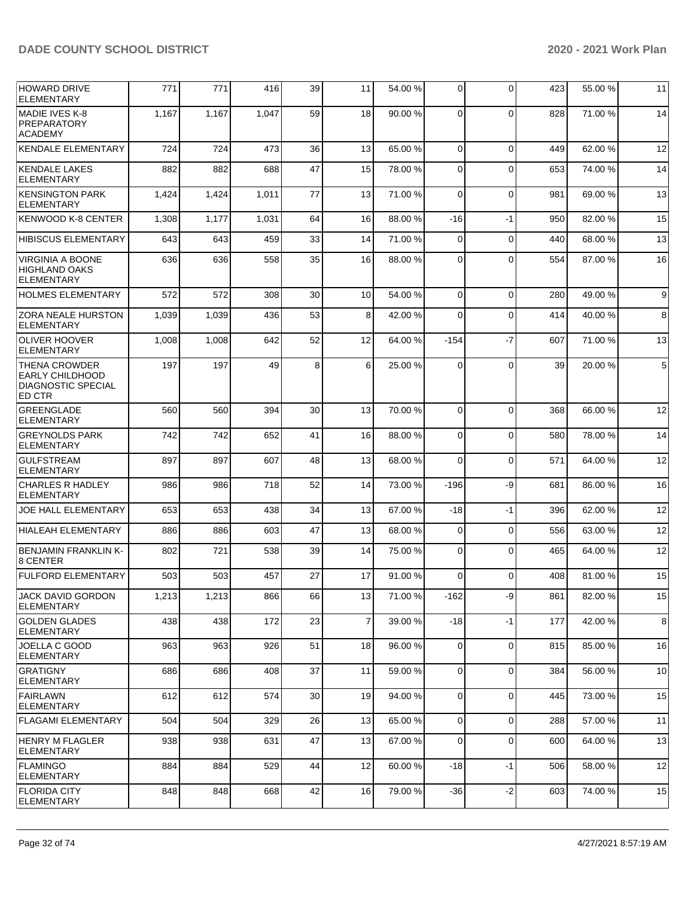| HOWARD DRIVE ELEMENTARY | 771 | 771 | 416 | 39 | 11 | 54.00 % | 0 | 0 | 423 | 55.00 % | 11 |
|---|---|---|---|---|---|---|---|---|---|---|---|
| MADIE IVES K-8 PREPARATORY ACADEMY | 1,167 | 1,167 | 1,047 | 59 | 18 | 90.00 % | 0 | 0 | 828 | 71.00 % | 14 |
| KENDALE ELEMENTARY | 724 | 724 | 473 | 36 | 13 | 65.00 % | 0 | 0 | 449 | 62.00 % | 12 |
| KENDALE LAKES ELEMENTARY | 882 | 882 | 688 | 47 | 15 | 78.00 % | 0 | 0 | 653 | 74.00 % | 14 |
| KENSINGTON PARK ELEMENTARY | 1,424 | 1,424 | 1,011 | 77 | 13 | 71.00 % | 0 | 0 | 981 | 69.00 % | 13 |
| KENWOOD K-8 CENTER | 1,308 | 1,177 | 1,031 | 64 | 16 | 88.00 % | -16 | -1 | 950 | 82.00 % | 15 |
| HIBISCUS ELEMENTARY | 643 | 643 | 459 | 33 | 14 | 71.00 % | 0 | 0 | 440 | 68.00 % | 13 |
| VIRGINIA A BOONE HIGHLAND OAKS ELEMENTARY | 636 | 636 | 558 | 35 | 16 | 88.00 % | 0 | 0 | 554 | 87.00 % | 16 |
| HOLMES ELEMENTARY | 572 | 572 | 308 | 30 | 10 | 54.00 % | 0 | 0 | 280 | 49.00 % | 9 |
| ZORA NEALE HURSTON ELEMENTARY | 1,039 | 1,039 | 436 | 53 | 8 | 42.00 % | 0 | 0 | 414 | 40.00 % | 8 |
| OLIVER HOOVER ELEMENTARY | 1,008 | 1,008 | 642 | 52 | 12 | 64.00 % | -154 | -7 | 607 | 71.00 % | 13 |
| THENA CROWDER EARLY CHILDHOOD DIAGNOSTIC SPECIAL ED CTR | 197 | 197 | 49 | 8 | 6 | 25.00 % | 0 | 0 | 39 | 20.00 % | 5 |
| GREENGLADE ELEMENTARY | 560 | 560 | 394 | 30 | 13 | 70.00 % | 0 | 0 | 368 | 66.00 % | 12 |
| GREYNOLDS PARK ELEMENTARY | 742 | 742 | 652 | 41 | 16 | 88.00 % | 0 | 0 | 580 | 78.00 % | 14 |
| GULFSTREAM ELEMENTARY | 897 | 897 | 607 | 48 | 13 | 68.00 % | 0 | 0 | 571 | 64.00 % | 12 |
| CHARLES R HADLEY ELEMENTARY | 986 | 986 | 718 | 52 | 14 | 73.00 % | -196 | -9 | 681 | 86.00 % | 16 |
| JOE HALL ELEMENTARY | 653 | 653 | 438 | 34 | 13 | 67.00 % | -18 | -1 | 396 | 62.00 % | 12 |
| HIALEAH ELEMENTARY | 886 | 886 | 603 | 47 | 13 | 68.00 % | 0 | 0 | 556 | 63.00 % | 12 |
| BENJAMIN FRANKLIN K-8 CENTER | 802 | 721 | 538 | 39 | 14 | 75.00 % | 0 | 0 | 465 | 64.00 % | 12 |
| FULFORD ELEMENTARY | 503 | 503 | 457 | 27 | 17 | 91.00 % | 0 | 0 | 408 | 81.00 % | 15 |
| JACK DAVID GORDON ELEMENTARY | 1,213 | 1,213 | 866 | 66 | 13 | 71.00 % | -162 | -9 | 861 | 82.00 % | 15 |
| GOLDEN GLADES ELEMENTARY | 438 | 438 | 172 | 23 | 7 | 39.00 % | -18 | -1 | 177 | 42.00 % | 8 |
| JOELLA C GOOD ELEMENTARY | 963 | 963 | 926 | 51 | 18 | 96.00 % | 0 | 0 | 815 | 85.00 % | 16 |
| GRATIGNY ELEMENTARY | 686 | 686 | 408 | 37 | 11 | 59.00 % | 0 | 0 | 384 | 56.00 % | 10 |
| FAIRLAWN ELEMENTARY | 612 | 612 | 574 | 30 | 19 | 94.00 % | 0 | 0 | 445 | 73.00 % | 15 |
| FLAGAMI ELEMENTARY | 504 | 504 | 329 | 26 | 13 | 65.00 % | 0 | 0 | 288 | 57.00 % | 11 |
| HENRY M FLAGLER ELEMENTARY | 938 | 938 | 631 | 47 | 13 | 67.00 % | 0 | 0 | 600 | 64.00 % | 13 |
| FLAMINGO ELEMENTARY | 884 | 884 | 529 | 44 | 12 | 60.00 % | -18 | -1 | 506 | 58.00 % | 12 |
| FLORIDA CITY ELEMENTARY | 848 | 848 | 668 | 42 | 16 | 79.00 % | -36 | -2 | 603 | 74.00 % | 15 |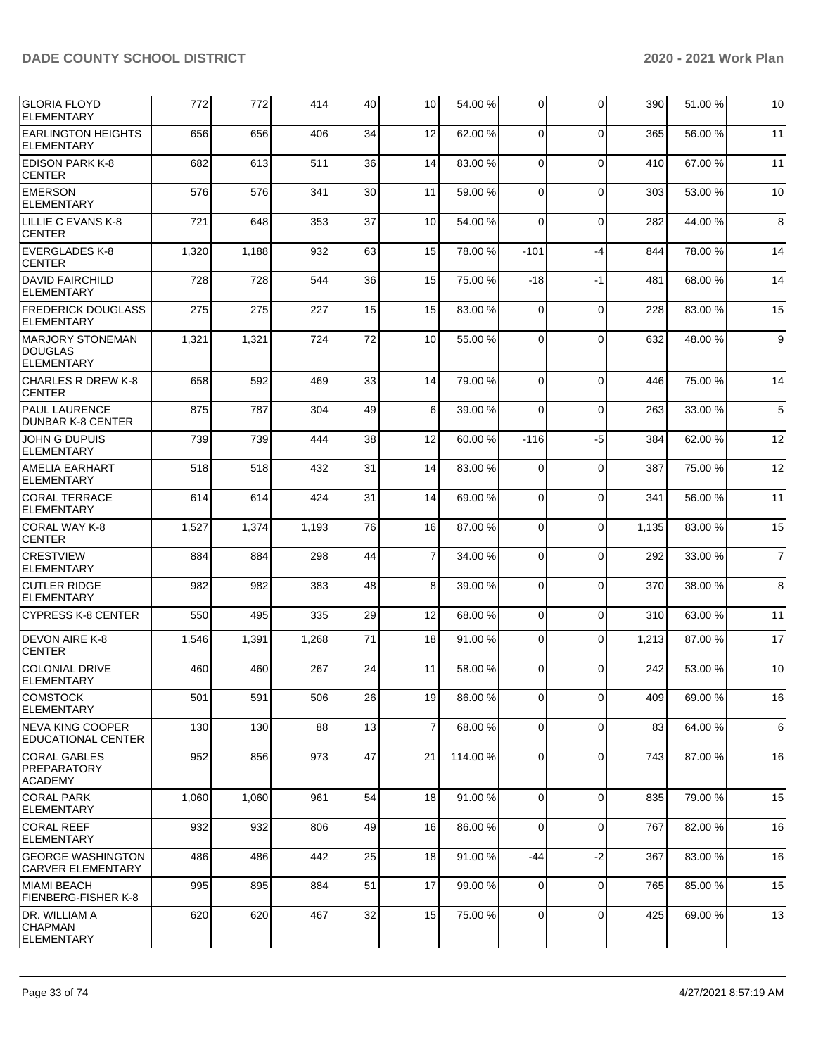| | | | | | | | | | | |
|---|---|---|---|---|---|---|---|---|---|---|
| GLORIA FLOYD ELEMENTARY | 772 | 772 | 414 | 40 | 10 | 54.00 % | 0 | 0 | 390 | 51.00 % | 10 |
| EARLINGTON HEIGHTS ELEMENTARY | 656 | 656 | 406 | 34 | 12 | 62.00 % | 0 | 0 | 365 | 56.00 % | 11 |
| EDISON PARK K-8 CENTER | 682 | 613 | 511 | 36 | 14 | 83.00 % | 0 | 0 | 410 | 67.00 % | 11 |
| EMERSON ELEMENTARY | 576 | 576 | 341 | 30 | 11 | 59.00 % | 0 | 0 | 303 | 53.00 % | 10 |
| LILLIE C EVANS K-8 CENTER | 721 | 648 | 353 | 37 | 10 | 54.00 % | 0 | 0 | 282 | 44.00 % | 8 |
| EVERGLADES K-8 CENTER | 1,320 | 1,188 | 932 | 63 | 15 | 78.00 % | -101 | -4 | 844 | 78.00 % | 14 |
| DAVID FAIRCHILD ELEMENTARY | 728 | 728 | 544 | 36 | 15 | 75.00 % | -18 | -1 | 481 | 68.00 % | 14 |
| FREDERICK DOUGLASS ELEMENTARY | 275 | 275 | 227 | 15 | 15 | 83.00 % | 0 | 0 | 228 | 83.00 % | 15 |
| MARJORY STONEMAN DOUGLAS ELEMENTARY | 1,321 | 1,321 | 724 | 72 | 10 | 55.00 % | 0 | 0 | 632 | 48.00 % | 9 |
| CHARLES R DREW K-8 CENTER | 658 | 592 | 469 | 33 | 14 | 79.00 % | 0 | 0 | 446 | 75.00 % | 14 |
| PAUL LAURENCE DUNBAR K-8 CENTER | 875 | 787 | 304 | 49 | 6 | 39.00 % | 0 | 0 | 263 | 33.00 % | 5 |
| JOHN G DUPUIS ELEMENTARY | 739 | 739 | 444 | 38 | 12 | 60.00 % | -116 | -5 | 384 | 62.00 % | 12 |
| AMELIA EARHART ELEMENTARY | 518 | 518 | 432 | 31 | 14 | 83.00 % | 0 | 0 | 387 | 75.00 % | 12 |
| CORAL TERRACE ELEMENTARY | 614 | 614 | 424 | 31 | 14 | 69.00 % | 0 | 0 | 341 | 56.00 % | 11 |
| CORAL WAY K-8 CENTER | 1,527 | 1,374 | 1,193 | 76 | 16 | 87.00 % | 0 | 0 | 1,135 | 83.00 % | 15 |
| CRESTVIEW ELEMENTARY | 884 | 884 | 298 | 44 | 7 | 34.00 % | 0 | 0 | 292 | 33.00 % | 7 |
| CUTLER RIDGE ELEMENTARY | 982 | 982 | 383 | 48 | 8 | 39.00 % | 0 | 0 | 370 | 38.00 % | 8 |
| CYPRESS K-8 CENTER | 550 | 495 | 335 | 29 | 12 | 68.00 % | 0 | 0 | 310 | 63.00 % | 11 |
| DEVON AIRE K-8 CENTER | 1,546 | 1,391 | 1,268 | 71 | 18 | 91.00 % | 0 | 0 | 1,213 | 87.00 % | 17 |
| COLONIAL DRIVE ELEMENTARY | 460 | 460 | 267 | 24 | 11 | 58.00 % | 0 | 0 | 242 | 53.00 % | 10 |
| COMSTOCK ELEMENTARY | 501 | 591 | 506 | 26 | 19 | 86.00 % | 0 | 0 | 409 | 69.00 % | 16 |
| NEVA KING COOPER EDUCATIONAL CENTER | 130 | 130 | 88 | 13 | 7 | 68.00 % | 0 | 0 | 83 | 64.00 % | 6 |
| CORAL GABLES PREPARATORY ACADEMY | 952 | 856 | 973 | 47 | 21 | 114.00 % | 0 | 0 | 743 | 87.00 % | 16 |
| CORAL PARK ELEMENTARY | 1,060 | 1,060 | 961 | 54 | 18 | 91.00 % | 0 | 0 | 835 | 79.00 % | 15 |
| CORAL REEF ELEMENTARY | 932 | 932 | 806 | 49 | 16 | 86.00 % | 0 | 0 | 767 | 82.00 % | 16 |
| GEORGE WASHINGTON CARVER ELEMENTARY | 486 | 486 | 442 | 25 | 18 | 91.00 % | -44 | -2 | 367 | 83.00 % | 16 |
| MIAMI BEACH FIENBERG-FISHER K-8 | 995 | 895 | 884 | 51 | 17 | 99.00 % | 0 | 0 | 765 | 85.00 % | 15 |
| DR. WILLIAM A CHAPMAN ELEMENTARY | 620 | 620 | 467 | 32 | 15 | 75.00 % | 0 | 0 | 425 | 69.00 % | 13 |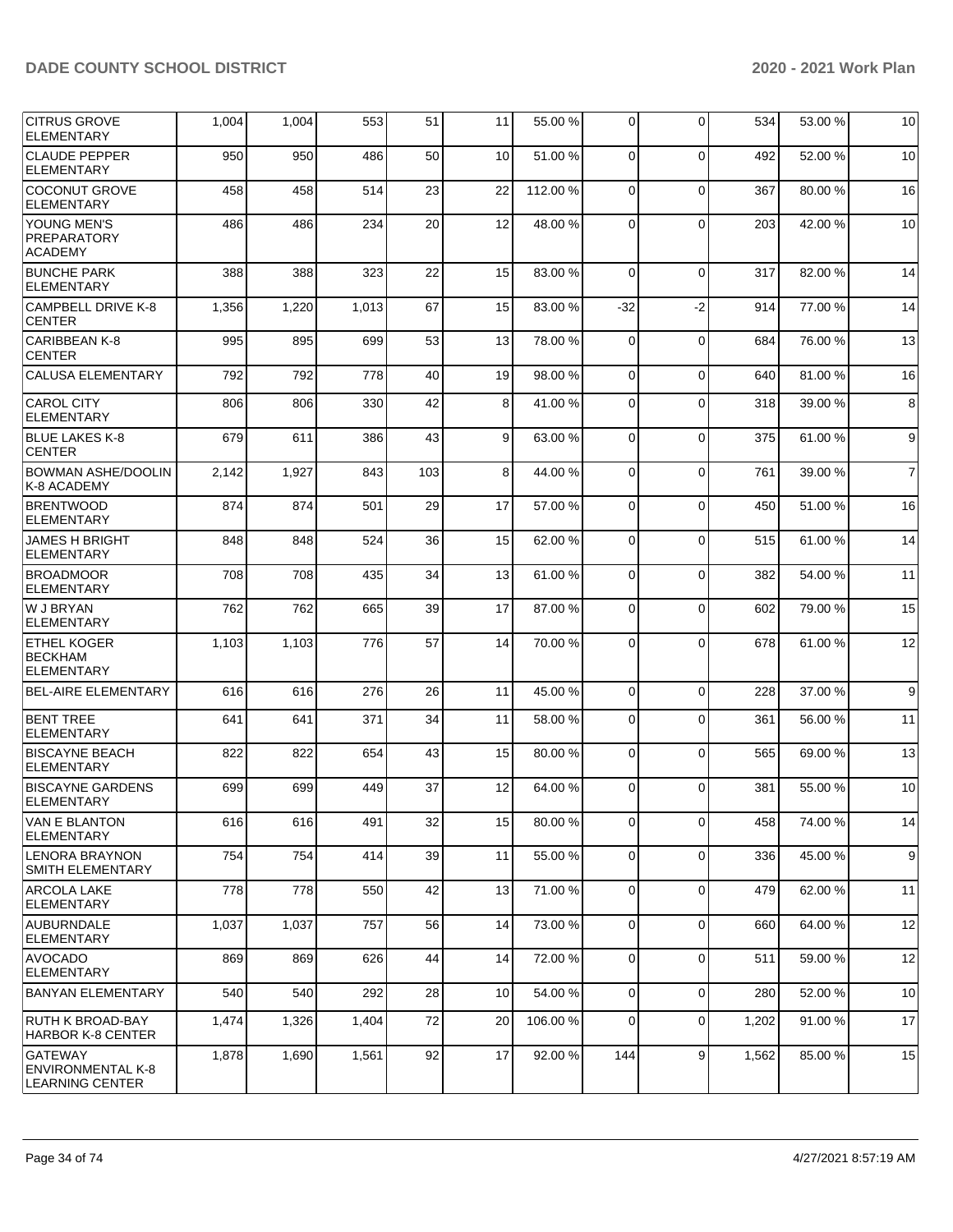| | | | | | | | | | | | |
|---|---|---|---|---|---|---|---|---|---|---|---|
| CITRUS GROVE ELEMENTARY | 1,004 | 1,004 | 553 | 51 | 11 | 55.00 % | 0 | 0 | 534 | 53.00 % | 10 |
| CLAUDE PEPPER ELEMENTARY | 950 | 950 | 486 | 50 | 10 | 51.00 % | 0 | 0 | 492 | 52.00 % | 10 |
| COCONUT GROVE ELEMENTARY | 458 | 458 | 514 | 23 | 22 | 112.00 % | 0 | 0 | 367 | 80.00 % | 16 |
| YOUNG MEN'S PREPARATORY ACADEMY | 486 | 486 | 234 | 20 | 12 | 48.00 % | 0 | 0 | 203 | 42.00 % | 10 |
| BUNCHE PARK ELEMENTARY | 388 | 388 | 323 | 22 | 15 | 83.00 % | 0 | 0 | 317 | 82.00 % | 14 |
| CAMPBELL DRIVE K-8 CENTER | 1,356 | 1,220 | 1,013 | 67 | 15 | 83.00 % | -32 | -2 | 914 | 77.00 % | 14 |
| CARIBBEAN K-8 CENTER | 995 | 895 | 699 | 53 | 13 | 78.00 % | 0 | 0 | 684 | 76.00 % | 13 |
| CALUSA ELEMENTARY | 792 | 792 | 778 | 40 | 19 | 98.00 % | 0 | 0 | 640 | 81.00 % | 16 |
| CAROL CITY ELEMENTARY | 806 | 806 | 330 | 42 | 8 | 41.00 % | 0 | 0 | 318 | 39.00 % | 8 |
| BLUE LAKES K-8 CENTER | 679 | 611 | 386 | 43 | 9 | 63.00 % | 0 | 0 | 375 | 61.00 % | 9 |
| BOWMAN ASHE/DOOLIN K-8 ACADEMY | 2,142 | 1,927 | 843 | 103 | 8 | 44.00 % | 0 | 0 | 761 | 39.00 % | 7 |
| BRENTWOOD ELEMENTARY | 874 | 874 | 501 | 29 | 17 | 57.00 % | 0 | 0 | 450 | 51.00 % | 16 |
| JAMES H BRIGHT ELEMENTARY | 848 | 848 | 524 | 36 | 15 | 62.00 % | 0 | 0 | 515 | 61.00 % | 14 |
| BROADMOOR ELEMENTARY | 708 | 708 | 435 | 34 | 13 | 61.00 % | 0 | 0 | 382 | 54.00 % | 11 |
| W J BRYAN ELEMENTARY | 762 | 762 | 665 | 39 | 17 | 87.00 % | 0 | 0 | 602 | 79.00 % | 15 |
| ETHEL KOGER BECKHAM ELEMENTARY | 1,103 | 1,103 | 776 | 57 | 14 | 70.00 % | 0 | 0 | 678 | 61.00 % | 12 |
| BEL-AIRE ELEMENTARY | 616 | 616 | 276 | 26 | 11 | 45.00 % | 0 | 0 | 228 | 37.00 % | 9 |
| BENT TREE ELEMENTARY | 641 | 641 | 371 | 34 | 11 | 58.00 % | 0 | 0 | 361 | 56.00 % | 11 |
| BISCAYNE BEACH ELEMENTARY | 822 | 822 | 654 | 43 | 15 | 80.00 % | 0 | 0 | 565 | 69.00 % | 13 |
| BISCAYNE GARDENS ELEMENTARY | 699 | 699 | 449 | 37 | 12 | 64.00 % | 0 | 0 | 381 | 55.00 % | 10 |
| VAN E BLANTON ELEMENTARY | 616 | 616 | 491 | 32 | 15 | 80.00 % | 0 | 0 | 458 | 74.00 % | 14 |
| LENORA BRAYNON SMITH ELEMENTARY | 754 | 754 | 414 | 39 | 11 | 55.00 % | 0 | 0 | 336 | 45.00 % | 9 |
| ARCOLA LAKE ELEMENTARY | 778 | 778 | 550 | 42 | 13 | 71.00 % | 0 | 0 | 479 | 62.00 % | 11 |
| AUBURNDALE ELEMENTARY | 1,037 | 1,037 | 757 | 56 | 14 | 73.00 % | 0 | 0 | 660 | 64.00 % | 12 |
| AVOCADO ELEMENTARY | 869 | 869 | 626 | 44 | 14 | 72.00 % | 0 | 0 | 511 | 59.00 % | 12 |
| BANYAN ELEMENTARY | 540 | 540 | 292 | 28 | 10 | 54.00 % | 0 | 0 | 280 | 52.00 % | 10 |
| RUTH K BROAD-BAY HARBOR K-8 CENTER | 1,474 | 1,326 | 1,404 | 72 | 20 | 106.00 % | 0 | 0 | 1,202 | 91.00 % | 17 |
| GATEWAY ENVIRONMENTAL K-8 LEARNING CENTER | 1,878 | 1,690 | 1,561 | 92 | 17 | 92.00 % | 144 | 9 | 1,562 | 85.00 % | 15 |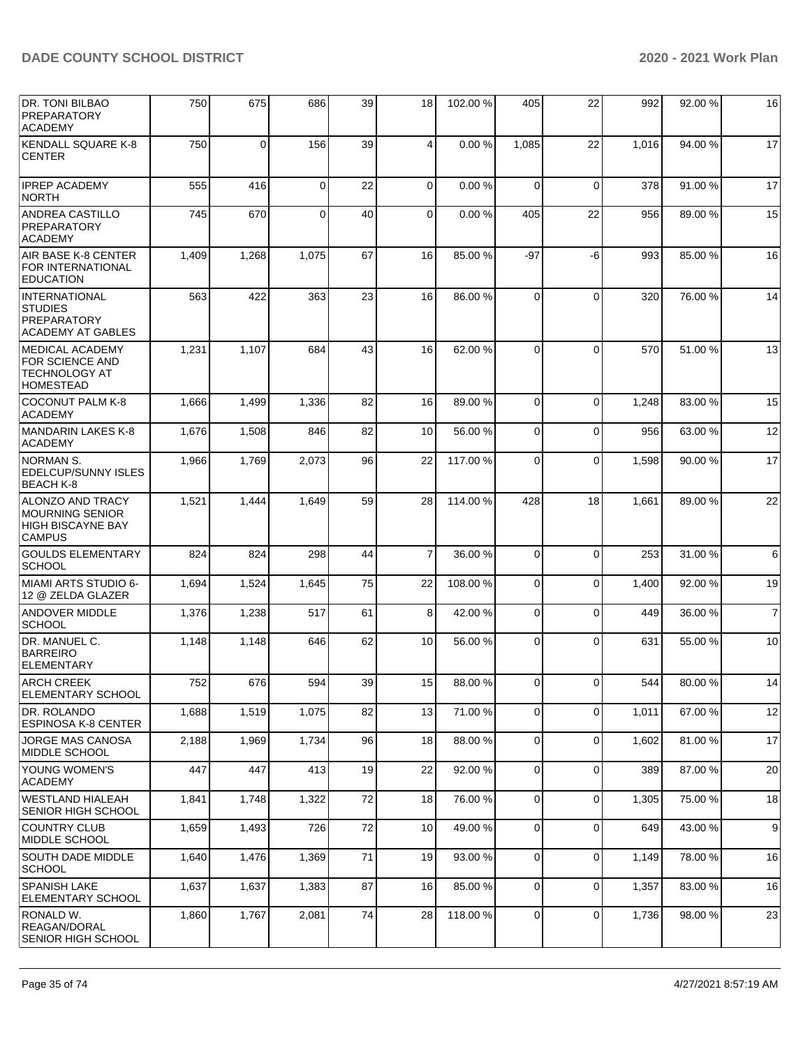| DR. TONI BILBAO PREPARATORY ACADEMY | 750 | 675 | 686 | 39 | 18 | 102.00 % | 405 | 22 | 992 | 92.00 % | 16 |
|---|---|---|---|---|---|---|---|---|---|---|---|
| KENDALL SQUARE K-8 CENTER | 750 | 0 | 156 | 39 | 4 | 0.00 % | 1,085 | 22 | 1,016 | 94.00 % | 17 |
| IPREP ACADEMY NORTH | 555 | 416 | 0 | 22 | 0 | 0.00 % | 0 | 0 | 378 | 91.00 % | 17 |
| ANDREA CASTILLO PREPARATORY ACADEMY | 745 | 670 | 0 | 40 | 0 | 0.00 % | 405 | 22 | 956 | 89.00 % | 15 |
| AIR BASE K-8 CENTER FOR INTERNATIONAL EDUCATION | 1,409 | 1,268 | 1,075 | 67 | 16 | 85.00 % | -97 | -6 | 993 | 85.00 % | 16 |
| INTERNATIONAL STUDIES PREPARATORY ACADEMY AT GABLES | 563 | 422 | 363 | 23 | 16 | 86.00 % | 0 | 0 | 320 | 76.00 % | 14 |
| MEDICAL ACADEMY FOR SCIENCE AND TECHNOLOGY AT HOMESTEAD | 1,231 | 1,107 | 684 | 43 | 16 | 62.00 % | 0 | 0 | 570 | 51.00 % | 13 |
| COCONUT PALM K-8 ACADEMY | 1,666 | 1,499 | 1,336 | 82 | 16 | 89.00 % | 0 | 0 | 1,248 | 83.00 % | 15 |
| MANDARIN LAKES K-8 ACADEMY | 1,676 | 1,508 | 846 | 82 | 10 | 56.00 % | 0 | 0 | 956 | 63.00 % | 12 |
| NORMAN S. EDELCUP/SUNNY ISLES BEACH K-8 | 1,966 | 1,769 | 2,073 | 96 | 22 | 117.00 % | 0 | 0 | 1,598 | 90.00 % | 17 |
| ALONZO AND TRACY MOURNING SENIOR HIGH BISCAYNE BAY CAMPUS | 1,521 | 1,444 | 1,649 | 59 | 28 | 114.00 % | 428 | 18 | 1,661 | 89.00 % | 22 |
| GOULDS ELEMENTARY SCHOOL | 824 | 824 | 298 | 44 | 7 | 36.00 % | 0 | 0 | 253 | 31.00 % | 6 |
| MIAMI ARTS STUDIO 6-12 @ ZELDA GLAZER | 1,694 | 1,524 | 1,645 | 75 | 22 | 108.00 % | 0 | 0 | 1,400 | 92.00 % | 19 |
| ANDOVER MIDDLE SCHOOL | 1,376 | 1,238 | 517 | 61 | 8 | 42.00 % | 0 | 0 | 449 | 36.00 % | 7 |
| DR. MANUEL C. BARREIRO ELEMENTARY | 1,148 | 1,148 | 646 | 62 | 10 | 56.00 % | 0 | 0 | 631 | 55.00 % | 10 |
| ARCH CREEK ELEMENTARY SCHOOL | 752 | 676 | 594 | 39 | 15 | 88.00 % | 0 | 0 | 544 | 80.00 % | 14 |
| DR. ROLANDO ESPINOSA K-8 CENTER | 1,688 | 1,519 | 1,075 | 82 | 13 | 71.00 % | 0 | 0 | 1,011 | 67.00 % | 12 |
| JORGE MAS CANOSA MIDDLE SCHOOL | 2,188 | 1,969 | 1,734 | 96 | 18 | 88.00 % | 0 | 0 | 1,602 | 81.00 % | 17 |
| YOUNG WOMEN'S ACADEMY | 447 | 447 | 413 | 19 | 22 | 92.00 % | 0 | 0 | 389 | 87.00 % | 20 |
| WESTLAND HIALEAH SENIOR HIGH SCHOOL | 1,841 | 1,748 | 1,322 | 72 | 18 | 76.00 % | 0 | 0 | 1,305 | 75.00 % | 18 |
| COUNTRY CLUB MIDDLE SCHOOL | 1,659 | 1,493 | 726 | 72 | 10 | 49.00 % | 0 | 0 | 649 | 43.00 % | 9 |
| SOUTH DADE MIDDLE SCHOOL | 1,640 | 1,476 | 1,369 | 71 | 19 | 93.00 % | 0 | 0 | 1,149 | 78.00 % | 16 |
| SPANISH LAKE ELEMENTARY SCHOOL | 1,637 | 1,637 | 1,383 | 87 | 16 | 85.00 % | 0 | 0 | 1,357 | 83.00 % | 16 |
| RONALD W. REAGAN/DORAL SENIOR HIGH SCHOOL | 1,860 | 1,767 | 2,081 | 74 | 28 | 118.00 % | 0 | 0 | 1,736 | 98.00 % | 23 |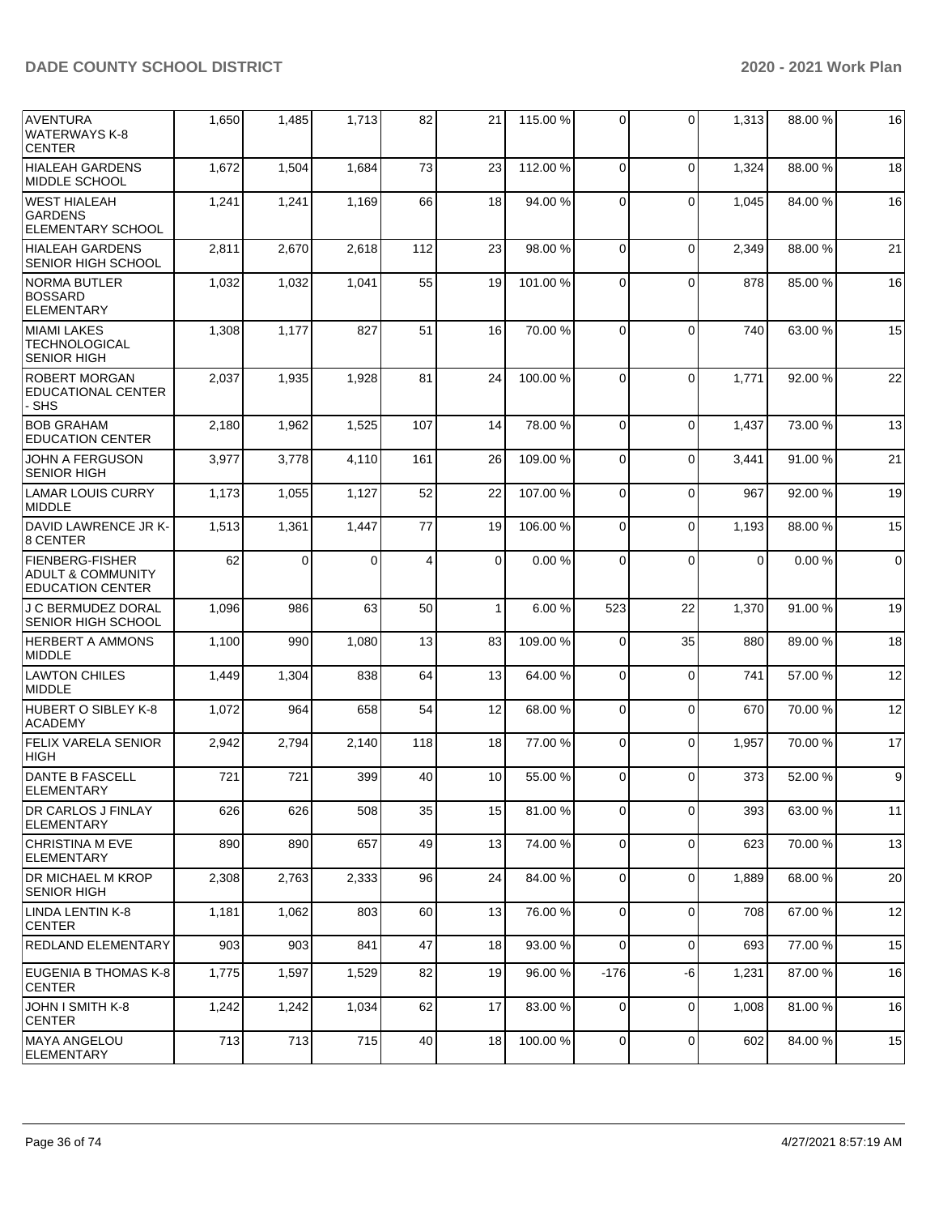| | | | | | | | | | | | |
|---|---|---|---|---|---|---|---|---|---|---|---|
| AVENTURA WATERWAYS K-8 CENTER | 1,650 | 1,485 | 1,713 | 82 | 21 | 115.00 % | 0 | 0 | 1,313 | 88.00 % | 16 |
| HIALEAH GARDENS MIDDLE SCHOOL | 1,672 | 1,504 | 1,684 | 73 | 23 | 112.00 % | 0 | 0 | 1,324 | 88.00 % | 18 |
| WEST HIALEAH GARDENS ELEMENTARY SCHOOL | 1,241 | 1,241 | 1,169 | 66 | 18 | 94.00 % | 0 | 0 | 1,045 | 84.00 % | 16 |
| HIALEAH GARDENS SENIOR HIGH SCHOOL | 2,811 | 2,670 | 2,618 | 112 | 23 | 98.00 % | 0 | 0 | 2,349 | 88.00 % | 21 |
| NORMA BUTLER BOSSARD ELEMENTARY | 1,032 | 1,032 | 1,041 | 55 | 19 | 101.00 % | 0 | 0 | 878 | 85.00 % | 16 |
| MIAMI LAKES TECHNOLOGICAL SENIOR HIGH | 1,308 | 1,177 | 827 | 51 | 16 | 70.00 % | 0 | 0 | 740 | 63.00 % | 15 |
| ROBERT MORGAN EDUCATIONAL CENTER - SHS | 2,037 | 1,935 | 1,928 | 81 | 24 | 100.00 % | 0 | 0 | 1,771 | 92.00 % | 22 |
| BOB GRAHAM EDUCATION CENTER | 2,180 | 1,962 | 1,525 | 107 | 14 | 78.00 % | 0 | 0 | 1,437 | 73.00 % | 13 |
| JOHN A FERGUSON SENIOR HIGH | 3,977 | 3,778 | 4,110 | 161 | 26 | 109.00 % | 0 | 0 | 3,441 | 91.00 % | 21 |
| LAMAR LOUIS CURRY MIDDLE | 1,173 | 1,055 | 1,127 | 52 | 22 | 107.00 % | 0 | 0 | 967 | 92.00 % | 19 |
| DAVID LAWRENCE JR K-8 CENTER | 1,513 | 1,361 | 1,447 | 77 | 19 | 106.00 % | 0 | 0 | 1,193 | 88.00 % | 15 |
| FIENBERG-FISHER ADULT & COMMUNITY EDUCATION CENTER | 62 | 0 | 0 | 4 | 0 | 0.00 % | 0 | 0 | 0 | 0.00 % | 0 |
| J C BERMUDEZ DORAL SENIOR HIGH SCHOOL | 1,096 | 986 | 63 | 50 | 1 | 6.00 % | 523 | 22 | 1,370 | 91.00 % | 19 |
| HERBERT A AMMONS MIDDLE | 1,100 | 990 | 1,080 | 13 | 83 | 109.00 % | 0 | 35 | 880 | 89.00 % | 18 |
| LAWTON CHILES MIDDLE | 1,449 | 1,304 | 838 | 64 | 13 | 64.00 % | 0 | 0 | 741 | 57.00 % | 12 |
| HUBERT O SIBLEY K-8 ACADEMY | 1,072 | 964 | 658 | 54 | 12 | 68.00 % | 0 | 0 | 670 | 70.00 % | 12 |
| FELIX VARELA SENIOR HIGH | 2,942 | 2,794 | 2,140 | 118 | 18 | 77.00 % | 0 | 0 | 1,957 | 70.00 % | 17 |
| DANTE B FASCELL ELEMENTARY | 721 | 721 | 399 | 40 | 10 | 55.00 % | 0 | 0 | 373 | 52.00 % | 9 |
| DR CARLOS J FINLAY ELEMENTARY | 626 | 626 | 508 | 35 | 15 | 81.00 % | 0 | 0 | 393 | 63.00 % | 11 |
| CHRISTINA M EVE ELEMENTARY | 890 | 890 | 657 | 49 | 13 | 74.00 % | 0 | 0 | 623 | 70.00 % | 13 |
| DR MICHAEL M KROP SENIOR HIGH | 2,308 | 2,763 | 2,333 | 96 | 24 | 84.00 % | 0 | 0 | 1,889 | 68.00 % | 20 |
| LINDA LENTIN K-8 CENTER | 1,181 | 1,062 | 803 | 60 | 13 | 76.00 % | 0 | 0 | 708 | 67.00 % | 12 |
| REDLAND ELEMENTARY | 903 | 903 | 841 | 47 | 18 | 93.00 % | 0 | 0 | 693 | 77.00 % | 15 |
| EUGENIA B THOMAS K-8 CENTER | 1,775 | 1,597 | 1,529 | 82 | 19 | 96.00 % | -176 | -6 | 1,231 | 87.00 % | 16 |
| JOHN I SMITH K-8 CENTER | 1,242 | 1,242 | 1,034 | 62 | 17 | 83.00 % | 0 | 0 | 1,008 | 81.00 % | 16 |
| MAYA ANGELOU ELEMENTARY | 713 | 713 | 715 | 40 | 18 | 100.00 % | 0 | 0 | 602 | 84.00 % | 15 |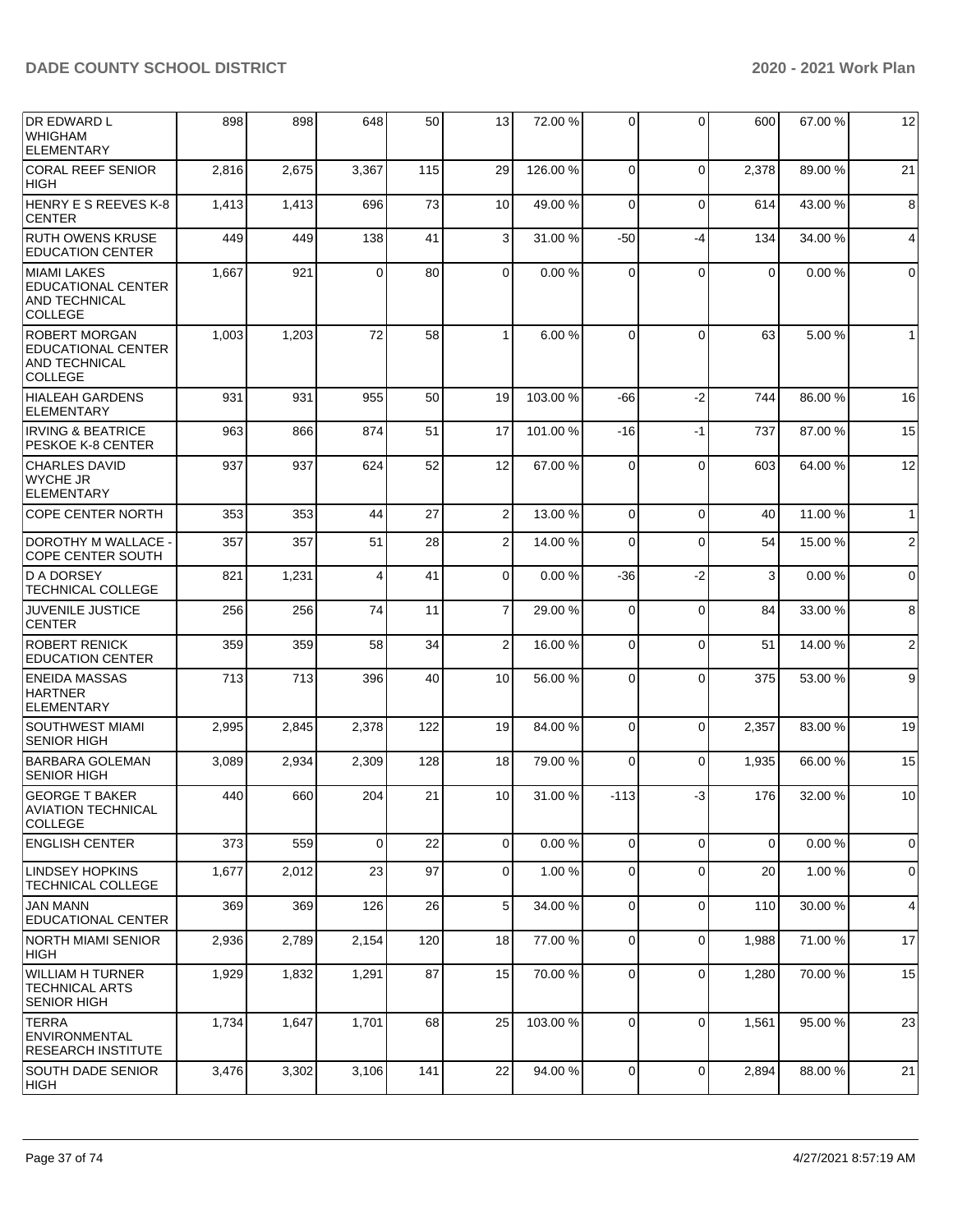| DR EDWARD L WHIGHAM ELEMENTARY | 898 | 898 | 648 | 50 | 13 | 72.00 % | 0 | 0 | 600 | 67.00 % | 12 |
|---|---|---|---|---|---|---|---|---|---|---|---|
| CORAL REEF SENIOR HIGH | 2,816 | 2,675 | 3,367 | 115 | 29 | 126.00 % | 0 | 0 | 2,378 | 89.00 % | 21 |
| HENRY E S REEVES K-8 CENTER | 1,413 | 1,413 | 696 | 73 | 10 | 49.00 % | 0 | 0 | 614 | 43.00 % | 8 |
| RUTH OWENS KRUSE EDUCATION CENTER | 449 | 449 | 138 | 41 | 3 | 31.00 % | -50 | -4 | 134 | 34.00 % | 4 |
| MIAMI LAKES EDUCATIONAL CENTER AND TECHNICAL COLLEGE | 1,667 | 921 | 0 | 80 | 0 | 0.00 % | 0 | 0 | 0 | 0.00 % | 0 |
| ROBERT MORGAN EDUCATIONAL CENTER AND TECHNICAL COLLEGE | 1,003 | 1,203 | 72 | 58 | 1 | 6.00 % | 0 | 0 | 63 | 5.00 % | 1 |
| HIALEAH GARDENS ELEMENTARY | 931 | 931 | 955 | 50 | 19 | 103.00 % | -66 | -2 | 744 | 86.00 % | 16 |
| IRVING & BEATRICE PESKOE K-8 CENTER | 963 | 866 | 874 | 51 | 17 | 101.00 % | -16 | -1 | 737 | 87.00 % | 15 |
| CHARLES DAVID WYCHE JR ELEMENTARY | 937 | 937 | 624 | 52 | 12 | 67.00 % | 0 | 0 | 603 | 64.00 % | 12 |
| COPE CENTER NORTH | 353 | 353 | 44 | 27 | 2 | 13.00 % | 0 | 0 | 40 | 11.00 % | 1 |
| DOROTHY M WALLACE - COPE CENTER SOUTH | 357 | 357 | 51 | 28 | 2 | 14.00 % | 0 | 0 | 54 | 15.00 % | 2 |
| D A DORSEY TECHNICAL COLLEGE | 821 | 1,231 | 4 | 41 | 0 | 0.00 % | -36 | -2 | 3 | 0.00 % | 0 |
| JUVENILE JUSTICE CENTER | 256 | 256 | 74 | 11 | 7 | 29.00 % | 0 | 0 | 84 | 33.00 % | 8 |
| ROBERT RENICK EDUCATION CENTER | 359 | 359 | 58 | 34 | 2 | 16.00 % | 0 | 0 | 51 | 14.00 % | 2 |
| ENEIDA MASSAS HARTNER ELEMENTARY | 713 | 713 | 396 | 40 | 10 | 56.00 % | 0 | 0 | 375 | 53.00 % | 9 |
| SOUTHWEST MIAMI SENIOR HIGH | 2,995 | 2,845 | 2,378 | 122 | 19 | 84.00 % | 0 | 0 | 2,357 | 83.00 % | 19 |
| BARBARA GOLEMAN SENIOR HIGH | 3,089 | 2,934 | 2,309 | 128 | 18 | 79.00 % | 0 | 0 | 1,935 | 66.00 % | 15 |
| GEORGE T BAKER AVIATION TECHNICAL COLLEGE | 440 | 660 | 204 | 21 | 10 | 31.00 % | -113 | -3 | 176 | 32.00 % | 10 |
| ENGLISH CENTER | 373 | 559 | 0 | 22 | 0 | 0.00 % | 0 | 0 | 0 | 0.00 % | 0 |
| LINDSEY HOPKINS TECHNICAL COLLEGE | 1,677 | 2,012 | 23 | 97 | 0 | 1.00 % | 0 | 0 | 20 | 1.00 % | 0 |
| JAN MANN EDUCATIONAL CENTER | 369 | 369 | 126 | 26 | 5 | 34.00 % | 0 | 0 | 110 | 30.00 % | 4 |
| NORTH MIAMI SENIOR HIGH | 2,936 | 2,789 | 2,154 | 120 | 18 | 77.00 % | 0 | 0 | 1,988 | 71.00 % | 17 |
| WILLIAM H TURNER TECHNICAL ARTS SENIOR HIGH | 1,929 | 1,832 | 1,291 | 87 | 15 | 70.00 % | 0 | 0 | 1,280 | 70.00 % | 15 |
| TERRA ENVIRONMENTAL RESEARCH INSTITUTE | 1,734 | 1,647 | 1,701 | 68 | 25 | 103.00 % | 0 | 0 | 1,561 | 95.00 % | 23 |
| SOUTH DADE SENIOR HIGH | 3,476 | 3,302 | 3,106 | 141 | 22 | 94.00 % | 0 | 0 | 2,894 | 88.00 % | 21 |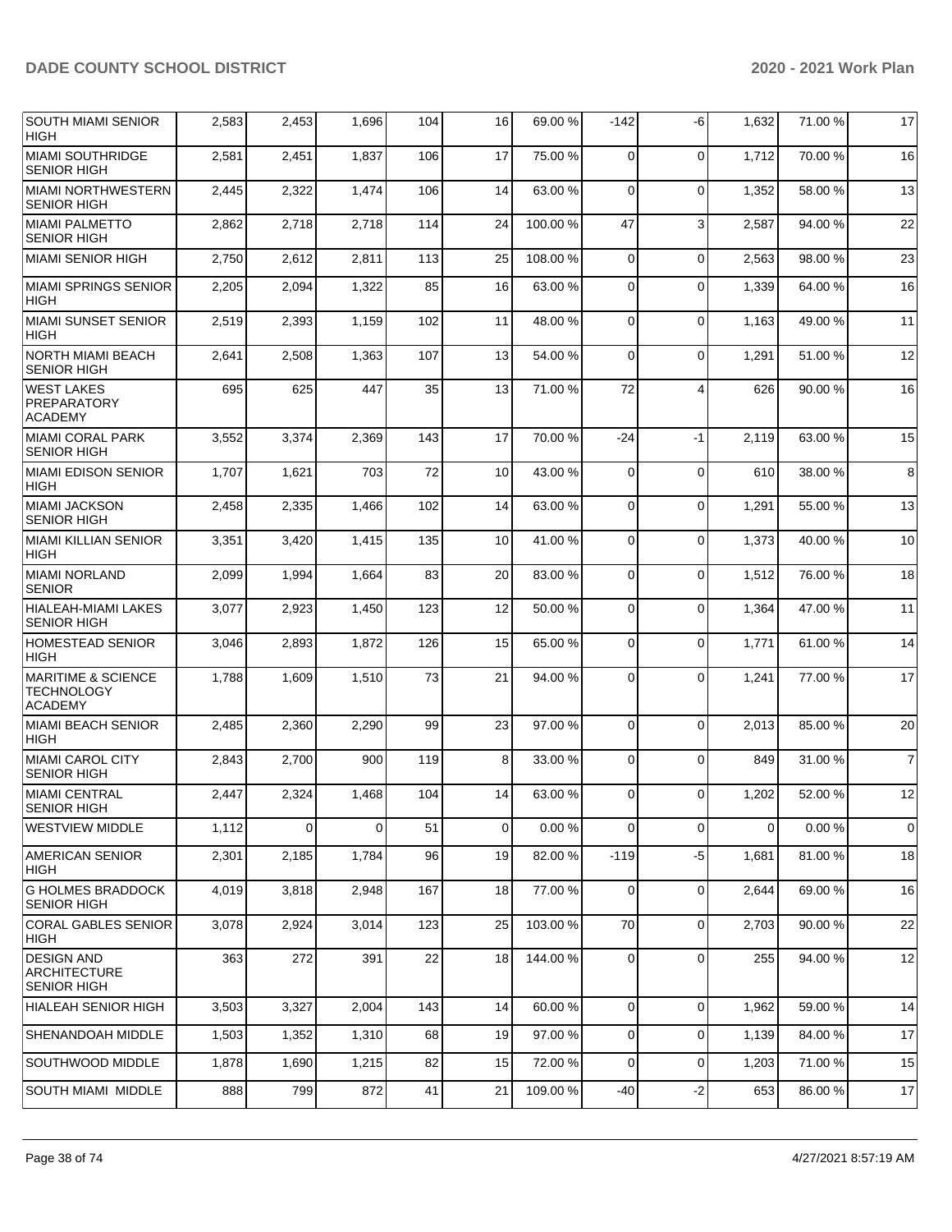| SOUTH MIAMI SENIOR HIGH | 2,583 | 2,453 | 1,696 | 104 | 16 | 69.00 % | -142 | -6 | 1,632 | 71.00 % | 17 |
|---|---|---|---|---|---|---|---|---|---|---|---|
| MIAMI SOUTHRIDGE SENIOR HIGH | 2,581 | 2,451 | 1,837 | 106 | 17 | 75.00 % | 0 | 0 | 1,712 | 70.00 % | 16 |
| MIAMI NORTHWESTERN SENIOR HIGH | 2,445 | 2,322 | 1,474 | 106 | 14 | 63.00 % | 0 | 0 | 1,352 | 58.00 % | 13 |
| MIAMI PALMETTO SENIOR HIGH | 2,862 | 2,718 | 2,718 | 114 | 24 | 100.00 % | 47 | 3 | 2,587 | 94.00 % | 22 |
| MIAMI SENIOR HIGH | 2,750 | 2,612 | 2,811 | 113 | 25 | 108.00 % | 0 | 0 | 2,563 | 98.00 % | 23 |
| MIAMI SPRINGS SENIOR HIGH | 2,205 | 2,094 | 1,322 | 85 | 16 | 63.00 % | 0 | 0 | 1,339 | 64.00 % | 16 |
| MIAMI SUNSET SENIOR HIGH | 2,519 | 2,393 | 1,159 | 102 | 11 | 48.00 % | 0 | 0 | 1,163 | 49.00 % | 11 |
| NORTH MIAMI BEACH SENIOR HIGH | 2,641 | 2,508 | 1,363 | 107 | 13 | 54.00 % | 0 | 0 | 1,291 | 51.00 % | 12 |
| WEST LAKES PREPARATORY ACADEMY | 695 | 625 | 447 | 35 | 13 | 71.00 % | 72 | 4 | 626 | 90.00 % | 16 |
| MIAMI CORAL PARK SENIOR HIGH | 3,552 | 3,374 | 2,369 | 143 | 17 | 70.00 % | -24 | -1 | 2,119 | 63.00 % | 15 |
| MIAMI EDISON SENIOR HIGH | 1,707 | 1,621 | 703 | 72 | 10 | 43.00 % | 0 | 0 | 610 | 38.00 % | 8 |
| MIAMI JACKSON SENIOR HIGH | 2,458 | 2,335 | 1,466 | 102 | 14 | 63.00 % | 0 | 0 | 1,291 | 55.00 % | 13 |
| MIAMI KILLIAN SENIOR HIGH | 3,351 | 3,420 | 1,415 | 135 | 10 | 41.00 % | 0 | 0 | 1,373 | 40.00 % | 10 |
| MIAMI NORLAND SENIOR | 2,099 | 1,994 | 1,664 | 83 | 20 | 83.00 % | 0 | 0 | 1,512 | 76.00 % | 18 |
| HIALEAH-MIAMI LAKES SENIOR HIGH | 3,077 | 2,923 | 1,450 | 123 | 12 | 50.00 % | 0 | 0 | 1,364 | 47.00 % | 11 |
| HOMESTEAD SENIOR HIGH | 3,046 | 2,893 | 1,872 | 126 | 15 | 65.00 % | 0 | 0 | 1,771 | 61.00 % | 14 |
| MARITIME & SCIENCE TECHNOLOGY ACADEMY | 1,788 | 1,609 | 1,510 | 73 | 21 | 94.00 % | 0 | 0 | 1,241 | 77.00 % | 17 |
| MIAMI BEACH SENIOR HIGH | 2,485 | 2,360 | 2,290 | 99 | 23 | 97.00 % | 0 | 0 | 2,013 | 85.00 % | 20 |
| MIAMI CAROL CITY SENIOR HIGH | 2,843 | 2,700 | 900 | 119 | 8 | 33.00 % | 0 | 0 | 849 | 31.00 % | 7 |
| MIAMI CENTRAL SENIOR HIGH | 2,447 | 2,324 | 1,468 | 104 | 14 | 63.00 % | 0 | 0 | 1,202 | 52.00 % | 12 |
| WESTVIEW MIDDLE | 1,112 | 0 | 0 | 51 | 0 | 0.00 % | 0 | 0 | 0 | 0.00 % | 0 |
| AMERICAN SENIOR HIGH | 2,301 | 2,185 | 1,784 | 96 | 19 | 82.00 % | -119 | -5 | 1,681 | 81.00 % | 18 |
| G HOLMES BRADDOCK SENIOR HIGH | 4,019 | 3,818 | 2,948 | 167 | 18 | 77.00 % | 0 | 0 | 2,644 | 69.00 % | 16 |
| CORAL GABLES SENIOR HIGH | 3,078 | 2,924 | 3,014 | 123 | 25 | 103.00 % | 70 | 0 | 2,703 | 90.00 % | 22 |
| DESIGN AND ARCHITECTURE SENIOR HIGH | 363 | 272 | 391 | 22 | 18 | 144.00 % | 0 | 0 | 255 | 94.00 % | 12 |
| HIALEAH SENIOR HIGH | 3,503 | 3,327 | 2,004 | 143 | 14 | 60.00 % | 0 | 0 | 1,962 | 59.00 % | 14 |
| SHENANDOAH MIDDLE | 1,503 | 1,352 | 1,310 | 68 | 19 | 97.00 % | 0 | 0 | 1,139 | 84.00 % | 17 |
| SOUTHWOOD MIDDLE | 1,878 | 1,690 | 1,215 | 82 | 15 | 72.00 % | 0 | 0 | 1,203 | 71.00 % | 15 |
| SOUTH MIAMI MIDDLE | 888 | 799 | 872 | 41 | 21 | 109.00 % | -40 | -2 | 653 | 86.00 % | 17 |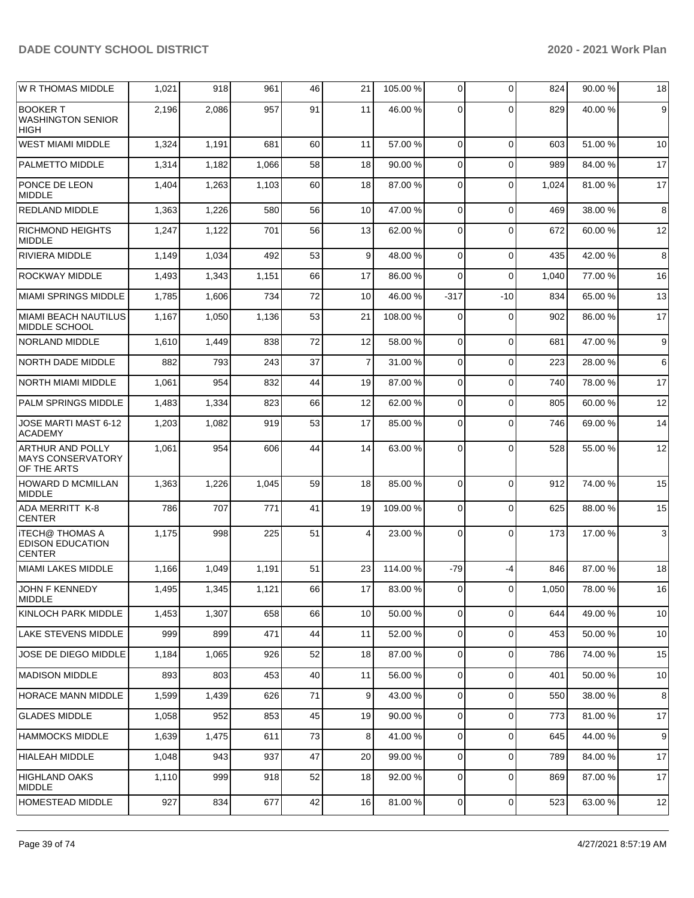| | | | | | | | | | | |
|---|---|---|---|---|---|---|---|---|---|---|
| W R THOMAS MIDDLE | 1,021 | 918 | 961 | 46 | 21 | 105.00 % | 0 | 0 | 824 | 90.00 % | 18 |
| BOOKER T WASHINGTON SENIOR HIGH | 2,196 | 2,086 | 957 | 91 | 11 | 46.00 % | 0 | 0 | 829 | 40.00 % | 9 |
| WEST MIAMI MIDDLE | 1,324 | 1,191 | 681 | 60 | 11 | 57.00 % | 0 | 0 | 603 | 51.00 % | 10 |
| PALMETTO MIDDLE | 1,314 | 1,182 | 1,066 | 58 | 18 | 90.00 % | 0 | 0 | 989 | 84.00 % | 17 |
| PONCE DE LEON MIDDLE | 1,404 | 1,263 | 1,103 | 60 | 18 | 87.00 % | 0 | 0 | 1,024 | 81.00 % | 17 |
| REDLAND MIDDLE | 1,363 | 1,226 | 580 | 56 | 10 | 47.00 % | 0 | 0 | 469 | 38.00 % | 8 |
| RICHMOND HEIGHTS MIDDLE | 1,247 | 1,122 | 701 | 56 | 13 | 62.00 % | 0 | 0 | 672 | 60.00 % | 12 |
| RIVIERA MIDDLE | 1,149 | 1,034 | 492 | 53 | 9 | 48.00 % | 0 | 0 | 435 | 42.00 % | 8 |
| ROCKWAY MIDDLE | 1,493 | 1,343 | 1,151 | 66 | 17 | 86.00 % | 0 | 0 | 1,040 | 77.00 % | 16 |
| MIAMI SPRINGS MIDDLE | 1,785 | 1,606 | 734 | 72 | 10 | 46.00 % | -317 | -10 | 834 | 65.00 % | 13 |
| MIAMI BEACH NAUTILUS MIDDLE SCHOOL | 1,167 | 1,050 | 1,136 | 53 | 21 | 108.00 % | 0 | 0 | 902 | 86.00 % | 17 |
| NORLAND MIDDLE | 1,610 | 1,449 | 838 | 72 | 12 | 58.00 % | 0 | 0 | 681 | 47.00 % | 9 |
| NORTH DADE MIDDLE | 882 | 793 | 243 | 37 | 7 | 31.00 % | 0 | 0 | 223 | 28.00 % | 6 |
| NORTH MIAMI MIDDLE | 1,061 | 954 | 832 | 44 | 19 | 87.00 % | 0 | 0 | 740 | 78.00 % | 17 |
| PALM SPRINGS MIDDLE | 1,483 | 1,334 | 823 | 66 | 12 | 62.00 % | 0 | 0 | 805 | 60.00 % | 12 |
| JOSE MARTI MAST 6-12 ACADEMY | 1,203 | 1,082 | 919 | 53 | 17 | 85.00 % | 0 | 0 | 746 | 69.00 % | 14 |
| ARTHUR AND POLLY MAYS CONSERVATORY OF THE ARTS | 1,061 | 954 | 606 | 44 | 14 | 63.00 % | 0 | 0 | 528 | 55.00 % | 12 |
| HOWARD D MCMILLAN MIDDLE | 1,363 | 1,226 | 1,045 | 59 | 18 | 85.00 % | 0 | 0 | 912 | 74.00 % | 15 |
| ADA MERRITT K-8 CENTER | 786 | 707 | 771 | 41 | 19 | 109.00 % | 0 | 0 | 625 | 88.00 % | 15 |
| iTECH@ THOMAS A EDISON EDUCATION CENTER | 1,175 | 998 | 225 | 51 | 4 | 23.00 % | 0 | 0 | 173 | 17.00 % | 3 |
| MIAMI LAKES MIDDLE | 1,166 | 1,049 | 1,191 | 51 | 23 | 114.00 % | -79 | -4 | 846 | 87.00 % | 18 |
| JOHN F KENNEDY MIDDLE | 1,495 | 1,345 | 1,121 | 66 | 17 | 83.00 % | 0 | 0 | 1,050 | 78.00 % | 16 |
| KINLOCH PARK MIDDLE | 1,453 | 1,307 | 658 | 66 | 10 | 50.00 % | 0 | 0 | 644 | 49.00 % | 10 |
| LAKE STEVENS MIDDLE | 999 | 899 | 471 | 44 | 11 | 52.00 % | 0 | 0 | 453 | 50.00 % | 10 |
| JOSE DE DIEGO MIDDLE | 1,184 | 1,065 | 926 | 52 | 18 | 87.00 % | 0 | 0 | 786 | 74.00 % | 15 |
| MADISON MIDDLE | 893 | 803 | 453 | 40 | 11 | 56.00 % | 0 | 0 | 401 | 50.00 % | 10 |
| HORACE MANN MIDDLE | 1,599 | 1,439 | 626 | 71 | 9 | 43.00 % | 0 | 0 | 550 | 38.00 % | 8 |
| GLADES MIDDLE | 1,058 | 952 | 853 | 45 | 19 | 90.00 % | 0 | 0 | 773 | 81.00 % | 17 |
| HAMMOCKS MIDDLE | 1,639 | 1,475 | 611 | 73 | 8 | 41.00 % | 0 | 0 | 645 | 44.00 % | 9 |
| HIALEAH MIDDLE | 1,048 | 943 | 937 | 47 | 20 | 99.00 % | 0 | 0 | 789 | 84.00 % | 17 |
| HIGHLAND OAKS MIDDLE | 1,110 | 999 | 918 | 52 | 18 | 92.00 % | 0 | 0 | 869 | 87.00 % | 17 |
| HOMESTEAD MIDDLE | 927 | 834 | 677 | 42 | 16 | 81.00 % | 0 | 0 | 523 | 63.00 % | 12 |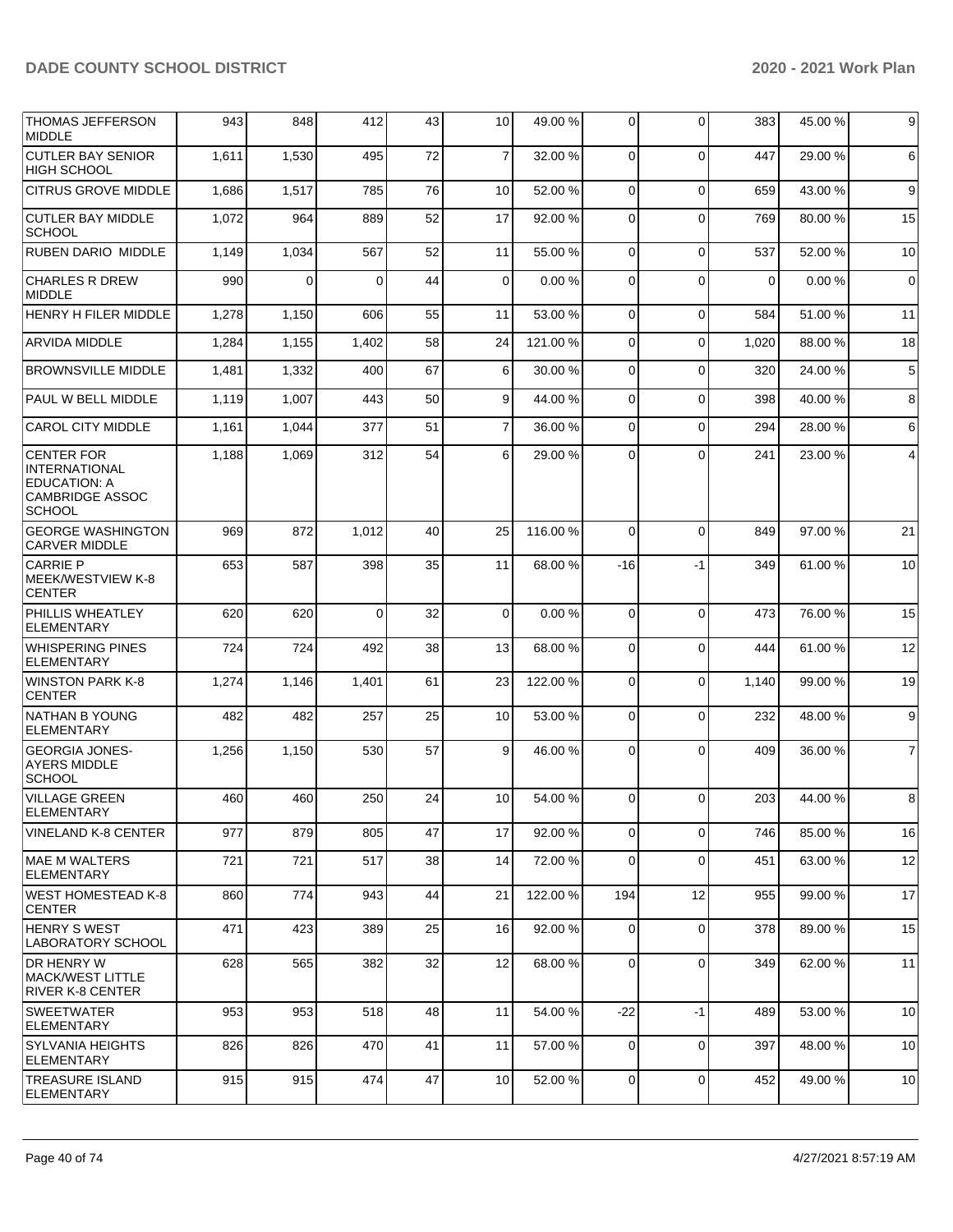| THOMAS JEFFERSON MIDDLE | 943 | 848 | 412 | 43 | 10 | 49.00 % | 0 | 0 | 383 | 45.00 % | 9 |
|---|---|---|---|---|---|---|---|---|---|---|---|
| CUTLER BAY SENIOR HIGH SCHOOL | 1,611 | 1,530 | 495 | 72 | 7 | 32.00 % | 0 | 0 | 447 | 29.00 % | 6 |
| CITRUS GROVE MIDDLE | 1,686 | 1,517 | 785 | 76 | 10 | 52.00 % | 0 | 0 | 659 | 43.00 % | 9 |
| CUTLER BAY MIDDLE SCHOOL | 1,072 | 964 | 889 | 52 | 17 | 92.00 % | 0 | 0 | 769 | 80.00 % | 15 |
| RUBEN DARIO MIDDLE | 1,149 | 1,034 | 567 | 52 | 11 | 55.00 % | 0 | 0 | 537 | 52.00 % | 10 |
| CHARLES R DREW MIDDLE | 990 | 0 | 0 | 44 | 0 | 0.00 % | 0 | 0 | 0 | 0.00 % | 0 |
| HENRY H FILER MIDDLE | 1,278 | 1,150 | 606 | 55 | 11 | 53.00 % | 0 | 0 | 584 | 51.00 % | 11 |
| ARVIDA MIDDLE | 1,284 | 1,155 | 1,402 | 58 | 24 | 121.00 % | 0 | 0 | 1,020 | 88.00 % | 18 |
| BROWNSVILLE MIDDLE | 1,481 | 1,332 | 400 | 67 | 6 | 30.00 % | 0 | 0 | 320 | 24.00 % | 5 |
| PAUL W BELL MIDDLE | 1,119 | 1,007 | 443 | 50 | 9 | 44.00 % | 0 | 0 | 398 | 40.00 % | 8 |
| CAROL CITY MIDDLE | 1,161 | 1,044 | 377 | 51 | 7 | 36.00 % | 0 | 0 | 294 | 28.00 % | 6 |
| CENTER FOR INTERNATIONAL EDUCATION: A CAMBRIDGE ASSOC SCHOOL | 1,188 | 1,069 | 312 | 54 | 6 | 29.00 % | 0 | 0 | 241 | 23.00 % | 4 |
| GEORGE WASHINGTON CARVER MIDDLE | 969 | 872 | 1,012 | 40 | 25 | 116.00 % | 0 | 0 | 849 | 97.00 % | 21 |
| CARRIE P MEEK/WESTVIEW K-8 CENTER | 653 | 587 | 398 | 35 | 11 | 68.00 % | -16 | -1 | 349 | 61.00 % | 10 |
| PHILLIS WHEATLEY ELEMENTARY | 620 | 620 | 0 | 32 | 0 | 0.00 % | 0 | 0 | 473 | 76.00 % | 15 |
| WHISPERING PINES ELEMENTARY | 724 | 724 | 492 | 38 | 13 | 68.00 % | 0 | 0 | 444 | 61.00 % | 12 |
| WINSTON PARK K-8 CENTER | 1,274 | 1,146 | 1,401 | 61 | 23 | 122.00 % | 0 | 0 | 1,140 | 99.00 % | 19 |
| NATHAN B YOUNG ELEMENTARY | 482 | 482 | 257 | 25 | 10 | 53.00 % | 0 | 0 | 232 | 48.00 % | 9 |
| GEORGIA JONES-AYERS MIDDLE SCHOOL | 1,256 | 1,150 | 530 | 57 | 9 | 46.00 % | 0 | 0 | 409 | 36.00 % | 7 |
| VILLAGE GREEN ELEMENTARY | 460 | 460 | 250 | 24 | 10 | 54.00 % | 0 | 0 | 203 | 44.00 % | 8 |
| VINELAND K-8 CENTER | 977 | 879 | 805 | 47 | 17 | 92.00 % | 0 | 0 | 746 | 85.00 % | 16 |
| MAE M WALTERS ELEMENTARY | 721 | 721 | 517 | 38 | 14 | 72.00 % | 0 | 0 | 451 | 63.00 % | 12 |
| WEST HOMESTEAD K-8 CENTER | 860 | 774 | 943 | 44 | 21 | 122.00 % | 194 | 12 | 955 | 99.00 % | 17 |
| HENRY S WEST LABORATORY SCHOOL | 471 | 423 | 389 | 25 | 16 | 92.00 % | 0 | 0 | 378 | 89.00 % | 15 |
| DR HENRY W MACK/WEST LITTLE RIVER K-8 CENTER | 628 | 565 | 382 | 32 | 12 | 68.00 % | 0 | 0 | 349 | 62.00 % | 11 |
| SWEETWATER ELEMENTARY | 953 | 953 | 518 | 48 | 11 | 54.00 % | -22 | -1 | 489 | 53.00 % | 10 |
| SYLVANIA HEIGHTS ELEMENTARY | 826 | 826 | 470 | 41 | 11 | 57.00 % | 0 | 0 | 397 | 48.00 % | 10 |
| TREASURE ISLAND ELEMENTARY | 915 | 915 | 474 | 47 | 10 | 52.00 % | 0 | 0 | 452 | 49.00 % | 10 |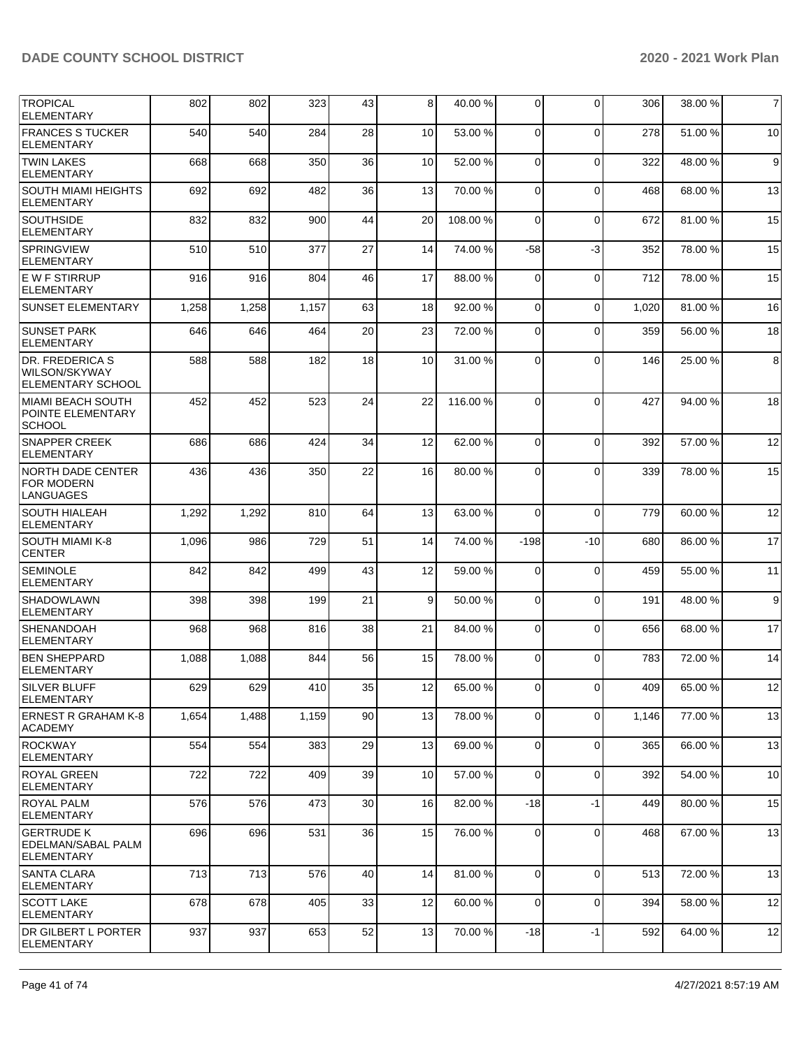| TROPICAL ELEMENTARY | 802 | 802 | 323 | 43 | 8 | 40.00 % | 0 | 0 | 306 | 38.00 % | 7 |
|---|---|---|---|---|---|---|---|---|---|---|---|
| FRANCES S TUCKER ELEMENTARY | 540 | 540 | 284 | 28 | 10 | 53.00 % | 0 | 0 | 278 | 51.00 % | 10 |
| TWIN LAKES ELEMENTARY | 668 | 668 | 350 | 36 | 10 | 52.00 % | 0 | 0 | 322 | 48.00 % | 9 |
| SOUTH MIAMI HEIGHTS ELEMENTARY | 692 | 692 | 482 | 36 | 13 | 70.00 % | 0 | 0 | 468 | 68.00 % | 13 |
| SOUTHSIDE ELEMENTARY | 832 | 832 | 900 | 44 | 20 | 108.00 % | 0 | 0 | 672 | 81.00 % | 15 |
| SPRINGVIEW ELEMENTARY | 510 | 510 | 377 | 27 | 14 | 74.00 % | -58 | -3 | 352 | 78.00 % | 15 |
| E W F STIRRUP ELEMENTARY | 916 | 916 | 804 | 46 | 17 | 88.00 % | 0 | 0 | 712 | 78.00 % | 15 |
| SUNSET ELEMENTARY | 1,258 | 1,258 | 1,157 | 63 | 18 | 92.00 % | 0 | 0 | 1,020 | 81.00 % | 16 |
| SUNSET PARK ELEMENTARY | 646 | 646 | 464 | 20 | 23 | 72.00 % | 0 | 0 | 359 | 56.00 % | 18 |
| DR. FREDERICA S WILSON/SKYWAY ELEMENTARY SCHOOL | 588 | 588 | 182 | 18 | 10 | 31.00 % | 0 | 0 | 146 | 25.00 % | 8 |
| MIAMI BEACH SOUTH POINTE ELEMENTARY SCHOOL | 452 | 452 | 523 | 24 | 22 | 116.00 % | 0 | 0 | 427 | 94.00 % | 18 |
| SNAPPER CREEK ELEMENTARY | 686 | 686 | 424 | 34 | 12 | 62.00 % | 0 | 0 | 392 | 57.00 % | 12 |
| NORTH DADE CENTER FOR MODERN LANGUAGES | 436 | 436 | 350 | 22 | 16 | 80.00 % | 0 | 0 | 339 | 78.00 % | 15 |
| SOUTH HIALEAH ELEMENTARY | 1,292 | 1,292 | 810 | 64 | 13 | 63.00 % | 0 | 0 | 779 | 60.00 % | 12 |
| SOUTH MIAMI K-8 CENTER | 1,096 | 986 | 729 | 51 | 14 | 74.00 % | -198 | -10 | 680 | 86.00 % | 17 |
| SEMINOLE ELEMENTARY | 842 | 842 | 499 | 43 | 12 | 59.00 % | 0 | 0 | 459 | 55.00 % | 11 |
| SHADOWLAWN ELEMENTARY | 398 | 398 | 199 | 21 | 9 | 50.00 % | 0 | 0 | 191 | 48.00 % | 9 |
| SHENANDOAH ELEMENTARY | 968 | 968 | 816 | 38 | 21 | 84.00 % | 0 | 0 | 656 | 68.00 % | 17 |
| BEN SHEPPARD ELEMENTARY | 1,088 | 1,088 | 844 | 56 | 15 | 78.00 % | 0 | 0 | 783 | 72.00 % | 14 |
| SILVER BLUFF ELEMENTARY | 629 | 629 | 410 | 35 | 12 | 65.00 % | 0 | 0 | 409 | 65.00 % | 12 |
| ERNEST R GRAHAM K-8 ACADEMY | 1,654 | 1,488 | 1,159 | 90 | 13 | 78.00 % | 0 | 0 | 1,146 | 77.00 % | 13 |
| ROCKWAY ELEMENTARY | 554 | 554 | 383 | 29 | 13 | 69.00 % | 0 | 0 | 365 | 66.00 % | 13 |
| ROYAL GREEN ELEMENTARY | 722 | 722 | 409 | 39 | 10 | 57.00 % | 0 | 0 | 392 | 54.00 % | 10 |
| ROYAL PALM ELEMENTARY | 576 | 576 | 473 | 30 | 16 | 82.00 % | -18 | -1 | 449 | 80.00 % | 15 |
| GERTRUDE K EDELMAN/SABAL PALM ELEMENTARY | 696 | 696 | 531 | 36 | 15 | 76.00 % | 0 | 0 | 468 | 67.00 % | 13 |
| SANTA CLARA ELEMENTARY | 713 | 713 | 576 | 40 | 14 | 81.00 % | 0 | 0 | 513 | 72.00 % | 13 |
| SCOTT LAKE ELEMENTARY | 678 | 678 | 405 | 33 | 12 | 60.00 % | 0 | 0 | 394 | 58.00 % | 12 |
| DR GILBERT L PORTER ELEMENTARY | 937 | 937 | 653 | 52 | 13 | 70.00 % | -18 | -1 | 592 | 64.00 % | 12 |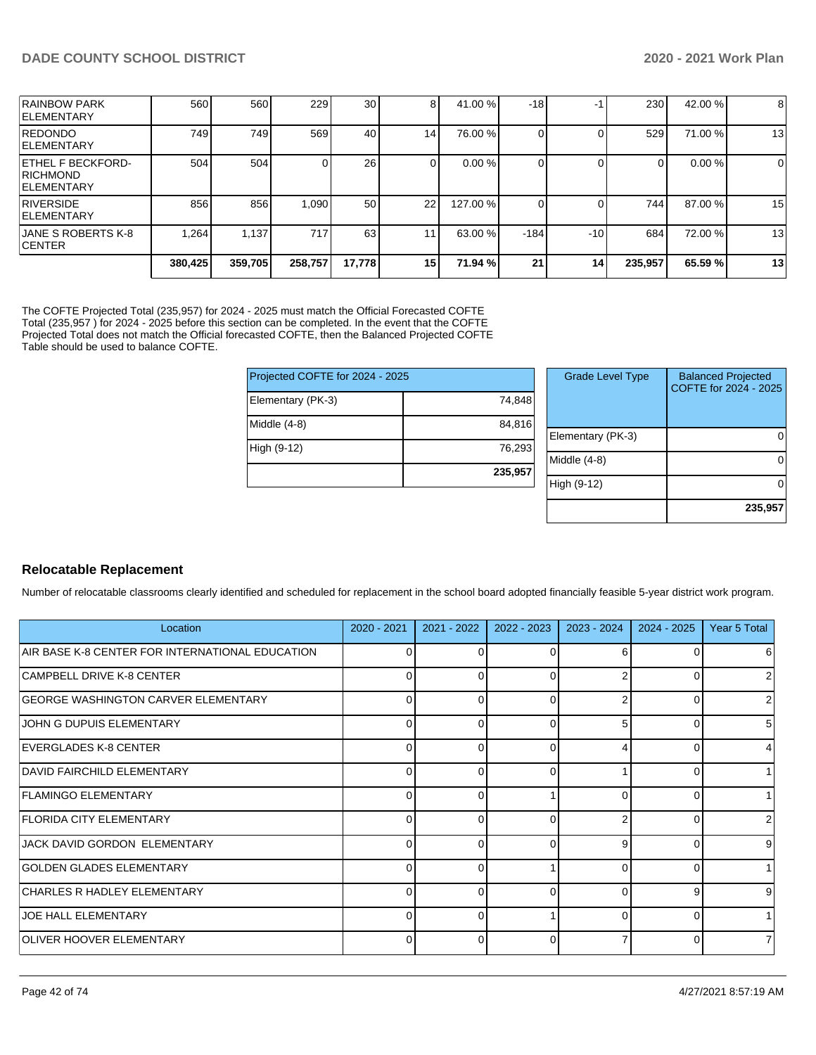| | | | | | | | | | | | |
|---|---|---|---|---|---|---|---|---|---|---|---|
| RAINBOW PARK ELEMENTARY | 560 | 560 | 229 | 30 | 8 | 41.00 % | -18 | -1 | 230 | 42.00 % | 8 |
| REDONDO ELEMENTARY | 749 | 749 | 569 | 40 | 14 | 76.00 % | 0 | 0 | 529 | 71.00 % | 13 |
| ETHEL F BECKFORD-RICHMOND ELEMENTARY | 504 | 504 | 0 | 26 | 0 | 0.00 % | 0 | 0 | 0 | 0.00 % | 0 |
| RIVERSIDE ELEMENTARY | 856 | 856 | 1,090 | 50 | 22 | 127.00 % | 0 | 0 | 744 | 87.00 % | 15 |
| JANE S ROBERTS K-8 CENTER | 1,264 | 1,137 | 717 | 63 | 11 | 63.00 % | -184 | -10 | 684 | 72.00 % | 13 |
| | 380,425 | 359,705 | 258,757 | 17,778 | 15 | 71.94 % | 21 | 14 | 235,957 | 65.59 % | 13 |

The COFTE Projected Total (235,957) for 2024 - 2025 must match the Official Forecasted COFTE Total (235,957 ) for 2024 - 2025 before this section can be completed. In the event that the COFTE Projected Total does not match the Official forecasted COFTE, then the Balanced Projected COFTE Table should be used to balance COFTE.

| Projected COFTE for 2024 - 2025 | |
|---|---|
| Elementary (PK-3) | 74,848 |
| Middle (4-8) | 84,816 |
| High (9-12) | 76,293 |
| | 235,957 |

| Grade Level Type | Balanced Projected COFTE for 2024 - 2025 |
|---|---|
| Elementary (PK-3) | 0 |
| Middle (4-8) | 0 |
| High (9-12) | 0 |
| | 235,957 |

## Relocatable Replacement

Number of relocatable classrooms clearly identified and scheduled for replacement in the school board adopted financially feasible 5-year district work program.

| Location | 2020 - 2021 | 2021 - 2022 | 2022 - 2023 | 2023 - 2024 | 2024 - 2025 | Year 5 Total |
|---|---|---|---|---|---|---|
| AIR BASE K-8 CENTER FOR INTERNATIONAL EDUCATION | 0 | 0 | 0 | 6 | 0 | 6 |
| CAMPBELL DRIVE K-8 CENTER | 0 | 0 | 0 | 2 | 0 | 2 |
| GEORGE WASHINGTON CARVER ELEMENTARY | 0 | 0 | 0 | 2 | 0 | 2 |
| JOHN G DUPUIS ELEMENTARY | 0 | 0 | 0 | 5 | 0 | 5 |
| EVERGLADES K-8 CENTER | 0 | 0 | 0 | 4 | 0 | 4 |
| DAVID FAIRCHILD ELEMENTARY | 0 | 0 | 0 | 1 | 0 | 1 |
| FLAMINGO ELEMENTARY | 0 | 0 | 1 | 0 | 0 | 1 |
| FLORIDA CITY ELEMENTARY | 0 | 0 | 0 | 2 | 0 | 2 |
| JACK DAVID GORDON ELEMENTARY | 0 | 0 | 0 | 9 | 0 | 9 |
| GOLDEN GLADES ELEMENTARY | 0 | 0 | 1 | 0 | 0 | 1 |
| CHARLES R HADLEY ELEMENTARY | 0 | 0 | 0 | 0 | 9 | 9 |
| JOE HALL ELEMENTARY | 0 | 0 | 1 | 0 | 0 | 1 |
| OLIVER HOOVER ELEMENTARY | 0 | 0 | 0 | 7 | 0 | 7 |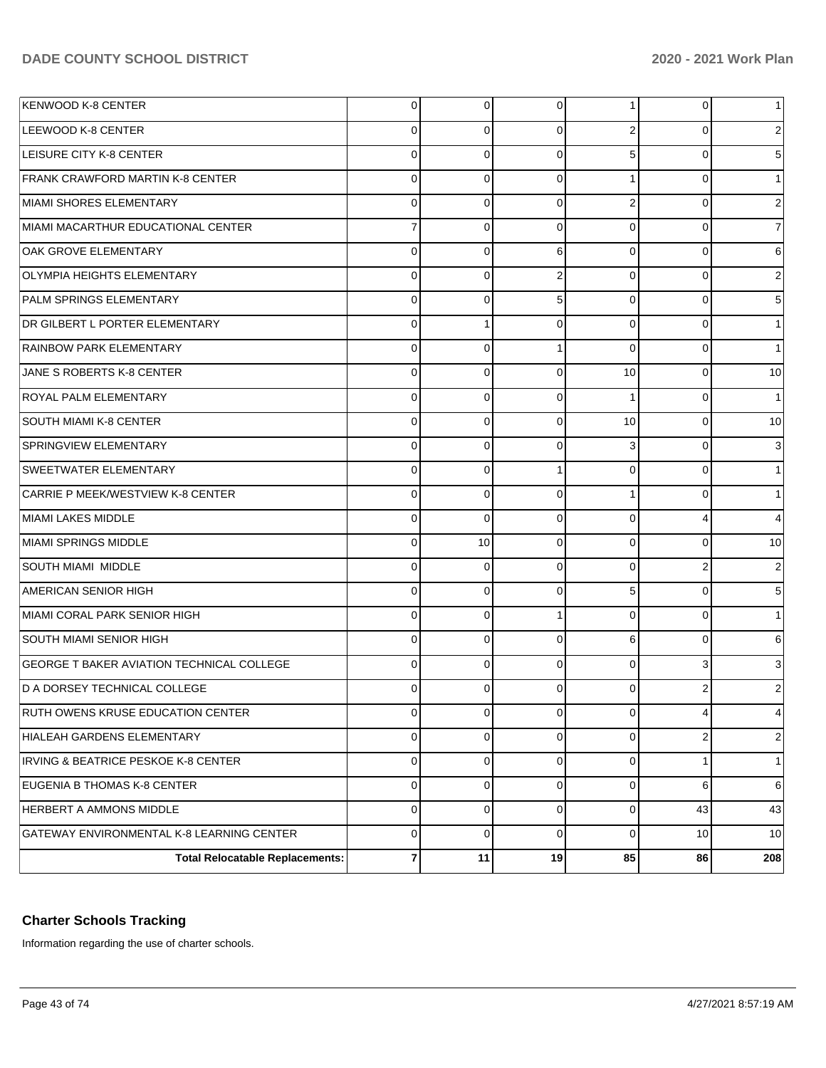| | | | | | | |
|---|---|---|---|---|---|---|
| KENWOOD K-8 CENTER | 0 | 0 | 0 | 1 | 0 | 1 |
| LEEWOOD K-8 CENTER | 0 | 0 | 0 | 2 | 0 | 2 |
| LEISURE CITY K-8 CENTER | 0 | 0 | 0 | 5 | 0 | 5 |
| FRANK CRAWFORD MARTIN K-8 CENTER | 0 | 0 | 0 | 1 | 0 | 1 |
| MIAMI SHORES ELEMENTARY | 0 | 0 | 0 | 2 | 0 | 2 |
| MIAMI MACARTHUR EDUCATIONAL CENTER | 7 | 0 | 0 | 0 | 0 | 7 |
| OAK GROVE ELEMENTARY | 0 | 0 | 6 | 0 | 0 | 6 |
| OLYMPIA HEIGHTS ELEMENTARY | 0 | 0 | 2 | 0 | 0 | 2 |
| PALM SPRINGS ELEMENTARY | 0 | 0 | 5 | 0 | 0 | 5 |
| DR GILBERT L PORTER ELEMENTARY | 0 | 1 | 0 | 0 | 0 | 1 |
| RAINBOW PARK ELEMENTARY | 0 | 0 | 1 | 0 | 0 | 1 |
| JANE S ROBERTS K-8 CENTER | 0 | 0 | 0 | 10 | 0 | 10 |
| ROYAL PALM ELEMENTARY | 0 | 0 | 0 | 1 | 0 | 1 |
| SOUTH MIAMI K-8 CENTER | 0 | 0 | 0 | 10 | 0 | 10 |
| SPRINGVIEW ELEMENTARY | 0 | 0 | 0 | 3 | 0 | 3 |
| SWEETWATER ELEMENTARY | 0 | 0 | 1 | 0 | 0 | 1 |
| CARRIE P MEEK/WESTVIEW K-8 CENTER | 0 | 0 | 0 | 1 | 0 | 1 |
| MIAMI LAKES MIDDLE | 0 | 0 | 0 | 0 | 4 | 4 |
| MIAMI SPRINGS MIDDLE | 0 | 10 | 0 | 0 | 0 | 10 |
| SOUTH MIAMI MIDDLE | 0 | 0 | 0 | 0 | 2 | 2 |
| AMERICAN SENIOR HIGH | 0 | 0 | 0 | 5 | 0 | 5 |
| MIAMI CORAL PARK SENIOR HIGH | 0 | 0 | 1 | 0 | 0 | 1 |
| SOUTH MIAMI SENIOR HIGH | 0 | 0 | 0 | 6 | 0 | 6 |
| GEORGE T BAKER AVIATION TECHNICAL COLLEGE | 0 | 0 | 0 | 0 | 3 | 3 |
| D A DORSEY TECHNICAL COLLEGE | 0 | 0 | 0 | 0 | 2 | 2 |
| RUTH OWENS KRUSE EDUCATION CENTER | 0 | 0 | 0 | 0 | 4 | 4 |
| HIALEAH GARDENS ELEMENTARY | 0 | 0 | 0 | 0 | 2 | 2 |
| IRVING & BEATRICE PESKOE K-8 CENTER | 0 | 0 | 0 | 0 | 1 | 1 |
| EUGENIA B THOMAS K-8 CENTER | 0 | 0 | 0 | 0 | 6 | 6 |
| HERBERT A AMMONS MIDDLE | 0 | 0 | 0 | 0 | 43 | 43 |
| GATEWAY ENVIRONMENTAL K-8 LEARNING CENTER | 0 | 0 | 0 | 0 | 10 | 10 |
| **Total Relocatable Replacements:** | **7** | **11** | **19** | **85** | **86** | **208** |

## Charter Schools Tracking

Information regarding the use of charter schools.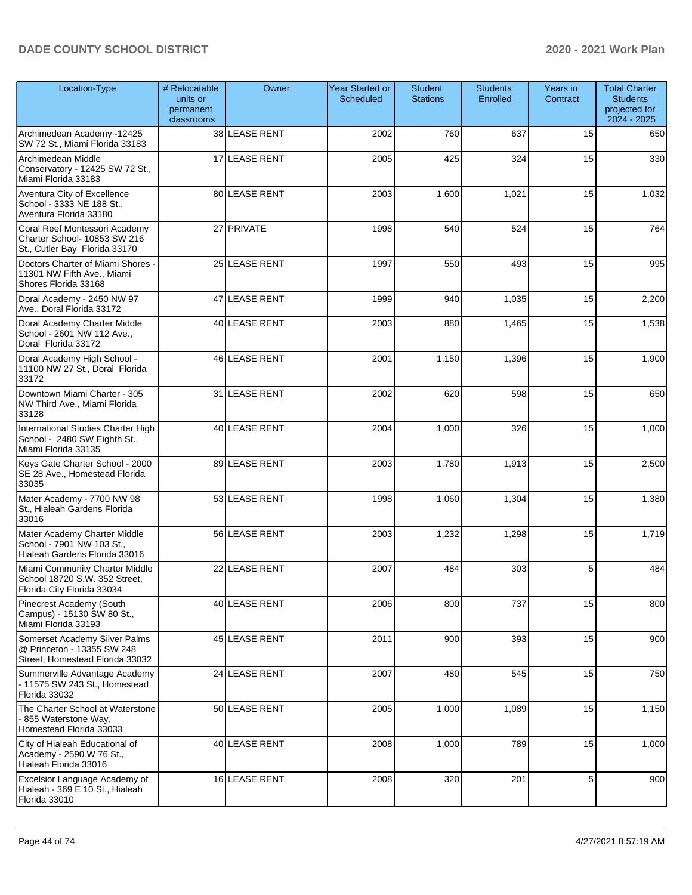| Location-Type | # Relocatable units or permanent classrooms | Owner | Year Started or Scheduled | Student Stations | Students Enrolled | Years in Contract | Total Charter Students projected for 2024 - 2025 |
|---|---|---|---|---|---|---|---|
| Archimedean Academy -12425 SW 72 St., Miami Florida 33183 | 38 | LEASE RENT | 2002 | 760 | 637 | 15 | 650 |
| Archimedean Middle Conservatory - 12425 SW 72 St., Miami Florida 33183 | 17 | LEASE RENT | 2005 | 425 | 324 | 15 | 330 |
| Aventura City of Excellence School - 3333 NE 188 St., Aventura Florida 33180 | 80 | LEASE RENT | 2003 | 1,600 | 1,021 | 15 | 1,032 |
| Coral Reef Montessori Academy Charter School- 10853 SW 216 St., Cutler Bay Florida 33170 | 27 | PRIVATE | 1998 | 540 | 524 | 15 | 764 |
| Doctors Charter of Miami Shores - 11301 NW Fifth Ave., Miami Shores Florida 33168 | 25 | LEASE RENT | 1997 | 550 | 493 | 15 | 995 |
| Doral Academy - 2450 NW 97 Ave., Doral Florida 33172 | 47 | LEASE RENT | 1999 | 940 | 1,035 | 15 | 2,200 |
| Doral Academy Charter Middle School - 2601 NW 112 Ave., Doral Florida 33172 | 40 | LEASE RENT | 2003 | 880 | 1,465 | 15 | 1,538 |
| Doral Academy High School - 11100 NW 27 St., Doral Florida 33172 | 46 | LEASE RENT | 2001 | 1,150 | 1,396 | 15 | 1,900 |
| Downtown Miami Charter - 305 NW Third Ave., Miami Florida 33128 | 31 | LEASE RENT | 2002 | 620 | 598 | 15 | 650 |
| International Studies Charter High School - 2480 SW Eighth St., Miami Florida 33135 | 40 | LEASE RENT | 2004 | 1,000 | 326 | 15 | 1,000 |
| Keys Gate Charter School - 2000 SE 28 Ave., Homestead Florida 33035 | 89 | LEASE RENT | 2003 | 1,780 | 1,913 | 15 | 2,500 |
| Mater Academy - 7700 NW 98 St., Hialeah Gardens Florida 33016 | 53 | LEASE RENT | 1998 | 1,060 | 1,304 | 15 | 1,380 |
| Mater Academy Charter Middle School - 7901 NW 103 St., Hialeah Gardens Florida 33016 | 56 | LEASE RENT | 2003 | 1,232 | 1,298 | 15 | 1,719 |
| Miami Community Charter Middle School 18720 S.W. 352 Street, Florida City Florida 33034 | 22 | LEASE RENT | 2007 | 484 | 303 | 5 | 484 |
| Pinecrest Academy (South Campus) - 15130 SW 80 St., Miami Florida 33193 | 40 | LEASE RENT | 2006 | 800 | 737 | 15 | 800 |
| Somerset Academy Silver Palms @ Princeton - 13355 SW 248 Street, Homestead Florida 33032 | 45 | LEASE RENT | 2011 | 900 | 393 | 15 | 900 |
| Summerville Advantage Academy - 11575 SW 243 St., Homestead Florida 33032 | 24 | LEASE RENT | 2007 | 480 | 545 | 15 | 750 |
| The Charter School at Waterstone - 855 Waterstone Way, Homestead Florida 33033 | 50 | LEASE RENT | 2005 | 1,000 | 1,089 | 15 | 1,150 |
| City of Hialeah Educational of Academy - 2590 W 76 St., Hialeah Florida 33016 | 40 | LEASE RENT | 2008 | 1,000 | 789 | 15 | 1,000 |
| Excelsior Language Academy of Hialeah - 369 E 10 St., Hialeah Florida 33010 | 16 | LEASE RENT | 2008 | 320 | 201 | 5 | 900 |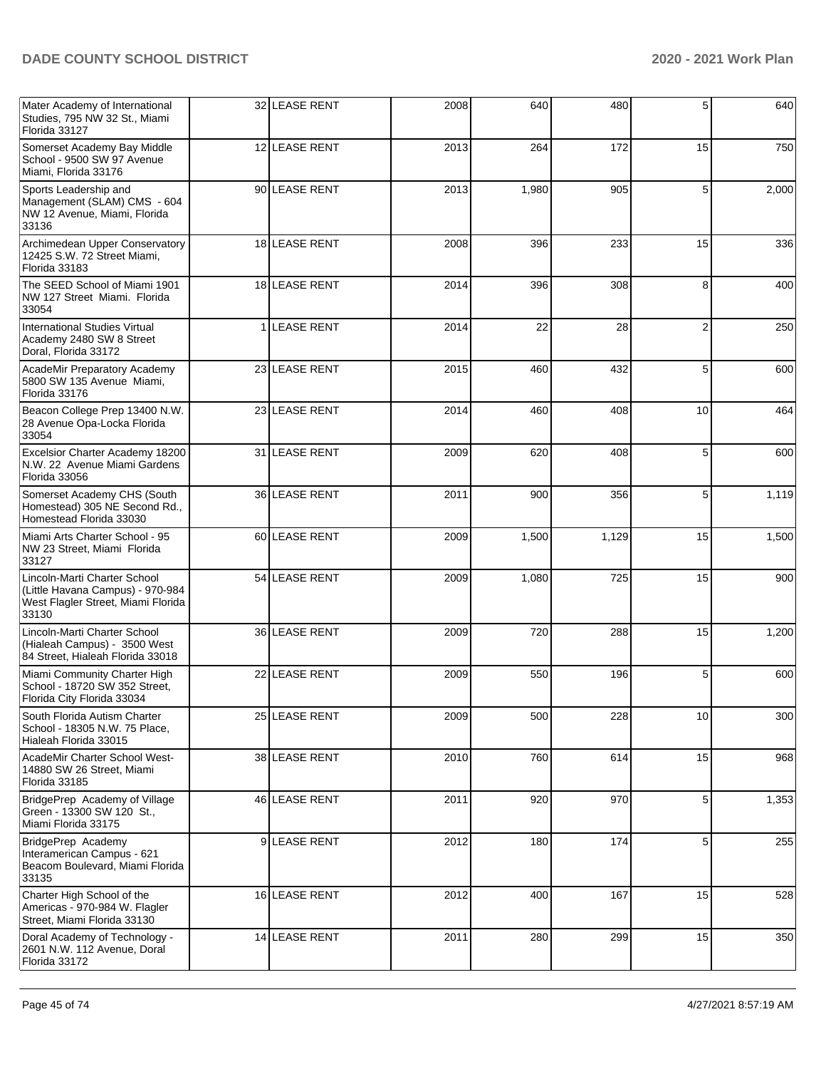| | | | | | | | |
|---|---|---|---|---|---|---|---|
| Mater Academy of International Studies, 795 NW 32 St., Miami Florida 33127 | 32 | LEASE RENT | 2008 | 640 | 480 | 5 | 640 |
| Somerset Academy Bay Middle School - 9500 SW 97 Avenue Miami, Florida 33176 | 12 | LEASE RENT | 2013 | 264 | 172 | 15 | 750 |
| Sports Leadership and Management (SLAM) CMS - 604 NW 12 Avenue, Miami, Florida 33136 | 90 | LEASE RENT | 2013 | 1,980 | 905 | 5 | 2,000 |
| Archimedean Upper Conservatory 12425 S.W. 72 Street Miami, Florida 33183 | 18 | LEASE RENT | 2008 | 396 | 233 | 15 | 336 |
| The SEED School of Miami 1901 NW 127 Street Miami. Florida 33054 | 18 | LEASE RENT | 2014 | 396 | 308 | 8 | 400 |
| International Studies Virtual Academy 2480 SW 8 Street Doral, Florida 33172 | 1 | LEASE RENT | 2014 | 22 | 28 | 2 | 250 |
| AcadeMir Preparatory Academy 5800 SW 135 Avenue Miami, Florida 33176 | 23 | LEASE RENT | 2015 | 460 | 432 | 5 | 600 |
| Beacon College Prep 13400 N.W. 28 Avenue Opa-Locka Florida 33054 | 23 | LEASE RENT | 2014 | 460 | 408 | 10 | 464 |
| Excelsior Charter Academy 18200 N.W. 22 Avenue Miami Gardens Florida 33056 | 31 | LEASE RENT | 2009 | 620 | 408 | 5 | 600 |
| Somerset Academy CHS (South Homestead) 305 NE Second Rd., Homestead Florida 33030 | 36 | LEASE RENT | 2011 | 900 | 356 | 5 | 1,119 |
| Miami Arts Charter School - 95 NW 23 Street, Miami Florida 33127 | 60 | LEASE RENT | 2009 | 1,500 | 1,129 | 15 | 1,500 |
| Lincoln-Marti Charter School (Little Havana Campus) - 970-984 West Flagler Street, Miami Florida 33130 | 54 | LEASE RENT | 2009 | 1,080 | 725 | 15 | 900 |
| Lincoln-Marti Charter School (Hialeah Campus) - 3500 West 84 Street, Hialeah Florida 33018 | 36 | LEASE RENT | 2009 | 720 | 288 | 15 | 1,200 |
| Miami Community Charter High School - 18720 SW 352 Street, Florida City Florida 33034 | 22 | LEASE RENT | 2009 | 550 | 196 | 5 | 600 |
| South Florida Autism Charter School - 18305 N.W. 75 Place, Hialeah Florida 33015 | 25 | LEASE RENT | 2009 | 500 | 228 | 10 | 300 |
| AcadeMir Charter School West- 14880 SW 26 Street, Miami Florida 33185 | 38 | LEASE RENT | 2010 | 760 | 614 | 15 | 968 |
| BridgePrep Academy of Village Green - 13300 SW 120 St., Miami Florida 33175 | 46 | LEASE RENT | 2011 | 920 | 970 | 5 | 1,353 |
| BridgePrep Academy Interamerican Campus - 621 Beacom Boulevard, Miami Florida 33135 | 9 | LEASE RENT | 2012 | 180 | 174 | 5 | 255 |
| Charter High School of the Americas - 970-984 W. Flagler Street, Miami Florida 33130 | 16 | LEASE RENT | 2012 | 400 | 167 | 15 | 528 |
| Doral Academy of Technology - 2601 N.W. 112 Avenue, Doral Florida 33172 | 14 | LEASE RENT | 2011 | 280 | 299 | 15 | 350 |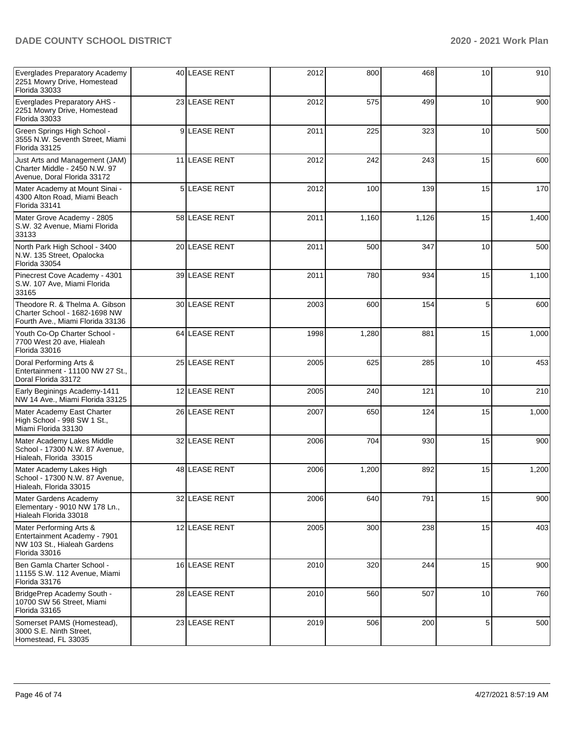| Everglades Preparatory Academy 2251 Mowry Drive, Homestead Florida 33033 | 40 | LEASE RENT | 2012 | 800 | 468 | 10 | 910 |
|---|---|---|---|---|---|---|---|
| Everglades Preparatory AHS - 2251 Mowry Drive, Homestead Florida 33033 | 23 | LEASE RENT | 2012 | 575 | 499 | 10 | 900 |
| Green Springs High School - 3555 N.W. Seventh Street, Miami Florida 33125 | 9 | LEASE RENT | 2011 | 225 | 323 | 10 | 500 |
| Just Arts and Management (JAM) Charter Middle - 2450 N.W. 97 Avenue, Doral Florida 33172 | 11 | LEASE RENT | 2012 | 242 | 243 | 15 | 600 |
| Mater Academy at Mount Sinai - 4300 Alton Road, Miami Beach Florida 33141 | 5 | LEASE RENT | 2012 | 100 | 139 | 15 | 170 |
| Mater Grove Academy - 2805 S.W. 32 Avenue, Miami Florida 33133 | 58 | LEASE RENT | 2011 | 1,160 | 1,126 | 15 | 1,400 |
| North Park High School - 3400 N.W. 135 Street, Opalocka Florida 33054 | 20 | LEASE RENT | 2011 | 500 | 347 | 10 | 500 |
| Pinecrest Cove Academy - 4301 S.W. 107 Ave, Miami Florida 33165 | 39 | LEASE RENT | 2011 | 780 | 934 | 15 | 1,100 |
| Theodore R. & Thelma A. Gibson Charter School - 1682-1698 NW Fourth Ave., Miami Florida 33136 | 30 | LEASE RENT | 2003 | 600 | 154 | 5 | 600 |
| Youth Co-Op Charter School - 7700 West 20 ave, Hialeah Florida 33016 | 64 | LEASE RENT | 1998 | 1,280 | 881 | 15 | 1,000 |
| Doral Performing Arts & Entertainment - 11100 NW 27 St., Doral Florida 33172 | 25 | LEASE RENT | 2005 | 625 | 285 | 10 | 453 |
| Early Beginings Academy-1411 NW 14 Ave., Miami Florida 33125 | 12 | LEASE RENT | 2005 | 240 | 121 | 10 | 210 |
| Mater Academy East Charter High School - 998 SW 1 St., Miami Florida 33130 | 26 | LEASE RENT | 2007 | 650 | 124 | 15 | 1,000 |
| Mater Academy Lakes Middle School - 17300 N.W. 87 Avenue, Hialeah, Florida 33015 | 32 | LEASE RENT | 2006 | 704 | 930 | 15 | 900 |
| Mater Academy Lakes High School - 17300 N.W. 87 Avenue, Hialeah, Florida 33015 | 48 | LEASE RENT | 2006 | 1,200 | 892 | 15 | 1,200 |
| Mater Gardens Academy Elementary - 9010 NW 178 Ln., Hialeah Florida 33018 | 32 | LEASE RENT | 2006 | 640 | 791 | 15 | 900 |
| Mater Performing Arts & Entertainment Academy - 7901 NW 103 St., Hialeah Gardens Florida 33016 | 12 | LEASE RENT | 2005 | 300 | 238 | 15 | 403 |
| Ben Gamla Charter School - 11155 S.W. 112 Avenue, Miami Florida 33176 | 16 | LEASE RENT | 2010 | 320 | 244 | 15 | 900 |
| BridgePrep Academy South - 10700 SW 56 Street, Miami Florida 33165 | 28 | LEASE RENT | 2010 | 560 | 507 | 10 | 760 |
| Somerset PAMS (Homestead), 3000 S.E. Ninth Street, Homestead, FL 33035 | 23 | LEASE RENT | 2019 | 506 | 200 | 5 | 500 |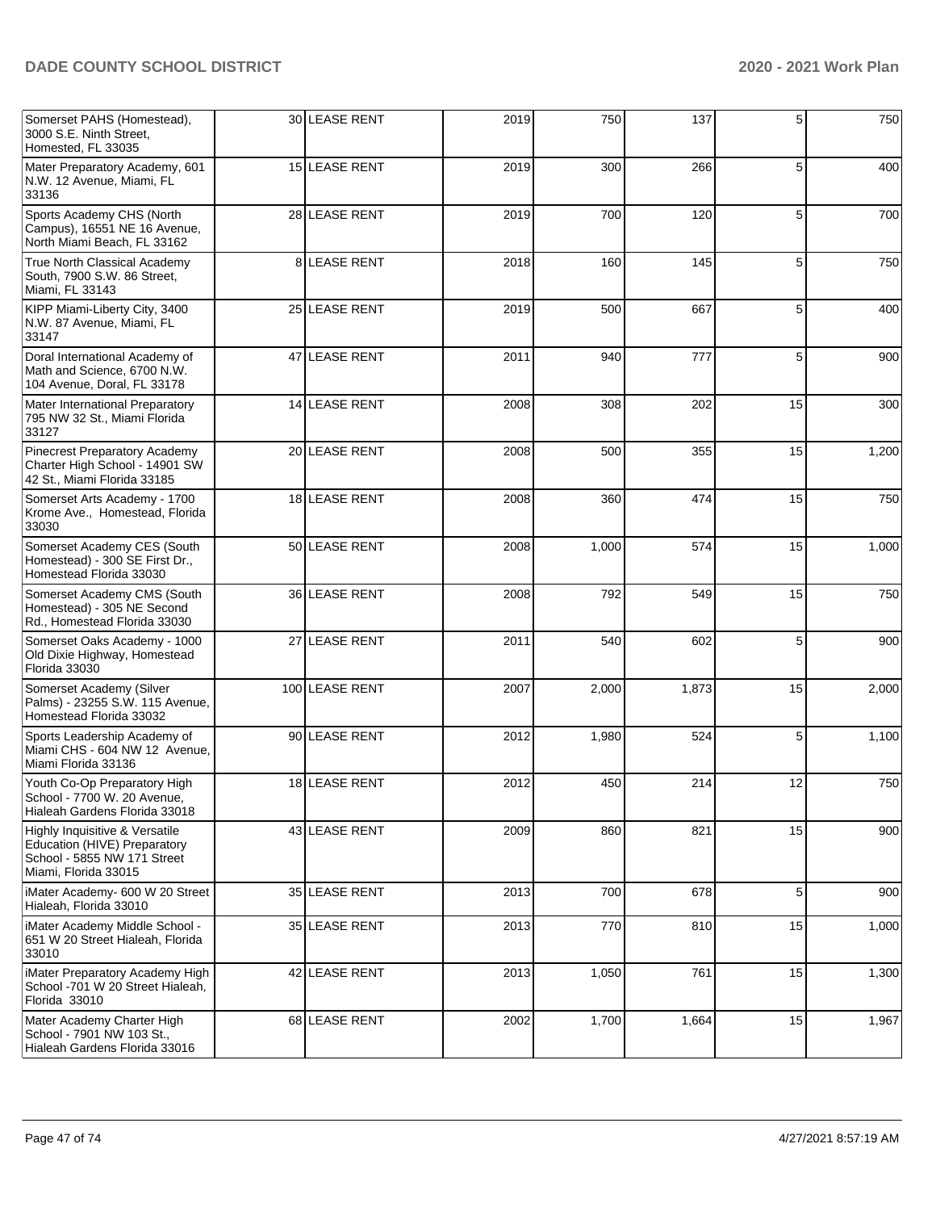| | | | | | | | |
|---|---|---|---|---|---|---|---|
| Somerset PAHS (Homestead), 3000 S.E. Ninth Street, Homested, FL 33035 | 30 | LEASE RENT | 2019 | 750 | 137 | 5 | 750 |
| Mater Preparatory Academy, 601 N.W. 12 Avenue, Miami, FL 33136 | 15 | LEASE RENT | 2019 | 300 | 266 | 5 | 400 |
| Sports Academy CHS (North Campus), 16551 NE 16 Avenue, North Miami Beach, FL 33162 | 28 | LEASE RENT | 2019 | 700 | 120 | 5 | 700 |
| True North Classical Academy South, 7900 S.W. 86 Street, Miami, FL 33143 | 8 | LEASE RENT | 2018 | 160 | 145 | 5 | 750 |
| KIPP Miami-Liberty City, 3400 N.W. 87 Avenue, Miami, FL 33147 | 25 | LEASE RENT | 2019 | 500 | 667 | 5 | 400 |
| Doral International Academy of Math and Science, 6700 N.W. 104 Avenue, Doral, FL 33178 | 47 | LEASE RENT | 2011 | 940 | 777 | 5 | 900 |
| Mater International Preparatory 795 NW 32 St., Miami Florida 33127 | 14 | LEASE RENT | 2008 | 308 | 202 | 15 | 300 |
| Pinecrest Preparatory Academy Charter High School - 14901 SW 42 St., Miami Florida 33185 | 20 | LEASE RENT | 2008 | 500 | 355 | 15 | 1,200 |
| Somerset Arts Academy - 1700 Krome Ave., Homestead, Florida 33030 | 18 | LEASE RENT | 2008 | 360 | 474 | 15 | 750 |
| Somerset Academy CES (South Homestead) - 300 SE First Dr., Homestead Florida 33030 | 50 | LEASE RENT | 2008 | 1,000 | 574 | 15 | 1,000 |
| Somerset Academy CMS (South Homestead) - 305 NE Second Rd., Homestead Florida 33030 | 36 | LEASE RENT | 2008 | 792 | 549 | 15 | 750 |
| Somerset Oaks Academy - 1000 Old Dixie Highway, Homestead Florida 33030 | 27 | LEASE RENT | 2011 | 540 | 602 | 5 | 900 |
| Somerset Academy (Silver Palms) - 23255 S.W. 115 Avenue, Homestead Florida 33032 | 100 | LEASE RENT | 2007 | 2,000 | 1,873 | 15 | 2,000 |
| Sports Leadership Academy of Miami CHS - 604 NW 12 Avenue, Miami Florida 33136 | 90 | LEASE RENT | 2012 | 1,980 | 524 | 5 | 1,100 |
| Youth Co-Op Preparatory High School - 7700 W. 20 Avenue, Hialeah Gardens Florida 33018 | 18 | LEASE RENT | 2012 | 450 | 214 | 12 | 750 |
| Highly Inquisitive & Versatile Education (HIVE) Preparatory School - 5855 NW 171 Street Miami, Florida 33015 | 43 | LEASE RENT | 2009 | 860 | 821 | 15 | 900 |
| iMater Academy- 600 W 20 Street Hialeah, Florida 33010 | 35 | LEASE RENT | 2013 | 700 | 678 | 5 | 900 |
| iMater Academy Middle School - 651 W 20 Street Hialeah, Florida 33010 | 35 | LEASE RENT | 2013 | 770 | 810 | 15 | 1,000 |
| iMater Preparatory Academy High School -701 W 20 Street Hialeah, Florida 33010 | 42 | LEASE RENT | 2013 | 1,050 | 761 | 15 | 1,300 |
| Mater Academy Charter High School - 7901 NW 103 St., Hialeah Gardens Florida 33016 | 68 | LEASE RENT | 2002 | 1,700 | 1,664 | 15 | 1,967 |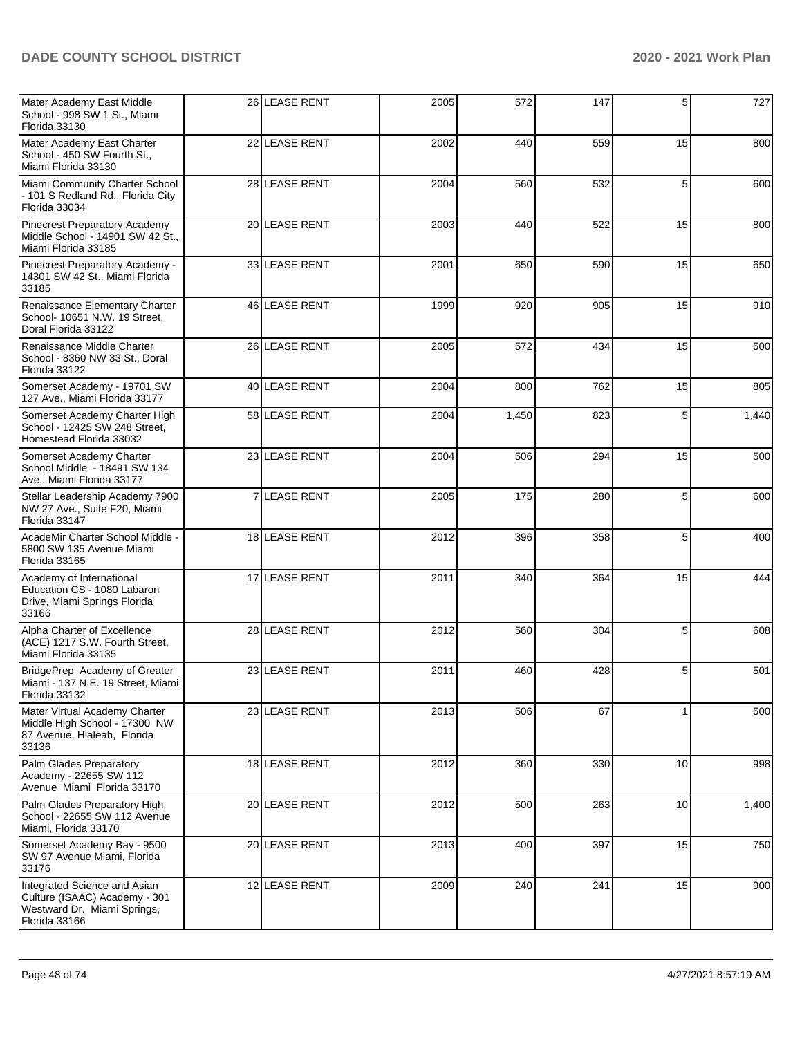| | | | | | | | |
|---|---|---|---|---|---|---|---|
| Mater Academy East Middle School - 998 SW 1 St., Miami Florida 33130 | 26 | LEASE RENT | 2005 | 572 | 147 | 5 | 727 |
| Mater Academy East Charter School - 450 SW Fourth St., Miami Florida 33130 | 22 | LEASE RENT | 2002 | 440 | 559 | 15 | 800 |
| Miami Community Charter School - 101 S Redland Rd., Florida City Florida 33034 | 28 | LEASE RENT | 2004 | 560 | 532 | 5 | 600 |
| Pinecrest Preparatory Academy Middle School - 14901 SW 42 St., Miami Florida 33185 | 20 | LEASE RENT | 2003 | 440 | 522 | 15 | 800 |
| Pinecrest Preparatory Academy - 14301 SW 42 St., Miami Florida 33185 | 33 | LEASE RENT | 2001 | 650 | 590 | 15 | 650 |
| Renaissance Elementary Charter School- 10651 N.W. 19 Street, Doral Florida 33122 | 46 | LEASE RENT | 1999 | 920 | 905 | 15 | 910 |
| Renaissance Middle Charter School - 8360 NW 33 St., Doral Florida 33122 | 26 | LEASE RENT | 2005 | 572 | 434 | 15 | 500 |
| Somerset Academy - 19701 SW 127 Ave., Miami Florida 33177 | 40 | LEASE RENT | 2004 | 800 | 762 | 15 | 805 |
| Somerset Academy Charter High School - 12425 SW 248 Street, Homestead Florida 33032 | 58 | LEASE RENT | 2004 | 1,450 | 823 | 5 | 1,440 |
| Somerset Academy Charter School Middle - 18491 SW 134 Ave., Miami Florida 33177 | 23 | LEASE RENT | 2004 | 506 | 294 | 15 | 500 |
| Stellar Leadership Academy 7900 NW 27 Ave., Suite F20, Miami Florida 33147 | 7 | LEASE RENT | 2005 | 175 | 280 | 5 | 600 |
| AcadeMir Charter School Middle - 5800 SW 135 Avenue Miami Florida 33165 | 18 | LEASE RENT | 2012 | 396 | 358 | 5 | 400 |
| Academy of International Education CS - 1080 Labaron Drive, Miami Springs Florida 33166 | 17 | LEASE RENT | 2011 | 340 | 364 | 15 | 444 |
| Alpha Charter of Excellence (ACE) 1217 S.W. Fourth Street, Miami Florida 33135 | 28 | LEASE RENT | 2012 | 560 | 304 | 5 | 608 |
| BridgePrep Academy of Greater Miami - 137 N.E. 19 Street, Miami Florida 33132 | 23 | LEASE RENT | 2011 | 460 | 428 | 5 | 501 |
| Mater Virtual Academy Charter Middle High School - 17300 NW 87 Avenue, Hialeah, Florida 33136 | 23 | LEASE RENT | 2013 | 506 | 67 | 1 | 500 |
| Palm Glades Preparatory Academy - 22655 SW 112 Avenue Miami Florida 33170 | 18 | LEASE RENT | 2012 | 360 | 330 | 10 | 998 |
| Palm Glades Preparatory High School - 22655 SW 112 Avenue Miami, Florida 33170 | 20 | LEASE RENT | 2012 | 500 | 263 | 10 | 1,400 |
| Somerset Academy Bay - 9500 SW 97 Avenue Miami, Florida 33176 | 20 | LEASE RENT | 2013 | 400 | 397 | 15 | 750 |
| Integrated Science and Asian Culture (ISAAC) Academy - 301 Westward Dr. Miami Springs, Florida 33166 | 12 | LEASE RENT | 2009 | 240 | 241 | 15 | 900 |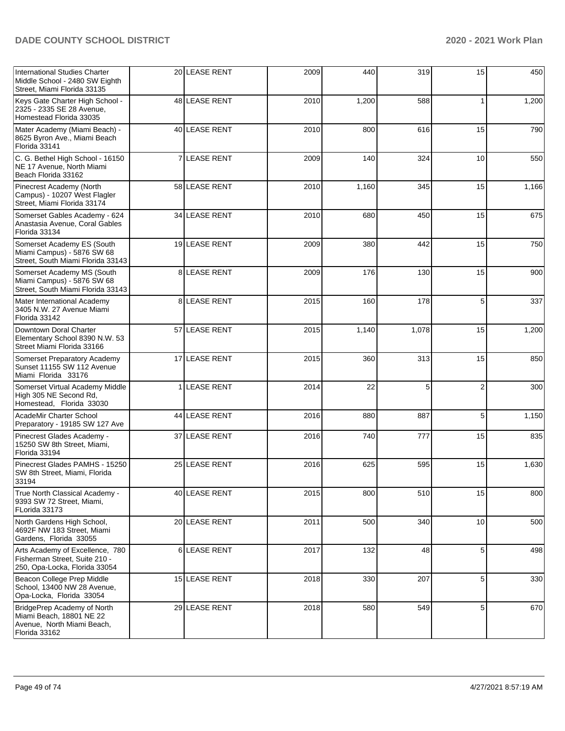| | | | | | | | |
|---|---|---|---|---|---|---|---|
| International Studies Charter Middle School - 2480 SW Eighth Street, Miami Florida 33135 | 20 | LEASE RENT | 2009 | 440 | 319 | 15 | 450 |
| Keys Gate Charter High School - 2325 - 2335 SE 28 Avenue, Homestead Florida 33035 | 48 | LEASE RENT | 2010 | 1,200 | 588 | 1 | 1,200 |
| Mater Academy (Miami Beach) - 8625 Byron Ave., Miami Beach Florida 33141 | 40 | LEASE RENT | 2010 | 800 | 616 | 15 | 790 |
| C. G. Bethel High School - 16150 NE 17 Avenue, North Miami Beach Florida 33162 | 7 | LEASE RENT | 2009 | 140 | 324 | 10 | 550 |
| Pinecrest Academy (North Campus) - 10207 West Flagler Street, Miami Florida 33174 | 58 | LEASE RENT | 2010 | 1,160 | 345 | 15 | 1,166 |
| Somerset Gables Academy - 624 Anastasia Avenue, Coral Gables Florida 33134 | 34 | LEASE RENT | 2010 | 680 | 450 | 15 | 675 |
| Somerset Academy ES (South Miami Campus) - 5876 SW 68 Street, South Miami Florida 33143 | 19 | LEASE RENT | 2009 | 380 | 442 | 15 | 750 |
| Somerset Academy MS (South Miami Campus) - 5876 SW 68 Street, South Miami Florida 33143 | 8 | LEASE RENT | 2009 | 176 | 130 | 15 | 900 |
| Mater International Academy 3405 N.W. 27 Avenue Miami Florida 33142 | 8 | LEASE RENT | 2015 | 160 | 178 | 5 | 337 |
| Downtown Doral Charter Elementary School 8390 N.W. 53 Street Miami Florida 33166 | 57 | LEASE RENT | 2015 | 1,140 | 1,078 | 15 | 1,200 |
| Somerset Preparatory Academy Sunset 11155 SW 112 Avenue Miami Florida 33176 | 17 | LEASE RENT | 2015 | 360 | 313 | 15 | 850 |
| Somerset Virtual Academy Middle High 305 NE Second Rd, Homestead, Florida 33030 | 1 | LEASE RENT | 2014 | 22 | 5 | 2 | 300 |
| AcadeMir Charter School Preparatory - 19185 SW 127 Ave | 44 | LEASE RENT | 2016 | 880 | 887 | 5 | 1,150 |
| Pinecrest Glades Academy - 15250 SW 8th Street, Miami, Florida 33194 | 37 | LEASE RENT | 2016 | 740 | 777 | 15 | 835 |
| Pinecrest Glades PAMHS - 15250 SW 8th Street, Miami, Florida 33194 | 25 | LEASE RENT | 2016 | 625 | 595 | 15 | 1,630 |
| True North Classical Academy - 9393 SW 72 Street, Miami, FLorida 33173 | 40 | LEASE RENT | 2015 | 800 | 510 | 15 | 800 |
| North Gardens High School, 4692F NW 183 Street, Miami Gardens, Florida 33055 | 20 | LEASE RENT | 2011 | 500 | 340 | 10 | 500 |
| Arts Academy of Excellence, 780 Fisherman Street, Suite 210 - 250, Opa-Locka, Florida 33054 | 6 | LEASE RENT | 2017 | 132 | 48 | 5 | 498 |
| Beacon College Prep Middle School, 13400 NW 28 Avenue, Opa-Locka, Florida 33054 | 15 | LEASE RENT | 2018 | 330 | 207 | 5 | 330 |
| BridgePrep Academy of North Miami Beach, 18801 NE 22 Avenue, North Miami Beach, Florida 33162 | 29 | LEASE RENT | 2018 | 580 | 549 | 5 | 670 |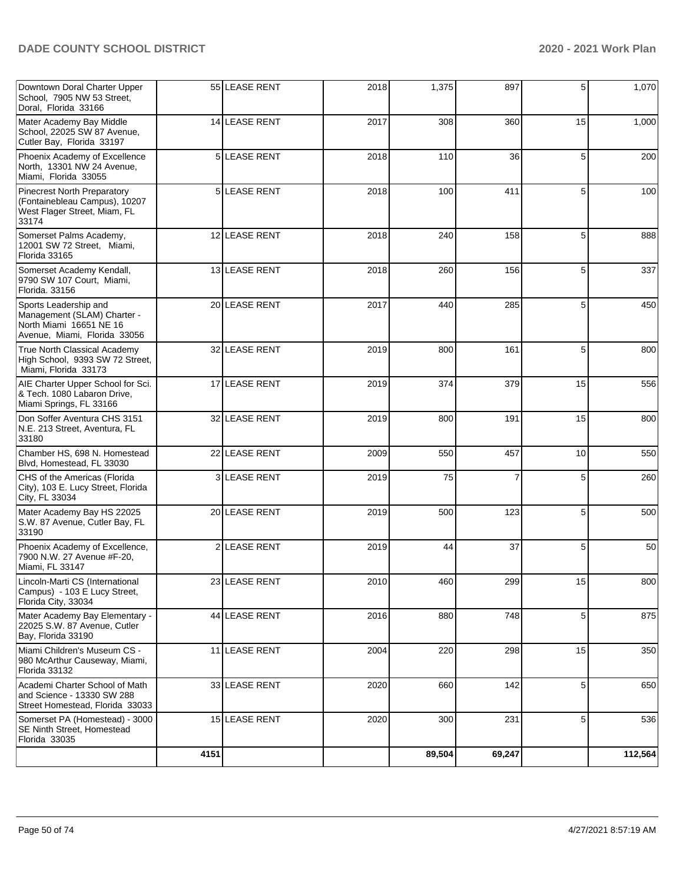| | | | | | | | |
|---|---|---|---|---|---|---|---|
| Downtown Doral Charter Upper School, 7905 NW 53 Street, Doral, Florida 33166 | 55 | LEASE RENT | 2018 | 1,375 | 897 | 5 | 1,070 |
| Mater Academy Bay Middle School, 22025 SW 87 Avenue, Cutler Bay, Florida 33197 | 14 | LEASE RENT | 2017 | 308 | 360 | 15 | 1,000 |
| Phoenix Academy of Excellence North, 13301 NW 24 Avenue, Miami, Florida 33055 | 5 | LEASE RENT | 2018 | 110 | 36 | 5 | 200 |
| Pinecrest North Preparatory (Fontainebleau Campus), 10207 West Flager Street, Miam, FL 33174 | 5 | LEASE RENT | 2018 | 100 | 411 | 5 | 100 |
| Somerset Palms Academy, 12001 SW 72 Street, Miami, Florida 33165 | 12 | LEASE RENT | 2018 | 240 | 158 | 5 | 888 |
| Somerset Academy Kendall, 9790 SW 107 Court, Miami, Florida. 33156 | 13 | LEASE RENT | 2018 | 260 | 156 | 5 | 337 |
| Sports Leadership and Management (SLAM) Charter - North Miami 16651 NE 16 Avenue, Miami, Florida 33056 | 20 | LEASE RENT | 2017 | 440 | 285 | 5 | 450 |
| True North Classical Academy High School, 9393 SW 72 Street, Miami, Florida 33173 | 32 | LEASE RENT | 2019 | 800 | 161 | 5 | 800 |
| AIE Charter Upper School for Sci. & Tech. 1080 Labaron Drive, Miami Springs, FL 33166 | 17 | LEASE RENT | 2019 | 374 | 379 | 15 | 556 |
| Don Soffer Aventura CHS 3151 N.E. 213 Street, Aventura, FL 33180 | 32 | LEASE RENT | 2019 | 800 | 191 | 15 | 800 |
| Chamber HS, 698 N. Homestead Blvd, Homestead, FL 33030 | 22 | LEASE RENT | 2009 | 550 | 457 | 10 | 550 |
| CHS of the Americas (Florida City), 103 E. Lucy Street, Florida City, FL 33034 | 3 | LEASE RENT | 2019 | 75 | 7 | 5 | 260 |
| Mater Academy Bay HS 22025 S.W. 87 Avenue, Cutler Bay, FL 33190 | 20 | LEASE RENT | 2019 | 500 | 123 | 5 | 500 |
| Phoenix Academy of Excellence, 7900 N.W. 27 Avenue #F-20, Miami, FL 33147 | 2 | LEASE RENT | 2019 | 44 | 37 | 5 | 50 |
| Lincoln-Marti CS (International Campus) - 103 E Lucy Street, Florida City, 33034 | 23 | LEASE RENT | 2010 | 460 | 299 | 15 | 800 |
| Mater Academy Bay Elementary - 22025 S.W. 87 Avenue, Cutler Bay, Florida 33190 | 44 | LEASE RENT | 2016 | 880 | 748 | 5 | 875 |
| Miami Children's Museum CS - 980 McArthur Causeway, Miami, Florida 33132 | 11 | LEASE RENT | 2004 | 220 | 298 | 15 | 350 |
| Academi Charter School of Math and Science - 13330 SW 288 Street Homestead, Florida 33033 | 33 | LEASE RENT | 2020 | 660 | 142 | 5 | 650 |
| Somerset PA (Homestead) - 3000 SE Ninth Street, Homestead Florida 33035 | 15 | LEASE RENT | 2020 | 300 | 231 | 5 | 536 |
| | 4151 | | | 89,504 | 69,247 | | 112,564 |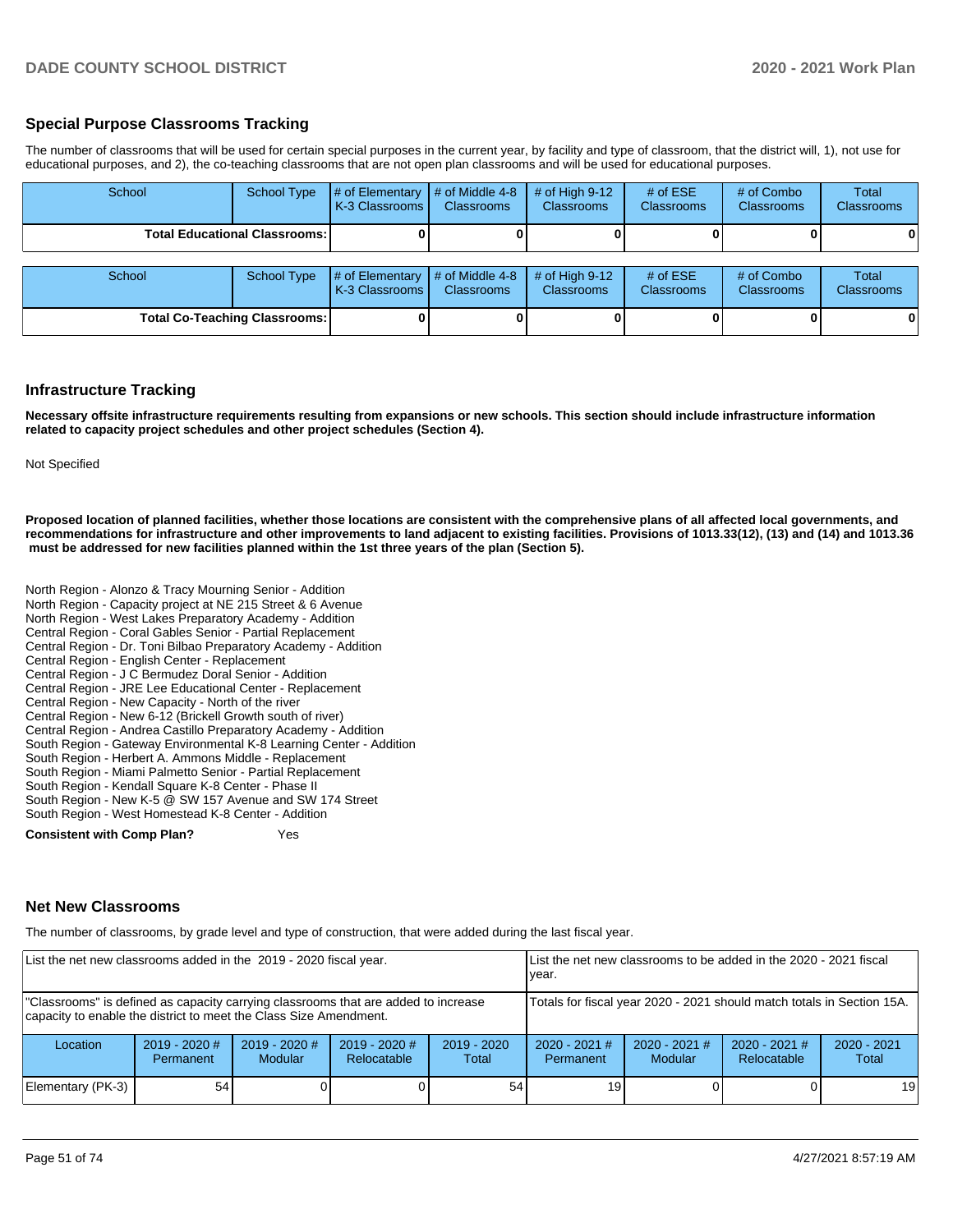## Special Purpose Classrooms Tracking

The number of classrooms that will be used for certain special purposes in the current year, by facility and type of classroom, that the district will, 1), not use for educational purposes, and 2), the co-teaching classrooms that are not open plan classrooms and will be used for educational purposes.

| School | School Type | # of Elementary K-3 Classrooms | # of Middle 4-8 Classrooms | # of High 9-12 Classrooms | # of ESE Classrooms | # of Combo Classrooms | Total Classrooms |
|---|---|---|---|---|---|---|---|
| **Total Educational Classrooms:** | | **0** | **0** | **0** | **0** | **0** | **0** |

| School | School Type | # of Elementary K-3 Classrooms | # of Middle 4-8 Classrooms | # of High 9-12 Classrooms | # of ESE Classrooms | # of Combo Classrooms | Total Classrooms |
|---|---|---|---|---|---|---|---|
| **Total Co-Teaching Classrooms:** | | **0** | **0** | **0** | **0** | **0** | **0** |

## Infrastructure Tracking

**Necessary offsite infrastructure requirements resulting from expansions or new schools. This section should include infrastructure information related to capacity project schedules and other project schedules (Section 4).**

Not Specified

**Proposed location of planned facilities, whether those locations are consistent with the comprehensive plans of all affected local governments, and recommendations for infrastructure and other improvements to land adjacent to existing facilities. Provisions of 1013.33(12), (13) and (14) and 1013.36 must be addressed for new facilities planned within the 1st three years of the plan (Section 5).**

North Region - Alonzo & Tracy Mourning Senior - Addition
North Region - Capacity project at NE 215 Street & 6 Avenue
North Region - West Lakes Preparatory Academy - Addition
Central Region - Coral Gables Senior - Partial Replacement
Central Region - Dr. Toni Bilbao Preparatory Academy - Addition
Central Region - English Center - Replacement
Central Region - J C Bermudez Doral Senior - Addition
Central Region - JRE Lee Educational Center - Replacement
Central Region - New Capacity - North of the river
Central Region - New 6-12 (Brickell Growth south of river)
Central Region - Andrea Castillo Preparatory Academy - Addition
South Region - Gateway Environmental K-8 Learning Center - Addition
South Region - Herbert A. Ammons Middle - Replacement
South Region - Miami Palmetto Senior - Partial Replacement
South Region - Kendall Square K-8 Center - Phase II
South Region - New K-5 @ SW 157 Avenue and SW 174 Street
South Region - West Homestead K-8 Center - Addition

**Consistent with Comp Plan?** Yes

## Net New Classrooms

The number of classrooms, by grade level and type of construction, that were added during the last fiscal year.

| List the net new classrooms added in the 2019 - 2020 fiscal year. | | | | | List the net new classrooms to be added in the 2020 - 2021 fiscal year. | | | |
|---|---|---|---|---|---|---|---|---|
| "Classrooms" is defined as capacity carrying classrooms that are added to increase capacity to enable the district to meet the Class Size Amendment. | | | | | Totals for fiscal year 2020 - 2021 should match totals in Section 15A. | | | |
| Location | 2019 - 2020 # Permanent | 2019 - 2020 # Modular | 2019 - 2020 # Relocatable | 2019 - 2020 Total | 2020 - 2021 # Permanent | 2020 - 2021 # Modular | 2020 - 2021 # Relocatable | 2020 - 2021 Total |
| Elementary (PK-3) | 54 | 0 | 0 | 54 | 19 | 0 | 0 | 19 |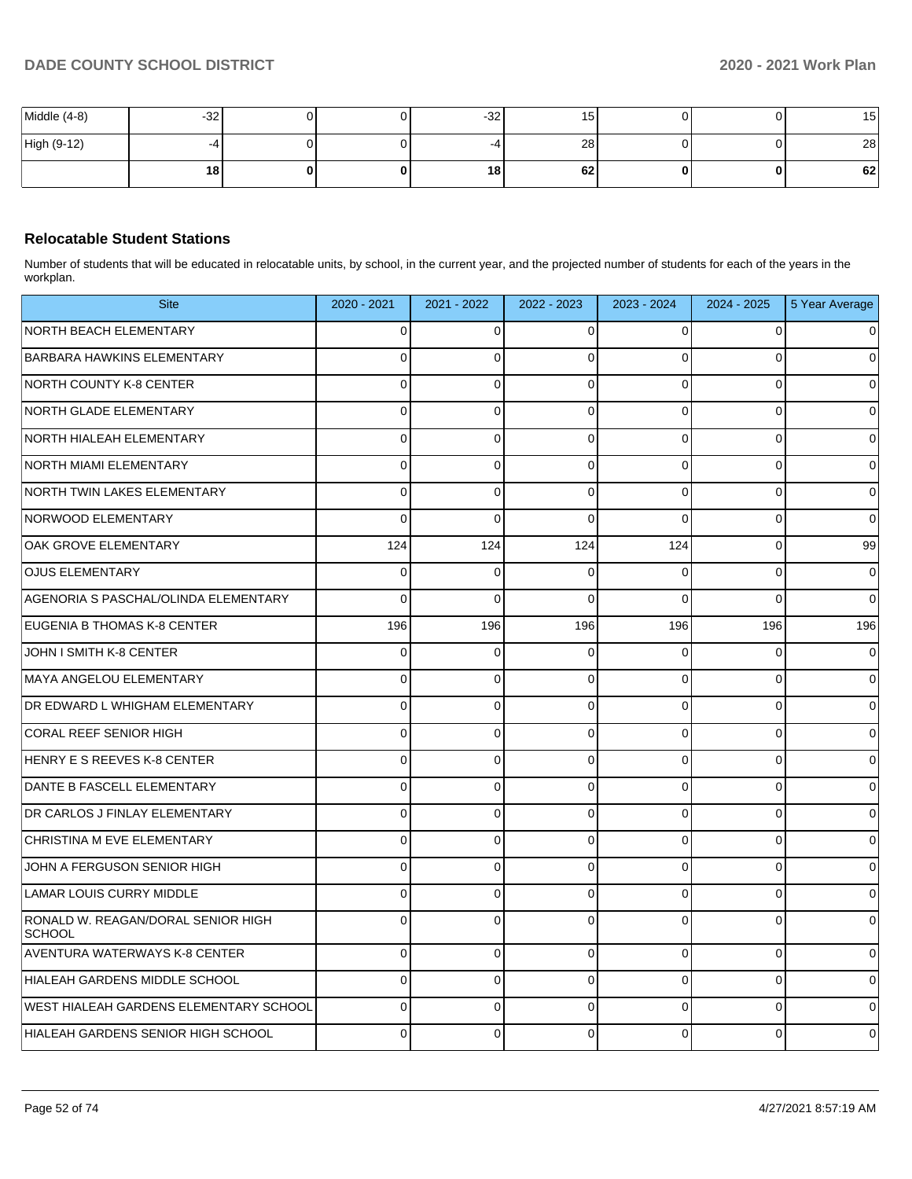| Middle (4-8) | -32 | 0 | 0 | -32 | 15 | 0 | 0 | 15 |
|---|---|---|---|---|---|---|---|---|
| High (9-12) | -4 | 0 | 0 | -4 | 28 | 0 | 0 | 28 |
| | **18** | **0** | **0** | **18** | **62** | **0** | **0** | **62** |

### Relocatable Student Stations

Number of students that will be educated in relocatable units, by school, in the current year, and the projected number of students for each of the years in the workplan.

| Site | 2020 - 2021 | 2021 - 2022 | 2022 - 2023 | 2023 - 2024 | 2024 - 2025 | 5 Year Average |
|---|---|---|---|---|---|---|
| NORTH BEACH ELEMENTARY | 0 | 0 | 0 | 0 | 0 | 0 |
| BARBARA HAWKINS ELEMENTARY | 0 | 0 | 0 | 0 | 0 | 0 |
| NORTH COUNTY K-8 CENTER | 0 | 0 | 0 | 0 | 0 | 0 |
| NORTH GLADE ELEMENTARY | 0 | 0 | 0 | 0 | 0 | 0 |
| NORTH HIALEAH ELEMENTARY | 0 | 0 | 0 | 0 | 0 | 0 |
| NORTH MIAMI ELEMENTARY | 0 | 0 | 0 | 0 | 0 | 0 |
| NORTH TWIN LAKES ELEMENTARY | 0 | 0 | 0 | 0 | 0 | 0 |
| NORWOOD ELEMENTARY | 0 | 0 | 0 | 0 | 0 | 0 |
| OAK GROVE ELEMENTARY | 124 | 124 | 124 | 124 | 0 | 99 |
| OJUS ELEMENTARY | 0 | 0 | 0 | 0 | 0 | 0 |
| AGENORIA S PASCHAL/OLINDA ELEMENTARY | 0 | 0 | 0 | 0 | 0 | 0 |
| EUGENIA B THOMAS K-8 CENTER | 196 | 196 | 196 | 196 | 196 | 196 |
| JOHN I SMITH K-8 CENTER | 0 | 0 | 0 | 0 | 0 | 0 |
| MAYA ANGELOU ELEMENTARY | 0 | 0 | 0 | 0 | 0 | 0 |
| DR EDWARD L WHIGHAM ELEMENTARY | 0 | 0 | 0 | 0 | 0 | 0 |
| CORAL REEF SENIOR HIGH | 0 | 0 | 0 | 0 | 0 | 0 |
| HENRY E S REEVES K-8 CENTER | 0 | 0 | 0 | 0 | 0 | 0 |
| DANTE B FASCELL ELEMENTARY | 0 | 0 | 0 | 0 | 0 | 0 |
| DR CARLOS J FINLAY ELEMENTARY | 0 | 0 | 0 | 0 | 0 | 0 |
| CHRISTINA M EVE ELEMENTARY | 0 | 0 | 0 | 0 | 0 | 0 |
| JOHN A FERGUSON SENIOR HIGH | 0 | 0 | 0 | 0 | 0 | 0 |
| LAMAR LOUIS CURRY MIDDLE | 0 | 0 | 0 | 0 | 0 | 0 |
| RONALD W. REAGAN/DORAL SENIOR HIGH SCHOOL | 0 | 0 | 0 | 0 | 0 | 0 |
| AVENTURA WATERWAYS K-8 CENTER | 0 | 0 | 0 | 0 | 0 | 0 |
| HIALEAH GARDENS MIDDLE SCHOOL | 0 | 0 | 0 | 0 | 0 | 0 |
| WEST HIALEAH GARDENS ELEMENTARY SCHOOL | 0 | 0 | 0 | 0 | 0 | 0 |
| HIALEAH GARDENS SENIOR HIGH SCHOOL | 0 | 0 | 0 | 0 | 0 | 0 |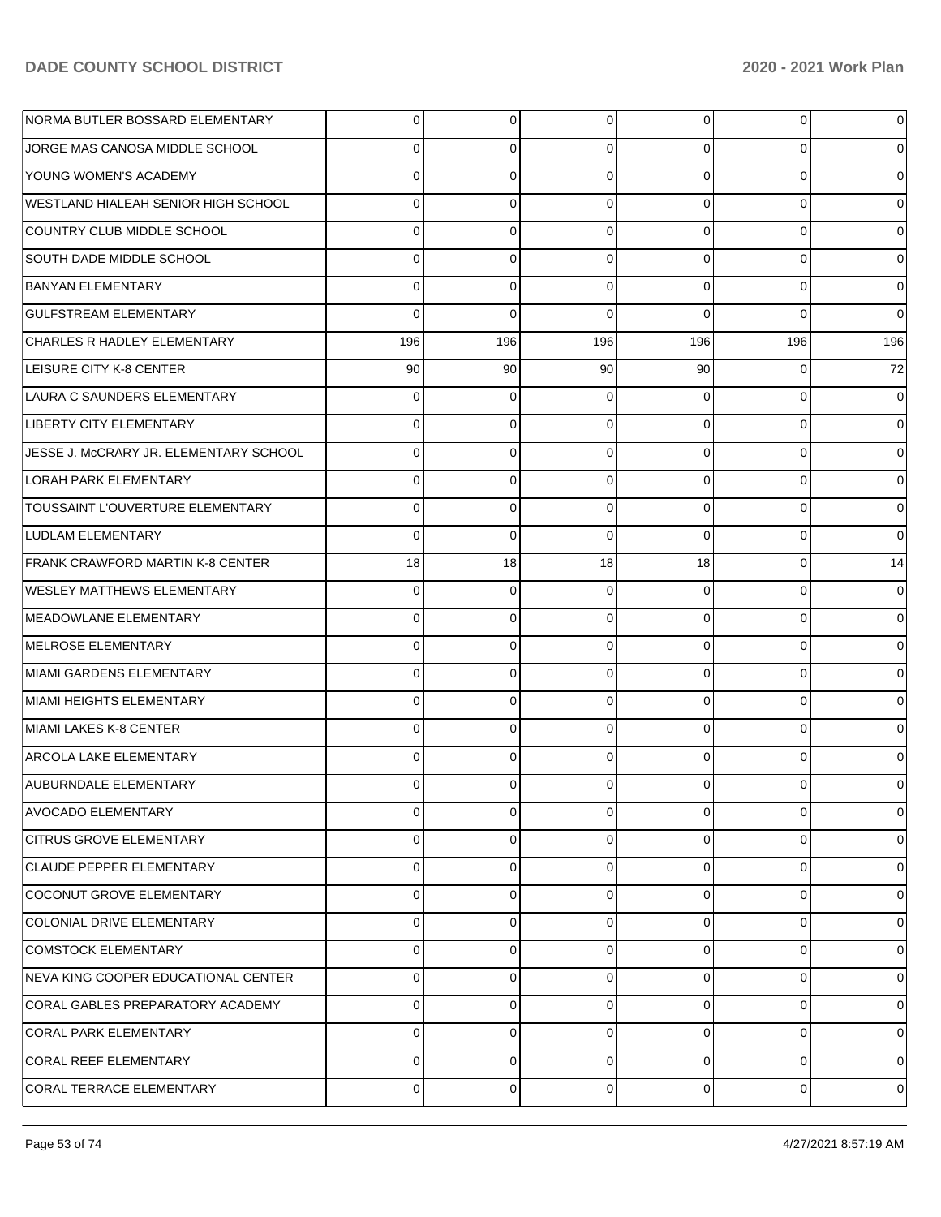| | | | | | | |
|---|---|---|---|---|---|---|
| NORMA BUTLER BOSSARD ELEMENTARY | 0 | 0 | 0 | 0 | 0 | 0 |
| JORGE MAS CANOSA MIDDLE SCHOOL | 0 | 0 | 0 | 0 | 0 | 0 |
| YOUNG WOMEN'S ACADEMY | 0 | 0 | 0 | 0 | 0 | 0 |
| WESTLAND HIALEAH SENIOR HIGH SCHOOL | 0 | 0 | 0 | 0 | 0 | 0 |
| COUNTRY CLUB MIDDLE SCHOOL | 0 | 0 | 0 | 0 | 0 | 0 |
| SOUTH DADE MIDDLE SCHOOL | 0 | 0 | 0 | 0 | 0 | 0 |
| BANYAN ELEMENTARY | 0 | 0 | 0 | 0 | 0 | 0 |
| GULFSTREAM ELEMENTARY | 0 | 0 | 0 | 0 | 0 | 0 |
| CHARLES R HADLEY ELEMENTARY | 196 | 196 | 196 | 196 | 196 | 196 |
| LEISURE CITY K-8 CENTER | 90 | 90 | 90 | 90 | 0 | 72 |
| LAURA C SAUNDERS ELEMENTARY | 0 | 0 | 0 | 0 | 0 | 0 |
| LIBERTY CITY ELEMENTARY | 0 | 0 | 0 | 0 | 0 | 0 |
| JESSE J. McCRARY JR. ELEMENTARY SCHOOL | 0 | 0 | 0 | 0 | 0 | 0 |
| LORAH PARK ELEMENTARY | 0 | 0 | 0 | 0 | 0 | 0 |
| TOUSSAINT L'OUVERTURE ELEMENTARY | 0 | 0 | 0 | 0 | 0 | 0 |
| LUDLAM ELEMENTARY | 0 | 0 | 0 | 0 | 0 | 0 |
| FRANK CRAWFORD MARTIN K-8 CENTER | 18 | 18 | 18 | 18 | 0 | 14 |
| WESLEY MATTHEWS ELEMENTARY | 0 | 0 | 0 | 0 | 0 | 0 |
| MEADOWLANE ELEMENTARY | 0 | 0 | 0 | 0 | 0 | 0 |
| MELROSE ELEMENTARY | 0 | 0 | 0 | 0 | 0 | 0 |
| MIAMI GARDENS ELEMENTARY | 0 | 0 | 0 | 0 | 0 | 0 |
| MIAMI HEIGHTS ELEMENTARY | 0 | 0 | 0 | 0 | 0 | 0 |
| MIAMI LAKES K-8 CENTER | 0 | 0 | 0 | 0 | 0 | 0 |
| ARCOLA LAKE ELEMENTARY | 0 | 0 | 0 | 0 | 0 | 0 |
| AUBURNDALE ELEMENTARY | 0 | 0 | 0 | 0 | 0 | 0 |
| AVOCADO ELEMENTARY | 0 | 0 | 0 | 0 | 0 | 0 |
| CITRUS GROVE ELEMENTARY | 0 | 0 | 0 | 0 | 0 | 0 |
| CLAUDE PEPPER ELEMENTARY | 0 | 0 | 0 | 0 | 0 | 0 |
| COCONUT GROVE ELEMENTARY | 0 | 0 | 0 | 0 | 0 | 0 |
| COLONIAL DRIVE ELEMENTARY | 0 | 0 | 0 | 0 | 0 | 0 |
| COMSTOCK ELEMENTARY | 0 | 0 | 0 | 0 | 0 | 0 |
| NEVA KING COOPER EDUCATIONAL CENTER | 0 | 0 | 0 | 0 | 0 | 0 |
| CORAL GABLES PREPARATORY ACADEMY | 0 | 0 | 0 | 0 | 0 | 0 |
| CORAL PARK ELEMENTARY | 0 | 0 | 0 | 0 | 0 | 0 |
| CORAL REEF ELEMENTARY | 0 | 0 | 0 | 0 | 0 | 0 |
| CORAL TERRACE ELEMENTARY | 0 | 0 | 0 | 0 | 0 | 0 |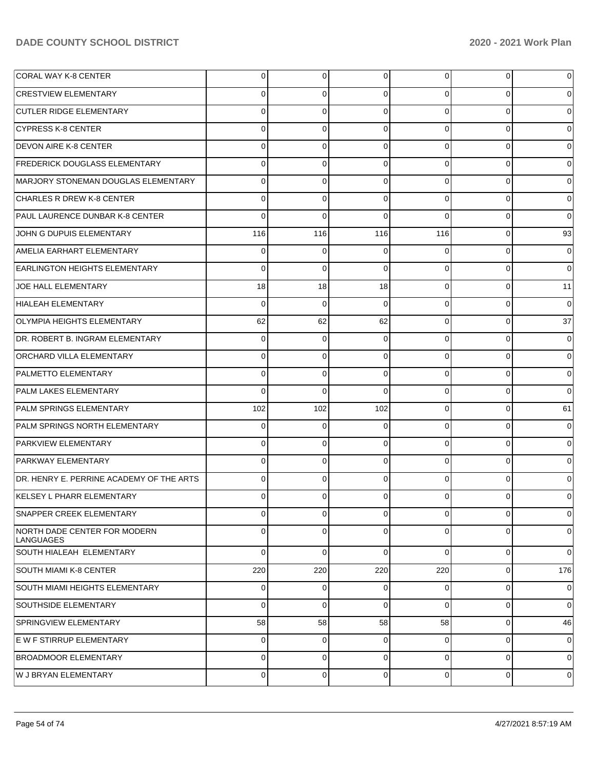| | | | | | | |
|---|---|---|---|---|---|---|
| CORAL WAY K-8 CENTER | 0 | 0 | 0 | 0 | 0 | 0 |
| CRESTVIEW ELEMENTARY | 0 | 0 | 0 | 0 | 0 | 0 |
| CUTLER RIDGE ELEMENTARY | 0 | 0 | 0 | 0 | 0 | 0 |
| CYPRESS K-8 CENTER | 0 | 0 | 0 | 0 | 0 | 0 |
| DEVON AIRE K-8 CENTER | 0 | 0 | 0 | 0 | 0 | 0 |
| FREDERICK DOUGLASS ELEMENTARY | 0 | 0 | 0 | 0 | 0 | 0 |
| MARJORY STONEMAN DOUGLAS ELEMENTARY | 0 | 0 | 0 | 0 | 0 | 0 |
| CHARLES R DREW K-8 CENTER | 0 | 0 | 0 | 0 | 0 | 0 |
| PAUL LAURENCE DUNBAR K-8 CENTER | 0 | 0 | 0 | 0 | 0 | 0 |
| JOHN G DUPUIS ELEMENTARY | 116 | 116 | 116 | 116 | 0 | 93 |
| AMELIA EARHART ELEMENTARY | 0 | 0 | 0 | 0 | 0 | 0 |
| EARLINGTON HEIGHTS ELEMENTARY | 0 | 0 | 0 | 0 | 0 | 0 |
| JOE HALL ELEMENTARY | 18 | 18 | 18 | 0 | 0 | 11 |
| HIALEAH ELEMENTARY | 0 | 0 | 0 | 0 | 0 | 0 |
| OLYMPIA HEIGHTS ELEMENTARY | 62 | 62 | 62 | 0 | 0 | 37 |
| DR. ROBERT B. INGRAM ELEMENTARY | 0 | 0 | 0 | 0 | 0 | 0 |
| ORCHARD VILLA ELEMENTARY | 0 | 0 | 0 | 0 | 0 | 0 |
| PALMETTO ELEMENTARY | 0 | 0 | 0 | 0 | 0 | 0 |
| PALM LAKES ELEMENTARY | 0 | 0 | 0 | 0 | 0 | 0 |
| PALM SPRINGS ELEMENTARY | 102 | 102 | 102 | 0 | 0 | 61 |
| PALM SPRINGS NORTH ELEMENTARY | 0 | 0 | 0 | 0 | 0 | 0 |
| PARKVIEW ELEMENTARY | 0 | 0 | 0 | 0 | 0 | 0 |
| PARKWAY ELEMENTARY | 0 | 0 | 0 | 0 | 0 | 0 |
| DR. HENRY E. PERRINE ACADEMY OF THE ARTS | 0 | 0 | 0 | 0 | 0 | 0 |
| KELSEY L PHARR ELEMENTARY | 0 | 0 | 0 | 0 | 0 | 0 |
| SNAPPER CREEK ELEMENTARY | 0 | 0 | 0 | 0 | 0 | 0 |
| NORTH DADE CENTER FOR MODERN LANGUAGES | 0 | 0 | 0 | 0 | 0 | 0 |
| SOUTH HIALEAH ELEMENTARY | 0 | 0 | 0 | 0 | 0 | 0 |
| SOUTH MIAMI K-8 CENTER | 220 | 220 | 220 | 220 | 0 | 176 |
| SOUTH MIAMI HEIGHTS ELEMENTARY | 0 | 0 | 0 | 0 | 0 | 0 |
| SOUTHSIDE ELEMENTARY | 0 | 0 | 0 | 0 | 0 | 0 |
| SPRINGVIEW ELEMENTARY | 58 | 58 | 58 | 58 | 0 | 46 |
| E W F STIRRUP ELEMENTARY | 0 | 0 | 0 | 0 | 0 | 0 |
| BROADMOOR ELEMENTARY | 0 | 0 | 0 | 0 | 0 | 0 |
| W J BRYAN ELEMENTARY | 0 | 0 | 0 | 0 | 0 | 0 |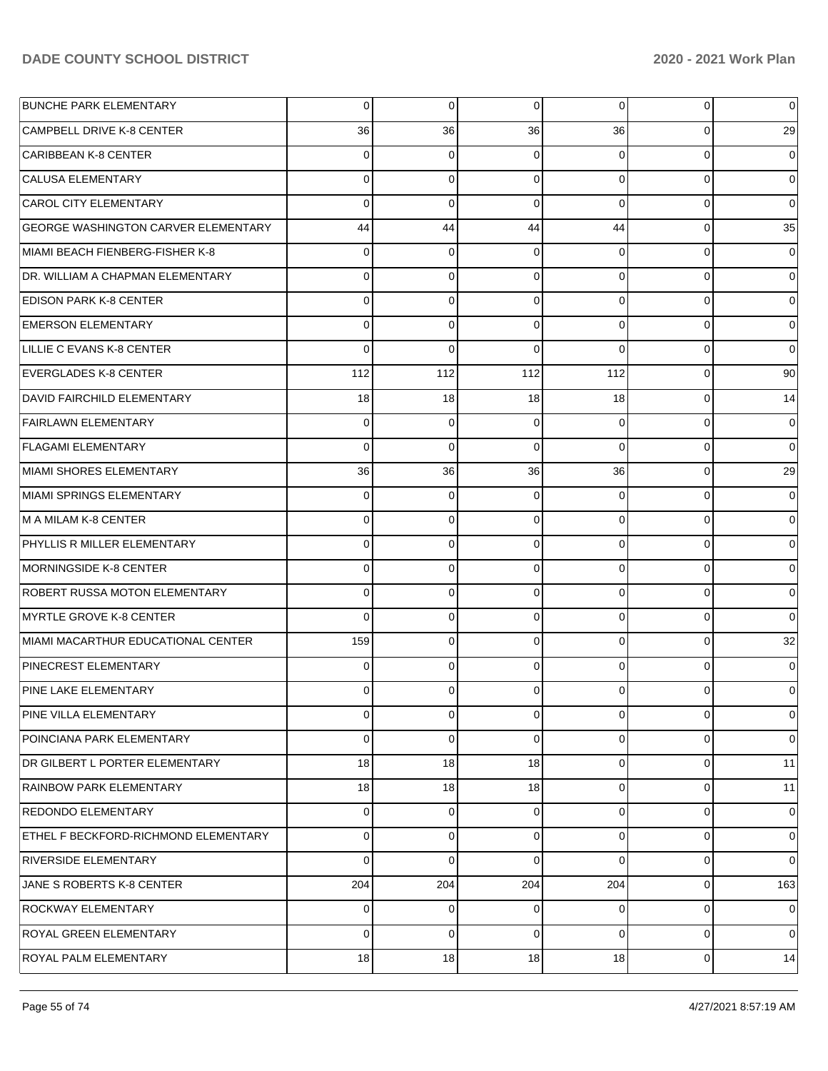| BUNCHE PARK ELEMENTARY | 0 | 0 | 0 | 0 | 0 | 0 |
|---|---|---|---|---|---|---|
| CAMPBELL DRIVE K-8 CENTER | 36 | 36 | 36 | 36 | 0 | 29 |
| CARIBBEAN K-8 CENTER | 0 | 0 | 0 | 0 | 0 | 0 |
| CALUSA ELEMENTARY | 0 | 0 | 0 | 0 | 0 | 0 |
| CAROL CITY ELEMENTARY | 0 | 0 | 0 | 0 | 0 | 0 |
| GEORGE WASHINGTON CARVER ELEMENTARY | 44 | 44 | 44 | 44 | 0 | 35 |
| MIAMI BEACH FIENBERG-FISHER K-8 | 0 | 0 | 0 | 0 | 0 | 0 |
| DR. WILLIAM A CHAPMAN ELEMENTARY | 0 | 0 | 0 | 0 | 0 | 0 |
| EDISON PARK K-8 CENTER | 0 | 0 | 0 | 0 | 0 | 0 |
| EMERSON ELEMENTARY | 0 | 0 | 0 | 0 | 0 | 0 |
| LILLIE C EVANS K-8 CENTER | 0 | 0 | 0 | 0 | 0 | 0 |
| EVERGLADES K-8 CENTER | 112 | 112 | 112 | 112 | 0 | 90 |
| DAVID FAIRCHILD ELEMENTARY | 18 | 18 | 18 | 18 | 0 | 14 |
| FAIRLAWN ELEMENTARY | 0 | 0 | 0 | 0 | 0 | 0 |
| FLAGAMI ELEMENTARY | 0 | 0 | 0 | 0 | 0 | 0 |
| MIAMI SHORES ELEMENTARY | 36 | 36 | 36 | 36 | 0 | 29 |
| MIAMI SPRINGS ELEMENTARY | 0 | 0 | 0 | 0 | 0 | 0 |
| M A MILAM K-8 CENTER | 0 | 0 | 0 | 0 | 0 | 0 |
| PHYLLIS R MILLER ELEMENTARY | 0 | 0 | 0 | 0 | 0 | 0 |
| MORNINGSIDE K-8 CENTER | 0 | 0 | 0 | 0 | 0 | 0 |
| ROBERT RUSSA MOTON ELEMENTARY | 0 | 0 | 0 | 0 | 0 | 0 |
| MYRTLE GROVE K-8 CENTER | 0 | 0 | 0 | 0 | 0 | 0 |
| MIAMI MACARTHUR EDUCATIONAL CENTER | 159 | 0 | 0 | 0 | 0 | 32 |
| PINECREST ELEMENTARY | 0 | 0 | 0 | 0 | 0 | 0 |
| PINE LAKE ELEMENTARY | 0 | 0 | 0 | 0 | 0 | 0 |
| PINE VILLA ELEMENTARY | 0 | 0 | 0 | 0 | 0 | 0 |
| POINCIANA PARK ELEMENTARY | 0 | 0 | 0 | 0 | 0 | 0 |
| DR GILBERT L PORTER ELEMENTARY | 18 | 18 | 18 | 0 | 0 | 11 |
| RAINBOW PARK ELEMENTARY | 18 | 18 | 18 | 0 | 0 | 11 |
| REDONDO ELEMENTARY | 0 | 0 | 0 | 0 | 0 | 0 |
| ETHEL F BECKFORD-RICHMOND ELEMENTARY | 0 | 0 | 0 | 0 | 0 | 0 |
| RIVERSIDE ELEMENTARY | 0 | 0 | 0 | 0 | 0 | 0 |
| JANE S ROBERTS K-8 CENTER | 204 | 204 | 204 | 204 | 0 | 163 |
| ROCKWAY ELEMENTARY | 0 | 0 | 0 | 0 | 0 | 0 |
| ROYAL GREEN ELEMENTARY | 0 | 0 | 0 | 0 | 0 | 0 |
| ROYAL PALM ELEMENTARY | 18 | 18 | 18 | 18 | 0 | 14 |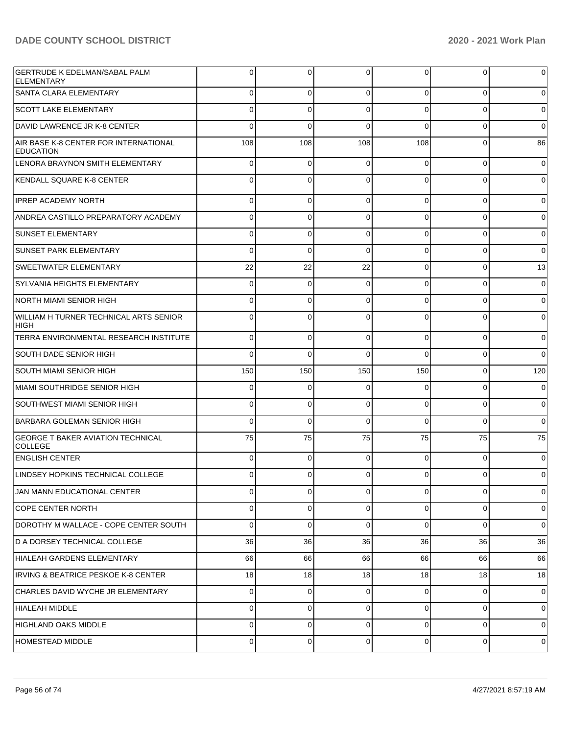| | | | | | | |
|---|---|---|---|---|---|---|
| GERTRUDE K EDELMAN/SABAL PALM ELEMENTARY | 0 | 0 | 0 | 0 | 0 | 0 |
| SANTA CLARA ELEMENTARY | 0 | 0 | 0 | 0 | 0 | 0 |
| SCOTT LAKE ELEMENTARY | 0 | 0 | 0 | 0 | 0 | 0 |
| DAVID LAWRENCE JR K-8 CENTER | 0 | 0 | 0 | 0 | 0 | 0 |
| AIR BASE K-8 CENTER FOR INTERNATIONAL EDUCATION | 108 | 108 | 108 | 108 | 0 | 86 |
| LENORA BRAYNON SMITH ELEMENTARY | 0 | 0 | 0 | 0 | 0 | 0 |
| KENDALL SQUARE K-8 CENTER | 0 | 0 | 0 | 0 | 0 | 0 |
| IPREP ACADEMY NORTH | 0 | 0 | 0 | 0 | 0 | 0 |
| ANDREA CASTILLO PREPARATORY ACADEMY | 0 | 0 | 0 | 0 | 0 | 0 |
| SUNSET ELEMENTARY | 0 | 0 | 0 | 0 | 0 | 0 |
| SUNSET PARK ELEMENTARY | 0 | 0 | 0 | 0 | 0 | 0 |
| SWEETWATER ELEMENTARY | 22 | 22 | 22 | 0 | 0 | 13 |
| SYLVANIA HEIGHTS ELEMENTARY | 0 | 0 | 0 | 0 | 0 | 0 |
| NORTH MIAMI SENIOR HIGH | 0 | 0 | 0 | 0 | 0 | 0 |
| WILLIAM H TURNER TECHNICAL ARTS SENIOR HIGH | 0 | 0 | 0 | 0 | 0 | 0 |
| TERRA ENVIRONMENTAL RESEARCH INSTITUTE | 0 | 0 | 0 | 0 | 0 | 0 |
| SOUTH DADE SENIOR HIGH | 0 | 0 | 0 | 0 | 0 | 0 |
| SOUTH MIAMI SENIOR HIGH | 150 | 150 | 150 | 150 | 0 | 120 |
| MIAMI SOUTHRIDGE SENIOR HIGH | 0 | 0 | 0 | 0 | 0 | 0 |
| SOUTHWEST MIAMI SENIOR HIGH | 0 | 0 | 0 | 0 | 0 | 0 |
| BARBARA GOLEMAN SENIOR HIGH | 0 | 0 | 0 | 0 | 0 | 0 |
| GEORGE T BAKER AVIATION TECHNICAL COLLEGE | 75 | 75 | 75 | 75 | 75 | 75 |
| ENGLISH CENTER | 0 | 0 | 0 | 0 | 0 | 0 |
| LINDSEY HOPKINS TECHNICAL COLLEGE | 0 | 0 | 0 | 0 | 0 | 0 |
| JAN MANN EDUCATIONAL CENTER | 0 | 0 | 0 | 0 | 0 | 0 |
| COPE CENTER NORTH | 0 | 0 | 0 | 0 | 0 | 0 |
| DOROTHY M WALLACE - COPE CENTER SOUTH | 0 | 0 | 0 | 0 | 0 | 0 |
| D A DORSEY TECHNICAL COLLEGE | 36 | 36 | 36 | 36 | 36 | 36 |
| HIALEAH GARDENS ELEMENTARY | 66 | 66 | 66 | 66 | 66 | 66 |
| IRVING & BEATRICE PESKOE K-8 CENTER | 18 | 18 | 18 | 18 | 18 | 18 |
| CHARLES DAVID WYCHE JR ELEMENTARY | 0 | 0 | 0 | 0 | 0 | 0 |
| HIALEAH MIDDLE | 0 | 0 | 0 | 0 | 0 | 0 |
| HIGHLAND OAKS MIDDLE | 0 | 0 | 0 | 0 | 0 | 0 |
| HOMESTEAD MIDDLE | 0 | 0 | 0 | 0 | 0 | 0 |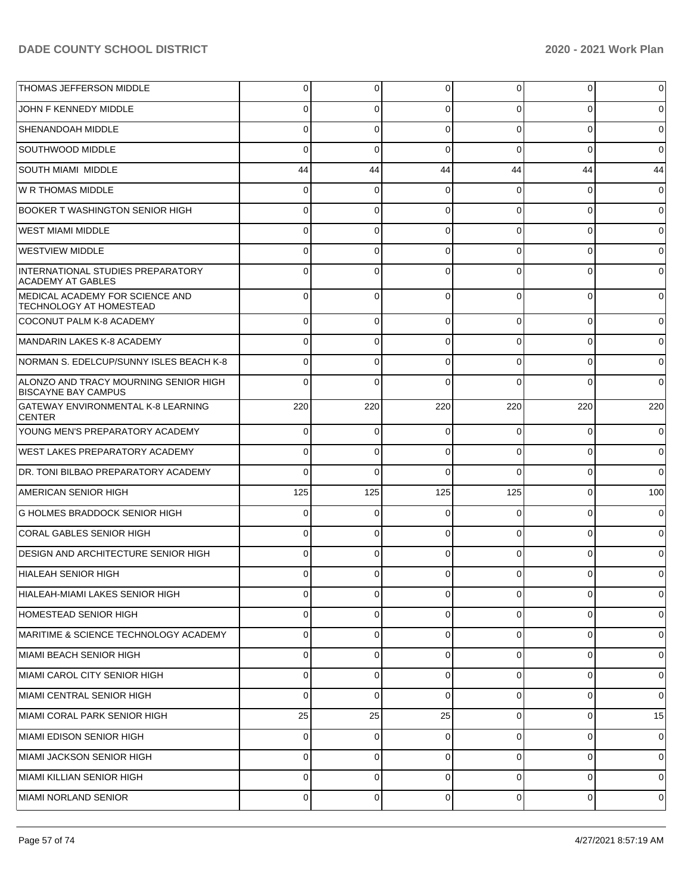| | | | | | | |
|---|---|---|---|---|---|---|
| THOMAS JEFFERSON MIDDLE | 0 | 0 | 0 | 0 | 0 | 0 |
| JOHN F KENNEDY MIDDLE | 0 | 0 | 0 | 0 | 0 | 0 |
| SHENANDOAH MIDDLE | 0 | 0 | 0 | 0 | 0 | 0 |
| SOUTHWOOD MIDDLE | 0 | 0 | 0 | 0 | 0 | 0 |
| SOUTH MIAMI MIDDLE | 44 | 44 | 44 | 44 | 44 | 44 |
| W R THOMAS MIDDLE | 0 | 0 | 0 | 0 | 0 | 0 |
| BOOKER T WASHINGTON SENIOR HIGH | 0 | 0 | 0 | 0 | 0 | 0 |
| WEST MIAMI MIDDLE | 0 | 0 | 0 | 0 | 0 | 0 |
| WESTVIEW MIDDLE | 0 | 0 | 0 | 0 | 0 | 0 |
| INTERNATIONAL STUDIES PREPARATORY ACADEMY AT GABLES | 0 | 0 | 0 | 0 | 0 | 0 |
| MEDICAL ACADEMY FOR SCIENCE AND TECHNOLOGY AT HOMESTEAD | 0 | 0 | 0 | 0 | 0 | 0 |
| COCONUT PALM K-8 ACADEMY | 0 | 0 | 0 | 0 | 0 | 0 |
| MANDARIN LAKES K-8 ACADEMY | 0 | 0 | 0 | 0 | 0 | 0 |
| NORMAN S. EDELCUP/SUNNY ISLES BEACH K-8 | 0 | 0 | 0 | 0 | 0 | 0 |
| ALONZO AND TRACY MOURNING SENIOR HIGH BISCAYNE BAY CAMPUS | 0 | 0 | 0 | 0 | 0 | 0 |
| GATEWAY ENVIRONMENTAL K-8 LEARNING CENTER | 220 | 220 | 220 | 220 | 220 | 220 |
| YOUNG MEN'S PREPARATORY ACADEMY | 0 | 0 | 0 | 0 | 0 | 0 |
| WEST LAKES PREPARATORY ACADEMY | 0 | 0 | 0 | 0 | 0 | 0 |
| DR. TONI BILBAO PREPARATORY ACADEMY | 0 | 0 | 0 | 0 | 0 | 0 |
| AMERICAN SENIOR HIGH | 125 | 125 | 125 | 125 | 0 | 100 |
| G HOLMES BRADDOCK SENIOR HIGH | 0 | 0 | 0 | 0 | 0 | 0 |
| CORAL GABLES SENIOR HIGH | 0 | 0 | 0 | 0 | 0 | 0 |
| DESIGN AND ARCHITECTURE SENIOR HIGH | 0 | 0 | 0 | 0 | 0 | 0 |
| HIALEAH SENIOR HIGH | 0 | 0 | 0 | 0 | 0 | 0 |
| HIALEAH-MIAMI LAKES SENIOR HIGH | 0 | 0 | 0 | 0 | 0 | 0 |
| HOMESTEAD SENIOR HIGH | 0 | 0 | 0 | 0 | 0 | 0 |
| MARITIME & SCIENCE TECHNOLOGY ACADEMY | 0 | 0 | 0 | 0 | 0 | 0 |
| MIAMI BEACH SENIOR HIGH | 0 | 0 | 0 | 0 | 0 | 0 |
| MIAMI CAROL CITY SENIOR HIGH | 0 | 0 | 0 | 0 | 0 | 0 |
| MIAMI CENTRAL SENIOR HIGH | 0 | 0 | 0 | 0 | 0 | 0 |
| MIAMI CORAL PARK SENIOR HIGH | 25 | 25 | 25 | 0 | 0 | 15 |
| MIAMI EDISON SENIOR HIGH | 0 | 0 | 0 | 0 | 0 | 0 |
| MIAMI JACKSON SENIOR HIGH | 0 | 0 | 0 | 0 | 0 | 0 |
| MIAMI KILLIAN SENIOR HIGH | 0 | 0 | 0 | 0 | 0 | 0 |
| MIAMI NORLAND SENIOR | 0 | 0 | 0 | 0 | 0 | 0 |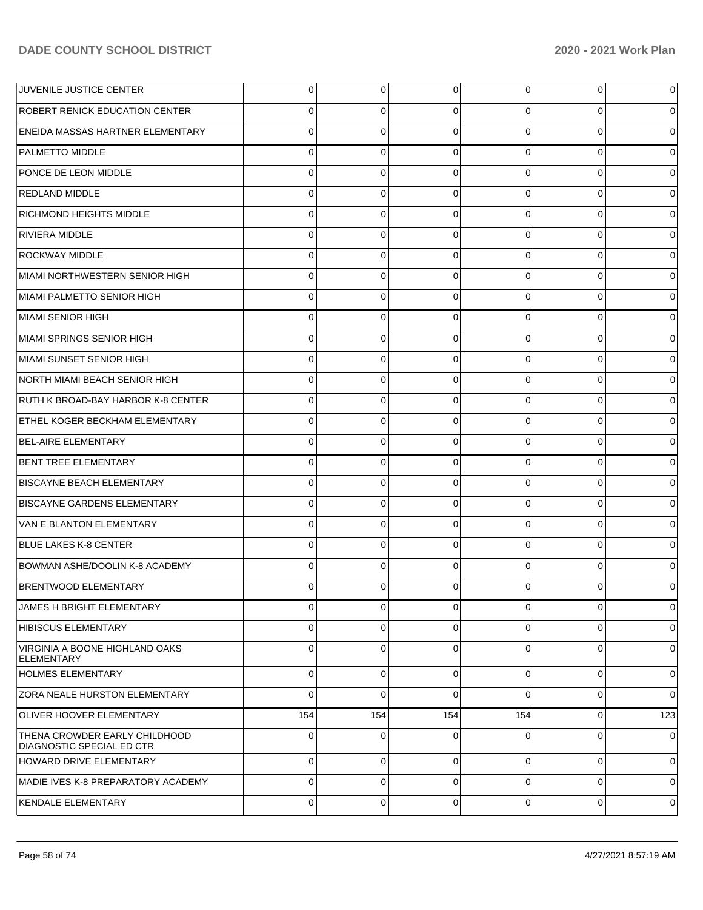| | | | | | | |
|---|---|---|---|---|---|---|
| JUVENILE JUSTICE CENTER | 0 | 0 | 0 | 0 | 0 | 0 |
| ROBERT RENICK EDUCATION CENTER | 0 | 0 | 0 | 0 | 0 | 0 |
| ENEIDA MASSAS HARTNER ELEMENTARY | 0 | 0 | 0 | 0 | 0 | 0 |
| PALMETTO MIDDLE | 0 | 0 | 0 | 0 | 0 | 0 |
| PONCE DE LEON MIDDLE | 0 | 0 | 0 | 0 | 0 | 0 |
| REDLAND MIDDLE | 0 | 0 | 0 | 0 | 0 | 0 |
| RICHMOND HEIGHTS MIDDLE | 0 | 0 | 0 | 0 | 0 | 0 |
| RIVIERA MIDDLE | 0 | 0 | 0 | 0 | 0 | 0 |
| ROCKWAY MIDDLE | 0 | 0 | 0 | 0 | 0 | 0 |
| MIAMI NORTHWESTERN SENIOR HIGH | 0 | 0 | 0 | 0 | 0 | 0 |
| MIAMI PALMETTO SENIOR HIGH | 0 | 0 | 0 | 0 | 0 | 0 |
| MIAMI SENIOR HIGH | 0 | 0 | 0 | 0 | 0 | 0 |
| MIAMI SPRINGS SENIOR HIGH | 0 | 0 | 0 | 0 | 0 | 0 |
| MIAMI SUNSET SENIOR HIGH | 0 | 0 | 0 | 0 | 0 | 0 |
| NORTH MIAMI BEACH SENIOR HIGH | 0 | 0 | 0 | 0 | 0 | 0 |
| RUTH K BROAD-BAY HARBOR K-8 CENTER | 0 | 0 | 0 | 0 | 0 | 0 |
| ETHEL KOGER BECKHAM ELEMENTARY | 0 | 0 | 0 | 0 | 0 | 0 |
| BEL-AIRE ELEMENTARY | 0 | 0 | 0 | 0 | 0 | 0 |
| BENT TREE ELEMENTARY | 0 | 0 | 0 | 0 | 0 | 0 |
| BISCAYNE BEACH ELEMENTARY | 0 | 0 | 0 | 0 | 0 | 0 |
| BISCAYNE GARDENS ELEMENTARY | 0 | 0 | 0 | 0 | 0 | 0 |
| VAN E BLANTON ELEMENTARY | 0 | 0 | 0 | 0 | 0 | 0 |
| BLUE LAKES K-8 CENTER | 0 | 0 | 0 | 0 | 0 | 0 |
| BOWMAN ASHE/DOOLIN K-8 ACADEMY | 0 | 0 | 0 | 0 | 0 | 0 |
| BRENTWOOD ELEMENTARY | 0 | 0 | 0 | 0 | 0 | 0 |
| JAMES H BRIGHT ELEMENTARY | 0 | 0 | 0 | 0 | 0 | 0 |
| HIBISCUS ELEMENTARY | 0 | 0 | 0 | 0 | 0 | 0 |
| VIRGINIA A BOONE HIGHLAND OAKS ELEMENTARY | 0 | 0 | 0 | 0 | 0 | 0 |
| HOLMES ELEMENTARY | 0 | 0 | 0 | 0 | 0 | 0 |
| ZORA NEALE HURSTON ELEMENTARY | 0 | 0 | 0 | 0 | 0 | 0 |
| OLIVER HOOVER ELEMENTARY | 154 | 154 | 154 | 154 | 0 | 123 |
| THENA CROWDER EARLY CHILDHOOD DIAGNOSTIC SPECIAL ED CTR | 0 | 0 | 0 | 0 | 0 | 0 |
| HOWARD DRIVE ELEMENTARY | 0 | 0 | 0 | 0 | 0 | 0 |
| MADIE IVES K-8 PREPARATORY ACADEMY | 0 | 0 | 0 | 0 | 0 | 0 |
| KENDALE ELEMENTARY | 0 | 0 | 0 | 0 | 0 | 0 |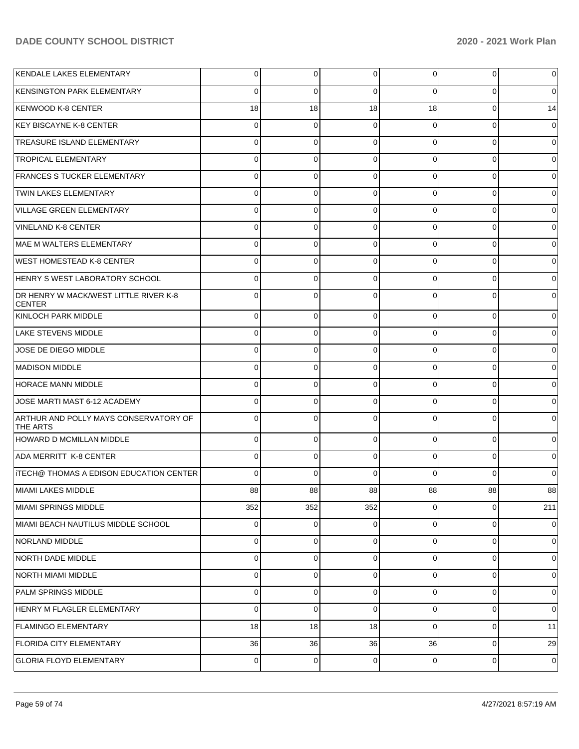| | | | | | | |
|---|---|---|---|---|---|---|
| KENDALE LAKES ELEMENTARY | 0 | 0 | 0 | 0 | 0 | 0 |
| KENSINGTON PARK ELEMENTARY | 0 | 0 | 0 | 0 | 0 | 0 |
| KENWOOD K-8 CENTER | 18 | 18 | 18 | 18 | 0 | 14 |
| KEY BISCAYNE K-8 CENTER | 0 | 0 | 0 | 0 | 0 | 0 |
| TREASURE ISLAND ELEMENTARY | 0 | 0 | 0 | 0 | 0 | 0 |
| TROPICAL ELEMENTARY | 0 | 0 | 0 | 0 | 0 | 0 |
| FRANCES S TUCKER ELEMENTARY | 0 | 0 | 0 | 0 | 0 | 0 |
| TWIN LAKES ELEMENTARY | 0 | 0 | 0 | 0 | 0 | 0 |
| VILLAGE GREEN ELEMENTARY | 0 | 0 | 0 | 0 | 0 | 0 |
| VINELAND K-8 CENTER | 0 | 0 | 0 | 0 | 0 | 0 |
| MAE M WALTERS ELEMENTARY | 0 | 0 | 0 | 0 | 0 | 0 |
| WEST HOMESTEAD K-8 CENTER | 0 | 0 | 0 | 0 | 0 | 0 |
| HENRY S WEST LABORATORY SCHOOL | 0 | 0 | 0 | 0 | 0 | 0 |
| DR HENRY W MACK/WEST LITTLE RIVER K-8 CENTER | 0 | 0 | 0 | 0 | 0 | 0 |
| KINLOCH PARK MIDDLE | 0 | 0 | 0 | 0 | 0 | 0 |
| LAKE STEVENS MIDDLE | 0 | 0 | 0 | 0 | 0 | 0 |
| JOSE DE DIEGO MIDDLE | 0 | 0 | 0 | 0 | 0 | 0 |
| MADISON MIDDLE | 0 | 0 | 0 | 0 | 0 | 0 |
| HORACE MANN MIDDLE | 0 | 0 | 0 | 0 | 0 | 0 |
| JOSE MARTI MAST 6-12 ACADEMY | 0 | 0 | 0 | 0 | 0 | 0 |
| ARTHUR AND POLLY MAYS CONSERVATORY OF THE ARTS | 0 | 0 | 0 | 0 | 0 | 0 |
| HOWARD D MCMILLAN MIDDLE | 0 | 0 | 0 | 0 | 0 | 0 |
| ADA MERRITT K-8 CENTER | 0 | 0 | 0 | 0 | 0 | 0 |
| iTECH@ THOMAS A EDISON EDUCATION CENTER | 0 | 0 | 0 | 0 | 0 | 0 |
| MIAMI LAKES MIDDLE | 88 | 88 | 88 | 88 | 88 | 88 |
| MIAMI SPRINGS MIDDLE | 352 | 352 | 352 | 0 | 0 | 211 |
| MIAMI BEACH NAUTILUS MIDDLE SCHOOL | 0 | 0 | 0 | 0 | 0 | 0 |
| NORLAND MIDDLE | 0 | 0 | 0 | 0 | 0 | 0 |
| NORTH DADE MIDDLE | 0 | 0 | 0 | 0 | 0 | 0 |
| NORTH MIAMI MIDDLE | 0 | 0 | 0 | 0 | 0 | 0 |
| PALM SPRINGS MIDDLE | 0 | 0 | 0 | 0 | 0 | 0 |
| HENRY M FLAGLER ELEMENTARY | 0 | 0 | 0 | 0 | 0 | 0 |
| FLAMINGO ELEMENTARY | 18 | 18 | 18 | 0 | 0 | 11 |
| FLORIDA CITY ELEMENTARY | 36 | 36 | 36 | 36 | 0 | 29 |
| GLORIA FLOYD ELEMENTARY | 0 | 0 | 0 | 0 | 0 | 0 |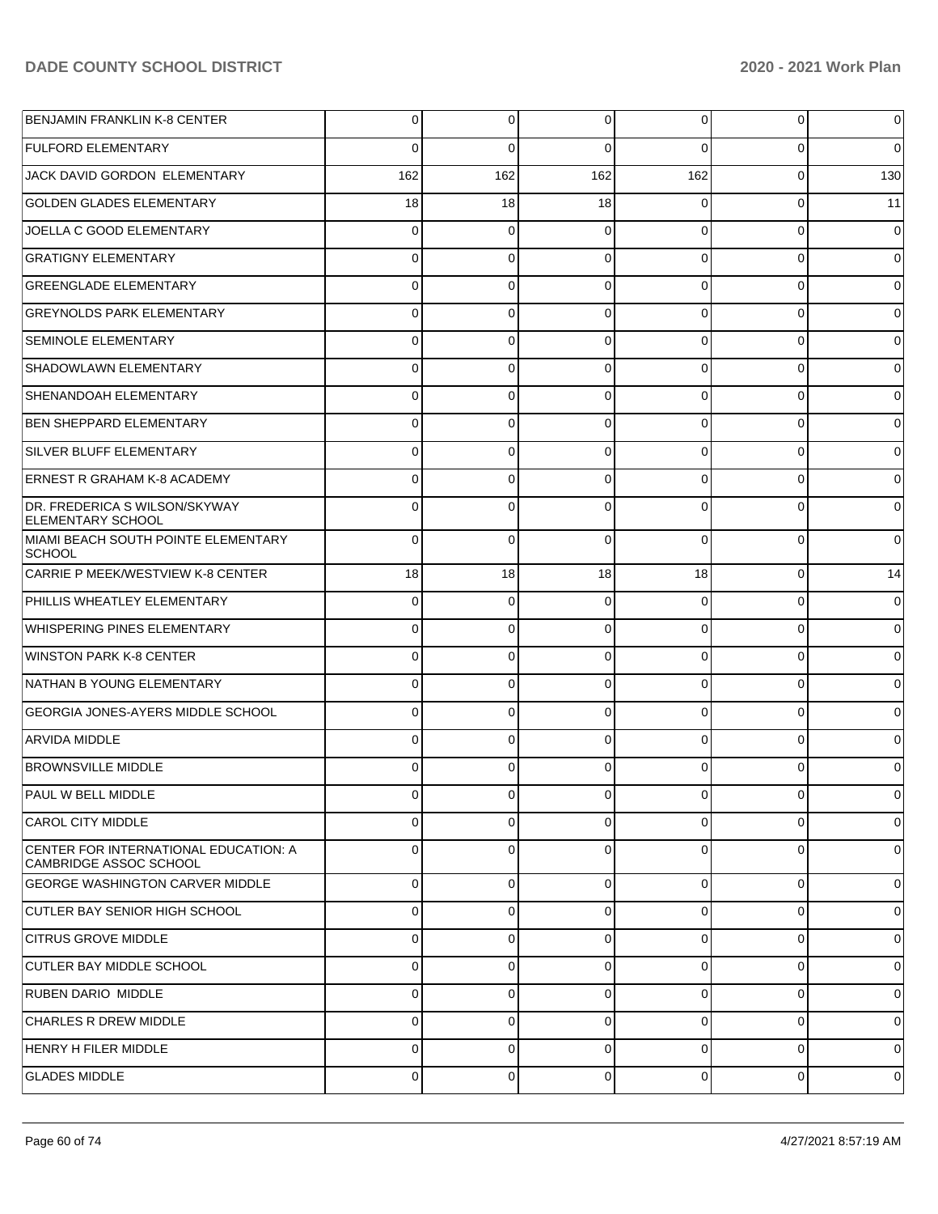| | | | | | | |
|---|---|---|---|---|---|---|
| BENJAMIN FRANKLIN K-8 CENTER | 0 | 0 | 0 | 0 | 0 | 0 |
| FULFORD ELEMENTARY | 0 | 0 | 0 | 0 | 0 | 0 |
| JACK DAVID GORDON ELEMENTARY | 162 | 162 | 162 | 162 | 0 | 130 |
| GOLDEN GLADES ELEMENTARY | 18 | 18 | 18 | 0 | 0 | 11 |
| JOELLA C GOOD ELEMENTARY | 0 | 0 | 0 | 0 | 0 | 0 |
| GRATIGNY ELEMENTARY | 0 | 0 | 0 | 0 | 0 | 0 |
| GREENGLADE ELEMENTARY | 0 | 0 | 0 | 0 | 0 | 0 |
| GREYNOLDS PARK ELEMENTARY | 0 | 0 | 0 | 0 | 0 | 0 |
| SEMINOLE ELEMENTARY | 0 | 0 | 0 | 0 | 0 | 0 |
| SHADOWLAWN ELEMENTARY | 0 | 0 | 0 | 0 | 0 | 0 |
| SHENANDOAH ELEMENTARY | 0 | 0 | 0 | 0 | 0 | 0 |
| BEN SHEPPARD ELEMENTARY | 0 | 0 | 0 | 0 | 0 | 0 |
| SILVER BLUFF ELEMENTARY | 0 | 0 | 0 | 0 | 0 | 0 |
| ERNEST R GRAHAM K-8 ACADEMY | 0 | 0 | 0 | 0 | 0 | 0 |
| DR. FREDERICA S WILSON/SKYWAY ELEMENTARY SCHOOL | 0 | 0 | 0 | 0 | 0 | 0 |
| MIAMI BEACH SOUTH POINTE ELEMENTARY SCHOOL | 0 | 0 | 0 | 0 | 0 | 0 |
| CARRIE P MEEK/WESTVIEW K-8 CENTER | 18 | 18 | 18 | 18 | 0 | 14 |
| PHILLIS WHEATLEY ELEMENTARY | 0 | 0 | 0 | 0 | 0 | 0 |
| WHISPERING PINES ELEMENTARY | 0 | 0 | 0 | 0 | 0 | 0 |
| WINSTON PARK K-8 CENTER | 0 | 0 | 0 | 0 | 0 | 0 |
| NATHAN B YOUNG ELEMENTARY | 0 | 0 | 0 | 0 | 0 | 0 |
| GEORGIA JONES-AYERS MIDDLE SCHOOL | 0 | 0 | 0 | 0 | 0 | 0 |
| ARVIDA MIDDLE | 0 | 0 | 0 | 0 | 0 | 0 |
| BROWNSVILLE MIDDLE | 0 | 0 | 0 | 0 | 0 | 0 |
| PAUL W BELL MIDDLE | 0 | 0 | 0 | 0 | 0 | 0 |
| CAROL CITY MIDDLE | 0 | 0 | 0 | 0 | 0 | 0 |
| CENTER FOR INTERNATIONAL EDUCATION: A CAMBRIDGE ASSOC SCHOOL | 0 | 0 | 0 | 0 | 0 | 0 |
| GEORGE WASHINGTON CARVER MIDDLE | 0 | 0 | 0 | 0 | 0 | 0 |
| CUTLER BAY SENIOR HIGH SCHOOL | 0 | 0 | 0 | 0 | 0 | 0 |
| CITRUS GROVE MIDDLE | 0 | 0 | 0 | 0 | 0 | 0 |
| CUTLER BAY MIDDLE SCHOOL | 0 | 0 | 0 | 0 | 0 | 0 |
| RUBEN DARIO MIDDLE | 0 | 0 | 0 | 0 | 0 | 0 |
| CHARLES R DREW MIDDLE | 0 | 0 | 0 | 0 | 0 | 0 |
| HENRY H FILER MIDDLE | 0 | 0 | 0 | 0 | 0 | 0 |
| GLADES MIDDLE | 0 | 0 | 0 | 0 | 0 | 0 |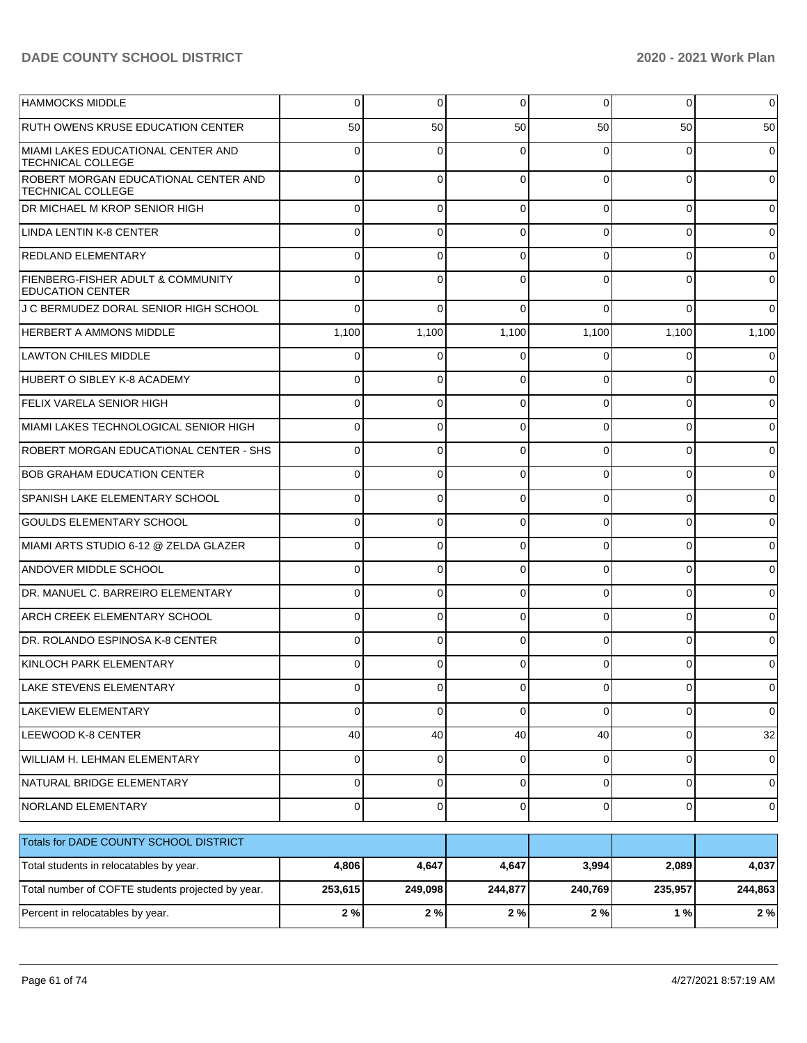| | | | | | | |
|---|---|---|---|---|---|---|
| HAMMOCKS MIDDLE | 0 | 0 | 0 | 0 | 0 | 0 |
| RUTH OWENS KRUSE EDUCATION CENTER | 50 | 50 | 50 | 50 | 50 | 50 |
| MIAMI LAKES EDUCATIONAL CENTER AND TECHNICAL COLLEGE | 0 | 0 | 0 | 0 | 0 | 0 |
| ROBERT MORGAN EDUCATIONAL CENTER AND TECHNICAL COLLEGE | 0 | 0 | 0 | 0 | 0 | 0 |
| DR MICHAEL M KROP SENIOR HIGH | 0 | 0 | 0 | 0 | 0 | 0 |
| LINDA LENTIN K-8 CENTER | 0 | 0 | 0 | 0 | 0 | 0 |
| REDLAND ELEMENTARY | 0 | 0 | 0 | 0 | 0 | 0 |
| FIENBERG-FISHER ADULT & COMMUNITY EDUCATION CENTER | 0 | 0 | 0 | 0 | 0 | 0 |
| J C BERMUDEZ DORAL SENIOR HIGH SCHOOL | 0 | 0 | 0 | 0 | 0 | 0 |
| HERBERT A AMMONS MIDDLE | 1,100 | 1,100 | 1,100 | 1,100 | 1,100 | 1,100 |
| LAWTON CHILES MIDDLE | 0 | 0 | 0 | 0 | 0 | 0 |
| HUBERT O SIBLEY K-8 ACADEMY | 0 | 0 | 0 | 0 | 0 | 0 |
| FELIX VARELA SENIOR HIGH | 0 | 0 | 0 | 0 | 0 | 0 |
| MIAMI LAKES TECHNOLOGICAL SENIOR HIGH | 0 | 0 | 0 | 0 | 0 | 0 |
| ROBERT MORGAN EDUCATIONAL CENTER - SHS | 0 | 0 | 0 | 0 | 0 | 0 |
| BOB GRAHAM EDUCATION CENTER | 0 | 0 | 0 | 0 | 0 | 0 |
| SPANISH LAKE ELEMENTARY SCHOOL | 0 | 0 | 0 | 0 | 0 | 0 |
| GOULDS ELEMENTARY SCHOOL | 0 | 0 | 0 | 0 | 0 | 0 |
| MIAMI ARTS STUDIO 6-12 @ ZELDA GLAZER | 0 | 0 | 0 | 0 | 0 | 0 |
| ANDOVER MIDDLE SCHOOL | 0 | 0 | 0 | 0 | 0 | 0 |
| DR. MANUEL C. BARREIRO ELEMENTARY | 0 | 0 | 0 | 0 | 0 | 0 |
| ARCH CREEK ELEMENTARY SCHOOL | 0 | 0 | 0 | 0 | 0 | 0 |
| DR. ROLANDO ESPINOSA K-8 CENTER | 0 | 0 | 0 | 0 | 0 | 0 |
| KINLOCH PARK ELEMENTARY | 0 | 0 | 0 | 0 | 0 | 0 |
| LAKE STEVENS ELEMENTARY | 0 | 0 | 0 | 0 | 0 | 0 |
| LAKEVIEW ELEMENTARY | 0 | 0 | 0 | 0 | 0 | 0 |
| LEEWOOD K-8 CENTER | 40 | 40 | 40 | 40 | 0 | 32 |
| WILLIAM H. LEHMAN ELEMENTARY | 0 | 0 | 0 | 0 | 0 | 0 |
| NATURAL BRIDGE ELEMENTARY | 0 | 0 | 0 | 0 | 0 | 0 |
| NORLAND ELEMENTARY | 0 | 0 | 0 | 0 | 0 | 0 |

| Totals for DADE COUNTY SCHOOL DISTRICT | | | | | | |
|---|---|---|---|---|---|---|
| Total students in relocatables by year. | **4,806** | **4,647** | **4,647** | **3,994** | **2,089** | **4,037** |
| Total number of COFTE students projected by year. | **253,615** | **249,098** | **244,877** | **240,769** | **235,957** | **244,863** |
| Percent in relocatables by year. | **2 %** | **2 %** | **2 %** | **2 %** | **1 %** | **2 %** |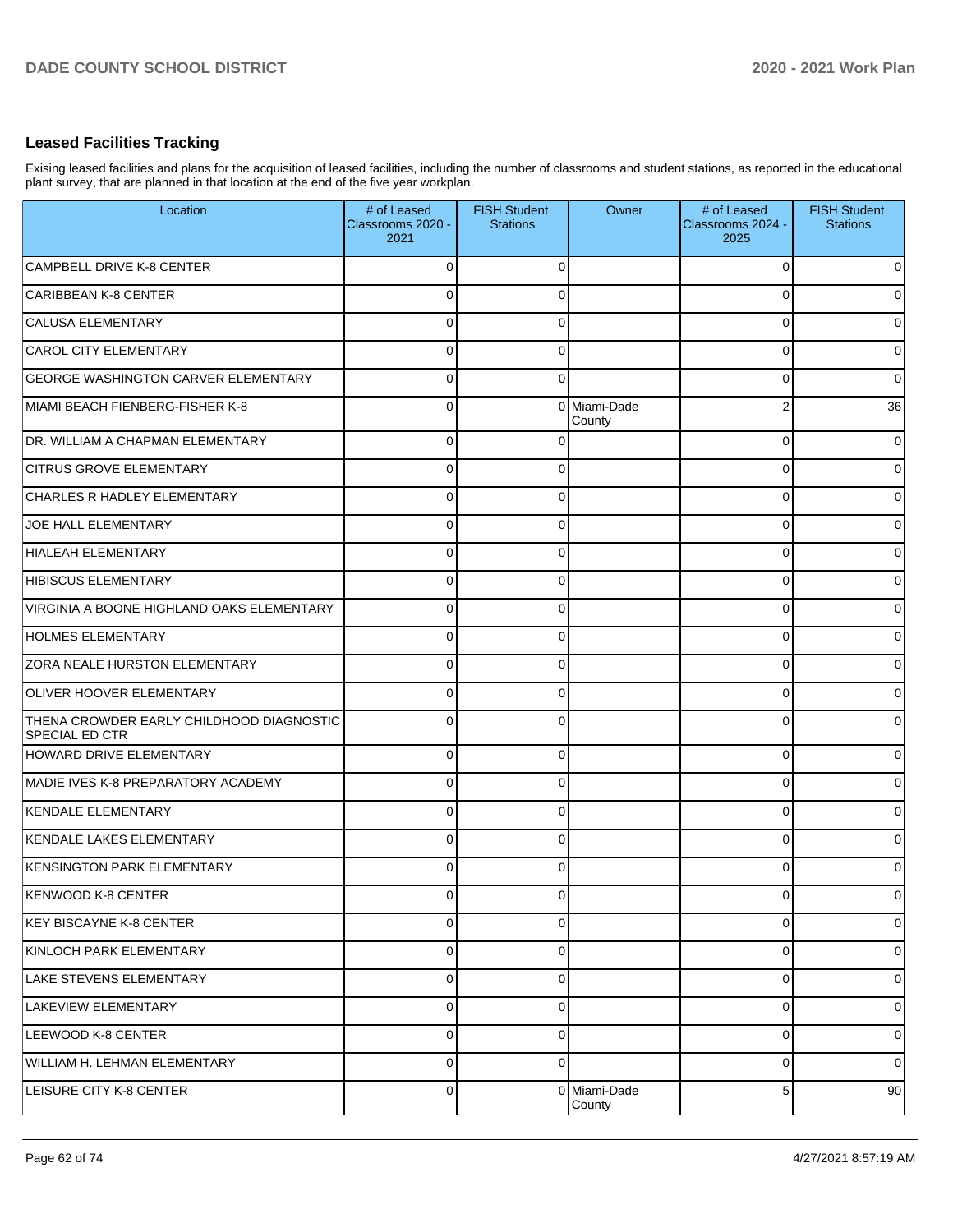## Leased Facilities Tracking

Exising leased facilities and plans for the acquisition of leased facilities, including the number of classrooms and student stations, as reported in the educational plant survey, that are planned in that location at the end of the five year workplan.

| Location | # of Leased Classrooms 2020 - 2021 | FISH Student Stations | Owner | # of Leased Classrooms 2024 - 2025 | FISH Student Stations |
|---|---|---|---|---|---|
| CAMPBELL DRIVE K-8 CENTER | 0 | 0 | | 0 | 0 |
| CARIBBEAN K-8 CENTER | 0 | 0 | | 0 | 0 |
| CALUSA ELEMENTARY | 0 | 0 | | 0 | 0 |
| CAROL CITY ELEMENTARY | 0 | 0 | | 0 | 0 |
| GEORGE WASHINGTON CARVER ELEMENTARY | 0 | 0 | | 0 | 0 |
| MIAMI BEACH FIENBERG-FISHER K-8 | 0 | 0 | Miami-Dade County | 2 | 36 |
| DR. WILLIAM A CHAPMAN ELEMENTARY | 0 | 0 | | 0 | 0 |
| CITRUS GROVE ELEMENTARY | 0 | 0 | | 0 | 0 |
| CHARLES R HADLEY ELEMENTARY | 0 | 0 | | 0 | 0 |
| JOE HALL ELEMENTARY | 0 | 0 | | 0 | 0 |
| HIALEAH ELEMENTARY | 0 | 0 | | 0 | 0 |
| HIBISCUS ELEMENTARY | 0 | 0 | | 0 | 0 |
| VIRGINIA A BOONE HIGHLAND OAKS ELEMENTARY | 0 | 0 | | 0 | 0 |
| HOLMES ELEMENTARY | 0 | 0 | | 0 | 0 |
| ZORA NEALE HURSTON ELEMENTARY | 0 | 0 | | 0 | 0 |
| OLIVER HOOVER ELEMENTARY | 0 | 0 | | 0 | 0 |
| THENA CROWDER EARLY CHILDHOOD DIAGNOSTIC SPECIAL ED CTR | 0 | 0 | | 0 | 0 |
| HOWARD DRIVE ELEMENTARY | 0 | 0 | | 0 | 0 |
| MADIE IVES K-8 PREPARATORY ACADEMY | 0 | 0 | | 0 | 0 |
| KENDALE ELEMENTARY | 0 | 0 | | 0 | 0 |
| KENDALE LAKES ELEMENTARY | 0 | 0 | | 0 | 0 |
| KENSINGTON PARK ELEMENTARY | 0 | 0 | | 0 | 0 |
| KENWOOD K-8 CENTER | 0 | 0 | | 0 | 0 |
| KEY BISCAYNE K-8 CENTER | 0 | 0 | | 0 | 0 |
| KINLOCH PARK ELEMENTARY | 0 | 0 | | 0 | 0 |
| LAKE STEVENS ELEMENTARY | 0 | 0 | | 0 | 0 |
| LAKEVIEW ELEMENTARY | 0 | 0 | | 0 | 0 |
| LEEWOOD K-8 CENTER | 0 | 0 | | 0 | 0 |
| WILLIAM H. LEHMAN ELEMENTARY | 0 | 0 | | 0 | 0 |
| LEISURE CITY K-8 CENTER | 0 | 0 | Miami-Dade County | 5 | 90 |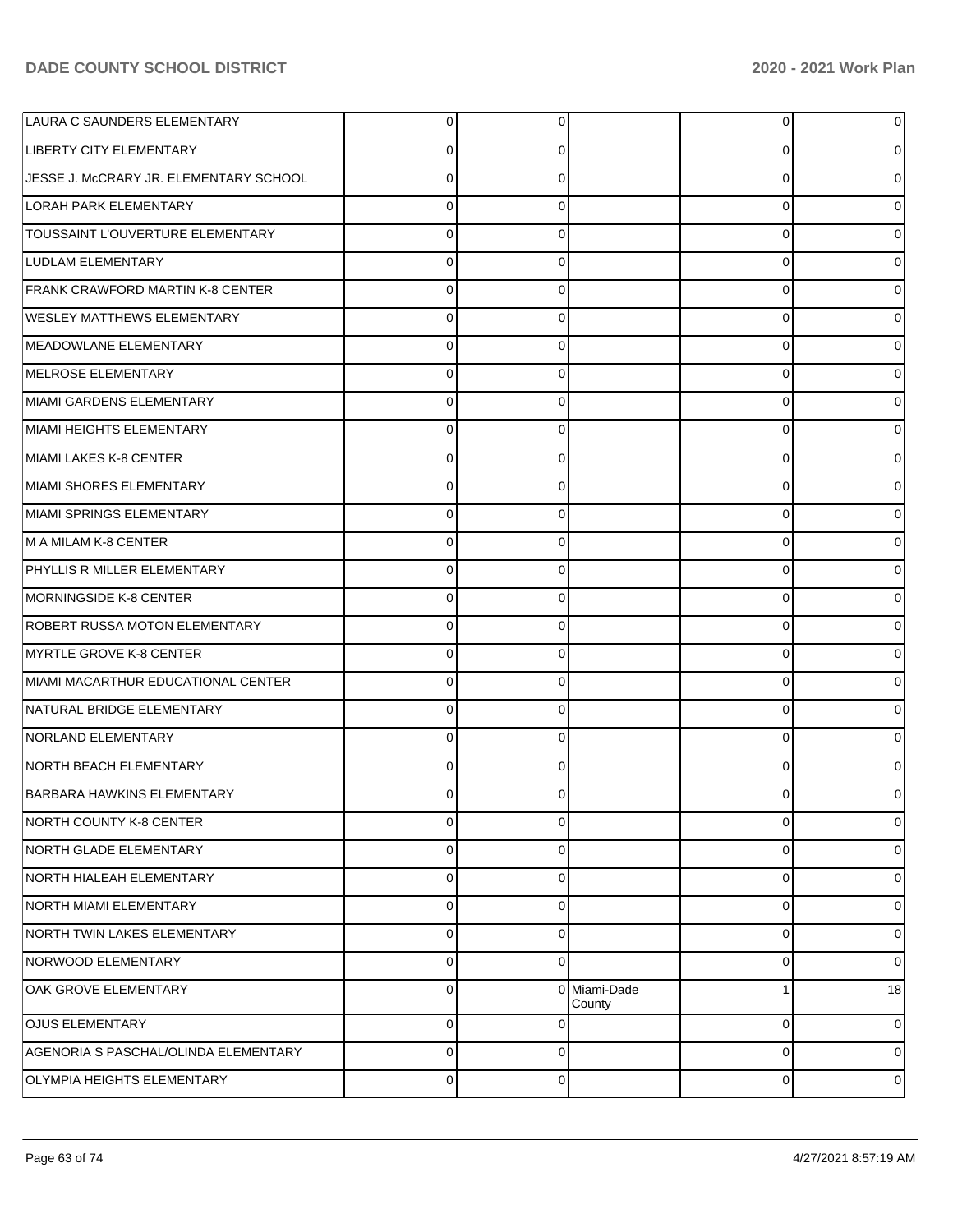| | | | | | |
|---|---|---|---|---|---|
| LAURA C SAUNDERS ELEMENTARY | 0 | 0 | | 0 | 0 |
| LIBERTY CITY ELEMENTARY | 0 | 0 | | 0 | 0 |
| JESSE J. McCRARY JR. ELEMENTARY SCHOOL | 0 | 0 | | 0 | 0 |
| LORAH PARK ELEMENTARY | 0 | 0 | | 0 | 0 |
| TOUSSAINT L'OUVERTURE ELEMENTARY | 0 | 0 | | 0 | 0 |
| LUDLAM ELEMENTARY | 0 | 0 | | 0 | 0 |
| FRANK CRAWFORD MARTIN K-8 CENTER | 0 | 0 | | 0 | 0 |
| WESLEY MATTHEWS ELEMENTARY | 0 | 0 | | 0 | 0 |
| MEADOWLANE ELEMENTARY | 0 | 0 | | 0 | 0 |
| MELROSE ELEMENTARY | 0 | 0 | | 0 | 0 |
| MIAMI GARDENS ELEMENTARY | 0 | 0 | | 0 | 0 |
| MIAMI HEIGHTS ELEMENTARY | 0 | 0 | | 0 | 0 |
| MIAMI LAKES K-8 CENTER | 0 | 0 | | 0 | 0 |
| MIAMI SHORES ELEMENTARY | 0 | 0 | | 0 | 0 |
| MIAMI SPRINGS ELEMENTARY | 0 | 0 | | 0 | 0 |
| M A MILAM K-8 CENTER | 0 | 0 | | 0 | 0 |
| PHYLLIS R MILLER ELEMENTARY | 0 | 0 | | 0 | 0 |
| MORNINGSIDE K-8 CENTER | 0 | 0 | | 0 | 0 |
| ROBERT RUSSA MOTON ELEMENTARY | 0 | 0 | | 0 | 0 |
| MYRTLE GROVE K-8 CENTER | 0 | 0 | | 0 | 0 |
| MIAMI MACARTHUR EDUCATIONAL CENTER | 0 | 0 | | 0 | 0 |
| NATURAL BRIDGE ELEMENTARY | 0 | 0 | | 0 | 0 |
| NORLAND ELEMENTARY | 0 | 0 | | 0 | 0 |
| NORTH BEACH ELEMENTARY | 0 | 0 | | 0 | 0 |
| BARBARA HAWKINS ELEMENTARY | 0 | 0 | | 0 | 0 |
| NORTH COUNTY K-8 CENTER | 0 | 0 | | 0 | 0 |
| NORTH GLADE ELEMENTARY | 0 | 0 | | 0 | 0 |
| NORTH HIALEAH ELEMENTARY | 0 | 0 | | 0 | 0 |
| NORTH MIAMI ELEMENTARY | 0 | 0 | | 0 | 0 |
| NORTH TWIN LAKES ELEMENTARY | 0 | 0 | | 0 | 0 |
| NORWOOD ELEMENTARY | 0 | 0 | | 0 | 0 |
| OAK GROVE ELEMENTARY | 0 | 0 | Miami-Dade County | 1 | 18 |
| OJUS ELEMENTARY | 0 | 0 | | 0 | 0 |
| AGENORIA S PASCHAL/OLINDA ELEMENTARY | 0 | 0 | | 0 | 0 |
| OLYMPIA HEIGHTS ELEMENTARY | 0 | 0 | | 0 | 0 |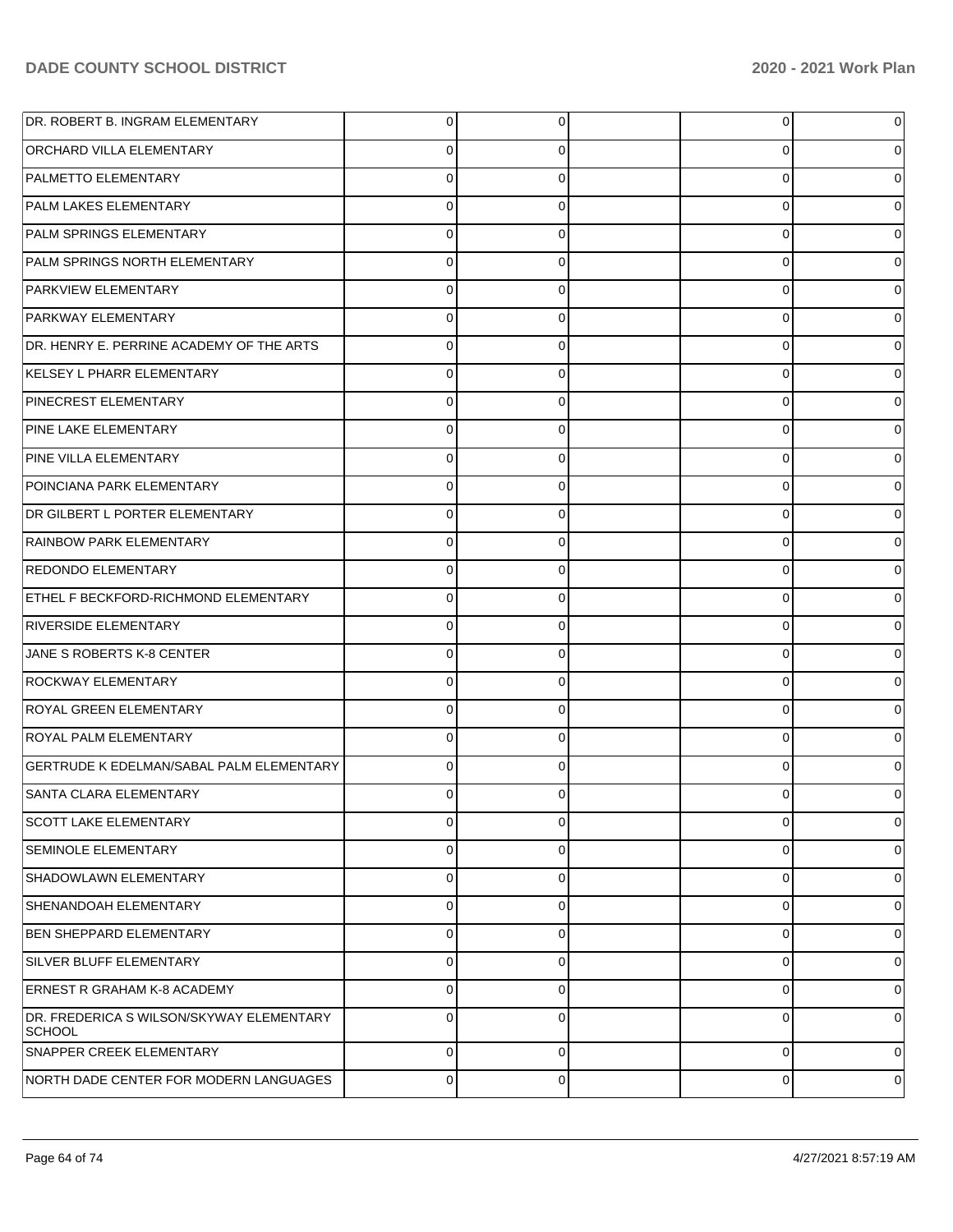| | | | | | |
|---|---|---|---|---|---|
| DR. ROBERT B. INGRAM ELEMENTARY | 0 | 0 | | 0 | 0 |
| ORCHARD VILLA ELEMENTARY | 0 | 0 | | 0 | 0 |
| PALMETTO ELEMENTARY | 0 | 0 | | 0 | 0 |
| PALM LAKES ELEMENTARY | 0 | 0 | | 0 | 0 |
| PALM SPRINGS ELEMENTARY | 0 | 0 | | 0 | 0 |
| PALM SPRINGS NORTH ELEMENTARY | 0 | 0 | | 0 | 0 |
| PARKVIEW ELEMENTARY | 0 | 0 | | 0 | 0 |
| PARKWAY ELEMENTARY | 0 | 0 | | 0 | 0 |
| DR. HENRY E. PERRINE ACADEMY OF THE ARTS | 0 | 0 | | 0 | 0 |
| KELSEY L PHARR ELEMENTARY | 0 | 0 | | 0 | 0 |
| PINECREST ELEMENTARY | 0 | 0 | | 0 | 0 |
| PINE LAKE ELEMENTARY | 0 | 0 | | 0 | 0 |
| PINE VILLA ELEMENTARY | 0 | 0 | | 0 | 0 |
| POINCIANA PARK ELEMENTARY | 0 | 0 | | 0 | 0 |
| DR GILBERT L PORTER ELEMENTARY | 0 | 0 | | 0 | 0 |
| RAINBOW PARK ELEMENTARY | 0 | 0 | | 0 | 0 |
| REDONDO ELEMENTARY | 0 | 0 | | 0 | 0 |
| ETHEL F BECKFORD-RICHMOND ELEMENTARY | 0 | 0 | | 0 | 0 |
| RIVERSIDE ELEMENTARY | 0 | 0 | | 0 | 0 |
| JANE S ROBERTS K-8 CENTER | 0 | 0 | | 0 | 0 |
| ROCKWAY ELEMENTARY | 0 | 0 | | 0 | 0 |
| ROYAL GREEN ELEMENTARY | 0 | 0 | | 0 | 0 |
| ROYAL PALM ELEMENTARY | 0 | 0 | | 0 | 0 |
| GERTRUDE K EDELMAN/SABAL PALM ELEMENTARY | 0 | 0 | | 0 | 0 |
| SANTA CLARA ELEMENTARY | 0 | 0 | | 0 | 0 |
| SCOTT LAKE ELEMENTARY | 0 | 0 | | 0 | 0 |
| SEMINOLE ELEMENTARY | 0 | 0 | | 0 | 0 |
| SHADOWLAWN ELEMENTARY | 0 | 0 | | 0 | 0 |
| SHENANDOAH ELEMENTARY | 0 | 0 | | 0 | 0 |
| BEN SHEPPARD ELEMENTARY | 0 | 0 | | 0 | 0 |
| SILVER BLUFF ELEMENTARY | 0 | 0 | | 0 | 0 |
| ERNEST R GRAHAM K-8 ACADEMY | 0 | 0 | | 0 | 0 |
| DR. FREDERICA S WILSON/SKYWAY ELEMENTARY SCHOOL | 0 | 0 | | 0 | 0 |
| SNAPPER CREEK ELEMENTARY | 0 | 0 | | 0 | 0 |
| NORTH DADE CENTER FOR MODERN LANGUAGES | 0 | 0 | | 0 | 0 |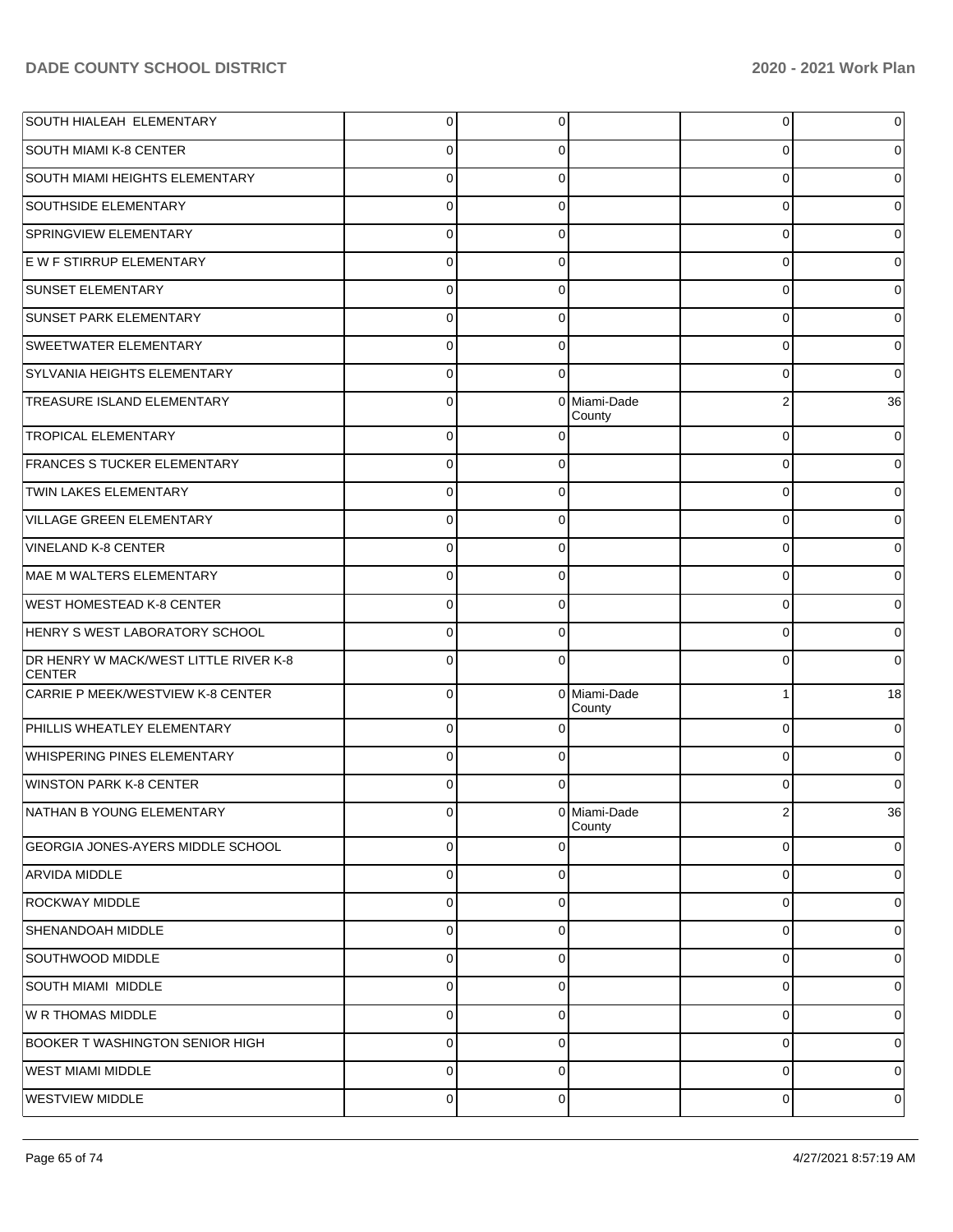| | | | | | |
|---|---|---|---|---|---|
| SOUTH HIALEAH ELEMENTARY | 0 | 0 | | 0 | 0 |
| SOUTH MIAMI K-8 CENTER | 0 | 0 | | 0 | 0 |
| SOUTH MIAMI HEIGHTS ELEMENTARY | 0 | 0 | | 0 | 0 |
| SOUTHSIDE ELEMENTARY | 0 | 0 | | 0 | 0 |
| SPRINGVIEW ELEMENTARY | 0 | 0 | | 0 | 0 |
| E W F STIRRUP ELEMENTARY | 0 | 0 | | 0 | 0 |
| SUNSET ELEMENTARY | 0 | 0 | | 0 | 0 |
| SUNSET PARK ELEMENTARY | 0 | 0 | | 0 | 0 |
| SWEETWATER ELEMENTARY | 0 | 0 | | 0 | 0 |
| SYLVANIA HEIGHTS ELEMENTARY | 0 | 0 | | 0 | 0 |
| TREASURE ISLAND ELEMENTARY | 0 | 0 | Miami-Dade County | 2 | 36 |
| TROPICAL ELEMENTARY | 0 | 0 | | 0 | 0 |
| FRANCES S TUCKER ELEMENTARY | 0 | 0 | | 0 | 0 |
| TWIN LAKES ELEMENTARY | 0 | 0 | | 0 | 0 |
| VILLAGE GREEN ELEMENTARY | 0 | 0 | | 0 | 0 |
| VINELAND K-8 CENTER | 0 | 0 | | 0 | 0 |
| MAE M WALTERS ELEMENTARY | 0 | 0 | | 0 | 0 |
| WEST HOMESTEAD K-8 CENTER | 0 | 0 | | 0 | 0 |
| HENRY S WEST LABORATORY SCHOOL | 0 | 0 | | 0 | 0 |
| DR HENRY W MACK/WEST LITTLE RIVER K-8 CENTER | 0 | 0 | | 0 | 0 |
| CARRIE P MEEK/WESTVIEW K-8 CENTER | 0 | 0 | Miami-Dade County | 1 | 18 |
| PHILLIS WHEATLEY ELEMENTARY | 0 | 0 | | 0 | 0 |
| WHISPERING PINES ELEMENTARY | 0 | 0 | | 0 | 0 |
| WINSTON PARK K-8 CENTER | 0 | 0 | | 0 | 0 |
| NATHAN B YOUNG ELEMENTARY | 0 | 0 | Miami-Dade County | 2 | 36 |
| GEORGIA JONES-AYERS MIDDLE SCHOOL | 0 | 0 | | 0 | 0 |
| ARVIDA MIDDLE | 0 | 0 | | 0 | 0 |
| ROCKWAY MIDDLE | 0 | 0 | | 0 | 0 |
| SHENANDOAH MIDDLE | 0 | 0 | | 0 | 0 |
| SOUTHWOOD MIDDLE | 0 | 0 | | 0 | 0 |
| SOUTH MIAMI MIDDLE | 0 | 0 | | 0 | 0 |
| W R THOMAS MIDDLE | 0 | 0 | | 0 | 0 |
| BOOKER T WASHINGTON SENIOR HIGH | 0 | 0 | | 0 | 0 |
| WEST MIAMI MIDDLE | 0 | 0 | | 0 | 0 |
| WESTVIEW MIDDLE | 0 | 0 | | 0 | 0 |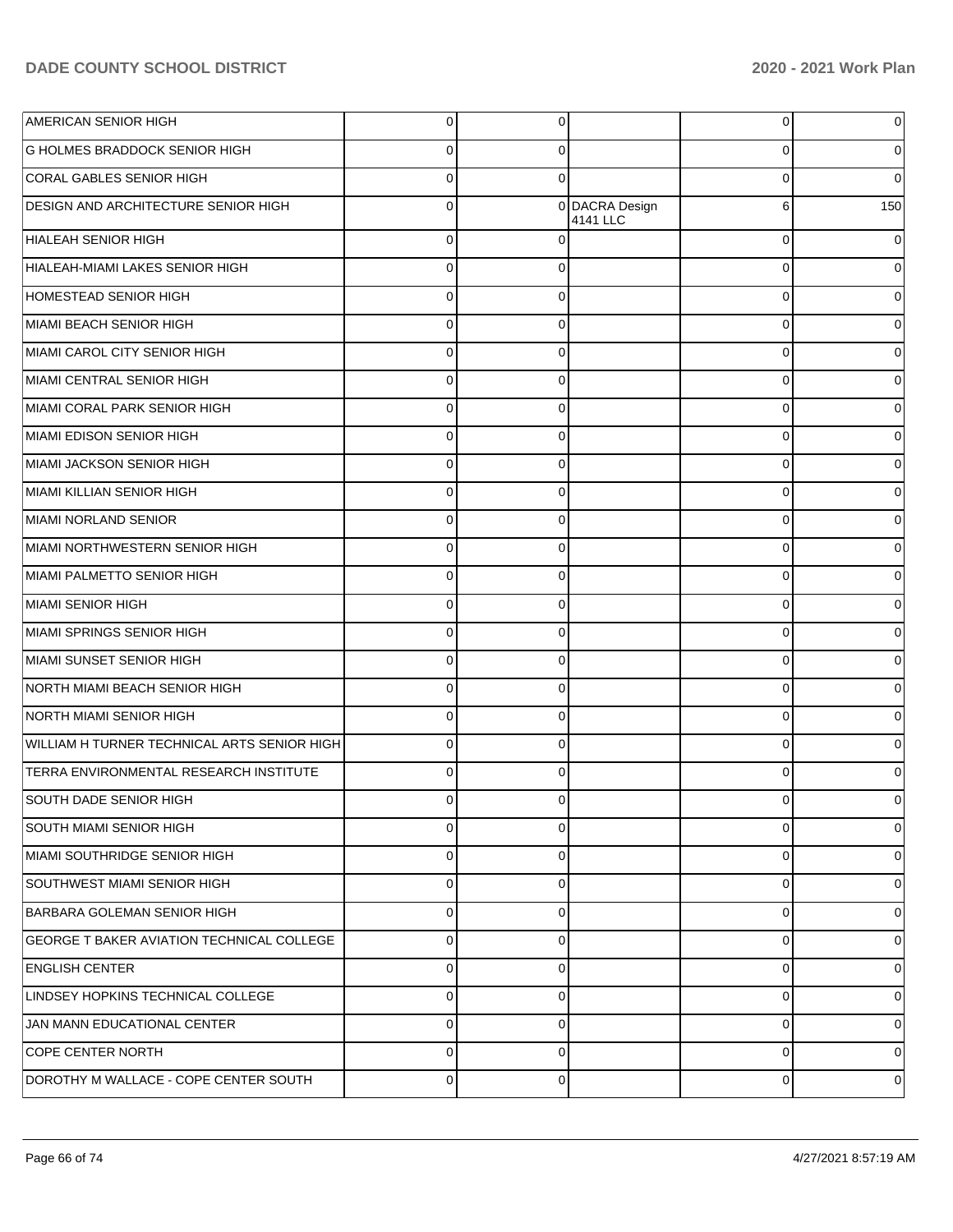| | | | | | |
|---|---|---|---|---|---|
| AMERICAN SENIOR HIGH | 0 | 0 | | 0 | 0 |
| G HOLMES BRADDOCK SENIOR HIGH | 0 | 0 | | 0 | 0 |
| CORAL GABLES SENIOR HIGH | 0 | 0 | | 0 | 0 |
| DESIGN AND ARCHITECTURE SENIOR HIGH | 0 | 0 | DACRA Design 4141 LLC | 6 | 150 |
| HIALEAH SENIOR HIGH | 0 | 0 | | 0 | 0 |
| HIALEAH-MIAMI LAKES SENIOR HIGH | 0 | 0 | | 0 | 0 |
| HOMESTEAD SENIOR HIGH | 0 | 0 | | 0 | 0 |
| MIAMI BEACH SENIOR HIGH | 0 | 0 | | 0 | 0 |
| MIAMI CAROL CITY SENIOR HIGH | 0 | 0 | | 0 | 0 |
| MIAMI CENTRAL SENIOR HIGH | 0 | 0 | | 0 | 0 |
| MIAMI CORAL PARK SENIOR HIGH | 0 | 0 | | 0 | 0 |
| MIAMI EDISON SENIOR HIGH | 0 | 0 | | 0 | 0 |
| MIAMI JACKSON SENIOR HIGH | 0 | 0 | | 0 | 0 |
| MIAMI KILLIAN SENIOR HIGH | 0 | 0 | | 0 | 0 |
| MIAMI NORLAND SENIOR | 0 | 0 | | 0 | 0 |
| MIAMI NORTHWESTERN SENIOR HIGH | 0 | 0 | | 0 | 0 |
| MIAMI PALMETTO SENIOR HIGH | 0 | 0 | | 0 | 0 |
| MIAMI SENIOR HIGH | 0 | 0 | | 0 | 0 |
| MIAMI SPRINGS SENIOR HIGH | 0 | 0 | | 0 | 0 |
| MIAMI SUNSET SENIOR HIGH | 0 | 0 | | 0 | 0 |
| NORTH MIAMI BEACH SENIOR HIGH | 0 | 0 | | 0 | 0 |
| NORTH MIAMI SENIOR HIGH | 0 | 0 | | 0 | 0 |
| WILLIAM H TURNER TECHNICAL ARTS SENIOR HIGH | 0 | 0 | | 0 | 0 |
| TERRA ENVIRONMENTAL RESEARCH INSTITUTE | 0 | 0 | | 0 | 0 |
| SOUTH DADE SENIOR HIGH | 0 | 0 | | 0 | 0 |
| SOUTH MIAMI SENIOR HIGH | 0 | 0 | | 0 | 0 |
| MIAMI SOUTHRIDGE SENIOR HIGH | 0 | 0 | | 0 | 0 |
| SOUTHWEST MIAMI SENIOR HIGH | 0 | 0 | | 0 | 0 |
| BARBARA GOLEMAN SENIOR HIGH | 0 | 0 | | 0 | 0 |
| GEORGE T BAKER AVIATION TECHNICAL COLLEGE | 0 | 0 | | 0 | 0 |
| ENGLISH CENTER | 0 | 0 | | 0 | 0 |
| LINDSEY HOPKINS TECHNICAL COLLEGE | 0 | 0 | | 0 | 0 |
| JAN MANN EDUCATIONAL CENTER | 0 | 0 | | 0 | 0 |
| COPE CENTER NORTH | 0 | 0 | | 0 | 0 |
| DOROTHY M WALLACE - COPE CENTER SOUTH | 0 | 0 | | 0 | 0 |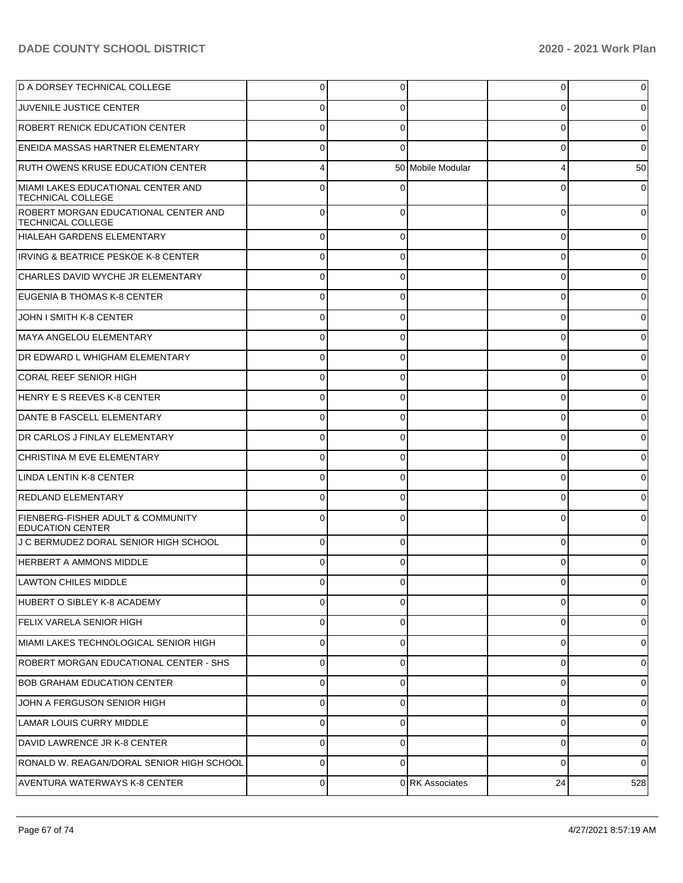| | | | | | |
|---|---|---|---|---|---|
| D A DORSEY TECHNICAL COLLEGE | 0 | 0 | | 0 | 0 |
| JUVENILE JUSTICE CENTER | 0 | 0 | | 0 | 0 |
| ROBERT RENICK EDUCATION CENTER | 0 | 0 | | 0 | 0 |
| ENEIDA MASSAS HARTNER ELEMENTARY | 0 | 0 | | 0 | 0 |
| RUTH OWENS KRUSE EDUCATION CENTER | 4 | 50 | Mobile Modular | 4 | 50 |
| MIAMI LAKES EDUCATIONAL CENTER AND TECHNICAL COLLEGE | 0 | 0 | | 0 | 0 |
| ROBERT MORGAN EDUCATIONAL CENTER AND TECHNICAL COLLEGE | 0 | 0 | | 0 | 0 |
| HIALEAH GARDENS ELEMENTARY | 0 | 0 | | 0 | 0 |
| IRVING & BEATRICE PESKOE K-8 CENTER | 0 | 0 | | 0 | 0 |
| CHARLES DAVID WYCHE JR ELEMENTARY | 0 | 0 | | 0 | 0 |
| EUGENIA B THOMAS K-8 CENTER | 0 | 0 | | 0 | 0 |
| JOHN I SMITH K-8 CENTER | 0 | 0 | | 0 | 0 |
| MAYA ANGELOU ELEMENTARY | 0 | 0 | | 0 | 0 |
| DR EDWARD L WHIGHAM ELEMENTARY | 0 | 0 | | 0 | 0 |
| CORAL REEF SENIOR HIGH | 0 | 0 | | 0 | 0 |
| HENRY E S REEVES K-8 CENTER | 0 | 0 | | 0 | 0 |
| DANTE B FASCELL ELEMENTARY | 0 | 0 | | 0 | 0 |
| DR CARLOS J FINLAY ELEMENTARY | 0 | 0 | | 0 | 0 |
| CHRISTINA M EVE ELEMENTARY | 0 | 0 | | 0 | 0 |
| LINDA LENTIN K-8 CENTER | 0 | 0 | | 0 | 0 |
| REDLAND ELEMENTARY | 0 | 0 | | 0 | 0 |
| FIENBERG-FISHER ADULT & COMMUNITY EDUCATION CENTER | 0 | 0 | | 0 | 0 |
| J C BERMUDEZ DORAL SENIOR HIGH SCHOOL | 0 | 0 | | 0 | 0 |
| HERBERT A AMMONS MIDDLE | 0 | 0 | | 0 | 0 |
| LAWTON CHILES MIDDLE | 0 | 0 | | 0 | 0 |
| HUBERT O SIBLEY K-8 ACADEMY | 0 | 0 | | 0 | 0 |
| FELIX VARELA SENIOR HIGH | 0 | 0 | | 0 | 0 |
| MIAMI LAKES TECHNOLOGICAL SENIOR HIGH | 0 | 0 | | 0 | 0 |
| ROBERT MORGAN EDUCATIONAL CENTER - SHS | 0 | 0 | | 0 | 0 |
| BOB GRAHAM EDUCATION CENTER | 0 | 0 | | 0 | 0 |
| JOHN A FERGUSON SENIOR HIGH | 0 | 0 | | 0 | 0 |
| LAMAR LOUIS CURRY MIDDLE | 0 | 0 | | 0 | 0 |
| DAVID LAWRENCE JR K-8 CENTER | 0 | 0 | | 0 | 0 |
| RONALD W. REAGAN/DORAL SENIOR HIGH SCHOOL | 0 | 0 | | 0 | 0 |
| AVENTURA WATERWAYS K-8 CENTER | 0 | 0 | RK Associates | 24 | 528 |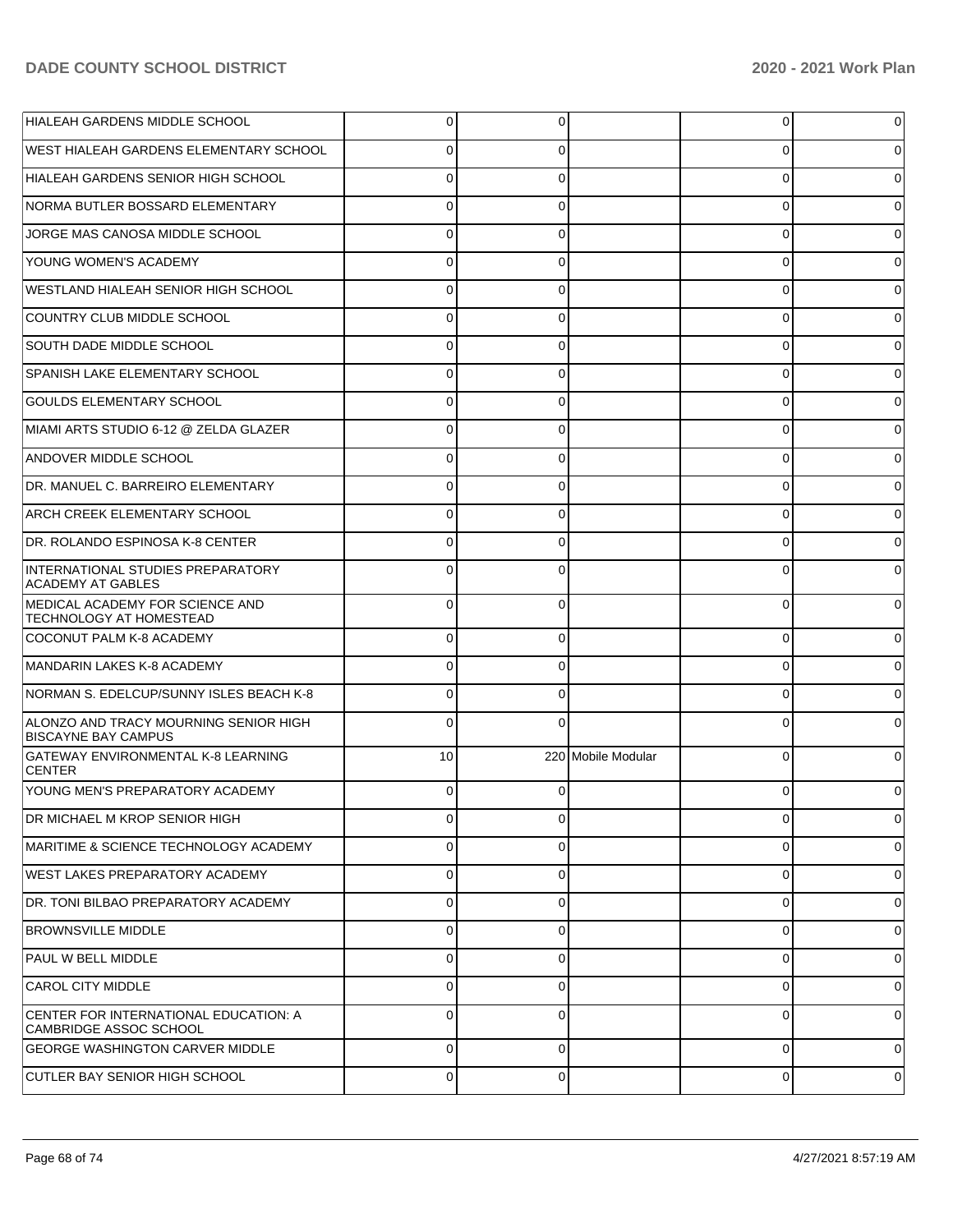| | | | | | |
|---|---|---|---|---|---|
| HIALEAH GARDENS MIDDLE SCHOOL | 0 | 0 | | 0 | 0 |
| WEST HIALEAH GARDENS ELEMENTARY SCHOOL | 0 | 0 | | 0 | 0 |
| HIALEAH GARDENS SENIOR HIGH SCHOOL | 0 | 0 | | 0 | 0 |
| NORMA BUTLER BOSSARD ELEMENTARY | 0 | 0 | | 0 | 0 |
| JORGE MAS CANOSA MIDDLE SCHOOL | 0 | 0 | | 0 | 0 |
| YOUNG WOMEN'S ACADEMY | 0 | 0 | | 0 | 0 |
| WESTLAND HIALEAH SENIOR HIGH SCHOOL | 0 | 0 | | 0 | 0 |
| COUNTRY CLUB MIDDLE SCHOOL | 0 | 0 | | 0 | 0 |
| SOUTH DADE MIDDLE SCHOOL | 0 | 0 | | 0 | 0 |
| SPANISH LAKE ELEMENTARY SCHOOL | 0 | 0 | | 0 | 0 |
| GOULDS ELEMENTARY SCHOOL | 0 | 0 | | 0 | 0 |
| MIAMI ARTS STUDIO 6-12 @ ZELDA GLAZER | 0 | 0 | | 0 | 0 |
| ANDOVER MIDDLE SCHOOL | 0 | 0 | | 0 | 0 |
| DR. MANUEL C. BARREIRO ELEMENTARY | 0 | 0 | | 0 | 0 |
| ARCH CREEK ELEMENTARY SCHOOL | 0 | 0 | | 0 | 0 |
| DR. ROLANDO ESPINOSA K-8 CENTER | 0 | 0 | | 0 | 0 |
| INTERNATIONAL STUDIES PREPARATORY ACADEMY AT GABLES | 0 | 0 | | 0 | 0 |
| MEDICAL ACADEMY FOR SCIENCE AND TECHNOLOGY AT HOMESTEAD | 0 | 0 | | 0 | 0 |
| COCONUT PALM K-8 ACADEMY | 0 | 0 | | 0 | 0 |
| MANDARIN LAKES K-8 ACADEMY | 0 | 0 | | 0 | 0 |
| NORMAN S. EDELCUP/SUNNY ISLES BEACH K-8 | 0 | 0 | | 0 | 0 |
| ALONZO AND TRACY MOURNING SENIOR HIGH BISCAYNE BAY CAMPUS | 0 | 0 | | 0 | 0 |
| GATEWAY ENVIRONMENTAL K-8 LEARNING CENTER | 10 | 220 | Mobile Modular | 0 | 0 |
| YOUNG MEN'S PREPARATORY ACADEMY | 0 | 0 | | 0 | 0 |
| DR MICHAEL M KROP SENIOR HIGH | 0 | 0 | | 0 | 0 |
| MARITIME & SCIENCE TECHNOLOGY ACADEMY | 0 | 0 | | 0 | 0 |
| WEST LAKES PREPARATORY ACADEMY | 0 | 0 | | 0 | 0 |
| DR. TONI BILBAO PREPARATORY ACADEMY | 0 | 0 | | 0 | 0 |
| BROWNSVILLE MIDDLE | 0 | 0 | | 0 | 0 |
| PAUL W BELL MIDDLE | 0 | 0 | | 0 | 0 |
| CAROL CITY MIDDLE | 0 | 0 | | 0 | 0 |
| CENTER FOR INTERNATIONAL EDUCATION: A CAMBRIDGE ASSOC SCHOOL | 0 | 0 | | 0 | 0 |
| GEORGE WASHINGTON CARVER MIDDLE | 0 | 0 | | 0 | 0 |
| CUTLER BAY SENIOR HIGH SCHOOL | 0 | 0 | | 0 | 0 |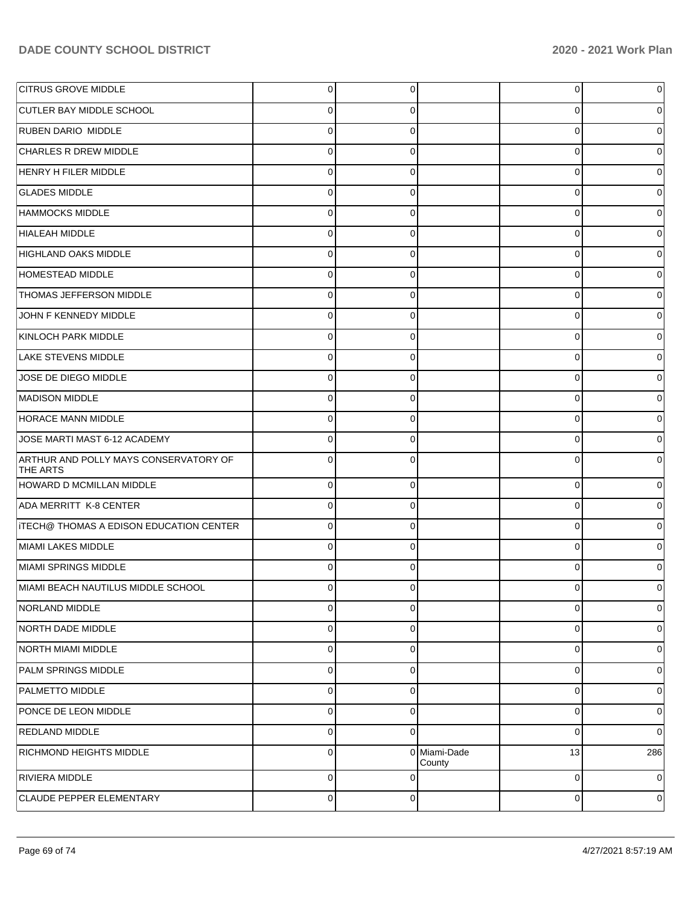| | | | | | |
|---|---|---|---|---|---|
| CITRUS GROVE MIDDLE | 0 | 0 | | 0 | 0 |
| CUTLER BAY MIDDLE SCHOOL | 0 | 0 | | 0 | 0 |
| RUBEN DARIO MIDDLE | 0 | 0 | | 0 | 0 |
| CHARLES R DREW MIDDLE | 0 | 0 | | 0 | 0 |
| HENRY H FILER MIDDLE | 0 | 0 | | 0 | 0 |
| GLADES MIDDLE | 0 | 0 | | 0 | 0 |
| HAMMOCKS MIDDLE | 0 | 0 | | 0 | 0 |
| HIALEAH MIDDLE | 0 | 0 | | 0 | 0 |
| HIGHLAND OAKS MIDDLE | 0 | 0 | | 0 | 0 |
| HOMESTEAD MIDDLE | 0 | 0 | | 0 | 0 |
| THOMAS JEFFERSON MIDDLE | 0 | 0 | | 0 | 0 |
| JOHN F KENNEDY MIDDLE | 0 | 0 | | 0 | 0 |
| KINLOCH PARK MIDDLE | 0 | 0 | | 0 | 0 |
| LAKE STEVENS MIDDLE | 0 | 0 | | 0 | 0 |
| JOSE DE DIEGO MIDDLE | 0 | 0 | | 0 | 0 |
| MADISON MIDDLE | 0 | 0 | | 0 | 0 |
| HORACE MANN MIDDLE | 0 | 0 | | 0 | 0 |
| JOSE MARTI MAST 6-12 ACADEMY | 0 | 0 | | 0 | 0 |
| ARTHUR AND POLLY MAYS CONSERVATORY OF THE ARTS | 0 | 0 | | 0 | 0 |
| HOWARD D MCMILLAN MIDDLE | 0 | 0 | | 0 | 0 |
| ADA MERRITT K-8 CENTER | 0 | 0 | | 0 | 0 |
| iTECH@ THOMAS A EDISON EDUCATION CENTER | 0 | 0 | | 0 | 0 |
| MIAMI LAKES MIDDLE | 0 | 0 | | 0 | 0 |
| MIAMI SPRINGS MIDDLE | 0 | 0 | | 0 | 0 |
| MIAMI BEACH NAUTILUS MIDDLE SCHOOL | 0 | 0 | | 0 | 0 |
| NORLAND MIDDLE | 0 | 0 | | 0 | 0 |
| NORTH DADE MIDDLE | 0 | 0 | | 0 | 0 |
| NORTH MIAMI MIDDLE | 0 | 0 | | 0 | 0 |
| PALM SPRINGS MIDDLE | 0 | 0 | | 0 | 0 |
| PALMETTO MIDDLE | 0 | 0 | | 0 | 0 |
| PONCE DE LEON MIDDLE | 0 | 0 | | 0 | 0 |
| REDLAND MIDDLE | 0 | 0 | | 0 | 0 |
| RICHMOND HEIGHTS MIDDLE | 0 | 0 | Miami-Dade County | 13 | 286 |
| RIVIERA MIDDLE | 0 | 0 | | 0 | 0 |
| CLAUDE PEPPER ELEMENTARY | 0 | 0 | | 0 | 0 |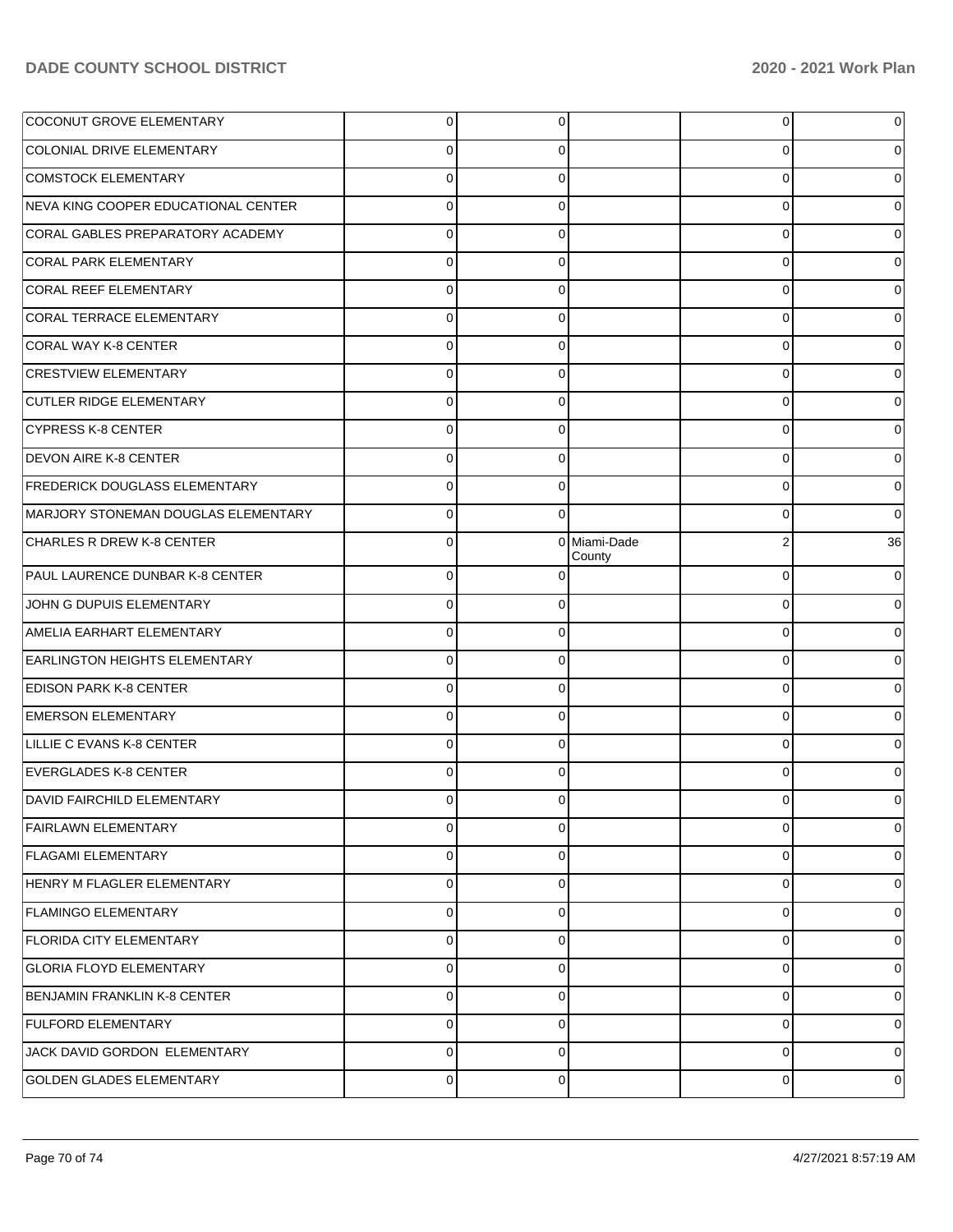| | | | | | |
|---|---|---|---|---|---|
| COCONUT GROVE ELEMENTARY | 0 | 0 | | 0 | 0 |
| COLONIAL DRIVE ELEMENTARY | 0 | 0 | | 0 | 0 |
| COMSTOCK ELEMENTARY | 0 | 0 | | 0 | 0 |
| NEVA KING COOPER EDUCATIONAL CENTER | 0 | 0 | | 0 | 0 |
| CORAL GABLES PREPARATORY ACADEMY | 0 | 0 | | 0 | 0 |
| CORAL PARK ELEMENTARY | 0 | 0 | | 0 | 0 |
| CORAL REEF ELEMENTARY | 0 | 0 | | 0 | 0 |
| CORAL TERRACE ELEMENTARY | 0 | 0 | | 0 | 0 |
| CORAL WAY K-8 CENTER | 0 | 0 | | 0 | 0 |
| CRESTVIEW ELEMENTARY | 0 | 0 | | 0 | 0 |
| CUTLER RIDGE ELEMENTARY | 0 | 0 | | 0 | 0 |
| CYPRESS K-8 CENTER | 0 | 0 | | 0 | 0 |
| DEVON AIRE K-8 CENTER | 0 | 0 | | 0 | 0 |
| FREDERICK DOUGLASS ELEMENTARY | 0 | 0 | | 0 | 0 |
| MARJORY STONEMAN DOUGLAS ELEMENTARY | 0 | 0 | | 0 | 0 |
| CHARLES R DREW K-8 CENTER | 0 | 0 | Miami-Dade County | 2 | 36 |
| PAUL LAURENCE DUNBAR K-8 CENTER | 0 | 0 | | 0 | 0 |
| JOHN G DUPUIS ELEMENTARY | 0 | 0 | | 0 | 0 |
| AMELIA EARHART ELEMENTARY | 0 | 0 | | 0 | 0 |
| EARLINGTON HEIGHTS ELEMENTARY | 0 | 0 | | 0 | 0 |
| EDISON PARK K-8 CENTER | 0 | 0 | | 0 | 0 |
| EMERSON ELEMENTARY | 0 | 0 | | 0 | 0 |
| LILLIE C EVANS K-8 CENTER | 0 | 0 | | 0 | 0 |
| EVERGLADES K-8 CENTER | 0 | 0 | | 0 | 0 |
| DAVID FAIRCHILD ELEMENTARY | 0 | 0 | | 0 | 0 |
| FAIRLAWN ELEMENTARY | 0 | 0 | | 0 | 0 |
| FLAGAMI ELEMENTARY | 0 | 0 | | 0 | 0 |
| HENRY M FLAGLER ELEMENTARY | 0 | 0 | | 0 | 0 |
| FLAMINGO ELEMENTARY | 0 | 0 | | 0 | 0 |
| FLORIDA CITY ELEMENTARY | 0 | 0 | | 0 | 0 |
| GLORIA FLOYD ELEMENTARY | 0 | 0 | | 0 | 0 |
| BENJAMIN FRANKLIN K-8 CENTER | 0 | 0 | | 0 | 0 |
| FULFORD ELEMENTARY | 0 | 0 | | 0 | 0 |
| JACK DAVID GORDON ELEMENTARY | 0 | 0 | | 0 | 0 |
| GOLDEN GLADES ELEMENTARY | 0 | 0 | | 0 | 0 |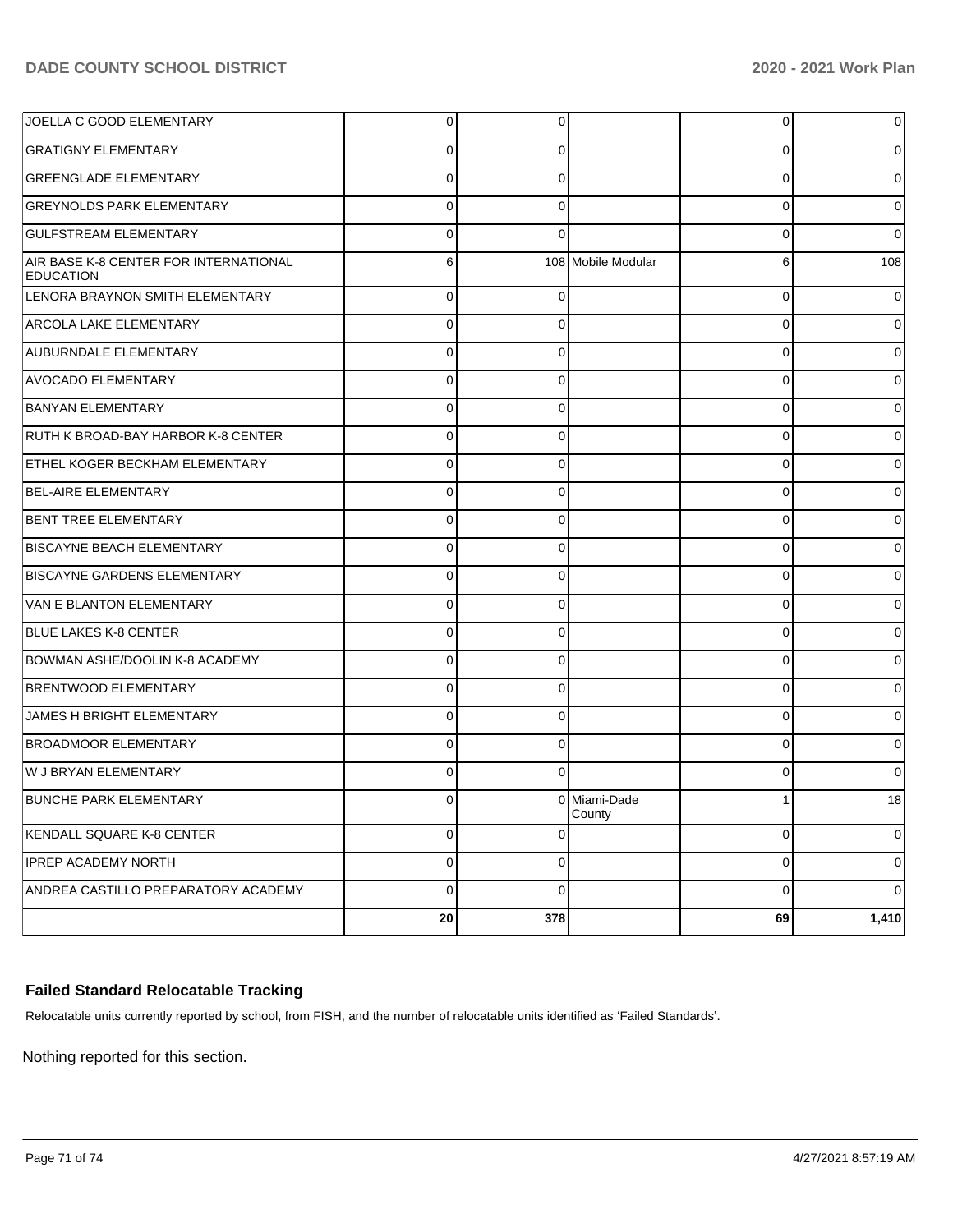| | | | | | |
|---|---|---|---|---|---|
| JOELLA C GOOD ELEMENTARY | 0 | 0 | | 0 | 0 |
| GRATIGNY ELEMENTARY | 0 | 0 | | 0 | 0 |
| GREENGLADE ELEMENTARY | 0 | 0 | | 0 | 0 |
| GREYNOLDS PARK ELEMENTARY | 0 | 0 | | 0 | 0 |
| GULFSTREAM ELEMENTARY | 0 | 0 | | 0 | 0 |
| AIR BASE K-8 CENTER FOR INTERNATIONAL EDUCATION | 6 | 108 | Mobile Modular | 6 | 108 |
| LENORA BRAYNON SMITH ELEMENTARY | 0 | 0 | | 0 | 0 |
| ARCOLA LAKE ELEMENTARY | 0 | 0 | | 0 | 0 |
| AUBURNDALE ELEMENTARY | 0 | 0 | | 0 | 0 |
| AVOCADO ELEMENTARY | 0 | 0 | | 0 | 0 |
| BANYAN ELEMENTARY | 0 | 0 | | 0 | 0 |
| RUTH K BROAD-BAY HARBOR K-8 CENTER | 0 | 0 | | 0 | 0 |
| ETHEL KOGER BECKHAM ELEMENTARY | 0 | 0 | | 0 | 0 |
| BEL-AIRE ELEMENTARY | 0 | 0 | | 0 | 0 |
| BENT TREE ELEMENTARY | 0 | 0 | | 0 | 0 |
| BISCAYNE BEACH ELEMENTARY | 0 | 0 | | 0 | 0 |
| BISCAYNE GARDENS ELEMENTARY | 0 | 0 | | 0 | 0 |
| VAN E BLANTON ELEMENTARY | 0 | 0 | | 0 | 0 |
| BLUE LAKES K-8 CENTER | 0 | 0 | | 0 | 0 |
| BOWMAN ASHE/DOOLIN K-8 ACADEMY | 0 | 0 | | 0 | 0 |
| BRENTWOOD ELEMENTARY | 0 | 0 | | 0 | 0 |
| JAMES H BRIGHT ELEMENTARY | 0 | 0 | | 0 | 0 |
| BROADMOOR ELEMENTARY | 0 | 0 | | 0 | 0 |
| W J BRYAN ELEMENTARY | 0 | 0 | | 0 | 0 |
| BUNCHE PARK ELEMENTARY | 0 | 0 | Miami-Dade County | 1 | 18 |
| KENDALL SQUARE K-8 CENTER | 0 | 0 | | 0 | 0 |
| IPREP ACADEMY NORTH | 0 | 0 | | 0 | 0 |
| ANDREA CASTILLO PREPARATORY ACADEMY | 0 | 0 | | 0 | 0 |
| | **20** | **378** | | **69** | **1,410** |

### Failed Standard Relocatable Tracking

Relocatable units currently reported by school, from FISH, and the number of relocatable units identified as 'Failed Standards'.

Nothing reported for this section.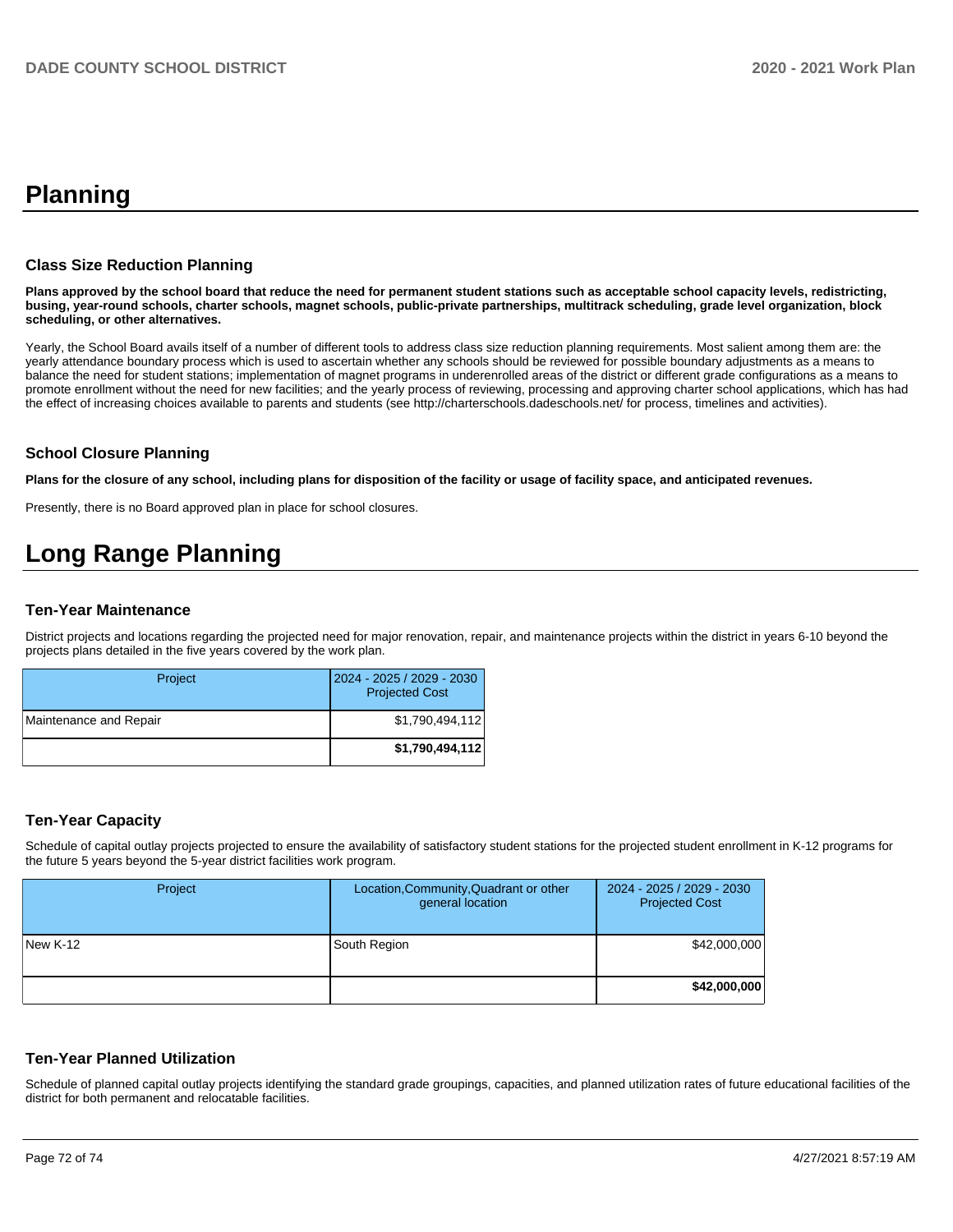# Planning

### Class Size Reduction Planning

**Plans approved by the school board that reduce the need for permanent student stations such as acceptable school capacity levels, redistricting, busing, year-round schools, charter schools, magnet schools, public-private partnerships, multitrack scheduling, grade level organization, block scheduling, or other alternatives.**

Yearly, the School Board avails itself of a number of different tools to address class size reduction planning requirements. Most salient among them are: the yearly attendance boundary process which is used to ascertain whether any schools should be reviewed for possible boundary adjustments as a means to balance the need for student stations; implementation of magnet programs in underenrolled areas of the district or different grade configurations as a means to promote enrollment without the need for new facilities; and the yearly process of reviewing, processing and approving charter school applications, which has had the effect of increasing choices available to parents and students (see http://charterschools.dadeschools.net/ for process, timelines and activities).

### School Closure Planning

**Plans for the closure of any school, including plans for disposition of the facility or usage of facility space, and anticipated revenues.**

Presently, there is no Board approved plan in place for school closures.

# Long Range Planning

### Ten-Year Maintenance

District projects and locations regarding the projected need for major renovation, repair, and maintenance projects within the district in years 6-10 beyond the projects plans detailed in the five years covered by the work plan.

| Project | 2024 - 2025 / 2029 - 2030 Projected Cost |
|---|---|
| Maintenance and Repair | $1,790,494,112 |
| | **$1,790,494,112** |

### Ten-Year Capacity

Schedule of capital outlay projects projected to ensure the availability of satisfactory student stations for the projected student enrollment in K-12 programs for the future 5 years beyond the 5-year district facilities work program.

| Project | Location,Community,Quadrant or other general location | 2024 - 2025 / 2029 - 2030 Projected Cost |
|---|---|---|
| New K-12 | South Region | $42,000,000 |
| | | **$42,000,000** |

### Ten-Year Planned Utilization

Schedule of planned capital outlay projects identifying the standard grade groupings, capacities, and planned utilization rates of future educational facilities of the district for both permanent and relocatable facilities.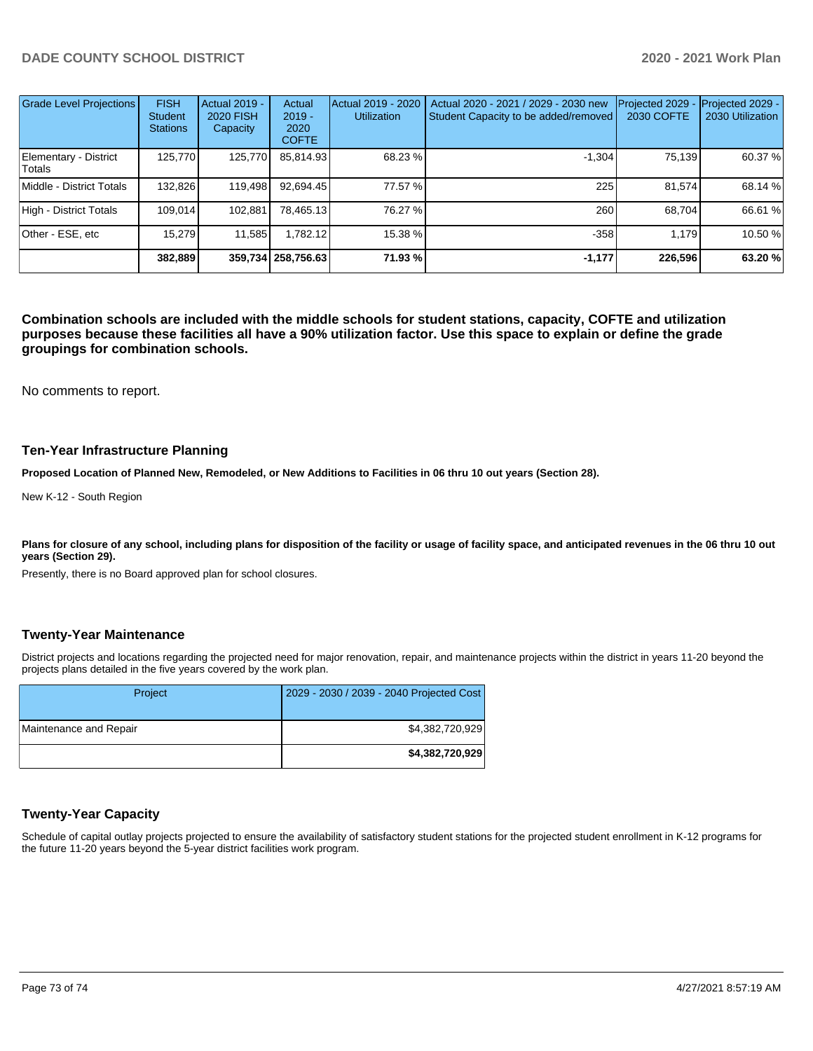| Grade Level Projections | FISH Student Stations | Actual 2019 - 2020 FISH Capacity | Actual 2019 - 2020 COFTE | Actual 2019 - 2020 Utilization | Actual 2020 - 2021 / 2029 - 2030 new Student Capacity to be added/removed | Projected 2029 - 2030 COFTE | Projected 2029 - 2030 Utilization |
|---|---|---|---|---|---|---|---|
| Elementary - District Totals | 125,770 | 125,770 | 85,814.93 | 68.23 % | -1,304 | 75,139 | 60.37 % |
| Middle - District Totals | 132,826 | 119,498 | 92,694.45 | 77.57 % | 225 | 81,574 | 68.14 % |
| High - District Totals | 109,014 | 102,881 | 78,465.13 | 76.27 % | 260 | 68,704 | 66.61 % |
| Other - ESE, etc | 15,279 | 11,585 | 1,782.12 | 15.38 % | -358 | 1,179 | 10.50 % |
| | **382,889** | **359,734** | **258,756.63** | **71.93 %** | **-1,177** | **226,596** | **63.20 %** |

**Combination schools are included with the middle schools for student stations, capacity, COFTE and utilization purposes because these facilities all have a 90% utilization factor. Use this space to explain or define the grade groupings for combination schools.**

No comments to report.

## Ten-Year Infrastructure Planning

**Proposed Location of Planned New, Remodeled, or New Additions to Facilities in 06 thru 10 out years (Section 28).**

New K-12 - South Region

**Plans for closure of any school, including plans for disposition of the facility or usage of facility space, and anticipated revenues in the 06 thru 10 out years (Section 29).**

Presently, there is no Board approved plan for school closures.

## Twenty-Year Maintenance

District projects and locations regarding the projected need for major renovation, repair, and maintenance projects within the district in years 11-20 beyond the projects plans detailed in the five years covered by the work plan.

| Project | 2029 - 2030 / 2039 - 2040 Projected Cost |
|---|---|
| Maintenance and Repair | $4,382,720,929 |
| | **$4,382,720,929** |

## Twenty-Year Capacity

Schedule of capital outlay projects projected to ensure the availability of satisfactory student stations for the projected student enrollment in K-12 programs for the future 11-20 years beyond the 5-year district facilities work program.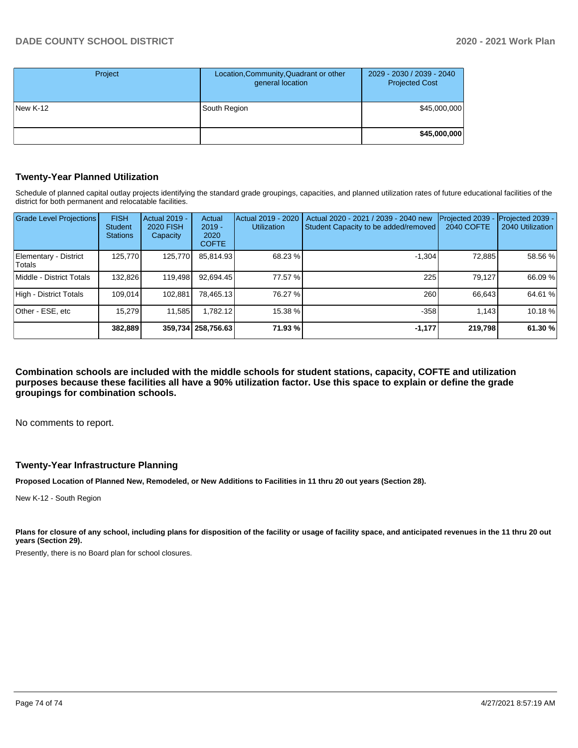| Project | Location,Community,Quadrant or other general location | 2029 - 2030 / 2039 - 2040 Projected Cost |
|---|---|---|
| New K-12 | South Region | $45,000,000 |
| | | **$45,000,000** |

## Twenty-Year Planned Utilization

Schedule of planned capital outlay projects identifying the standard grade groupings, capacities, and planned utilization rates of future educational facilities of the district for both permanent and relocatable facilities.

| Grade Level Projections | FISH Student Stations | Actual 2019 - 2020 FISH Capacity | Actual 2019 - 2020 COFTE | Actual 2019 - 2020 Utilization | Actual 2020 - 2021 / 2039 - 2040 new Student Capacity to be added/removed | Projected 2039 - 2040 COFTE | Projected 2039 - 2040 Utilization |
|---|---|---|---|---|---|---|---|
| Elementary - District Totals | 125,770 | 125,770 | 85,814.93 | 68.23 % | -1,304 | 72,885 | 58.56 % |
| Middle - District Totals | 132,826 | 119,498 | 92,694.45 | 77.57 % | 225 | 79,127 | 66.09 % |
| High - District Totals | 109,014 | 102,881 | 78,465.13 | 76.27 % | 260 | 66,643 | 64.61 % |
| Other - ESE, etc | 15,279 | 11,585 | 1,782.12 | 15.38 % | -358 | 1,143 | 10.18 % |
| | **382,889** | **359,734** | **258,756.63** | **71.93 %** | **-1,177** | **219,798** | **61.30 %** |

**Combination schools are included with the middle schools for student stations, capacity, COFTE and utilization purposes because these facilities all have a 90% utilization factor. Use this space to explain or define the grade groupings for combination schools.**

No comments to report.

## Twenty-Year Infrastructure Planning

**Proposed Location of Planned New, Remodeled, or New Additions to Facilities in 11 thru 20 out years (Section 28).**

New K-12 - South Region

**Plans for closure of any school, including plans for disposition of the facility or usage of facility space, and anticipated revenues in the 11 thru 20 out years (Section 29).**

Presently, there is no Board plan for school closures.